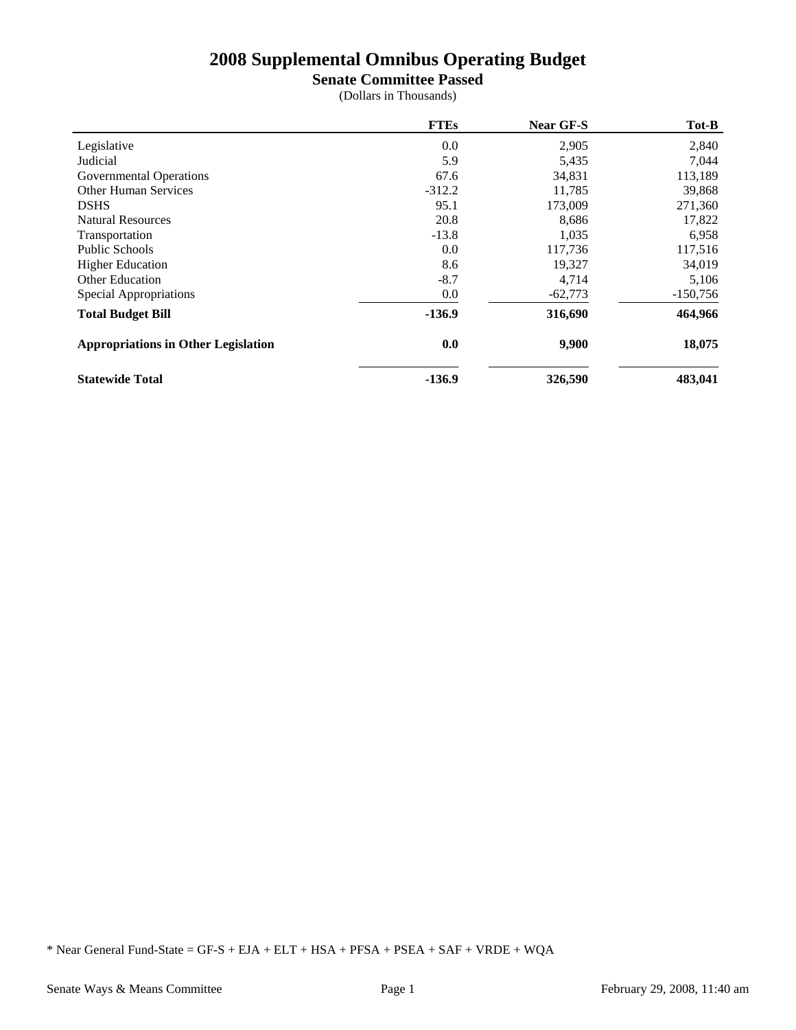# 2008 Supplemental Omnibus Operating Budget

## Senate Committee Passed

(Dollars in Thousands)

| | FTEs | Near GF-S | Tot-B |
|---|---|---|---|
| Legislative | 0.0 | 2,905 | 2,840 |
| Judicial | 5.9 | 5,435 | 7,044 |
| Governmental Operations | 67.6 | 34,831 | 113,189 |
| Other Human Services | -312.2 | 11,785 | 39,868 |
| DSHS | 95.1 | 173,009 | 271,360 |
| Natural Resources | 20.8 | 8,686 | 17,822 |
| Transportation | -13.8 | 1,035 | 6,958 |
| Public Schools | 0.0 | 117,736 | 117,516 |
| Higher Education | 8.6 | 19,327 | 34,019 |
| Other Education | -8.7 | 4,714 | 5,106 |
| Special Appropriations | 0.0 | -62,773 | -150,756 |
| **Total Budget Bill** | **-136.9** | **316,690** | **464,966** |
| **Appropriations in Other Legislation** | **0.0** | **9,900** | **18,075** |
| **Statewide Total** | **-136.9** | **326,590** | **483,041** |

* Near General Fund-State = GF-S + EJA + ELT + HSA + PFSA + PSEA + SAF + VRDE + WQA

Senate Ways & Means Committee

February 29, 2008, 11:40 am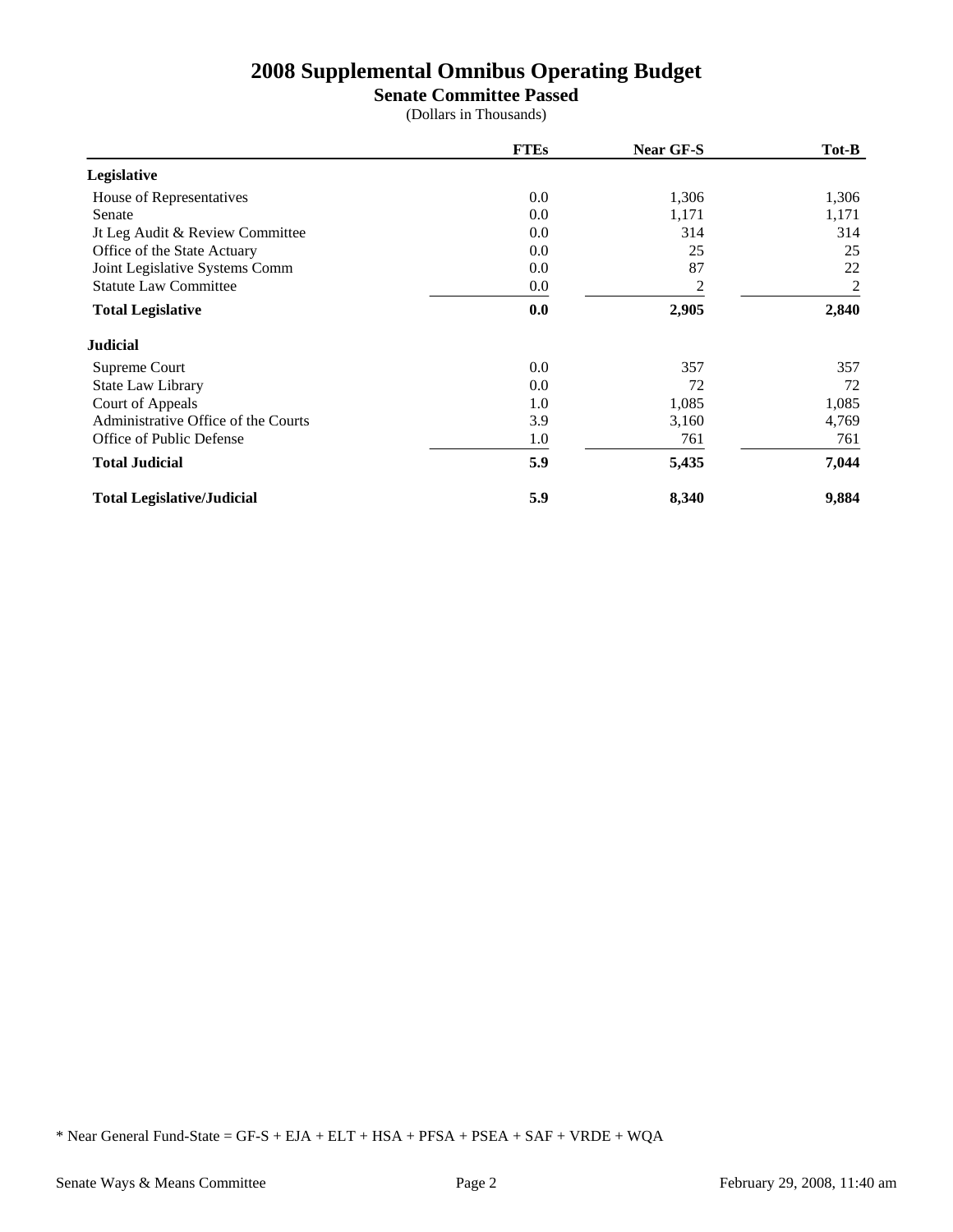# 2008 Supplemental Omnibus Operating Budget

## Senate Committee Passed

(Dollars in Thousands)

| | FTEs | Near GF-S | Tot-B |
|---|---|---|---|
| **Legislative** | | | |
| House of Representatives | 0.0 | 1,306 | 1,306 |
| Senate | 0.0 | 1,171 | 1,171 |
| Jt Leg Audit & Review Committee | 0.0 | 314 | 314 |
| Office of the State Actuary | 0.0 | 25 | 25 |
| Joint Legislative Systems Comm | 0.0 | 87 | 22 |
| Statute Law Committee | 0.0 | 2 | 2 |
| **Total Legislative** | **0.0** | **2,905** | **2,840** |
| **Judicial** | | | |
| Supreme Court | 0.0 | 357 | 357 |
| State Law Library | 0.0 | 72 | 72 |
| Court of Appeals | 1.0 | 1,085 | 1,085 |
| Administrative Office of the Courts | 3.9 | 3,160 | 4,769 |
| Office of Public Defense | 1.0 | 761 | 761 |
| **Total Judicial** | **5.9** | **5,435** | **7,044** |
| **Total Legislative/Judicial** | **5.9** | **8,340** | **9,884** |

* Near General Fund-State = GF-S + EJA + ELT + HSA + PFSA + PSEA + SAF + VRDE + WQA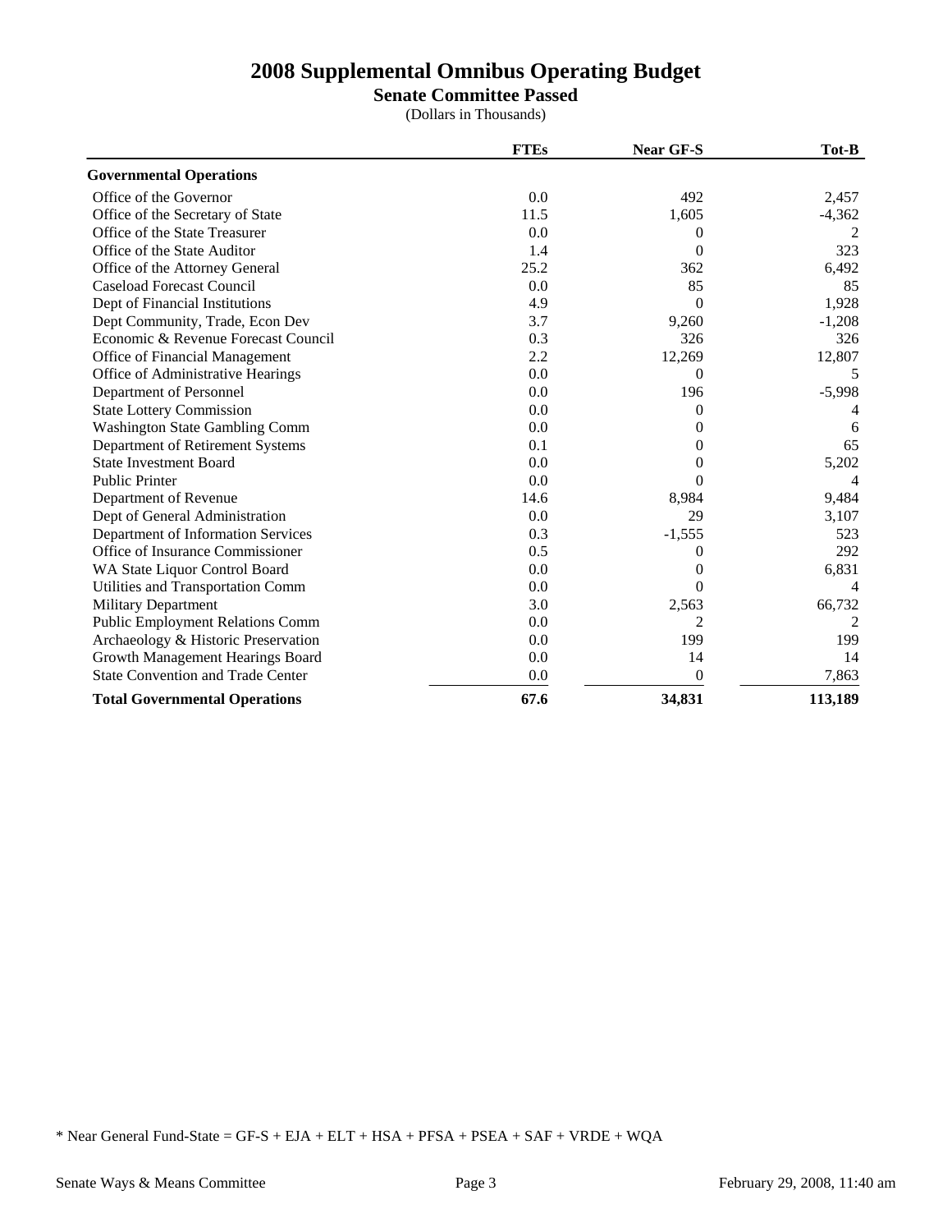# 2008 Supplemental Omnibus Operating Budget

## Senate Committee Passed

(Dollars in Thousands)

| | FTEs | Near GF-S | Tot-B |
|---|---|---|---|
| **Governmental Operations** | | | |
| Office of the Governor | 0.0 | 492 | 2,457 |
| Office of the Secretary of State | 11.5 | 1,605 | -4,362 |
| Office of the State Treasurer | 0.0 | 0 | 2 |
| Office of the State Auditor | 1.4 | 0 | 323 |
| Office of the Attorney General | 25.2 | 362 | 6,492 |
| Caseload Forecast Council | 0.0 | 85 | 85 |
| Dept of Financial Institutions | 4.9 | 0 | 1,928 |
| Dept Community, Trade, Econ Dev | 3.7 | 9,260 | -1,208 |
| Economic & Revenue Forecast Council | 0.3 | 326 | 326 |
| Office of Financial Management | 2.2 | 12,269 | 12,807 |
| Office of Administrative Hearings | 0.0 | 0 | 5 |
| Department of Personnel | 0.0 | 196 | -5,998 |
| State Lottery Commission | 0.0 | 0 | 4 |
| Washington State Gambling Comm | 0.0 | 0 | 6 |
| Department of Retirement Systems | 0.1 | 0 | 65 |
| State Investment Board | 0.0 | 0 | 5,202 |
| Public Printer | 0.0 | 0 | 4 |
| Department of Revenue | 14.6 | 8,984 | 9,484 |
| Dept of General Administration | 0.0 | 29 | 3,107 |
| Department of Information Services | 0.3 | -1,555 | 523 |
| Office of Insurance Commissioner | 0.5 | 0 | 292 |
| WA State Liquor Control Board | 0.0 | 0 | 6,831 |
| Utilities and Transportation Comm | 0.0 | 0 | 4 |
| Military Department | 3.0 | 2,563 | 66,732 |
| Public Employment Relations Comm | 0.0 | 2 | 2 |
| Archaeology & Historic Preservation | 0.0 | 199 | 199 |
| Growth Management Hearings Board | 0.0 | 14 | 14 |
| State Convention and Trade Center | 0.0 | 0 | 7,863 |
| **Total Governmental Operations** | **67.6** | **34,831** | **113,189** |

* Near General Fund-State = GF-S + EJA + ELT + HSA + PFSA + PSEA + SAF + VRDE + WQA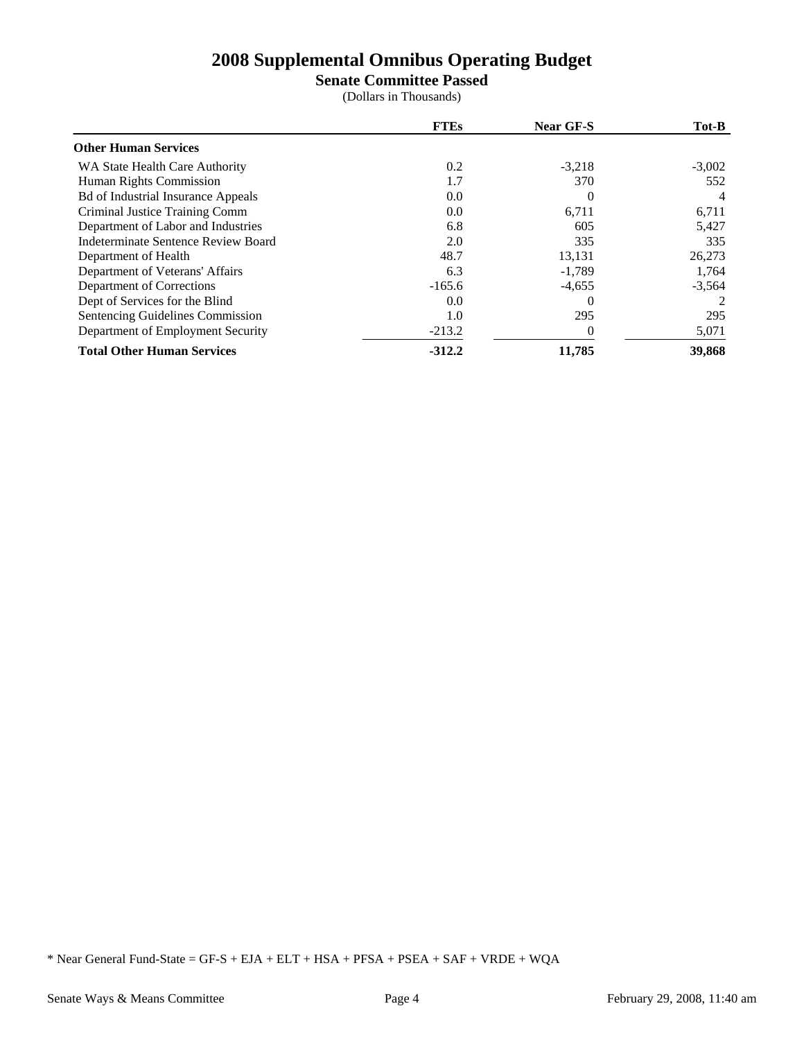# 2008 Supplemental Omnibus Operating Budget

## Senate Committee Passed

(Dollars in Thousands)

| | FTEs | Near GF-S | Tot-B |
|---|---|---|---|
| **Other Human Services** | | | |
| WA State Health Care Authority | 0.2 | -3,218 | -3,002 |
| Human Rights Commission | 1.7 | 370 | 552 |
| Bd of Industrial Insurance Appeals | 0.0 | 0 | 4 |
| Criminal Justice Training Comm | 0.0 | 6,711 | 6,711 |
| Department of Labor and Industries | 6.8 | 605 | 5,427 |
| Indeterminate Sentence Review Board | 2.0 | 335 | 335 |
| Department of Health | 48.7 | 13,131 | 26,273 |
| Department of Veterans' Affairs | 6.3 | -1,789 | 1,764 |
| Department of Corrections | -165.6 | -4,655 | -3,564 |
| Dept of Services for the Blind | 0.0 | 0 | 2 |
| Sentencing Guidelines Commission | 1.0 | 295 | 295 |
| Department of Employment Security | -213.2 | 0 | 5,071 |
| **Total Other Human Services** | **-312.2** | **11,785** | **39,868** |

* Near General Fund-State = GF-S + EJA + ELT + HSA + PFSA + PSEA + SAF + VRDE + WQA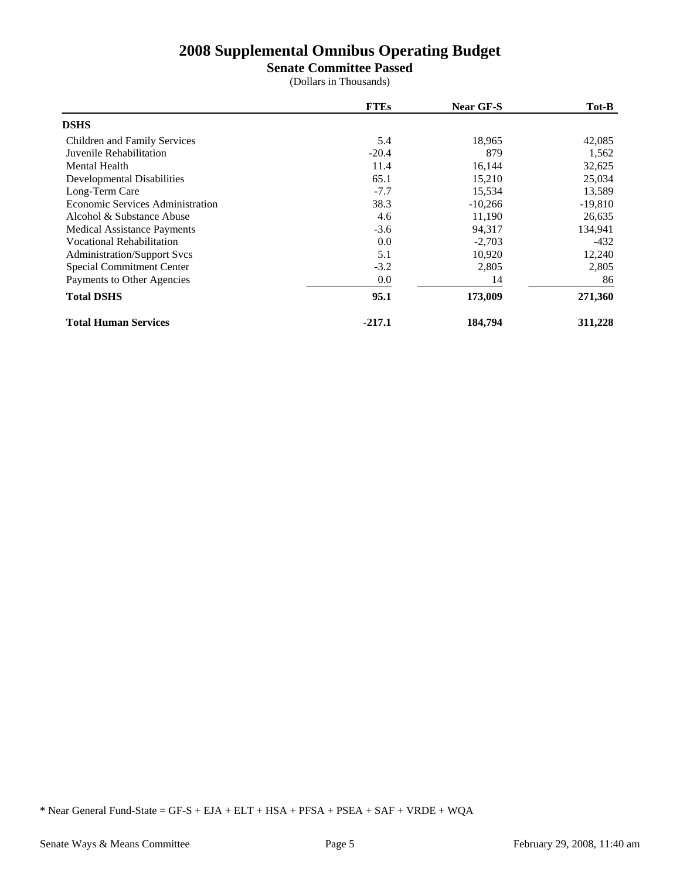# 2008 Supplemental Omnibus Operating Budget

## Senate Committee Passed

(Dollars in Thousands)

| | FTEs | Near GF-S | Tot-B |
|---|---|---|---|
| **DSHS** | | | |
| Children and Family Services | 5.4 | 18,965 | 42,085 |
| Juvenile Rehabilitation | -20.4 | 879 | 1,562 |
| Mental Health | 11.4 | 16,144 | 32,625 |
| Developmental Disabilities | 65.1 | 15,210 | 25,034 |
| Long-Term Care | -7.7 | 15,534 | 13,589 |
| Economic Services Administration | 38.3 | -10,266 | -19,810 |
| Alcohol & Substance Abuse | 4.6 | 11,190 | 26,635 |
| Medical Assistance Payments | -3.6 | 94,317 | 134,941 |
| Vocational Rehabilitation | 0.0 | -2,703 | -432 |
| Administration/Support Svcs | 5.1 | 10,920 | 12,240 |
| Special Commitment Center | -3.2 | 2,805 | 2,805 |
| Payments to Other Agencies | 0.0 | 14 | 86 |
| **Total DSHS** | **95.1** | **173,009** | **271,360** |
| **Total Human Services** | **-217.1** | **184,794** | **311,228** |

* Near General Fund-State = GF-S + EJA + ELT + HSA + PFSA + PSEA + SAF + VRDE + WQA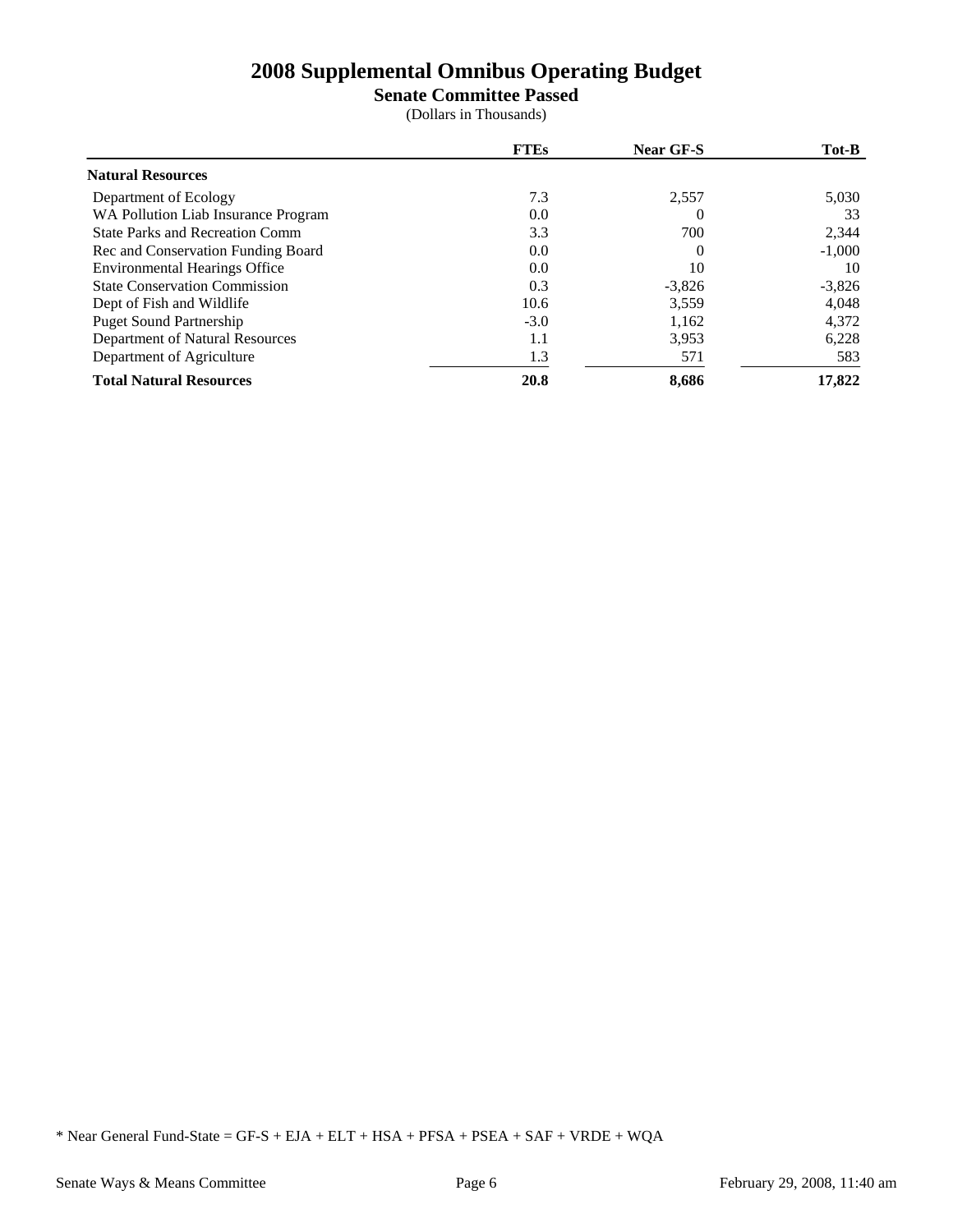# 2008 Supplemental Omnibus Operating Budget

## Senate Committee Passed

(Dollars in Thousands)

| | FTEs | Near GF-S | Tot-B |
|---|---|---|---|
| **Natural Resources** | | | |
| Department of Ecology | 7.3 | 2,557 | 5,030 |
| WA Pollution Liab Insurance Program | 0.0 | 0 | 33 |
| State Parks and Recreation Comm | 3.3 | 700 | 2,344 |
| Rec and Conservation Funding Board | 0.0 | 0 | -1,000 |
| Environmental Hearings Office | 0.0 | 10 | 10 |
| State Conservation Commission | 0.3 | -3,826 | -3,826 |
| Dept of Fish and Wildlife | 10.6 | 3,559 | 4,048 |
| Puget Sound Partnership | -3.0 | 1,162 | 4,372 |
| Department of Natural Resources | 1.1 | 3,953 | 6,228 |
| Department of Agriculture | 1.3 | 571 | 583 |
| **Total Natural Resources** | **20.8** | **8,686** | **17,822** |

* Near General Fund-State = GF-S + EJA + ELT + HSA + PFSA + PSEA + SAF + VRDE + WQA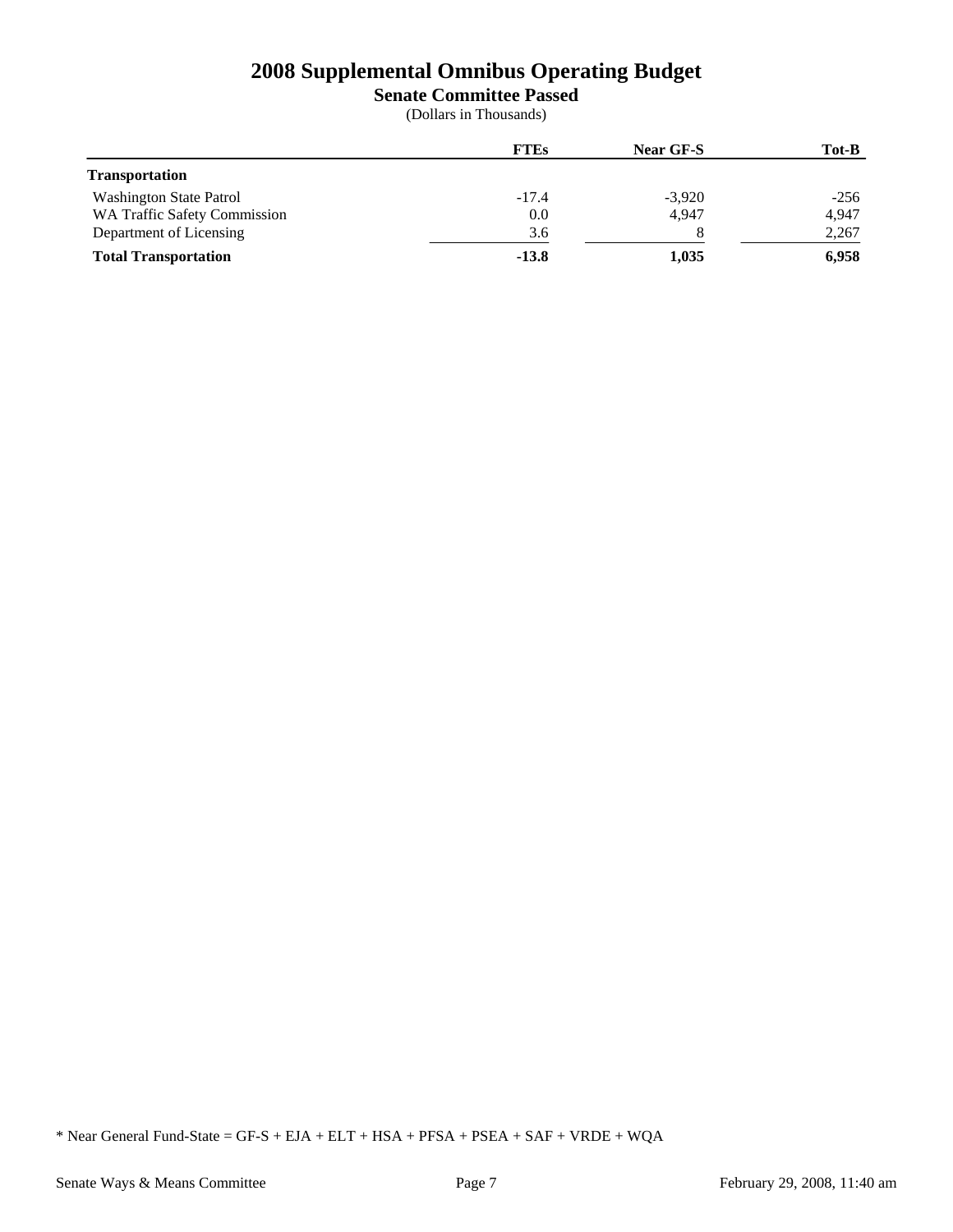# 2008 Supplemental Omnibus Operating Budget

## Senate Committee Passed

(Dollars in Thousands)

| | FTEs | Near GF-S | Tot-B |
|---|---|---|---|
| **Transportation** | | | |
| Washington State Patrol | -17.4 | -3,920 | -256 |
| WA Traffic Safety Commission | 0.0 | 4,947 | 4,947 |
| Department of Licensing | 3.6 | 8 | 2,267 |
| **Total Transportation** | **-13.8** | **1,035** | **6,958** |

* Near General Fund-State = GF-S + EJA + ELT + HSA + PFSA + PSEA + SAF + VRDE + WQA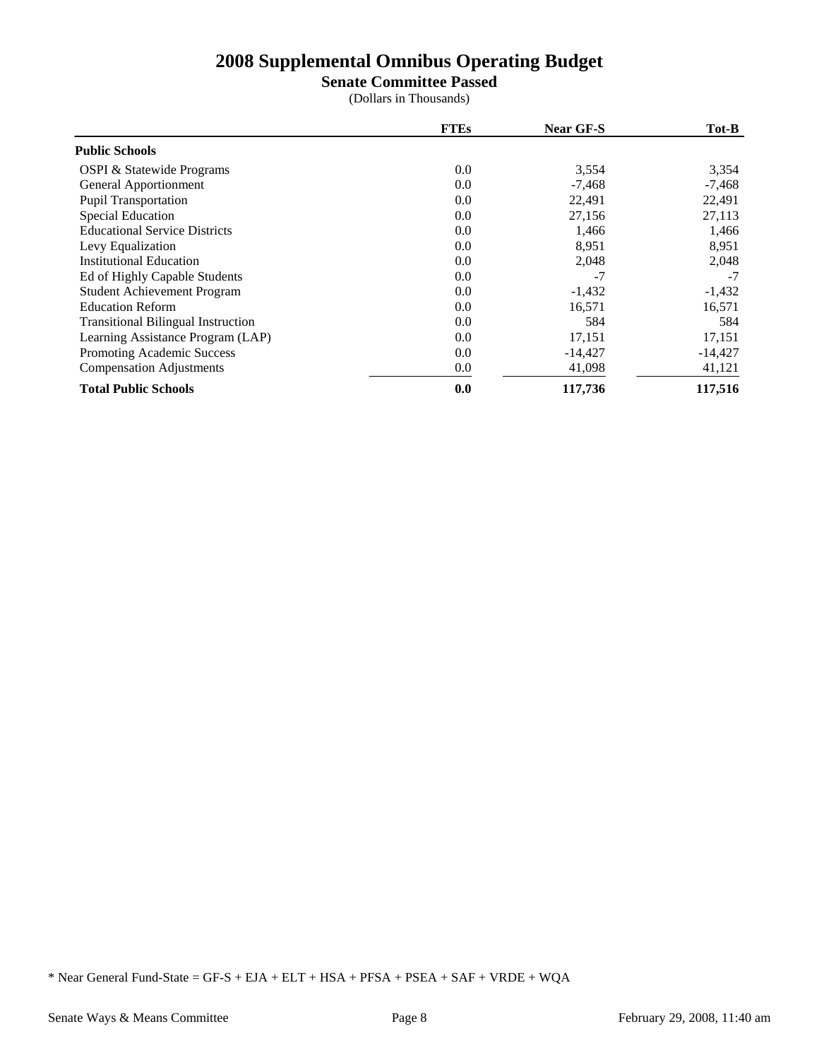# 2008 Supplemental Omnibus Operating Budget

## Senate Committee Passed

(Dollars in Thousands)

| | FTEs | Near GF-S | Tot-B |
|---|---|---|---|
| **Public Schools** | | | |
| OSPI & Statewide Programs | 0.0 | 3,554 | 3,354 |
| General Apportionment | 0.0 | -7,468 | -7,468 |
| Pupil Transportation | 0.0 | 22,491 | 22,491 |
| Special Education | 0.0 | 27,156 | 27,113 |
| Educational Service Districts | 0.0 | 1,466 | 1,466 |
| Levy Equalization | 0.0 | 8,951 | 8,951 |
| Institutional Education | 0.0 | 2,048 | 2,048 |
| Ed of Highly Capable Students | 0.0 | -7 | -7 |
| Student Achievement Program | 0.0 | -1,432 | -1,432 |
| Education Reform | 0.0 | 16,571 | 16,571 |
| Transitional Bilingual Instruction | 0.0 | 584 | 584 |
| Learning Assistance Program (LAP) | 0.0 | 17,151 | 17,151 |
| Promoting Academic Success | 0.0 | -14,427 | -14,427 |
| Compensation Adjustments | 0.0 | 41,098 | 41,121 |
| **Total Public Schools** | **0.0** | **117,736** | **117,516** |

* Near General Fund-State = GF-S + EJA + ELT + HSA + PFSA + PSEA + SAF + VRDE + WQA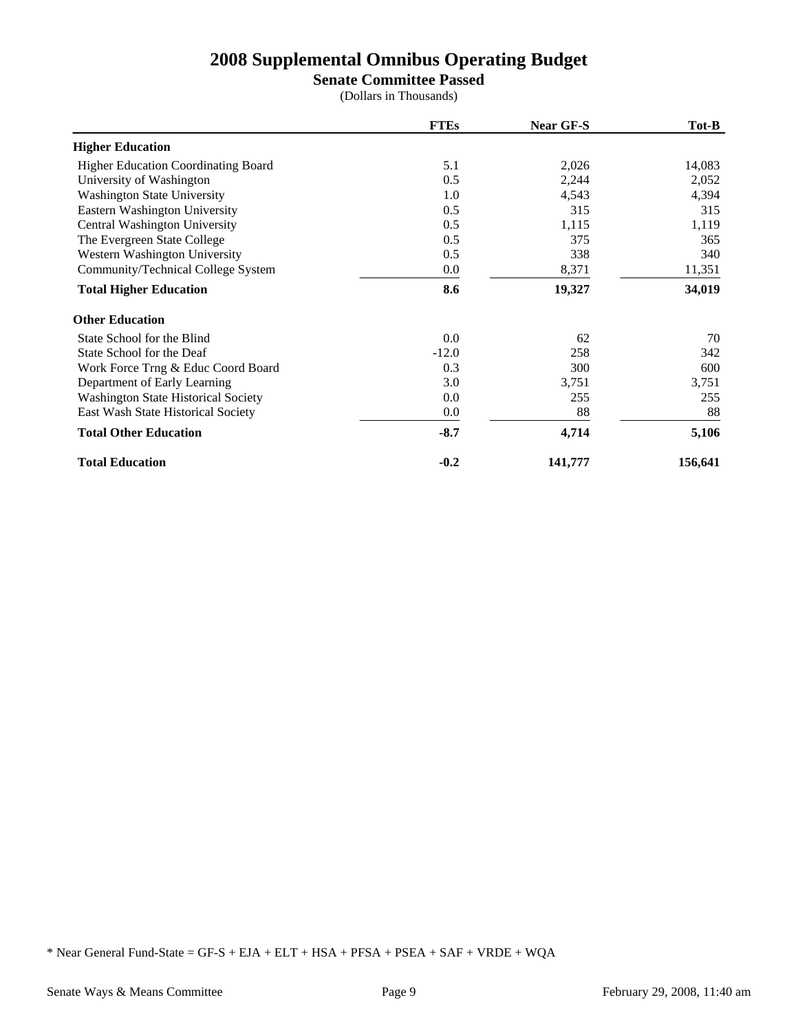# 2008 Supplemental Omnibus Operating Budget

## Senate Committee Passed

(Dollars in Thousands)

| | FTEs | Near GF-S | Tot-B |
|---|---|---|---|
| **Higher Education** | | | |
| Higher Education Coordinating Board | 5.1 | 2,026 | 14,083 |
| University of Washington | 0.5 | 2,244 | 2,052 |
| Washington State University | 1.0 | 4,543 | 4,394 |
| Eastern Washington University | 0.5 | 315 | 315 |
| Central Washington University | 0.5 | 1,115 | 1,119 |
| The Evergreen State College | 0.5 | 375 | 365 |
| Western Washington University | 0.5 | 338 | 340 |
| Community/Technical College System | 0.0 | 8,371 | 11,351 |
| **Total Higher Education** | **8.6** | **19,327** | **34,019** |
| **Other Education** | | | |
| State School for the Blind | 0.0 | 62 | 70 |
| State School for the Deaf | -12.0 | 258 | 342 |
| Work Force Trng & Educ Coord Board | 0.3 | 300 | 600 |
| Department of Early Learning | 3.0 | 3,751 | 3,751 |
| Washington State Historical Society | 0.0 | 255 | 255 |
| East Wash State Historical Society | 0.0 | 88 | 88 |
| **Total Other Education** | **-8.7** | **4,714** | **5,106** |
| **Total Education** | **-0.2** | **141,777** | **156,641** |

* Near General Fund-State = GF-S + EJA + ELT + HSA + PFSA + PSEA + SAF + VRDE + WQA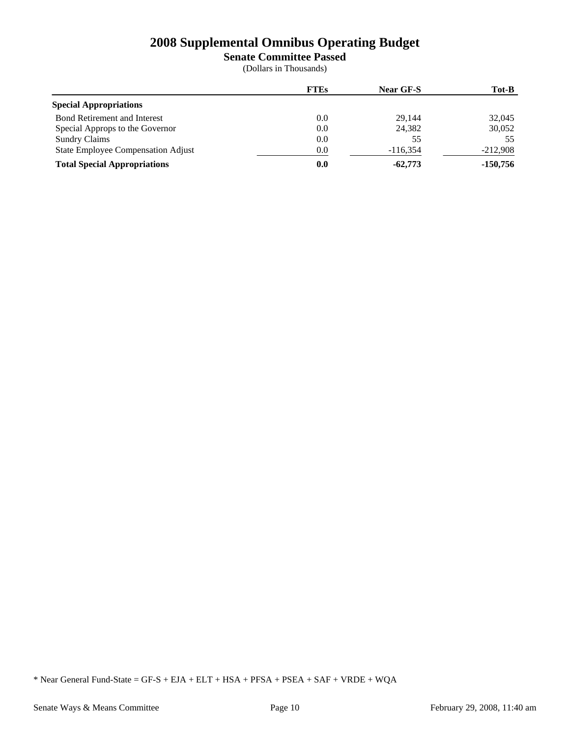# 2008 Supplemental Omnibus Operating Budget

## Senate Committee Passed

(Dollars in Thousands)

| | FTEs | Near GF-S | Tot-B |
|---|---|---|---|
| **Special Appropriations** | | | |
| Bond Retirement and Interest | 0.0 | 29,144 | 32,045 |
| Special Approps to the Governor | 0.0 | 24,382 | 30,052 |
| Sundry Claims | 0.0 | 55 | 55 |
| State Employee Compensation Adjust | 0.0 | -116,354 | -212,908 |
| **Total Special Appropriations** | **0.0** | **-62,773** | **-150,756** |

* Near General Fund-State = GF-S + EJA + ELT + HSA + PFSA + PSEA + SAF + VRDE + WQA

Senate Ways & Means Committee

February 29, 2008, 11:40 am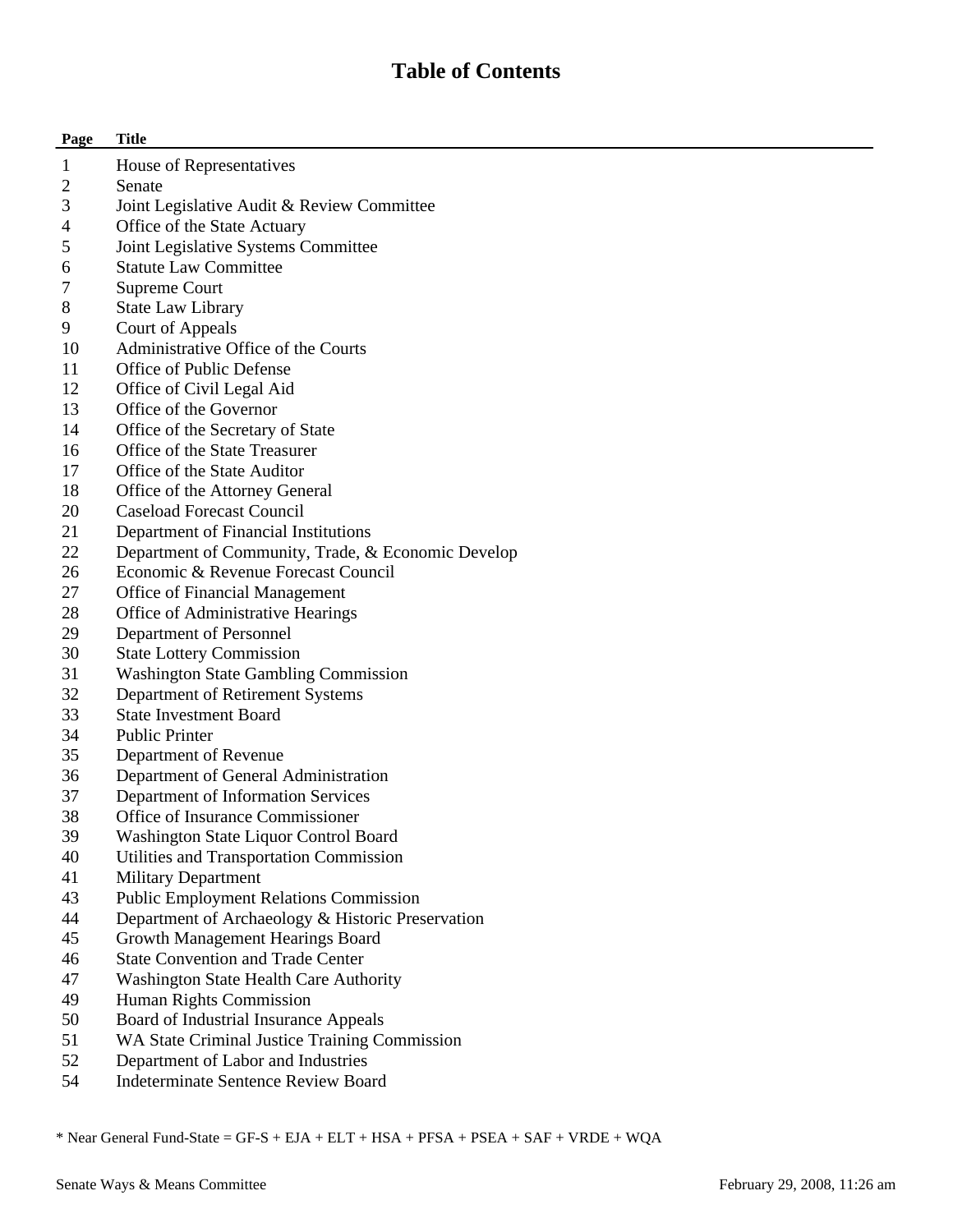# Table of Contents

| Page | Title |
| --- | --- |
| 1 | House of Representatives |
| 2 | Senate |
| 3 | Joint Legislative Audit & Review Committee |
| 4 | Office of the State Actuary |
| 5 | Joint Legislative Systems Committee |
| 6 | Statute Law Committee |
| 7 | Supreme Court |
| 8 | State Law Library |
| 9 | Court of Appeals |
| 10 | Administrative Office of the Courts |
| 11 | Office of Public Defense |
| 12 | Office of Civil Legal Aid |
| 13 | Office of the Governor |
| 14 | Office of the Secretary of State |
| 16 | Office of the State Treasurer |
| 17 | Office of the State Auditor |
| 18 | Office of the Attorney General |
| 20 | Caseload Forecast Council |
| 21 | Department of Financial Institutions |
| 22 | Department of Community, Trade, & Economic Develop |
| 26 | Economic & Revenue Forecast Council |
| 27 | Office of Financial Management |
| 28 | Office of Administrative Hearings |
| 29 | Department of Personnel |
| 30 | State Lottery Commission |
| 31 | Washington State Gambling Commission |
| 32 | Department of Retirement Systems |
| 33 | State Investment Board |
| 34 | Public Printer |
| 35 | Department of Revenue |
| 36 | Department of General Administration |
| 37 | Department of Information Services |
| 38 | Office of Insurance Commissioner |
| 39 | Washington State Liquor Control Board |
| 40 | Utilities and Transportation Commission |
| 41 | Military Department |
| 43 | Public Employment Relations Commission |
| 44 | Department of Archaeology & Historic Preservation |
| 45 | Growth Management Hearings Board |
| 46 | State Convention and Trade Center |
| 47 | Washington State Health Care Authority |
| 49 | Human Rights Commission |
| 50 | Board of Industrial Insurance Appeals |
| 51 | WA State Criminal Justice Training Commission |
| 52 | Department of Labor and Industries |
| 54 | Indeterminate Sentence Review Board |

* Near General Fund-State = GF-S + EJA + ELT + HSA + PFSA + PSEA + SAF + VRDE + WQA

Senate Ways & Means Committee — February 29, 2008, 11:26 am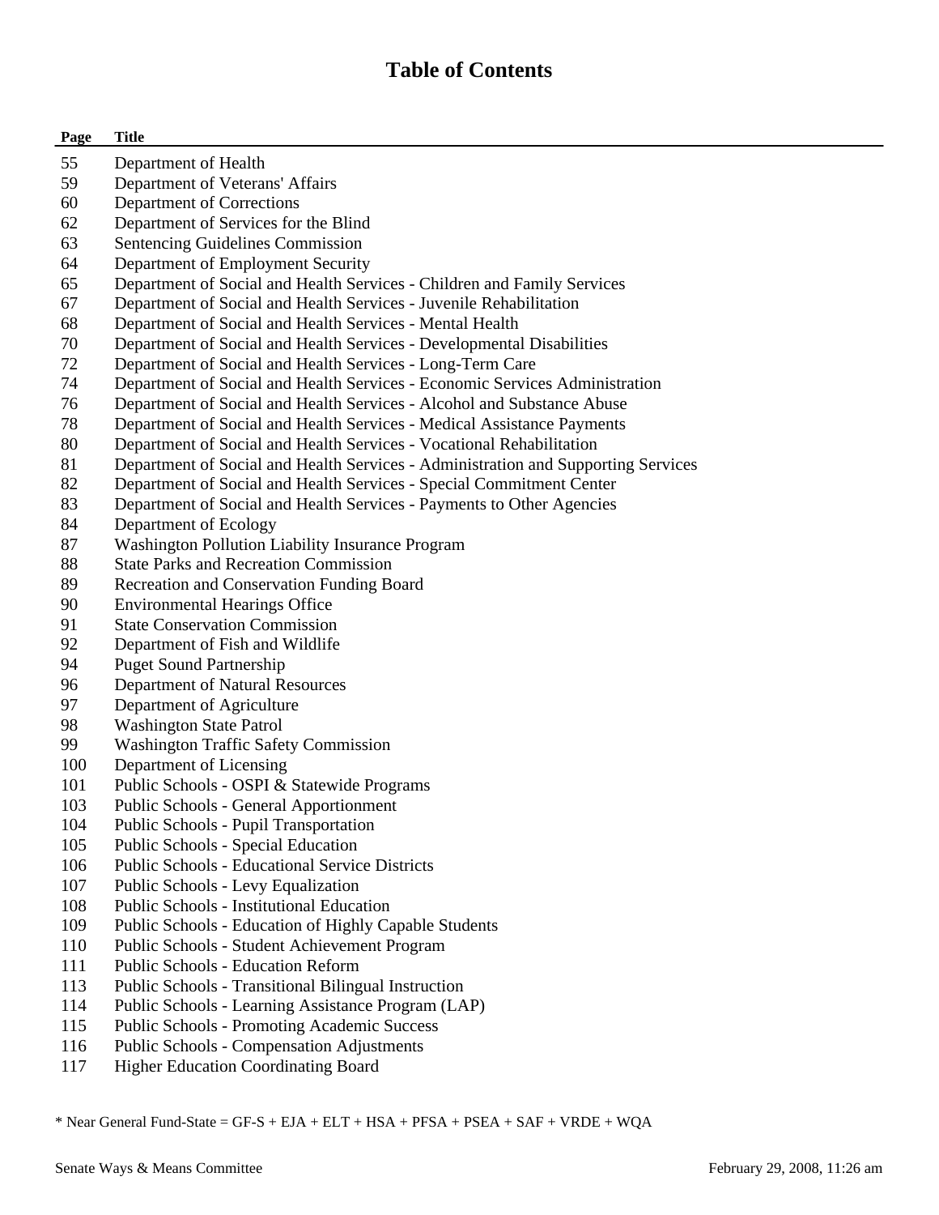# Table of Contents

| Page | Title |
|---|---|
| 55 | Department of Health |
| 59 | Department of Veterans' Affairs |
| 60 | Department of Corrections |
| 62 | Department of Services for the Blind |
| 63 | Sentencing Guidelines Commission |
| 64 | Department of Employment Security |
| 65 | Department of Social and Health Services - Children and Family Services |
| 67 | Department of Social and Health Services - Juvenile Rehabilitation |
| 68 | Department of Social and Health Services - Mental Health |
| 70 | Department of Social and Health Services - Developmental Disabilities |
| 72 | Department of Social and Health Services - Long-Term Care |
| 74 | Department of Social and Health Services - Economic Services Administration |
| 76 | Department of Social and Health Services - Alcohol and Substance Abuse |
| 78 | Department of Social and Health Services - Medical Assistance Payments |
| 80 | Department of Social and Health Services - Vocational Rehabilitation |
| 81 | Department of Social and Health Services - Administration and Supporting Services |
| 82 | Department of Social and Health Services - Special Commitment Center |
| 83 | Department of Social and Health Services - Payments to Other Agencies |
| 84 | Department of Ecology |
| 87 | Washington Pollution Liability Insurance Program |
| 88 | State Parks and Recreation Commission |
| 89 | Recreation and Conservation Funding Board |
| 90 | Environmental Hearings Office |
| 91 | State Conservation Commission |
| 92 | Department of Fish and Wildlife |
| 94 | Puget Sound Partnership |
| 96 | Department of Natural Resources |
| 97 | Department of Agriculture |
| 98 | Washington State Patrol |
| 99 | Washington Traffic Safety Commission |
| 100 | Department of Licensing |
| 101 | Public Schools - OSPI & Statewide Programs |
| 103 | Public Schools - General Apportionment |
| 104 | Public Schools - Pupil Transportation |
| 105 | Public Schools - Special Education |
| 106 | Public Schools - Educational Service Districts |
| 107 | Public Schools - Levy Equalization |
| 108 | Public Schools - Institutional Education |
| 109 | Public Schools - Education of Highly Capable Students |
| 110 | Public Schools - Student Achievement Program |
| 111 | Public Schools - Education Reform |
| 113 | Public Schools - Transitional Bilingual Instruction |
| 114 | Public Schools - Learning Assistance Program (LAP) |
| 115 | Public Schools - Promoting Academic Success |
| 116 | Public Schools - Compensation Adjustments |
| 117 | Higher Education Coordinating Board |

* Near General Fund-State = GF-S + EJA + ELT + HSA + PFSA + PSEA + SAF + VRDE + WQA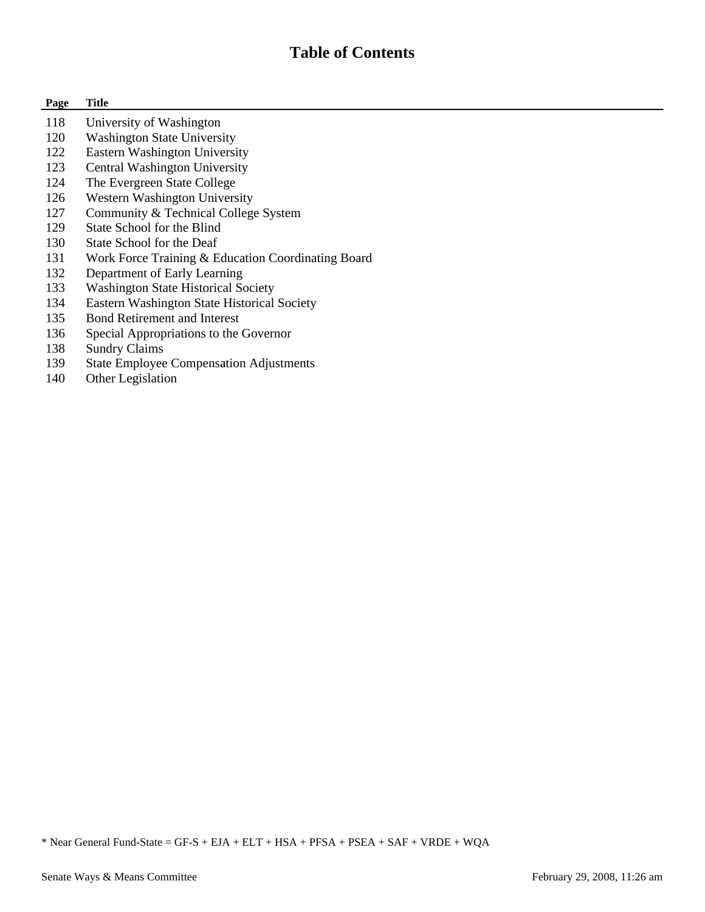# Table of Contents

| Page | Title |
|---|---|
| 118 | University of Washington |
| 120 | Washington State University |
| 122 | Eastern Washington University |
| 123 | Central Washington University |
| 124 | The Evergreen State College |
| 126 | Western Washington University |
| 127 | Community & Technical College System |
| 129 | State School for the Blind |
| 130 | State School for the Deaf |
| 131 | Work Force Training & Education Coordinating Board |
| 132 | Department of Early Learning |
| 133 | Washington State Historical Society |
| 134 | Eastern Washington State Historical Society |
| 135 | Bond Retirement and Interest |
| 136 | Special Appropriations to the Governor |
| 138 | Sundry Claims |
| 139 | State Employee Compensation Adjustments |
| 140 | Other Legislation |

* Near General Fund-State = GF-S + EJA + ELT + HSA + PFSA + PSEA + SAF + VRDE + WQA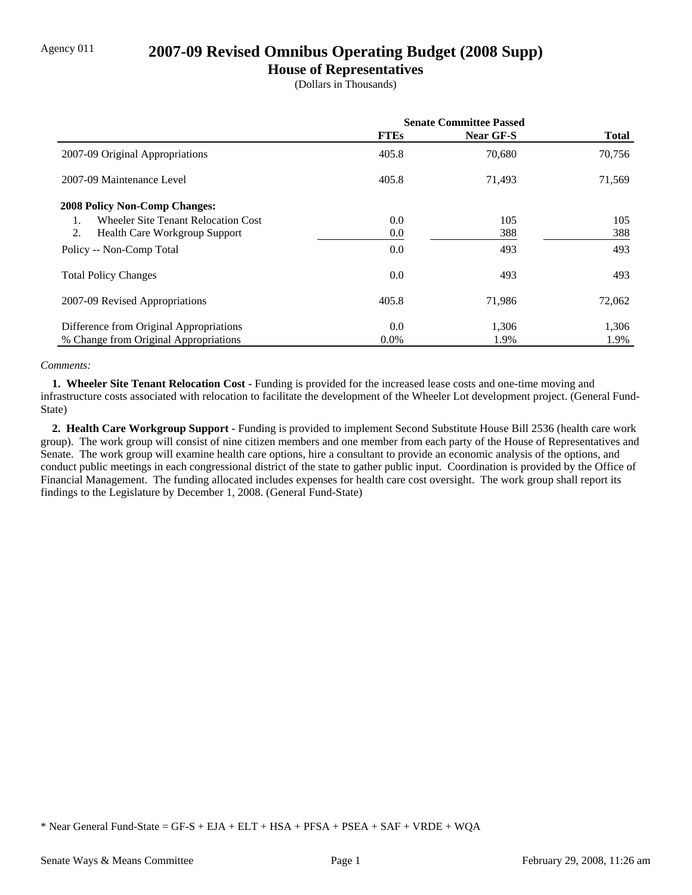Agency 011

# 2007-09 Revised Omnibus Operating Budget (2008 Supp)

## House of Representatives

(Dollars in Thousands)

| | Senate Committee Passed | | |
|---|---|---|---|
| | FTEs | Near GF-S | Total |
| 2007-09 Original Appropriations | 405.8 | 70,680 | 70,756 |
| 2007-09 Maintenance Level | 405.8 | 71,493 | 71,569 |
| **2008 Policy Non-Comp Changes:** | | | |
| 1. Wheeler Site Tenant Relocation Cost | 0.0 | 105 | 105 |
| 2. Health Care Workgroup Support | 0.0 | 388 | 388 |
| Policy -- Non-Comp Total | 0.0 | 493 | 493 |
| Total Policy Changes | 0.0 | 493 | 493 |
| 2007-09 Revised Appropriations | 405.8 | 71,986 | 72,062 |
| Difference from Original Appropriations | 0.0 | 1,306 | 1,306 |
| % Change from Original Appropriations | 0.0% | 1.9% | 1.9% |

*Comments:*

**1. Wheeler Site Tenant Relocation Cost -** Funding is provided for the increased lease costs and one-time moving and infrastructure costs associated with relocation to facilitate the development of the Wheeler Lot development project. (General Fund-State)

**2. Health Care Workgroup Support -** Funding is provided to implement Second Substitute House Bill 2536 (health care work group). The work group will consist of nine citizen members and one member from each party of the House of Representatives and Senate. The work group will examine health care options, hire a consultant to provide an economic analysis of the options, and conduct public meetings in each congressional district of the state to gather public input. Coordination is provided by the Office of Financial Management. The funding allocated includes expenses for health care cost oversight. The work group shall report its findings to the Legislature by December 1, 2008. (General Fund-State)

\* Near General Fund-State = GF-S + EJA + ELT + HSA + PFSA + PSEA + SAF + VRDE + WQA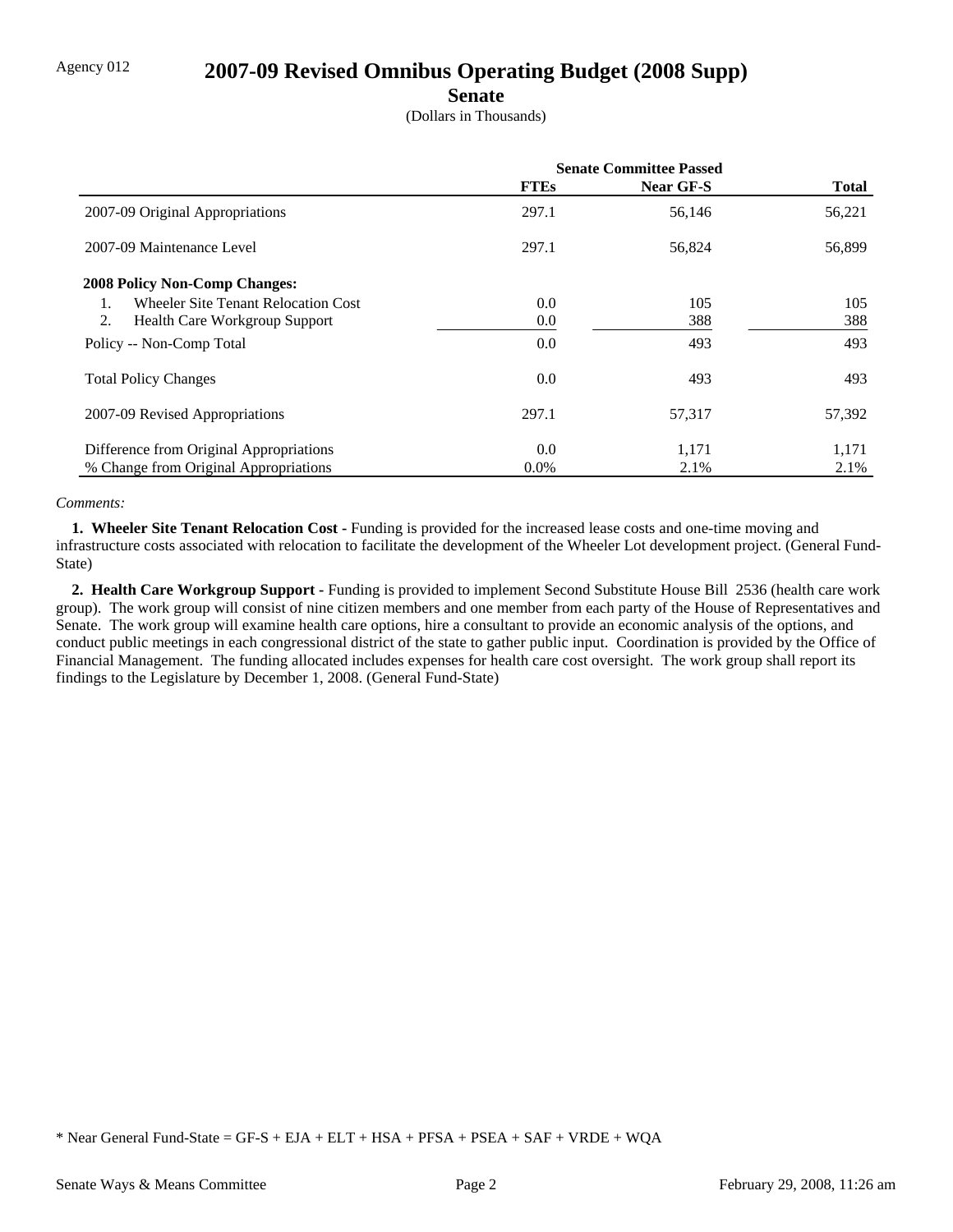Agency 012

# 2007-09 Revised Omnibus Operating Budget (2008 Supp)

## Senate

(Dollars in Thousands)

| | Senate Committee Passed | | |
|---|---|---|---|
| | **FTEs** | **Near GF-S** | **Total** |
| 2007-09 Original Appropriations | 297.1 | 56,146 | 56,221 |
| 2007-09 Maintenance Level | 297.1 | 56,824 | 56,899 |
| **2008 Policy Non-Comp Changes:** | | | |
| 1. Wheeler Site Tenant Relocation Cost | 0.0 | 105 | 105 |
| 2. Health Care Workgroup Support | 0.0 | 388 | 388 |
| Policy -- Non-Comp Total | 0.0 | 493 | 493 |
| Total Policy Changes | 0.0 | 493 | 493 |
| 2007-09 Revised Appropriations | 297.1 | 57,317 | 57,392 |
| Difference from Original Appropriations | 0.0 | 1,171 | 1,171 |
| % Change from Original Appropriations | 0.0% | 2.1% | 2.1% |

*Comments:*

**1. Wheeler Site Tenant Relocation Cost -** Funding is provided for the increased lease costs and one-time moving and infrastructure costs associated with relocation to facilitate the development of the Wheeler Lot development project. (General Fund-State)

**2. Health Care Workgroup Support -** Funding is provided to implement Second Substitute House Bill 2536 (health care work group). The work group will consist of nine citizen members and one member from each party of the House of Representatives and Senate. The work group will examine health care options, hire a consultant to provide an economic analysis of the options, and conduct public meetings in each congressional district of the state to gather public input. Coordination is provided by the Office of Financial Management. The funding allocated includes expenses for health care cost oversight. The work group shall report its findings to the Legislature by December 1, 2008. (General Fund-State)

* Near General Fund-State = GF-S + EJA + ELT + HSA + PFSA + PSEA + SAF + VRDE + WQA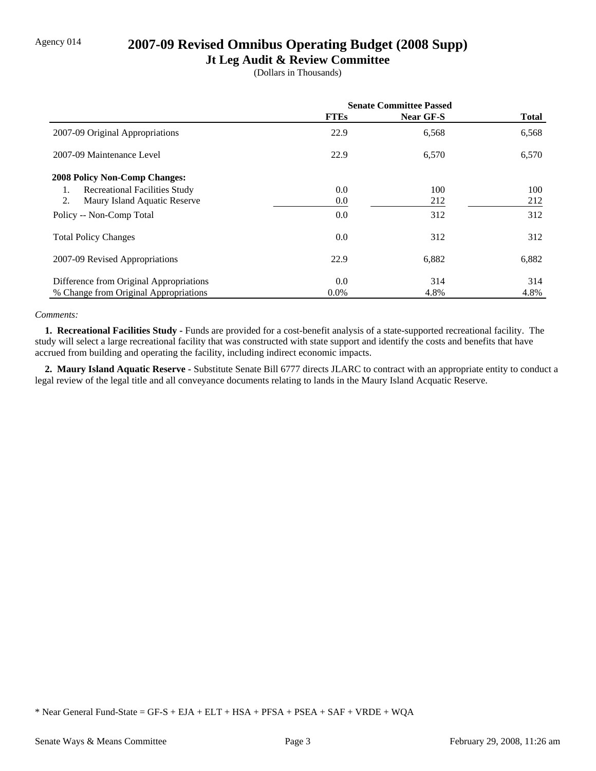Agency 014

# 2007-09 Revised Omnibus Operating Budget (2008 Supp)

## Jt Leg Audit & Review Committee

(Dollars in Thousands)

| | Senate Committee Passed | | |
|---|---|---|---|
| | FTEs | Near GF-S | Total |
| 2007-09 Original Appropriations | 22.9 | 6,568 | 6,568 |
| 2007-09 Maintenance Level | 22.9 | 6,570 | 6,570 |
| **2008 Policy Non-Comp Changes:** | | | |
| 1. Recreational Facilities Study | 0.0 | 100 | 100 |
| 2. Maury Island Aquatic Reserve | 0.0 | 212 | 212 |
| Policy -- Non-Comp Total | 0.0 | 312 | 312 |
| Total Policy Changes | 0.0 | 312 | 312 |
| 2007-09 Revised Appropriations | 22.9 | 6,882 | 6,882 |
| Difference from Original Appropriations | 0.0 | 314 | 314 |
| % Change from Original Appropriations | 0.0% | 4.8% | 4.8% |

*Comments:*

**1. Recreational Facilities Study -** Funds are provided for a cost-benefit analysis of a state-supported recreational facility. The study will select a large recreational facility that was constructed with state support and identify the costs and benefits that have accrued from building and operating the facility, including indirect economic impacts.

**2. Maury Island Aquatic Reserve -** Substitute Senate Bill 6777 directs JLARC to contract with an appropriate entity to conduct a legal review of the legal title and all conveyance documents relating to lands in the Maury Island Acquatic Reserve.

* Near General Fund-State = GF-S + EJA + ELT + HSA + PFSA + PSEA + SAF + VRDE + WQA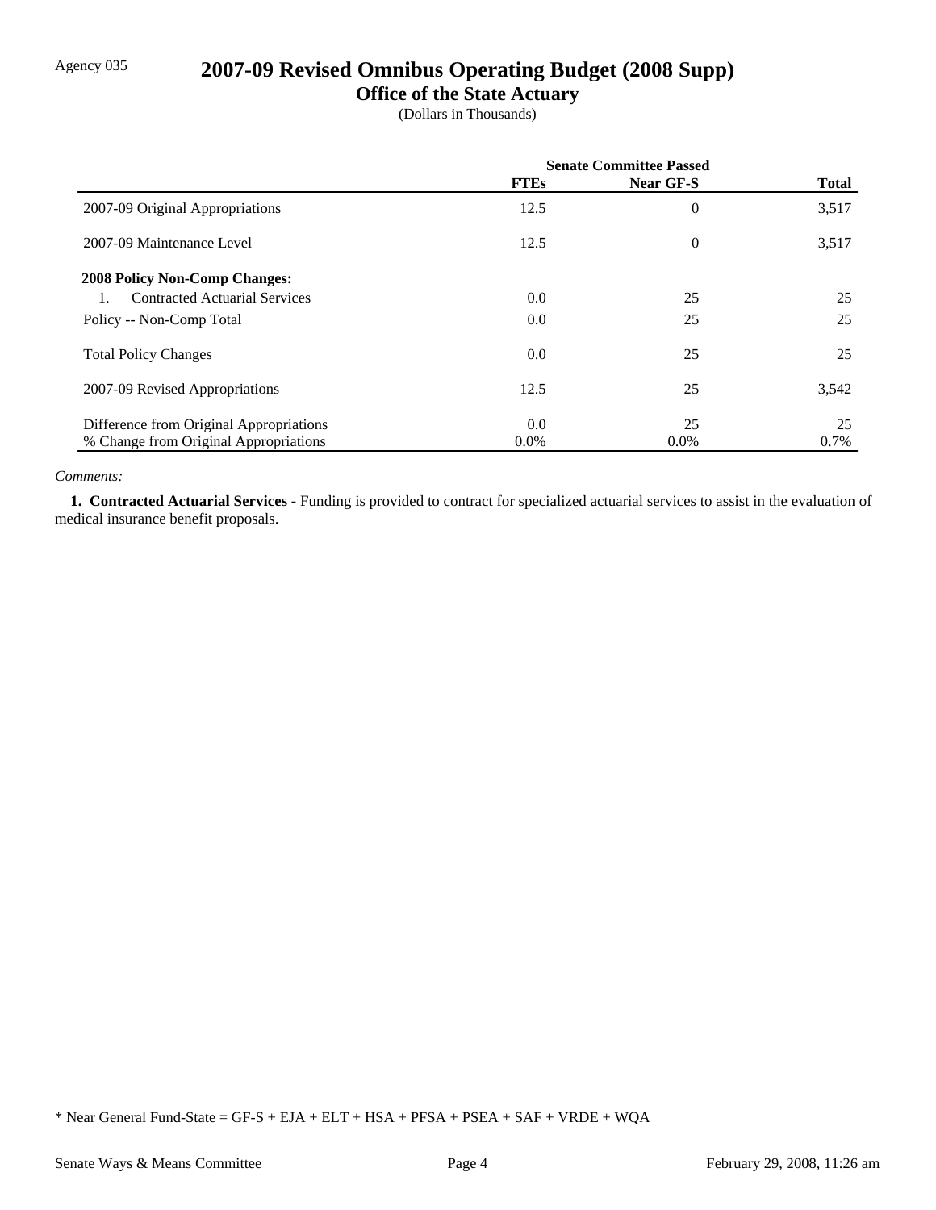Agency 035

# 2007-09 Revised Omnibus Operating Budget (2008 Supp)

## Office of the State Actuary

(Dollars in Thousands)

| | Senate Committee Passed | | |
|---|---|---|---|
| | FTEs | Near GF-S | Total |
| 2007-09 Original Appropriations | 12.5 | 0 | 3,517 |
| 2007-09 Maintenance Level | 12.5 | 0 | 3,517 |
| **2008 Policy Non-Comp Changes:** | | | |
| 1. Contracted Actuarial Services | 0.0 | 25 | 25 |
| Policy -- Non-Comp Total | 0.0 | 25 | 25 |
| Total Policy Changes | 0.0 | 25 | 25 |
| 2007-09 Revised Appropriations | 12.5 | 25 | 3,542 |
| Difference from Original Appropriations | 0.0 | 25 | 25 |
| % Change from Original Appropriations | 0.0% | 0.0% | 0.7% |

*Comments:*

**1. Contracted Actuarial Services -** Funding is provided to contract for specialized actuarial services to assist in the evaluation of medical insurance benefit proposals.

* Near General Fund-State = GF-S + EJA + ELT + HSA + PFSA + PSEA + SAF + VRDE + WQA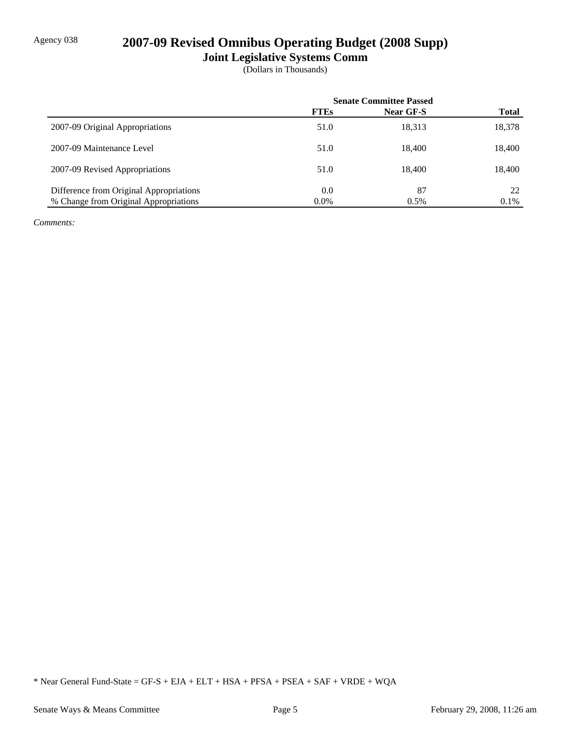Agency 038

# 2007-09 Revised Omnibus Operating Budget (2008 Supp)

## Joint Legislative Systems Comm

(Dollars in Thousands)

| | Senate Committee Passed | | |
|---|---|---|---|
| | **FTEs** | **Near GF-S** | **Total** |
| 2007-09 Original Appropriations | 51.0 | 18,313 | 18,378 |
| 2007-09 Maintenance Level | 51.0 | 18,400 | 18,400 |
| 2007-09 Revised Appropriations | 51.0 | 18,400 | 18,400 |
| Difference from Original Appropriations | 0.0 | 87 | 22 |
| % Change from Original Appropriations | 0.0% | 0.5% | 0.1% |

*Comments:*

* Near General Fund-State = GF-S + EJA + ELT + HSA + PFSA + PSEA + SAF + VRDE + WQA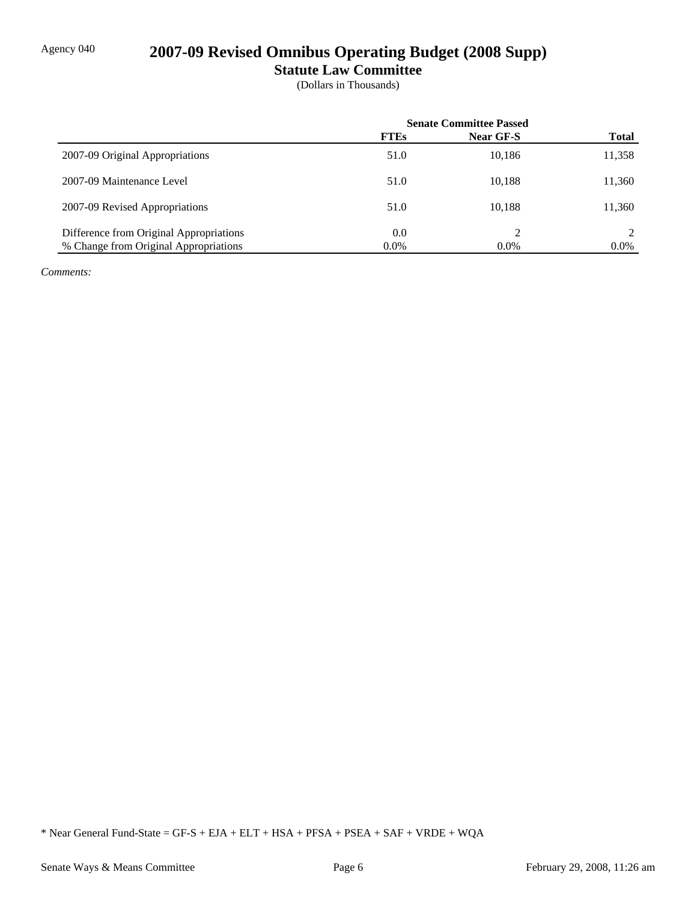Agency 040

# 2007-09 Revised Omnibus Operating Budget (2008 Supp)

## Statute Law Committee

(Dollars in Thousands)

| | Senate Committee Passed | | |
|---|---|---|---|
| | **FTEs** | **Near GF-S** | **Total** |
| 2007-09 Original Appropriations | 51.0 | 10,186 | 11,358 |
| 2007-09 Maintenance Level | 51.0 | 10,188 | 11,360 |
| 2007-09 Revised Appropriations | 51.0 | 10,188 | 11,360 |
| Difference from Original Appropriations | 0.0 | 2 | 2 |
| % Change from Original Appropriations | 0.0% | 0.0% | 0.0% |

*Comments:*

* Near General Fund-State = GF-S + EJA + ELT + HSA + PFSA + PSEA + SAF + VRDE + WQA

Senate Ways & Means Committee | February 29, 2008, 11:26 am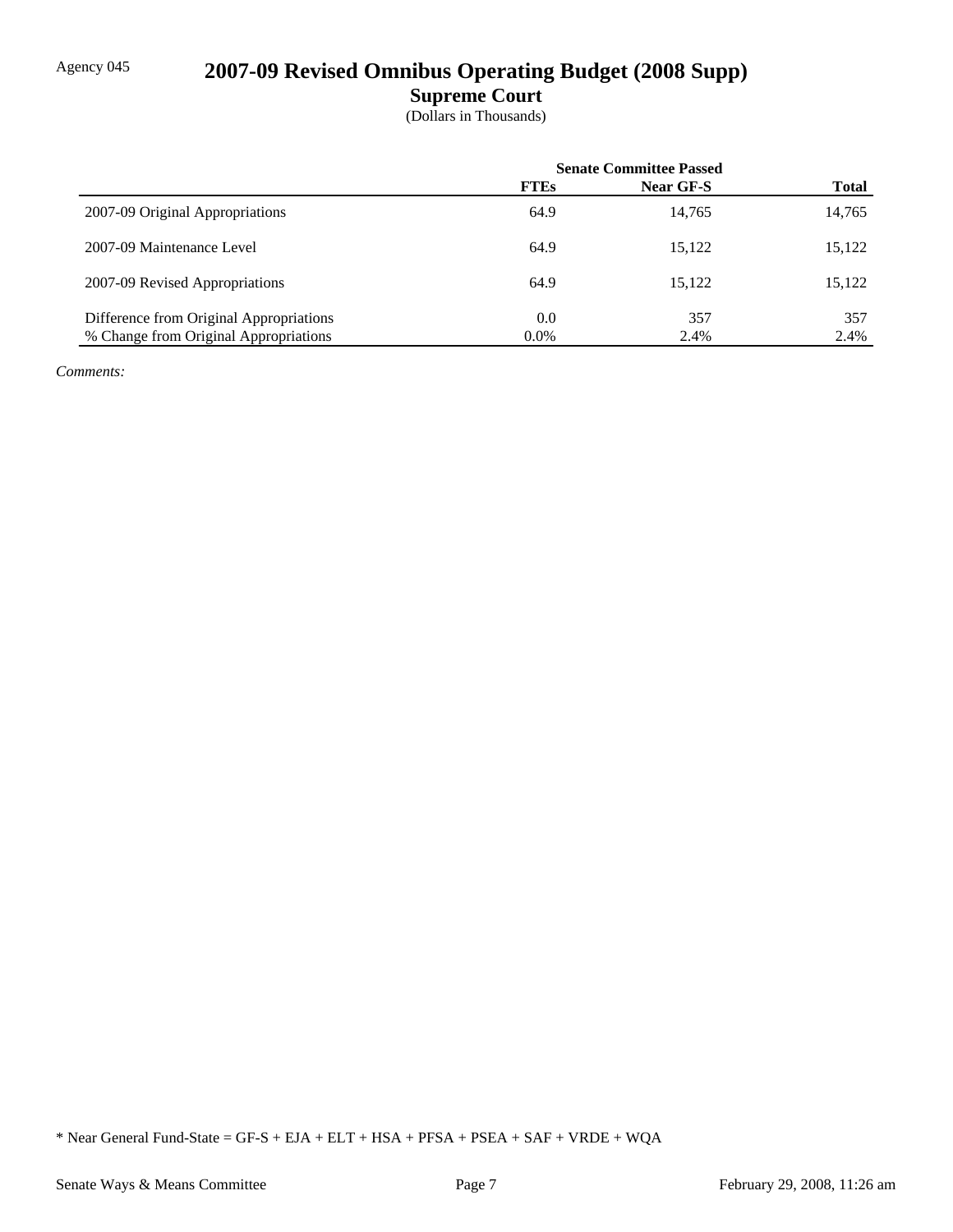Agency 045

# 2007-09 Revised Omnibus Operating Budget (2008 Supp)

## Supreme Court

(Dollars in Thousands)

| | Senate Committee Passed | | |
|---|---|---|---|
| | **FTEs** | **Near GF-S** | **Total** |
| 2007-09 Original Appropriations | 64.9 | 14,765 | 14,765 |
| 2007-09 Maintenance Level | 64.9 | 15,122 | 15,122 |
| 2007-09 Revised Appropriations | 64.9 | 15,122 | 15,122 |
| Difference from Original Appropriations | 0.0 | 357 | 357 |
| % Change from Original Appropriations | 0.0% | 2.4% | 2.4% |

*Comments:*

* Near General Fund-State = GF-S + EJA + ELT + HSA + PFSA + PSEA + SAF + VRDE + WQA

Senate Ways & Means Committee · February 29, 2008, 11:26 am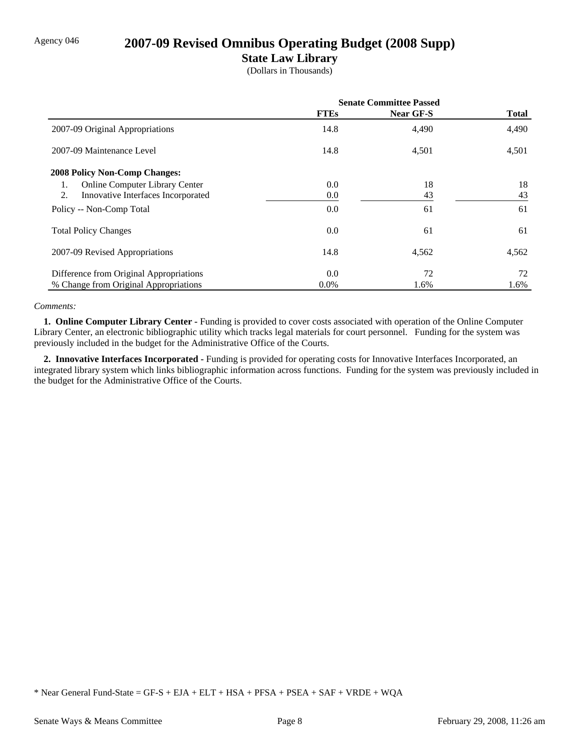Agency 046

# 2007-09 Revised Omnibus Operating Budget (2008 Supp)

## State Law Library

(Dollars in Thousands)

| | Senate Committee Passed | | |
|---|---|---|---|
| | FTEs | Near GF-S | Total |
| 2007-09 Original Appropriations | 14.8 | 4,490 | 4,490 |
| 2007-09 Maintenance Level | 14.8 | 4,501 | 4,501 |
| **2008 Policy Non-Comp Changes:** | | | |
| 1. Online Computer Library Center | 0.0 | 18 | 18 |
| 2. Innovative Interfaces Incorporated | 0.0 | 43 | 43 |
| Policy -- Non-Comp Total | 0.0 | 61 | 61 |
| Total Policy Changes | 0.0 | 61 | 61 |
| 2007-09 Revised Appropriations | 14.8 | 4,562 | 4,562 |
| Difference from Original Appropriations | 0.0 | 72 | 72 |
| % Change from Original Appropriations | 0.0% | 1.6% | 1.6% |

*Comments:*

**1. Online Computer Library Center -** Funding is provided to cover costs associated with operation of the Online Computer Library Center, an electronic bibliographic utility which tracks legal materials for court personnel. Funding for the system was previously included in the budget for the Administrative Office of the Courts.

**2. Innovative Interfaces Incorporated -** Funding is provided for operating costs for Innovative Interfaces Incorporated, an integrated library system which links bibliographic information across functions. Funding for the system was previously included in the budget for the Administrative Office of the Courts.

\* Near General Fund-State = GF-S + EJA + ELT + HSA + PFSA + PSEA + SAF + VRDE + WQA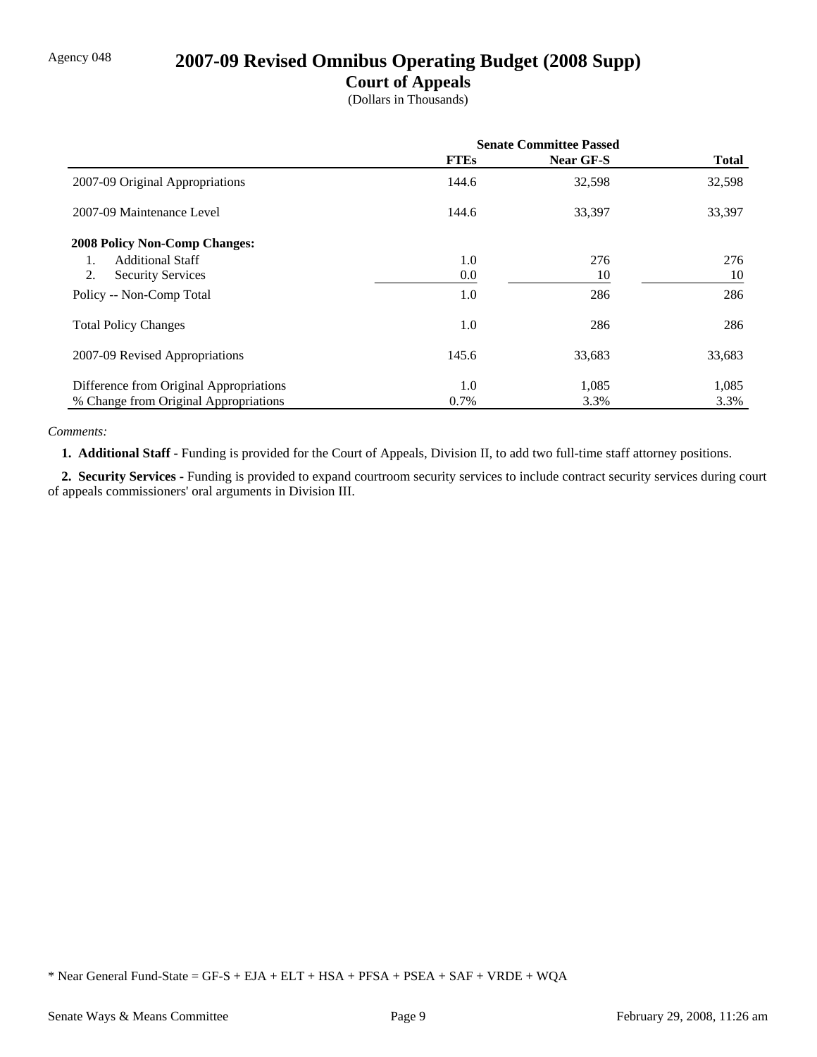Agency 048

# 2007-09 Revised Omnibus Operating Budget (2008 Supp)

## Court of Appeals

(Dollars in Thousands)

| | Senate Committee Passed | | |
|---|---|---|---|
| | **FTEs** | **Near GF-S** | **Total** |
| 2007-09 Original Appropriations | 144.6 | 32,598 | 32,598 |
| 2007-09 Maintenance Level | 144.6 | 33,397 | 33,397 |
| **2008 Policy Non-Comp Changes:** | | | |
| 1. Additional Staff | 1.0 | 276 | 276 |
| 2. Security Services | 0.0 | 10 | 10 |
| Policy -- Non-Comp Total | 1.0 | 286 | 286 |
| Total Policy Changes | 1.0 | 286 | 286 |
| 2007-09 Revised Appropriations | 145.6 | 33,683 | 33,683 |
| Difference from Original Appropriations | 1.0 | 1,085 | 1,085 |
| % Change from Original Appropriations | 0.7% | 3.3% | 3.3% |

*Comments:*

**1. Additional Staff -** Funding is provided for the Court of Appeals, Division II, to add two full-time staff attorney positions.

**2. Security Services -** Funding is provided to expand courtroom security services to include contract security services during court of appeals commissioners' oral arguments in Division III.

* Near General Fund-State = GF-S + EJA + ELT + HSA + PFSA + PSEA + SAF + VRDE + WQA

Senate Ways & Means Committee — February 29, 2008, 11:26 am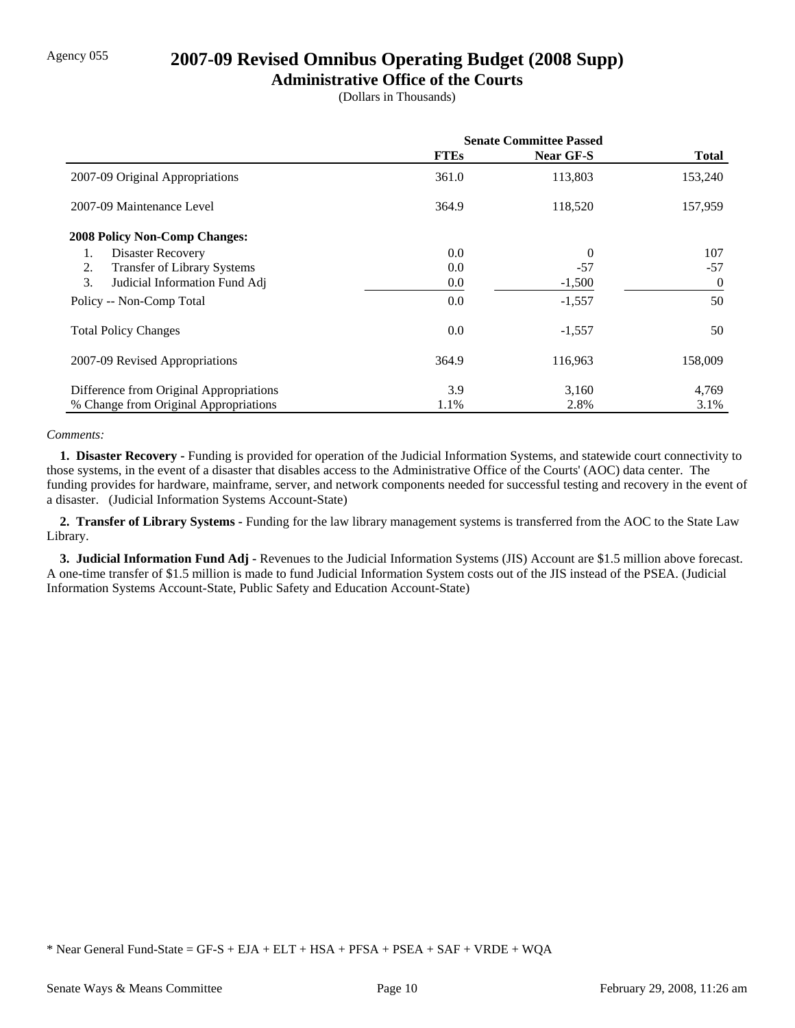Agency 055

# 2007-09 Revised Omnibus Operating Budget (2008 Supp)

## Administrative Office of the Courts

(Dollars in Thousands)

| | Senate Committee Passed | | |
|---|---|---|---|
| | **FTEs** | **Near GF-S** | **Total** |
| 2007-09 Original Appropriations | 361.0 | 113,803 | 153,240 |
| 2007-09 Maintenance Level | 364.9 | 118,520 | 157,959 |
| **2008 Policy Non-Comp Changes:** | | | |
| 1. Disaster Recovery | 0.0 | 0 | 107 |
| 2. Transfer of Library Systems | 0.0 | -57 | -57 |
| 3. Judicial Information Fund Adj | 0.0 | -1,500 | 0 |
| Policy -- Non-Comp Total | 0.0 | -1,557 | 50 |
| Total Policy Changes | 0.0 | -1,557 | 50 |
| 2007-09 Revised Appropriations | 364.9 | 116,963 | 158,009 |
| Difference from Original Appropriations | 3.9 | 3,160 | 4,769 |
| % Change from Original Appropriations | 1.1% | 2.8% | 3.1% |

*Comments:*

**1. Disaster Recovery -** Funding is provided for operation of the Judicial Information Systems, and statewide court connectivity to those systems, in the event of a disaster that disables access to the Administrative Office of the Courts' (AOC) data center. The funding provides for hardware, mainframe, server, and network components needed for successful testing and recovery in the event of a disaster. (Judicial Information Systems Account-State)

**2. Transfer of Library Systems -** Funding for the law library management systems is transferred from the AOC to the State Law Library.

**3. Judicial Information Fund Adj -** Revenues to the Judicial Information Systems (JIS) Account are $1.5 million above forecast. A one-time transfer of $1.5 million is made to fund Judicial Information System costs out of the JIS instead of the PSEA. (Judicial Information Systems Account-State, Public Safety and Education Account-State)

* Near General Fund-State = GF-S + EJA + ELT + HSA + PFSA + PSEA + SAF + VRDE + WQA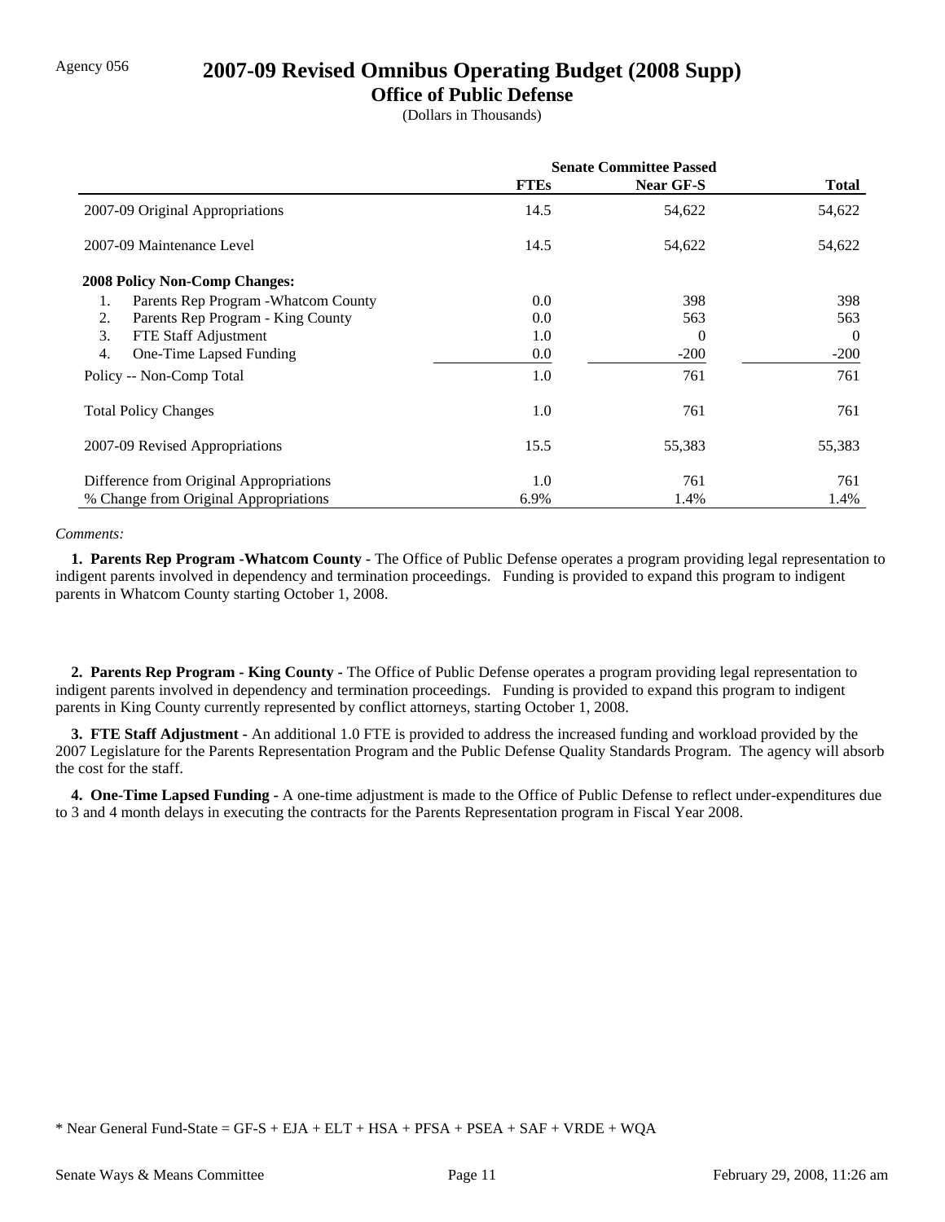Agency 056

# 2007-09 Revised Omnibus Operating Budget (2008 Supp)

## Office of Public Defense

(Dollars in Thousands)

| | Senate Committee Passed | | |
|---|---|---|---|
| | FTEs | Near GF-S | Total |
| 2007-09 Original Appropriations | 14.5 | 54,622 | 54,622 |
| 2007-09 Maintenance Level | 14.5 | 54,622 | 54,622 |
| **2008 Policy Non-Comp Changes:** | | | |
| 1. Parents Rep Program -Whatcom County | 0.0 | 398 | 398 |
| 2. Parents Rep Program - King County | 0.0 | 563 | 563 |
| 3. FTE Staff Adjustment | 1.0 | 0 | 0 |
| 4. One-Time Lapsed Funding | 0.0 | -200 | -200 |
| Policy -- Non-Comp Total | 1.0 | 761 | 761 |
| Total Policy Changes | 1.0 | 761 | 761 |
| 2007-09 Revised Appropriations | 15.5 | 55,383 | 55,383 |
| Difference from Original Appropriations | 1.0 | 761 | 761 |
| % Change from Original Appropriations | 6.9% | 1.4% | 1.4% |

*Comments:*

**1. Parents Rep Program -Whatcom County -** The Office of Public Defense operates a program providing legal representation to indigent parents involved in dependency and termination proceedings. Funding is provided to expand this program to indigent parents in Whatcom County starting October 1, 2008.

**2. Parents Rep Program - King County -** The Office of Public Defense operates a program providing legal representation to indigent parents involved in dependency and termination proceedings. Funding is provided to expand this program to indigent parents in King County currently represented by conflict attorneys, starting October 1, 2008.

**3. FTE Staff Adjustment -** An additional 1.0 FTE is provided to address the increased funding and workload provided by the 2007 Legislature for the Parents Representation Program and the Public Defense Quality Standards Program. The agency will absorb the cost for the staff.

**4. One-Time Lapsed Funding -** A one-time adjustment is made to the Office of Public Defense to reflect under-expenditures due to 3 and 4 month delays in executing the contracts for the Parents Representation program in Fiscal Year 2008.

\* Near General Fund-State = GF-S + EJA + ELT + HSA + PFSA + PSEA + SAF + VRDE + WQA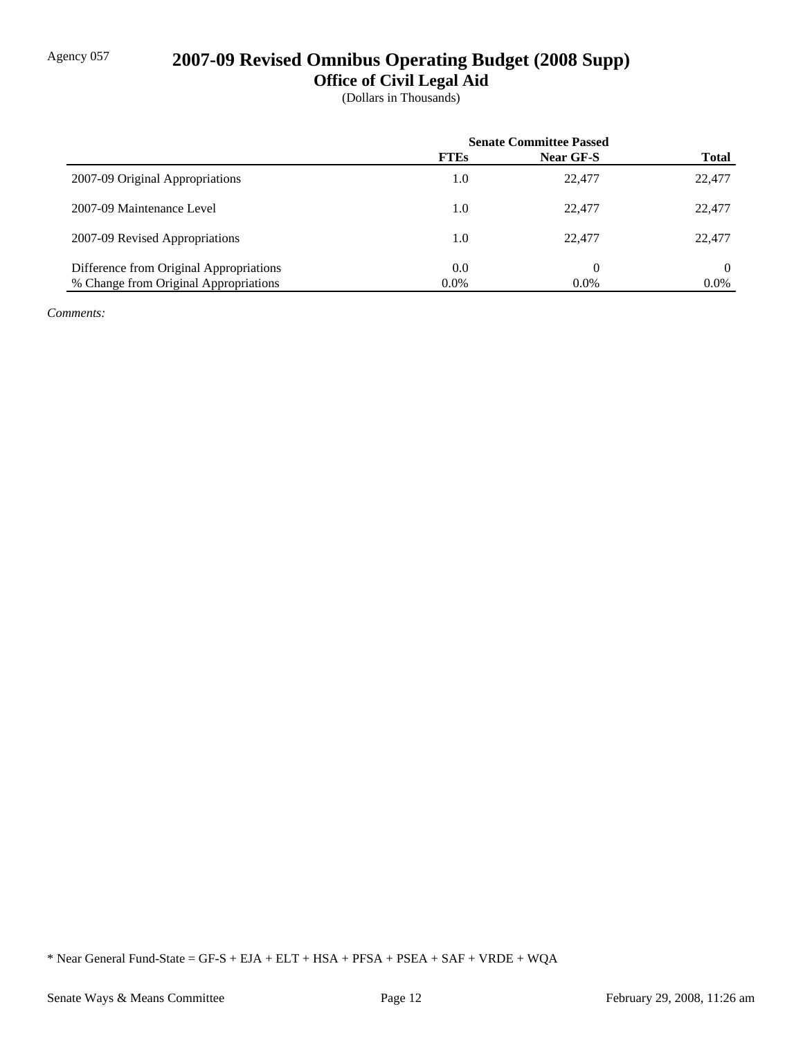Agency 057

# 2007-09 Revised Omnibus Operating Budget (2008 Supp)

## Office of Civil Legal Aid

(Dollars in Thousands)

| | Senate Committee Passed | | |
|---|---|---|---|
| | **FTEs** | **Near GF-S** | **Total** |
| 2007-09 Original Appropriations | 1.0 | 22,477 | 22,477 |
| 2007-09 Maintenance Level | 1.0 | 22,477 | 22,477 |
| 2007-09 Revised Appropriations | 1.0 | 22,477 | 22,477 |
| Difference from Original Appropriations | 0.0 | 0 | 0 |
| % Change from Original Appropriations | 0.0% | 0.0% | 0.0% |

*Comments:*

* Near General Fund-State = GF-S + EJA + ELT + HSA + PFSA + PSEA + SAF + VRDE + WQA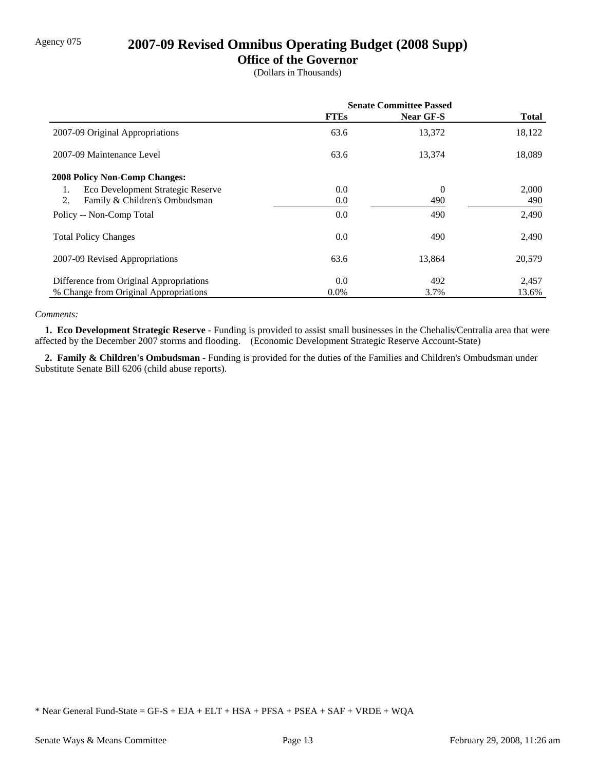Agency 075

# 2007-09 Revised Omnibus Operating Budget (2008 Supp)

## Office of the Governor

(Dollars in Thousands)

| | Senate Committee Passed | | |
|---|---|---|---|
| | **FTEs** | **Near GF-S** | **Total** |
| 2007-09 Original Appropriations | 63.6 | 13,372 | 18,122 |
| 2007-09 Maintenance Level | 63.6 | 13,374 | 18,089 |
| **2008 Policy Non-Comp Changes:** | | | |
| 1. Eco Development Strategic Reserve | 0.0 | 0 | 2,000 |
| 2. Family & Children's Ombudsman | 0.0 | 490 | 490 |
| Policy -- Non-Comp Total | 0.0 | 490 | 2,490 |
| Total Policy Changes | 0.0 | 490 | 2,490 |
| 2007-09 Revised Appropriations | 63.6 | 13,864 | 20,579 |
| Difference from Original Appropriations | 0.0 | 492 | 2,457 |
| % Change from Original Appropriations | 0.0% | 3.7% | 13.6% |

*Comments:*

**1. Eco Development Strategic Reserve -** Funding is provided to assist small businesses in the Chehalis/Centralia area that were affected by the December 2007 storms and flooding. (Economic Development Strategic Reserve Account-State)

**2. Family & Children's Ombudsman -** Funding is provided for the duties of the Families and Children's Ombudsman under Substitute Senate Bill 6206 (child abuse reports).

* Near General Fund-State = GF-S + EJA + ELT + HSA + PFSA + PSEA + SAF + VRDE + WQA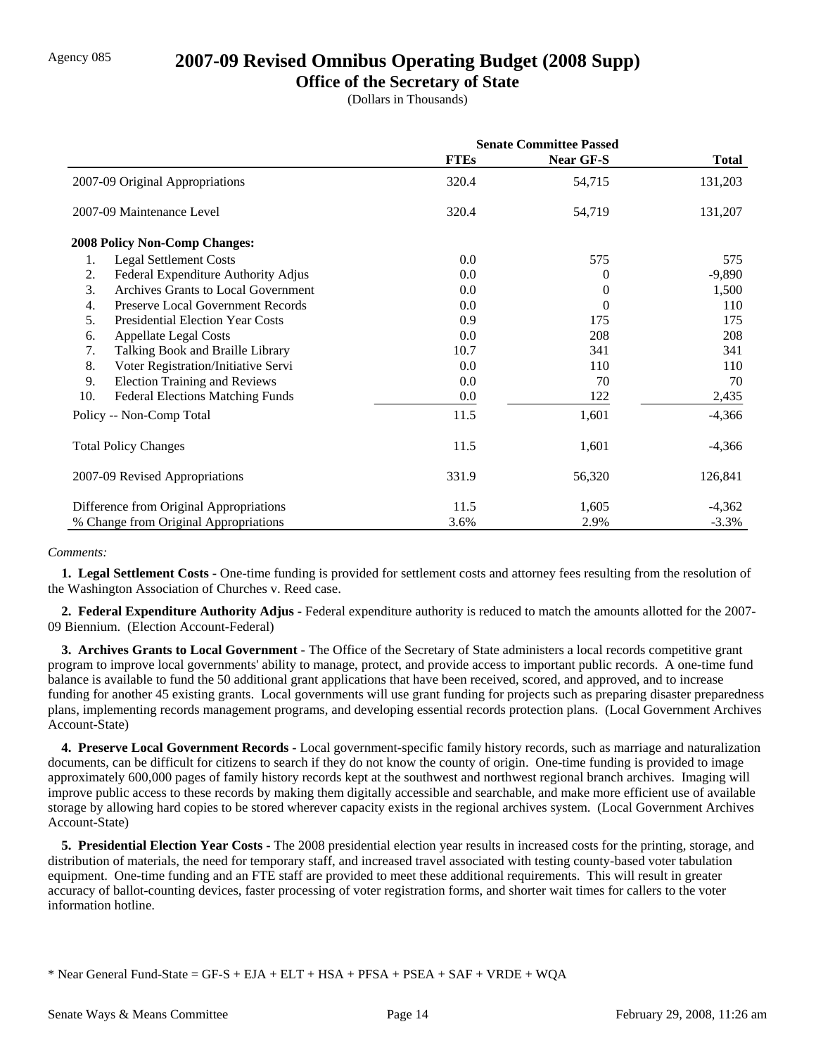Agency 085

# 2007-09 Revised Omnibus Operating Budget (2008 Supp)

## Office of the Secretary of State

(Dollars in Thousands)

| | Senate Committee Passed | | |
|---|---|---|---|
| | FTEs | Near GF-S | Total |
| 2007-09 Original Appropriations | 320.4 | 54,715 | 131,203 |
| 2007-09 Maintenance Level | 320.4 | 54,719 | 131,207 |
| **2008 Policy Non-Comp Changes:** | | | |
| 1. Legal Settlement Costs | 0.0 | 575 | 575 |
| 2. Federal Expenditure Authority Adjus | 0.0 | 0 | -9,890 |
| 3. Archives Grants to Local Government | 0.0 | 0 | 1,500 |
| 4. Preserve Local Government Records | 0.0 | 0 | 110 |
| 5. Presidential Election Year Costs | 0.9 | 175 | 175 |
| 6. Appellate Legal Costs | 0.0 | 208 | 208 |
| 7. Talking Book and Braille Library | 10.7 | 341 | 341 |
| 8. Voter Registration/Initiative Servi | 0.0 | 110 | 110 |
| 9. Election Training and Reviews | 0.0 | 70 | 70 |
| 10. Federal Elections Matching Funds | 0.0 | 122 | 2,435 |
| Policy -- Non-Comp Total | 11.5 | 1,601 | -4,366 |
| Total Policy Changes | 11.5 | 1,601 | -4,366 |
| 2007-09 Revised Appropriations | 331.9 | 56,320 | 126,841 |
| Difference from Original Appropriations | 11.5 | 1,605 | -4,362 |
| % Change from Original Appropriations | 3.6% | 2.9% | -3.3% |

*Comments:*

**1. Legal Settlement Costs -** One-time funding is provided for settlement costs and attorney fees resulting from the resolution of the Washington Association of Churches v. Reed case.

**2. Federal Expenditure Authority Adjus -** Federal expenditure authority is reduced to match the amounts allotted for the 2007-09 Biennium. (Election Account-Federal)

**3. Archives Grants to Local Government -** The Office of the Secretary of State administers a local records competitive grant program to improve local governments' ability to manage, protect, and provide access to important public records. A one-time fund balance is available to fund the 50 additional grant applications that have been received, scored, and approved, and to increase funding for another 45 existing grants. Local governments will use grant funding for projects such as preparing disaster preparedness plans, implementing records management programs, and developing essential records protection plans. (Local Government Archives Account-State)

**4. Preserve Local Government Records -** Local government-specific family history records, such as marriage and naturalization documents, can be difficult for citizens to search if they do not know the county of origin. One-time funding is provided to image approximately 600,000 pages of family history records kept at the southwest and northwest regional branch archives. Imaging will improve public access to these records by making them digitally accessible and searchable, and make more efficient use of available storage by allowing hard copies to be stored wherever capacity exists in the regional archives system. (Local Government Archives Account-State)

**5. Presidential Election Year Costs -** The 2008 presidential election year results in increased costs for the printing, storage, and distribution of materials, the need for temporary staff, and increased travel associated with testing county-based voter tabulation equipment. One-time funding and an FTE staff are provided to meet these additional requirements. This will result in greater accuracy of ballot-counting devices, faster processing of voter registration forms, and shorter wait times for callers to the voter information hotline.

* Near General Fund-State = GF-S + EJA + ELT + HSA + PFSA + PSEA + SAF + VRDE + WQA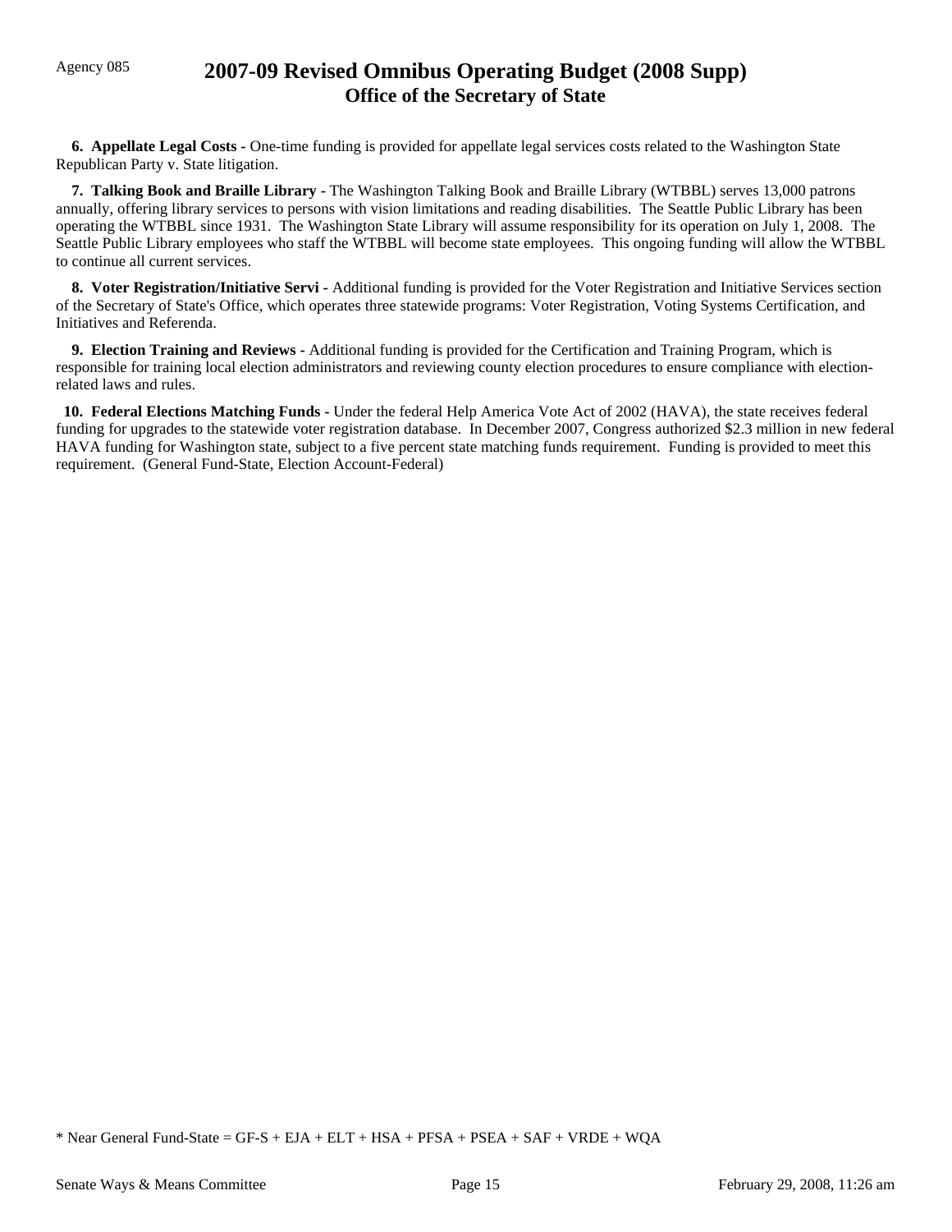Agency 085

# 2007-09 Revised Omnibus Operating Budget (2008 Supp)
## Office of the Secretary of State

**6. Appellate Legal Costs -** One-time funding is provided for appellate legal services costs related to the Washington State Republican Party v. State litigation.

**7. Talking Book and Braille Library -** The Washington Talking Book and Braille Library (WTBBL) serves 13,000 patrons annually, offering library services to persons with vision limitations and reading disabilities. The Seattle Public Library has been operating the WTBBL since 1931. The Washington State Library will assume responsibility for its operation on July 1, 2008. The Seattle Public Library employees who staff the WTBBL will become state employees. This ongoing funding will allow the WTBBL to continue all current services.

**8. Voter Registration/Initiative Servi -** Additional funding is provided for the Voter Registration and Initiative Services section of the Secretary of State's Office, which operates three statewide programs: Voter Registration, Voting Systems Certification, and Initiatives and Referenda.

**9. Election Training and Reviews -** Additional funding is provided for the Certification and Training Program, which is responsible for training local election administrators and reviewing county election procedures to ensure compliance with election-related laws and rules.

**10. Federal Elections Matching Funds -** Under the federal Help America Vote Act of 2002 (HAVA), the state receives federal funding for upgrades to the statewide voter registration database. In December 2007, Congress authorized $2.3 million in new federal HAVA funding for Washington state, subject to a five percent state matching funds requirement. Funding is provided to meet this requirement. (General Fund-State, Election Account-Federal)

* Near General Fund-State = GF-S + EJA + ELT + HSA + PFSA + PSEA + SAF + VRDE + WQA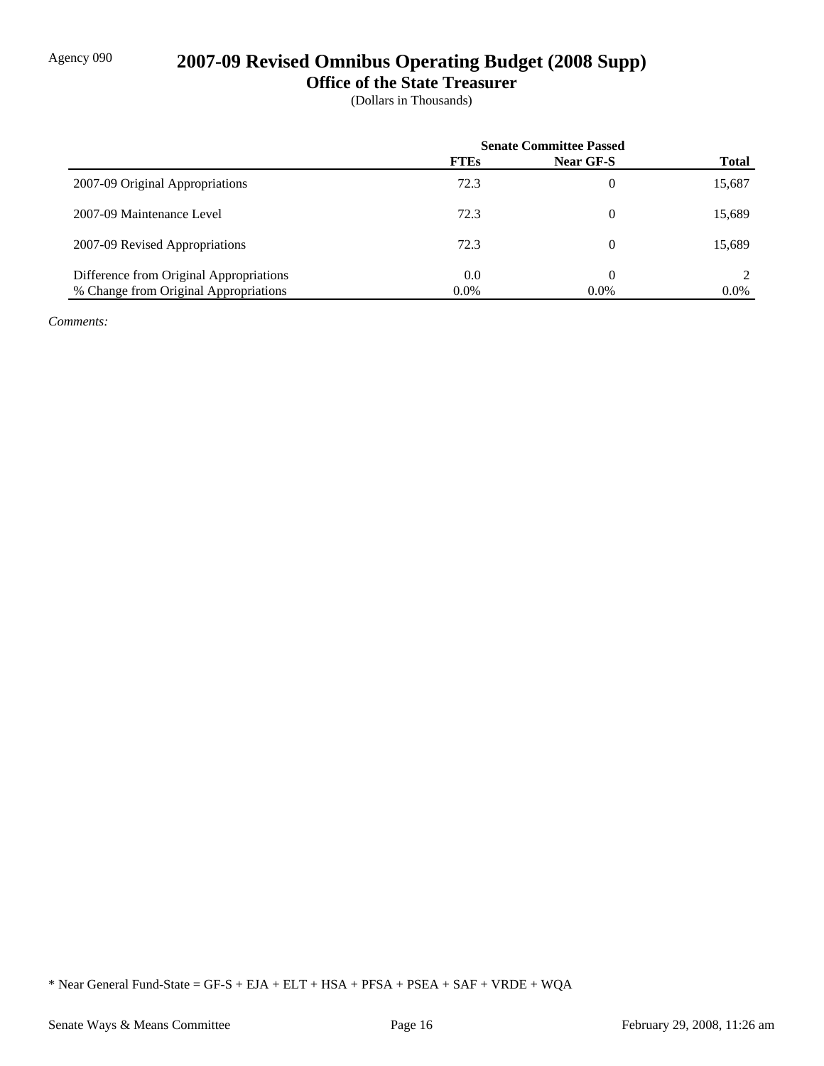Agency 090

# 2007-09 Revised Omnibus Operating Budget (2008 Supp)

## Office of the State Treasurer

(Dollars in Thousands)

| | Senate Committee Passed | | |
|---|---|---|---|
| | **FTEs** | **Near GF-S** | **Total** |
| 2007-09 Original Appropriations | 72.3 | 0 | 15,687 |
| 2007-09 Maintenance Level | 72.3 | 0 | 15,689 |
| 2007-09 Revised Appropriations | 72.3 | 0 | 15,689 |
| Difference from Original Appropriations | 0.0 | 0 | 2 |
| % Change from Original Appropriations | 0.0% | 0.0% | 0.0% |

*Comments:*

* Near General Fund-State = GF-S + EJA + ELT + HSA + PFSA + PSEA + SAF + VRDE + WQA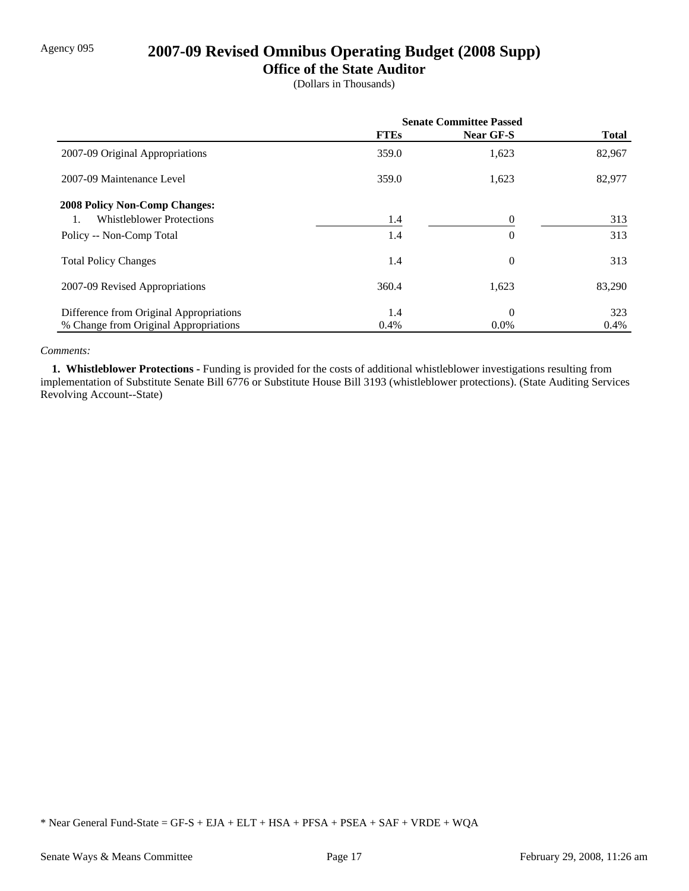Agency 095

# 2007-09 Revised Omnibus Operating Budget (2008 Supp)

## Office of the State Auditor

(Dollars in Thousands)

| | Senate Committee Passed | | |
|---|---|---|---|
| | **FTEs** | **Near GF-S** | **Total** |
| 2007-09 Original Appropriations | 359.0 | 1,623 | 82,967 |
| 2007-09 Maintenance Level | 359.0 | 1,623 | 82,977 |
| **2008 Policy Non-Comp Changes:** | | | |
| 1. Whistleblower Protections | 1.4 | 0 | 313 |
| Policy -- Non-Comp Total | 1.4 | 0 | 313 |
| Total Policy Changes | 1.4 | 0 | 313 |
| 2007-09 Revised Appropriations | 360.4 | 1,623 | 83,290 |
| Difference from Original Appropriations | 1.4 | 0 | 323 |
| % Change from Original Appropriations | 0.4% | 0.0% | 0.4% |

*Comments:*

**1. Whistleblower Protections -** Funding is provided for the costs of additional whistleblower investigations resulting from implementation of Substitute Senate Bill 6776 or Substitute House Bill 3193 (whistleblower protections). (State Auditing Services Revolving Account--State)

* Near General Fund-State = GF-S + EJA + ELT + HSA + PFSA + PSEA + SAF + VRDE + WQA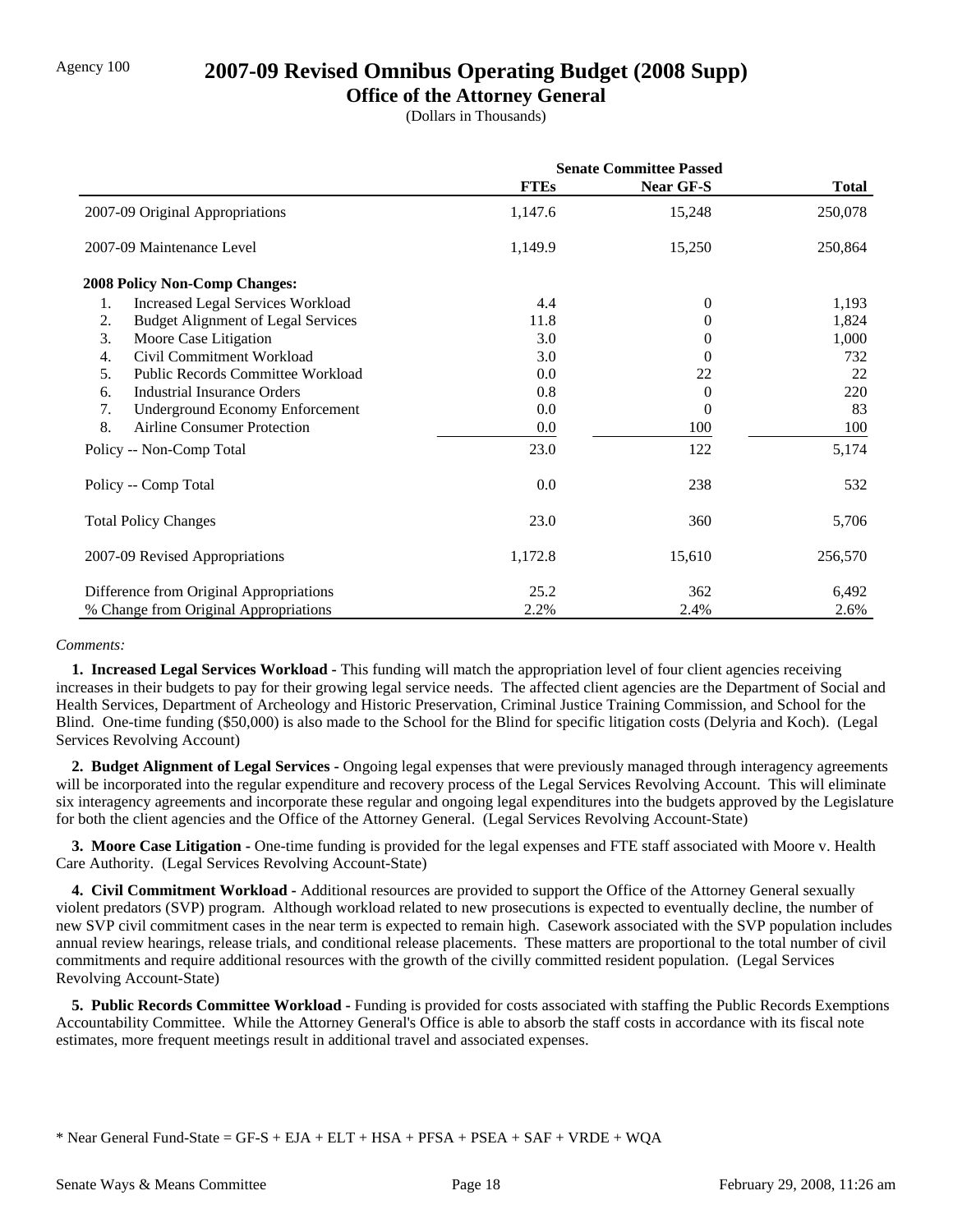Agency 100

# 2007-09 Revised Omnibus Operating Budget (2008 Supp)

## Office of the Attorney General

(Dollars in Thousands)

| | Senate Committee Passed | | |
|---|---|---|---|
| | **FTEs** | **Near GF-S** | **Total** |
| 2007-09 Original Appropriations | 1,147.6 | 15,248 | 250,078 |
| 2007-09 Maintenance Level | 1,149.9 | 15,250 | 250,864 |
| **2008 Policy Non-Comp Changes:** | | | |
| 1. Increased Legal Services Workload | 4.4 | 0 | 1,193 |
| 2. Budget Alignment of Legal Services | 11.8 | 0 | 1,824 |
| 3. Moore Case Litigation | 3.0 | 0 | 1,000 |
| 4. Civil Commitment Workload | 3.0 | 0 | 732 |
| 5. Public Records Committee Workload | 0.0 | 22 | 22 |
| 6. Industrial Insurance Orders | 0.8 | 0 | 220 |
| 7. Underground Economy Enforcement | 0.0 | 0 | 83 |
| 8. Airline Consumer Protection | 0.0 | 100 | 100 |
| Policy -- Non-Comp Total | 23.0 | 122 | 5,174 |
| Policy -- Comp Total | 0.0 | 238 | 532 |
| Total Policy Changes | 23.0 | 360 | 5,706 |
| 2007-09 Revised Appropriations | 1,172.8 | 15,610 | 256,570 |
| Difference from Original Appropriations | 25.2 | 362 | 6,492 |
| % Change from Original Appropriations | 2.2% | 2.4% | 2.6% |

*Comments:*

**1. Increased Legal Services Workload -** This funding will match the appropriation level of four client agencies receiving increases in their budgets to pay for their growing legal service needs. The affected client agencies are the Department of Social and Health Services, Department of Archeology and Historic Preservation, Criminal Justice Training Commission, and School for the Blind. One-time funding ($50,000) is also made to the School for the Blind for specific litigation costs (Delyria and Koch). (Legal Services Revolving Account)

**2. Budget Alignment of Legal Services -** Ongoing legal expenses that were previously managed through interagency agreements will be incorporated into the regular expenditure and recovery process of the Legal Services Revolving Account. This will eliminate six interagency agreements and incorporate these regular and ongoing legal expenditures into the budgets approved by the Legislature for both the client agencies and the Office of the Attorney General. (Legal Services Revolving Account-State)

**3. Moore Case Litigation -** One-time funding is provided for the legal expenses and FTE staff associated with Moore v. Health Care Authority. (Legal Services Revolving Account-State)

**4. Civil Commitment Workload -** Additional resources are provided to support the Office of the Attorney General sexually violent predators (SVP) program. Although workload related to new prosecutions is expected to eventually decline, the number of new SVP civil commitment cases in the near term is expected to remain high. Casework associated with the SVP population includes annual review hearings, release trials, and conditional release placements. These matters are proportional to the total number of civil commitments and require additional resources with the growth of the civilly committed resident population. (Legal Services Revolving Account-State)

**5. Public Records Committee Workload -** Funding is provided for costs associated with staffing the Public Records Exemptions Accountability Committee. While the Attorney General's Office is able to absorb the staff costs in accordance with its fiscal note estimates, more frequent meetings result in additional travel and associated expenses.

* Near General Fund-State = GF-S + EJA + ELT + HSA + PFSA + PSEA + SAF + VRDE + WQA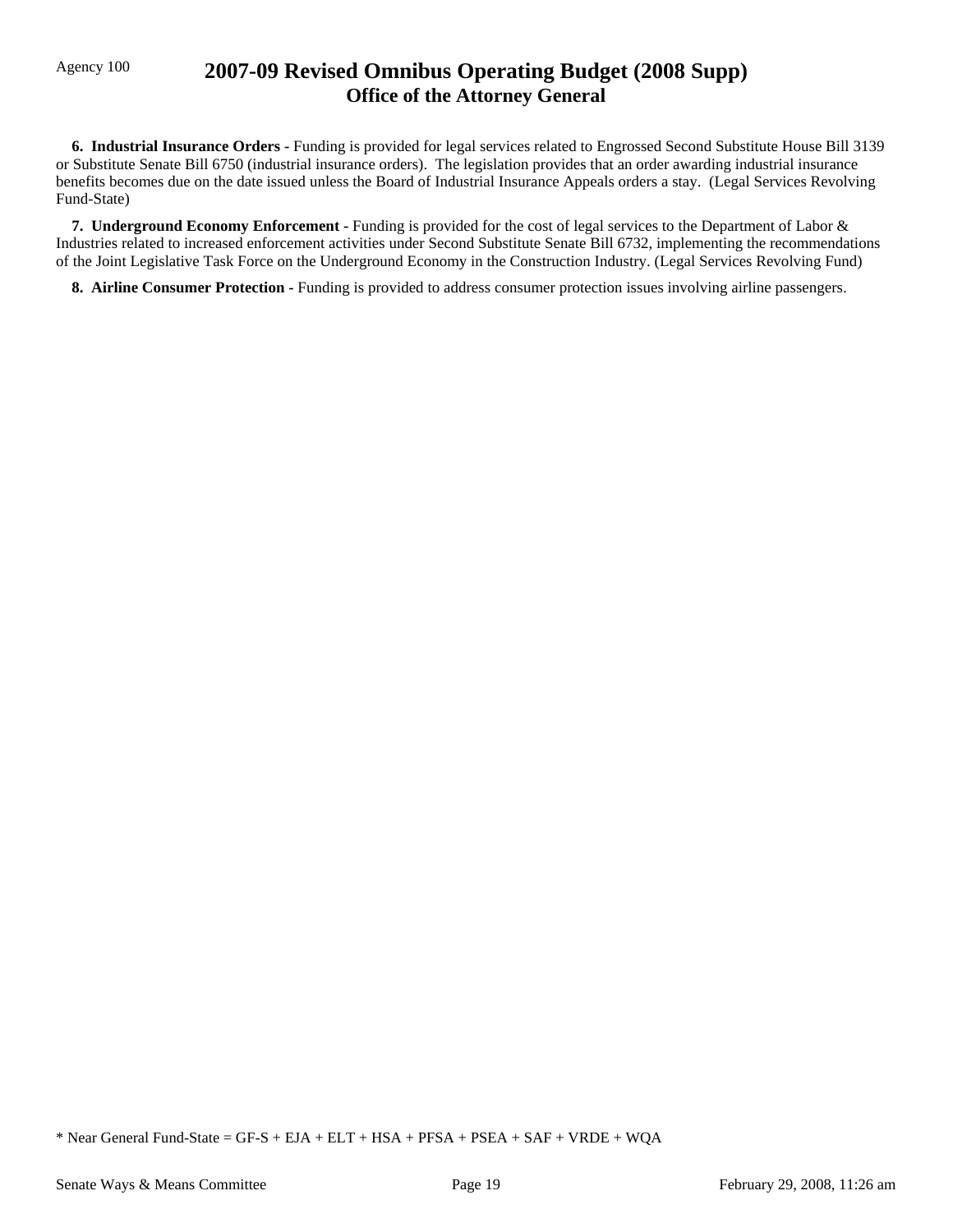**6. Industrial Insurance Orders -** Funding is provided for legal services related to Engrossed Second Substitute House Bill 3139 or Substitute Senate Bill 6750 (industrial insurance orders). The legislation provides that an order awarding industrial insurance benefits becomes due on the date issued unless the Board of Industrial Insurance Appeals orders a stay. (Legal Services Revolving Fund-State)

**7. Underground Economy Enforcement -** Funding is provided for the cost of legal services to the Department of Labor & Industries related to increased enforcement activities under Second Substitute Senate Bill 6732, implementing the recommendations of the Joint Legislative Task Force on the Underground Economy in the Construction Industry. (Legal Services Revolving Fund)

**8. Airline Consumer Protection -** Funding is provided to address consumer protection issues involving airline passengers.

* Near General Fund-State = GF-S + EJA + ELT + HSA + PFSA + PSEA + SAF + VRDE + WQA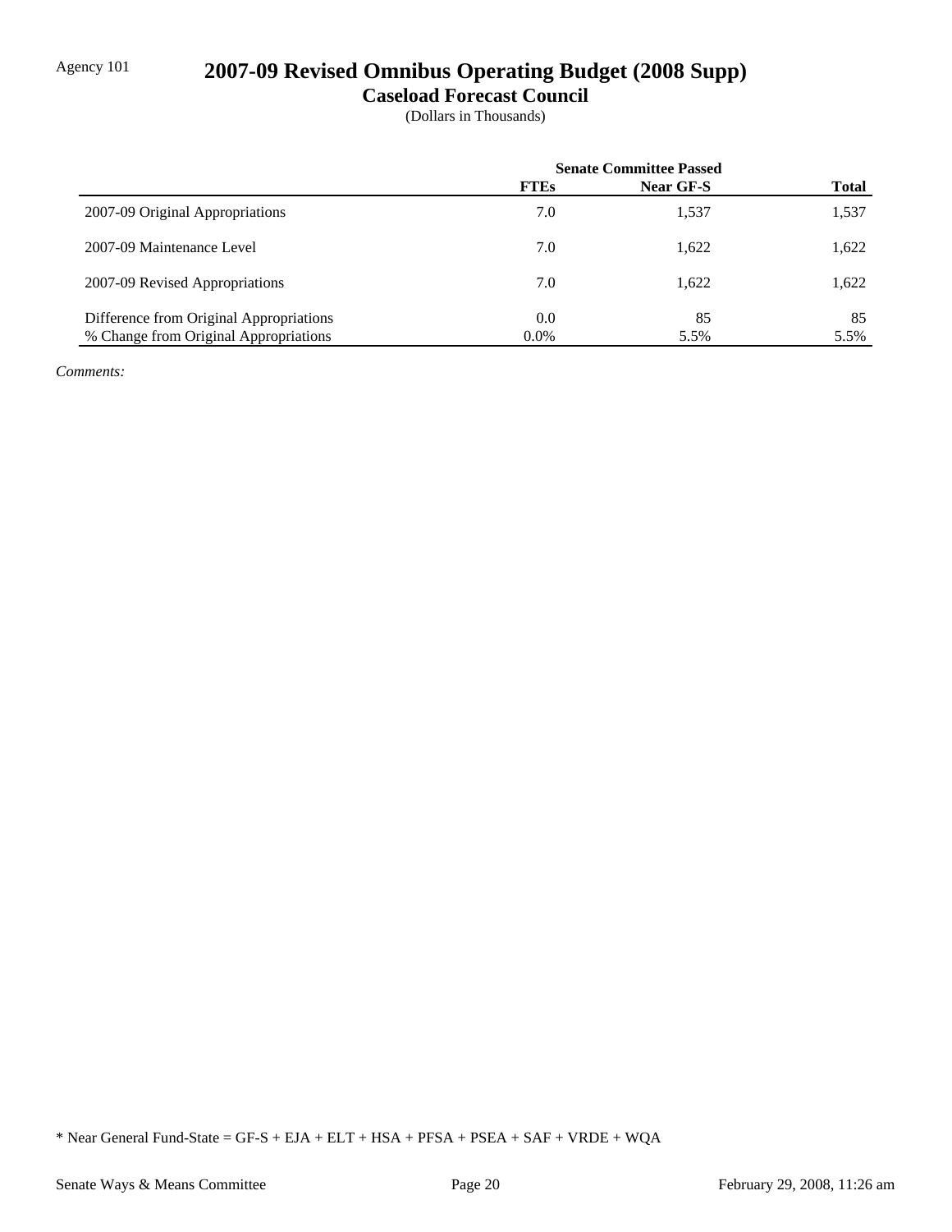Agency 101

# 2007-09 Revised Omnibus Operating Budget (2008 Supp)

## Caseload Forecast Council

(Dollars in Thousands)

| | Senate Committee Passed | | |
|---|---|---|---|
| | **FTEs** | **Near GF-S** | **Total** |
| 2007-09 Original Appropriations | 7.0 | 1,537 | 1,537 |
| 2007-09 Maintenance Level | 7.0 | 1,622 | 1,622 |
| 2007-09 Revised Appropriations | 7.0 | 1,622 | 1,622 |
| Difference from Original Appropriations | 0.0 | 85 | 85 |
| % Change from Original Appropriations | 0.0% | 5.5% | 5.5% |

*Comments:*

* Near General Fund-State = GF-S + EJA + ELT + HSA + PFSA + PSEA + SAF + VRDE + WQA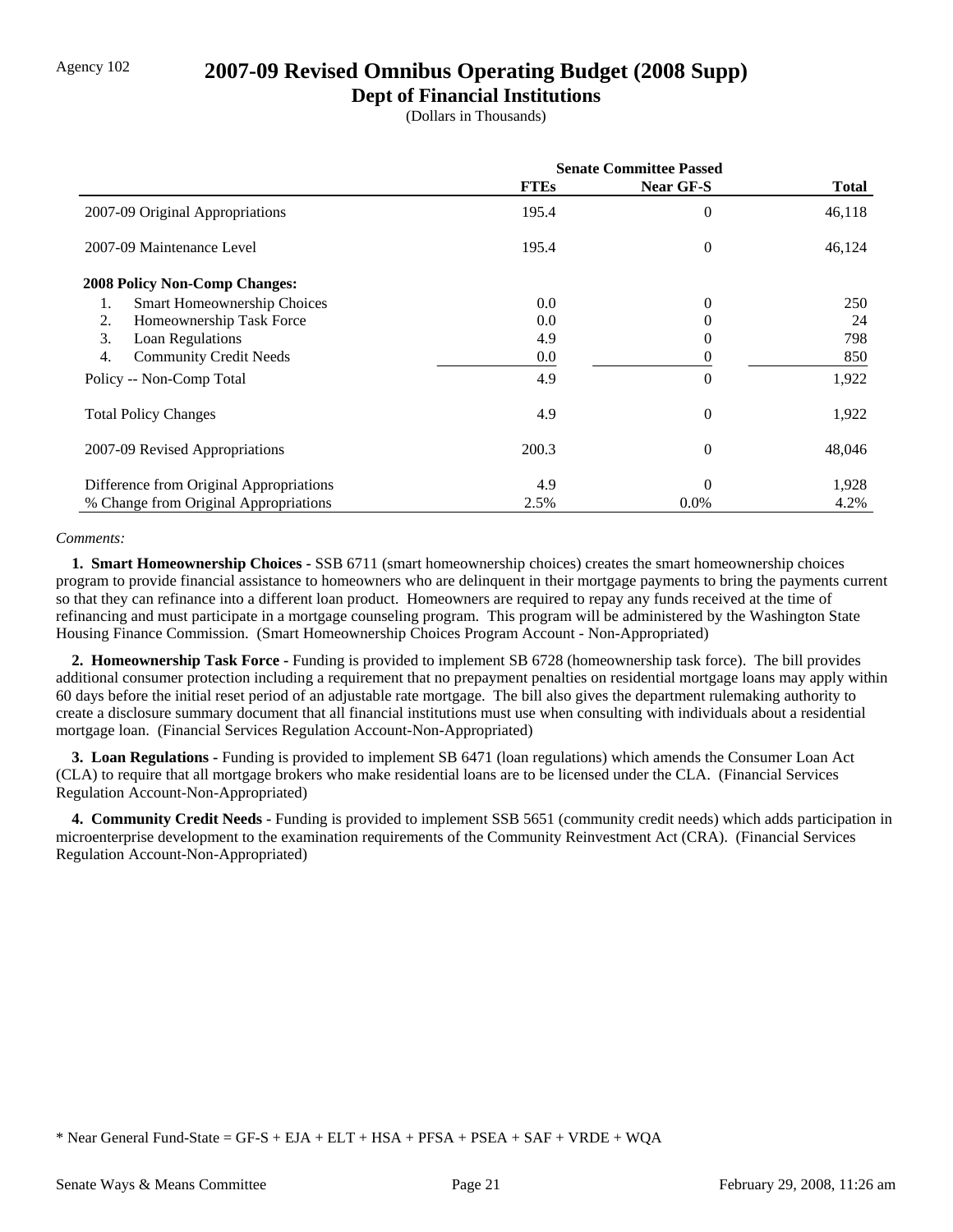Agency 102

# 2007-09 Revised Omnibus Operating Budget (2008 Supp)

## Dept of Financial Institutions

(Dollars in Thousands)

| | Senate Committee Passed | | |
|---|---|---|---|
| | **FTEs** | **Near GF-S** | **Total** |
| 2007-09 Original Appropriations | 195.4 | 0 | 46,118 |
| 2007-09 Maintenance Level | 195.4 | 0 | 46,124 |
| **2008 Policy Non-Comp Changes:** | | | |
| 1. Smart Homeownership Choices | 0.0 | 0 | 250 |
| 2. Homeownership Task Force | 0.0 | 0 | 24 |
| 3. Loan Regulations | 4.9 | 0 | 798 |
| 4. Community Credit Needs | 0.0 | 0 | 850 |
| Policy -- Non-Comp Total | 4.9 | 0 | 1,922 |
| Total Policy Changes | 4.9 | 0 | 1,922 |
| 2007-09 Revised Appropriations | 200.3 | 0 | 48,046 |
| Difference from Original Appropriations | 4.9 | 0 | 1,928 |
| % Change from Original Appropriations | 2.5% | 0.0% | 4.2% |

*Comments:*

**1. Smart Homeownership Choices -** SSB 6711 (smart homeownership choices) creates the smart homeownership choices program to provide financial assistance to homeowners who are delinquent in their mortgage payments to bring the payments current so that they can refinance into a different loan product. Homeowners are required to repay any funds received at the time of refinancing and must participate in a mortgage counseling program. This program will be administered by the Washington State Housing Finance Commission. (Smart Homeownership Choices Program Account - Non-Appropriated)

**2. Homeownership Task Force -** Funding is provided to implement SB 6728 (homeownership task force). The bill provides additional consumer protection including a requirement that no prepayment penalties on residential mortgage loans may apply within 60 days before the initial reset period of an adjustable rate mortgage. The bill also gives the department rulemaking authority to create a disclosure summary document that all financial institutions must use when consulting with individuals about a residential mortgage loan. (Financial Services Regulation Account-Non-Appropriated)

**3. Loan Regulations -** Funding is provided to implement SB 6471 (loan regulations) which amends the Consumer Loan Act (CLA) to require that all mortgage brokers who make residential loans are to be licensed under the CLA. (Financial Services Regulation Account-Non-Appropriated)

**4. Community Credit Needs -** Funding is provided to implement SSB 5651 (community credit needs) which adds participation in microenterprise development to the examination requirements of the Community Reinvestment Act (CRA). (Financial Services Regulation Account-Non-Appropriated)

* Near General Fund-State = GF-S + EJA + ELT + HSA + PFSA + PSEA + SAF + VRDE + WQA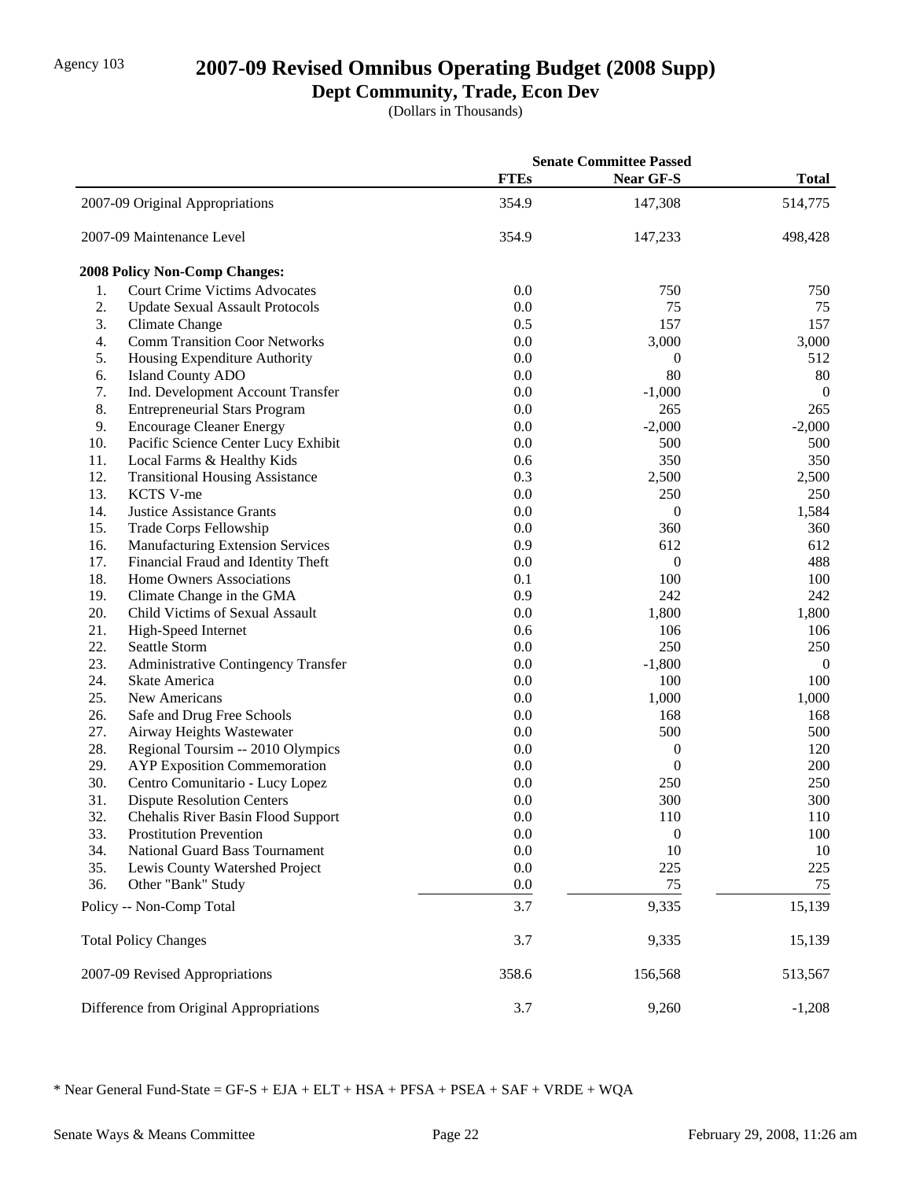Agency 103

# 2007-09 Revised Omnibus Operating Budget (2008 Supp)

## Dept Community, Trade, Econ Dev

(Dollars in Thousands)

| | Senate Committee Passed | | |
|---|---|---|---|
| | FTEs | Near GF-S | Total |
| 2007-09 Original Appropriations | 354.9 | 147,308 | 514,775 |
| 2007-09 Maintenance Level | 354.9 | 147,233 | 498,428 |
| **2008 Policy Non-Comp Changes:** | | | |
| 1. Court Crime Victims Advocates | 0.0 | 750 | 750 |
| 2. Update Sexual Assault Protocols | 0.0 | 75 | 75 |
| 3. Climate Change | 0.5 | 157 | 157 |
| 4. Comm Transition Coor Networks | 0.0 | 3,000 | 3,000 |
| 5. Housing Expenditure Authority | 0.0 | 0 | 512 |
| 6. Island County ADO | 0.0 | 80 | 80 |
| 7. Ind. Development Account Transfer | 0.0 | -1,000 | 0 |
| 8. Entrepreneurial Stars Program | 0.0 | 265 | 265 |
| 9. Encourage Cleaner Energy | 0.0 | -2,000 | -2,000 |
| 10. Pacific Science Center Lucy Exhibit | 0.0 | 500 | 500 |
| 11. Local Farms & Healthy Kids | 0.6 | 350 | 350 |
| 12. Transitional Housing Assistance | 0.3 | 2,500 | 2,500 |
| 13. KCTS V-me | 0.0 | 250 | 250 |
| 14. Justice Assistance Grants | 0.0 | 0 | 1,584 |
| 15. Trade Corps Fellowship | 0.0 | 360 | 360 |
| 16. Manufacturing Extension Services | 0.9 | 612 | 612 |
| 17. Financial Fraud and Identity Theft | 0.0 | 0 | 488 |
| 18. Home Owners Associations | 0.1 | 100 | 100 |
| 19. Climate Change in the GMA | 0.9 | 242 | 242 |
| 20. Child Victims of Sexual Assault | 0.0 | 1,800 | 1,800 |
| 21. High-Speed Internet | 0.6 | 106 | 106 |
| 22. Seattle Storm | 0.0 | 250 | 250 |
| 23. Administrative Contingency Transfer | 0.0 | -1,800 | 0 |
| 24. Skate America | 0.0 | 100 | 100 |
| 25. New Americans | 0.0 | 1,000 | 1,000 |
| 26. Safe and Drug Free Schools | 0.0 | 168 | 168 |
| 27. Airway Heights Wastewater | 0.0 | 500 | 500 |
| 28. Regional Toursim -- 2010 Olympics | 0.0 | 0 | 120 |
| 29. AYP Exposition Commemoration | 0.0 | 0 | 200 |
| 30. Centro Comunitario - Lucy Lopez | 0.0 | 250 | 250 |
| 31. Dispute Resolution Centers | 0.0 | 300 | 300 |
| 32. Chehalis River Basin Flood Support | 0.0 | 110 | 110 |
| 33. Prostitution Prevention | 0.0 | 0 | 100 |
| 34. National Guard Bass Tournament | 0.0 | 10 | 10 |
| 35. Lewis County Watershed Project | 0.0 | 225 | 225 |
| 36. Other "Bank" Study | 0.0 | 75 | 75 |
| Policy -- Non-Comp Total | 3.7 | 9,335 | 15,139 |
| Total Policy Changes | 3.7 | 9,335 | 15,139 |
| 2007-09 Revised Appropriations | 358.6 | 156,568 | 513,567 |
| Difference from Original Appropriations | 3.7 | 9,260 | -1,208 |

* Near General Fund-State = GF-S + EJA + ELT + HSA + PFSA + PSEA + SAF + VRDE + WQA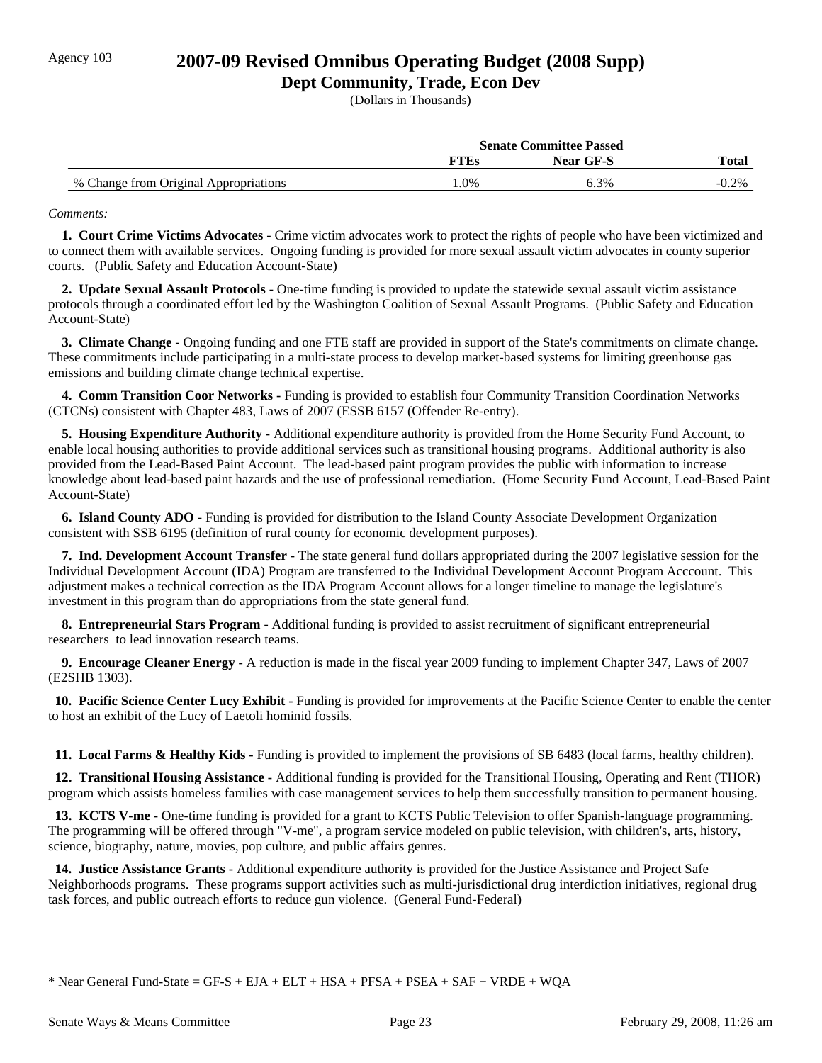Agency 103

# 2007-09 Revised Omnibus Operating Budget (2008 Supp)

## Dept Community, Trade, Econ Dev

(Dollars in Thousands)

| | Senate Committee Passed | | |
|---|---|---|---|
| | FTEs | Near GF-S | Total |
| % Change from Original Appropriations | 1.0% | 6.3% | -0.2% |

*Comments:*

**1. Court Crime Victims Advocates -** Crime victim advocates work to protect the rights of people who have been victimized and to connect them with available services. Ongoing funding is provided for more sexual assault victim advocates in county superior courts. (Public Safety and Education Account-State)

**2. Update Sexual Assault Protocols -** One-time funding is provided to update the statewide sexual assault victim assistance protocols through a coordinated effort led by the Washington Coalition of Sexual Assault Programs. (Public Safety and Education Account-State)

**3. Climate Change -** Ongoing funding and one FTE staff are provided in support of the State's commitments on climate change. These commitments include participating in a multi-state process to develop market-based systems for limiting greenhouse gas emissions and building climate change technical expertise.

**4. Comm Transition Coor Networks -** Funding is provided to establish four Community Transition Coordination Networks (CTCNs) consistent with Chapter 483, Laws of 2007 (ESSB 6157 (Offender Re-entry).

**5. Housing Expenditure Authority -** Additional expenditure authority is provided from the Home Security Fund Account, to enable local housing authorities to provide additional services such as transitional housing programs. Additional authority is also provided from the Lead-Based Paint Account. The lead-based paint program provides the public with information to increase knowledge about lead-based paint hazards and the use of professional remediation. (Home Security Fund Account, Lead-Based Paint Account-State)

**6. Island County ADO -** Funding is provided for distribution to the Island County Associate Development Organization consistent with SSB 6195 (definition of rural county for economic development purposes).

**7. Ind. Development Account Transfer -** The state general fund dollars appropriated during the 2007 legislative session for the Individual Development Account (IDA) Program are transferred to the Individual Development Account Program Acccount. This adjustment makes a technical correction as the IDA Program Account allows for a longer timeline to manage the legislature's investment in this program than do appropriations from the state general fund.

**8. Entrepreneurial Stars Program -** Additional funding is provided to assist recruitment of significant entrepreneurial researchers to lead innovation research teams.

**9. Encourage Cleaner Energy -** A reduction is made in the fiscal year 2009 funding to implement Chapter 347, Laws of 2007 (E2SHB 1303).

**10. Pacific Science Center Lucy Exhibit -** Funding is provided for improvements at the Pacific Science Center to enable the center to host an exhibit of the Lucy of Laetoli hominid fossils.

**11. Local Farms & Healthy Kids -** Funding is provided to implement the provisions of SB 6483 (local farms, healthy children).

**12. Transitional Housing Assistance** - Additional funding is provided for the Transitional Housing, Operating and Rent (THOR) program which assists homeless families with case management services to help them successfully transition to permanent housing.

**13. KCTS V-me -** One-time funding is provided for a grant to KCTS Public Television to offer Spanish-language programming. The programming will be offered through "V-me", a program service modeled on public television, with children's, arts, history, science, biography, nature, movies, pop culture, and public affairs genres.

**14. Justice Assistance Grants -** Additional expenditure authority is provided for the Justice Assistance and Project Safe Neighborhoods programs. These programs support activities such as multi-jurisdictional drug interdiction initiatives, regional drug task forces, and public outreach efforts to reduce gun violence. (General Fund-Federal)

* Near General Fund-State = GF-S + EJA + ELT + HSA + PFSA + PSEA + SAF + VRDE + WQA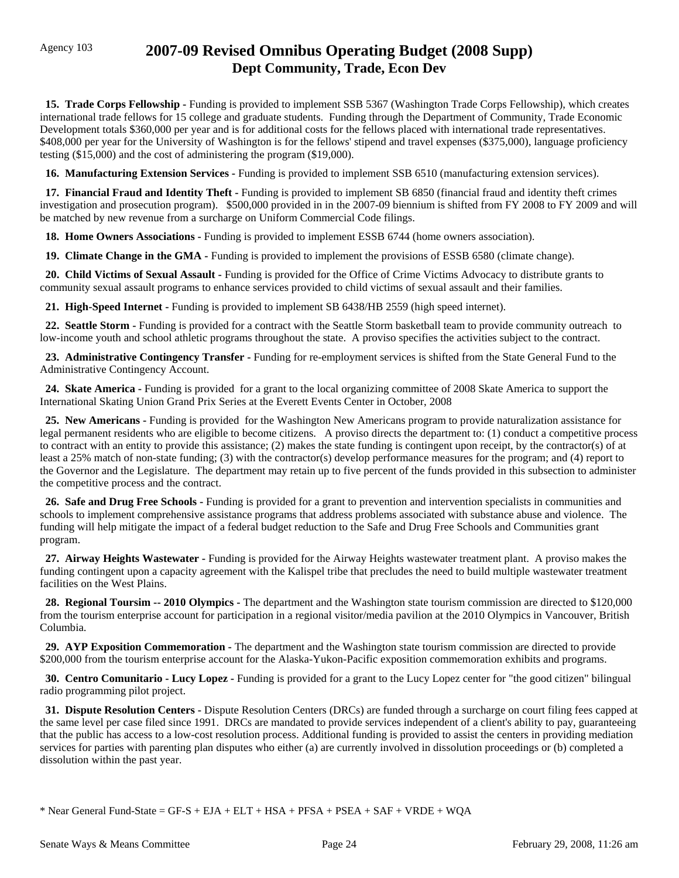**15. Trade Corps Fellowship -** Funding is provided to implement SSB 5367 (Washington Trade Corps Fellowship), which creates international trade fellows for 15 college and graduate students. Funding through the Department of Community, Trade Economic Development totals $360,000 per year and is for additional costs for the fellows placed with international trade representatives. $408,000 per year for the University of Washington is for the fellows' stipend and travel expenses ($375,000), language proficiency testing ($15,000) and the cost of administering the program ($19,000).

**16. Manufacturing Extension Services -** Funding is provided to implement SSB 6510 (manufacturing extension services).

**17. Financial Fraud and Identity Theft -** Funding is provided to implement SB 6850 (financial fraud and identity theft crimes investigation and prosecution program). $500,000 provided in in the 2007-09 biennium is shifted from FY 2008 to FY 2009 and will be matched by new revenue from a surcharge on Uniform Commercial Code filings.

**18. Home Owners Associations -** Funding is provided to implement ESSB 6744 (home owners association).

**19. Climate Change in the GMA -** Funding is provided to implement the provisions of ESSB 6580 (climate change).

**20. Child Victims of Sexual Assault -** Funding is provided for the Office of Crime Victims Advocacy to distribute grants to community sexual assault programs to enhance services provided to child victims of sexual assault and their families.

**21. High-Speed Internet -** Funding is provided to implement SB 6438/HB 2559 (high speed internet).

**22. Seattle Storm -** Funding is provided for a contract with the Seattle Storm basketball team to provide community outreach to low-income youth and school athletic programs throughout the state. A proviso specifies the activities subject to the contract.

**23. Administrative Contingency Transfer -** Funding for re-employment services is shifted from the State General Fund to the Administrative Contingency Account.

**24. Skate America -** Funding is provided for a grant to the local organizing committee of 2008 Skate America to support the International Skating Union Grand Prix Series at the Everett Events Center in October, 2008

**25. New Americans -** Funding is provided for the Washington New Americans program to provide naturalization assistance for legal permanent residents who are eligible to become citizens. A proviso directs the department to: (1) conduct a competitive process to contract with an entity to provide this assistance; (2) makes the state funding is contingent upon receipt, by the contractor(s) of at least a 25% match of non-state funding; (3) with the contractor(s) develop performance measures for the program; and (4) report to the Governor and the Legislature. The department may retain up to five percent of the funds provided in this subsection to administer the competitive process and the contract.

**26. Safe and Drug Free Schools -** Funding is provided for a grant to prevention and intervention specialists in communities and schools to implement comprehensive assistance programs that address problems associated with substance abuse and violence. The funding will help mitigate the impact of a federal budget reduction to the Safe and Drug Free Schools and Communities grant program.

**27. Airway Heights Wastewater -** Funding is provided for the Airway Heights wastewater treatment plant. A proviso makes the funding contingent upon a capacity agreement with the Kalispel tribe that precludes the need to build multiple wastewater treatment facilities on the West Plains.

**28. Regional Toursim -- 2010 Olympics -** The department and the Washington state tourism commission are directed to $120,000 from the tourism enterprise account for participation in a regional visitor/media pavilion at the 2010 Olympics in Vancouver, British Columbia.

**29. AYP Exposition Commemoration -** The department and the Washington state tourism commission are directed to provide $200,000 from the tourism enterprise account for the Alaska-Yukon-Pacific exposition commemoration exhibits and programs.

**30. Centro Comunitario - Lucy Lopez -** Funding is provided for a grant to the Lucy Lopez center for "the good citizen" bilingual radio programming pilot project.

**31. Dispute Resolution Centers -** Dispute Resolution Centers (DRCs) are funded through a surcharge on court filing fees capped at the same level per case filed since 1991. DRCs are mandated to provide services independent of a client's ability to pay, guaranteeing that the public has access to a low-cost resolution process. Additional funding is provided to assist the centers in providing mediation services for parties with parenting plan disputes who either (a) are currently involved in dissolution proceedings or (b) completed a dissolution within the past year.

* Near General Fund-State = GF-S + EJA + ELT + HSA + PFSA + PSEA + SAF + VRDE + WQA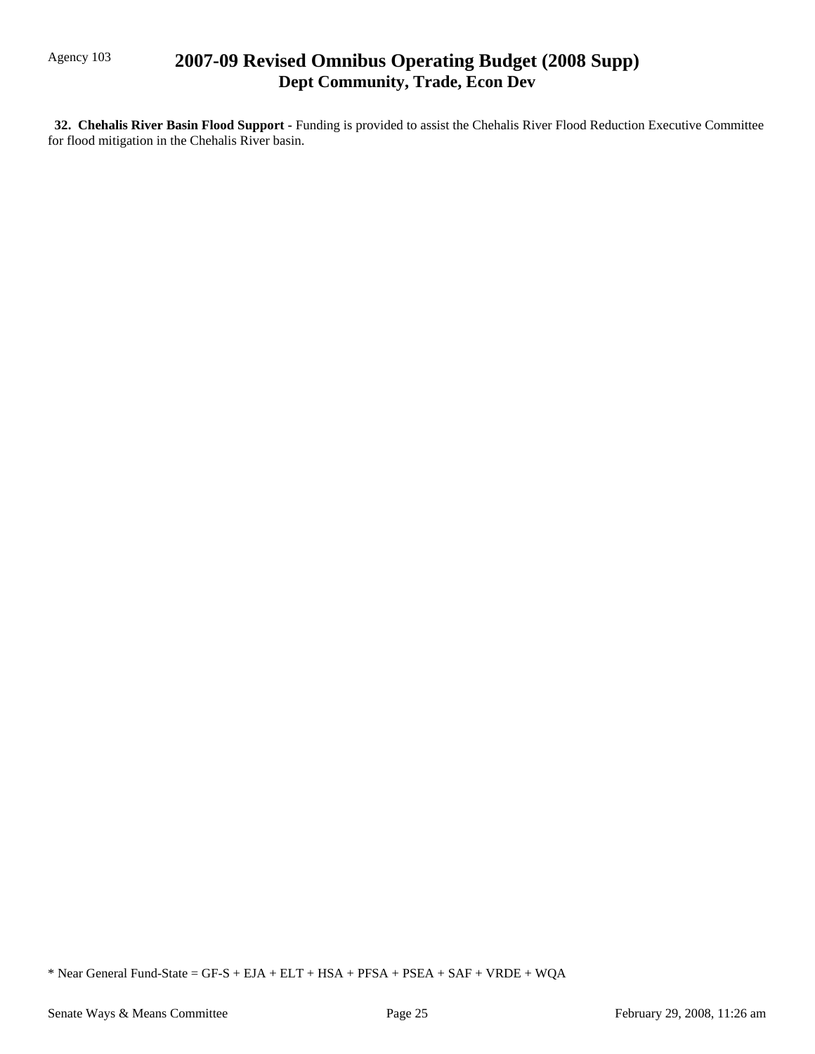**32. Chehalis River Basin Flood Support -** Funding is provided to assist the Chehalis River Flood Reduction Executive Committee for flood mitigation in the Chehalis River basin.

* Near General Fund-State = GF-S + EJA + ELT + HSA + PFSA + PSEA + SAF + VRDE + WQA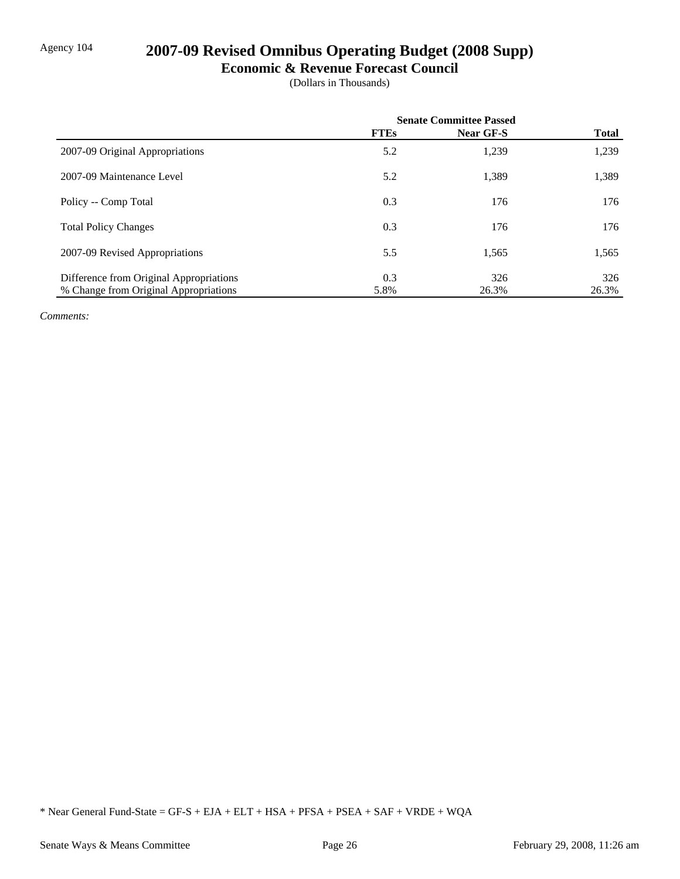Agency 104

# 2007-09 Revised Omnibus Operating Budget (2008 Supp)

## Economic & Revenue Forecast Council

(Dollars in Thousands)

| | Senate Committee Passed | | |
|---|---|---|---|
| | **FTEs** | **Near GF-S** | **Total** |
| 2007-09 Original Appropriations | 5.2 | 1,239 | 1,239 |
| 2007-09 Maintenance Level | 5.2 | 1,389 | 1,389 |
| Policy -- Comp Total | 0.3 | 176 | 176 |
| Total Policy Changes | 0.3 | 176 | 176 |
| 2007-09 Revised Appropriations | 5.5 | 1,565 | 1,565 |
| Difference from Original Appropriations | 0.3 | 326 | 326 |
| % Change from Original Appropriations | 5.8% | 26.3% | 26.3% |

*Comments:*

\* Near General Fund-State = GF-S + EJA + ELT + HSA + PFSA + PSEA + SAF + VRDE + WQA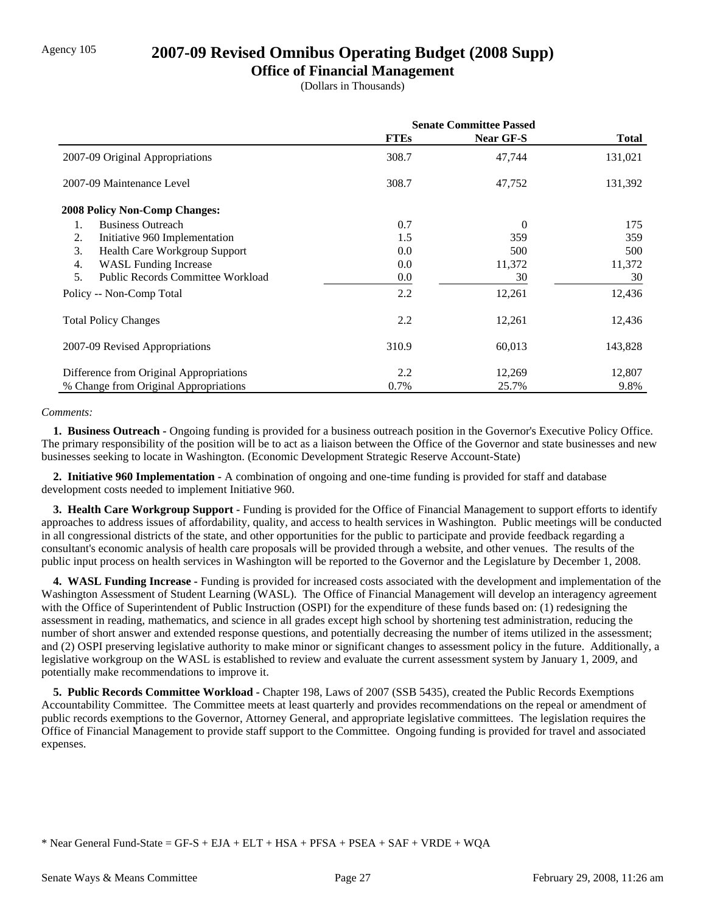Agency 105

# 2007-09 Revised Omnibus Operating Budget (2008 Supp)

## Office of Financial Management

(Dollars in Thousands)

| | Senate Committee Passed | | |
|---|---|---|---|
| | **FTEs** | **Near GF-S** | **Total** |
| 2007-09 Original Appropriations | 308.7 | 47,744 | 131,021 |
| 2007-09 Maintenance Level | 308.7 | 47,752 | 131,392 |
| **2008 Policy Non-Comp Changes:** | | | |
| 1. Business Outreach | 0.7 | 0 | 175 |
| 2. Initiative 960 Implementation | 1.5 | 359 | 359 |
| 3. Health Care Workgroup Support | 0.0 | 500 | 500 |
| 4. WASL Funding Increase | 0.0 | 11,372 | 11,372 |
| 5. Public Records Committee Workload | 0.0 | 30 | 30 |
| Policy -- Non-Comp Total | 2.2 | 12,261 | 12,436 |
| Total Policy Changes | 2.2 | 12,261 | 12,436 |
| 2007-09 Revised Appropriations | 310.9 | 60,013 | 143,828 |
| Difference from Original Appropriations | 2.2 | 12,269 | 12,807 |
| % Change from Original Appropriations | 0.7% | 25.7% | 9.8% |

*Comments:*

**1. Business Outreach -** Ongoing funding is provided for a business outreach position in the Governor's Executive Policy Office. The primary responsibility of the position will be to act as a liaison between the Office of the Governor and state businesses and new businesses seeking to locate in Washington. (Economic Development Strategic Reserve Account-State)

**2. Initiative 960 Implementation -** A combination of ongoing and one-time funding is provided for staff and database development costs needed to implement Initiative 960.

**3. Health Care Workgroup Support -** Funding is provided for the Office of Financial Management to support efforts to identify approaches to address issues of affordability, quality, and access to health services in Washington. Public meetings will be conducted in all congressional districts of the state, and other opportunities for the public to participate and provide feedback regarding a consultant's economic analysis of health care proposals will be provided through a website, and other venues. The results of the public input process on health services in Washington will be reported to the Governor and the Legislature by December 1, 2008.

**4. WASL Funding Increase -** Funding is provided for increased costs associated with the development and implementation of the Washington Assessment of Student Learning (WASL). The Office of Financial Management will develop an interagency agreement with the Office of Superintendent of Public Instruction (OSPI) for the expenditure of these funds based on: (1) redesigning the assessment in reading, mathematics, and science in all grades except high school by shortening test administration, reducing the number of short answer and extended response questions, and potentially decreasing the number of items utilized in the assessment; and (2) OSPI preserving legislative authority to make minor or significant changes to assessment policy in the future. Additionally, a legislative workgroup on the WASL is established to review and evaluate the current assessment system by January 1, 2009, and potentially make recommendations to improve it.

**5. Public Records Committee Workload -** Chapter 198, Laws of 2007 (SSB 5435), created the Public Records Exemptions Accountability Committee. The Committee meets at least quarterly and provides recommendations on the repeal or amendment of public records exemptions to the Governor, Attorney General, and appropriate legislative committees. The legislation requires the Office of Financial Management to provide staff support to the Committee. Ongoing funding is provided for travel and associated expenses.

* Near General Fund-State = GF-S + EJA + ELT + HSA + PFSA + PSEA + SAF + VRDE + WQA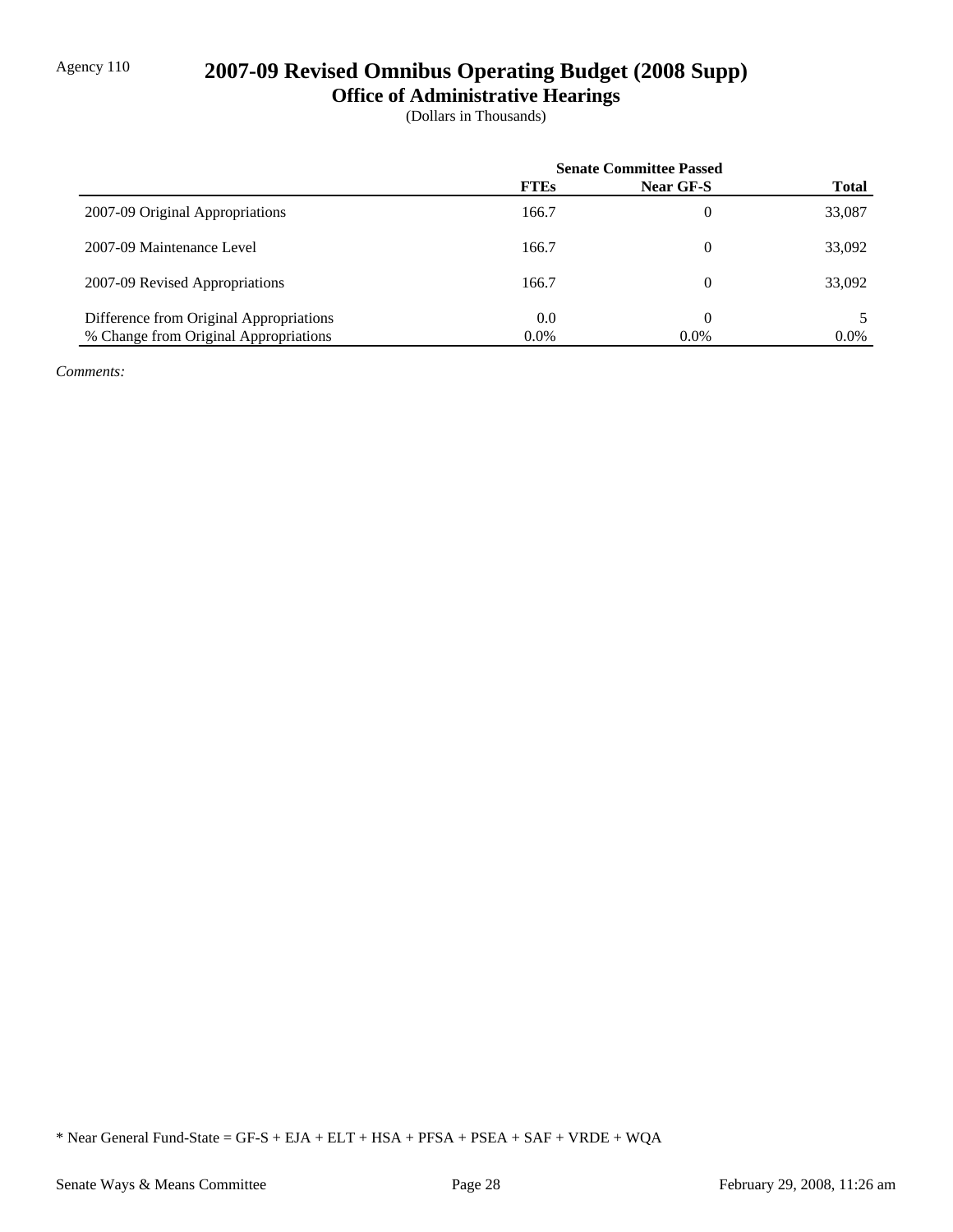Agency 110

# 2007-09 Revised Omnibus Operating Budget (2008 Supp)

## Office of Administrative Hearings

(Dollars in Thousands)

| | Senate Committee Passed | | |
|---|---|---|---|
| | **FTEs** | **Near GF-S** | **Total** |
| 2007-09 Original Appropriations | 166.7 | 0 | 33,087 |
| 2007-09 Maintenance Level | 166.7 | 0 | 33,092 |
| 2007-09 Revised Appropriations | 166.7 | 0 | 33,092 |
| Difference from Original Appropriations | 0.0 | 0 | 5 |
| % Change from Original Appropriations | 0.0% | 0.0% | 0.0% |

*Comments:*

* Near General Fund-State = GF-S + EJA + ELT + HSA + PFSA + PSEA + SAF + VRDE + WQA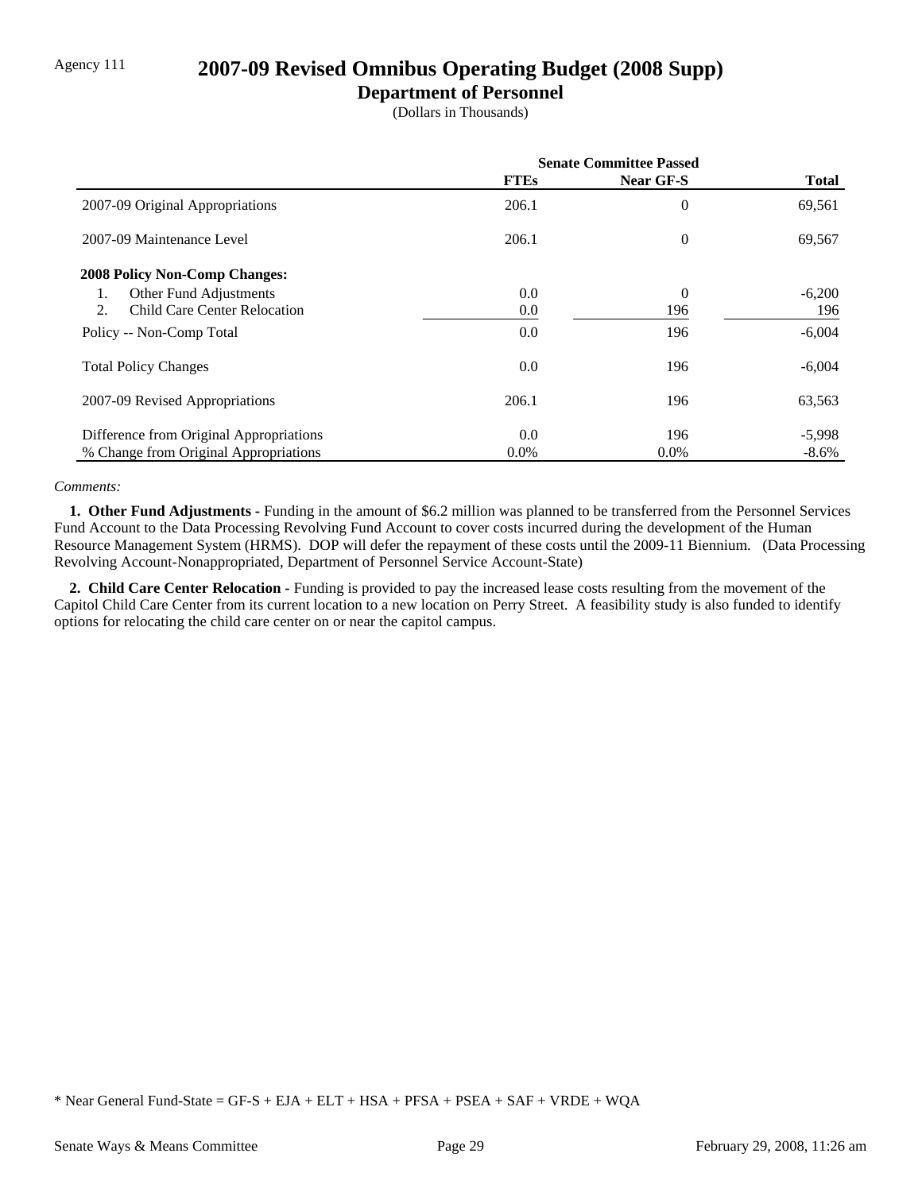Agency 111

# 2007-09 Revised Omnibus Operating Budget (2008 Supp)

## Department of Personnel

(Dollars in Thousands)

| | Senate Committee Passed | | |
|---|---|---|---|
| | **FTEs** | **Near GF-S** | **Total** |
| 2007-09 Original Appropriations | 206.1 | 0 | 69,561 |
| 2007-09 Maintenance Level | 206.1 | 0 | 69,567 |
| **2008 Policy Non-Comp Changes:** | | | |
| 1. Other Fund Adjustments | 0.0 | 0 | -6,200 |
| 2. Child Care Center Relocation | 0.0 | 196 | 196 |
| Policy -- Non-Comp Total | 0.0 | 196 | -6,004 |
| Total Policy Changes | 0.0 | 196 | -6,004 |
| 2007-09 Revised Appropriations | 206.1 | 196 | 63,563 |
| Difference from Original Appropriations | 0.0 | 196 | -5,998 |
| % Change from Original Appropriations | 0.0% | 0.0% | -8.6% |

*Comments:*

**1. Other Fund Adjustments -** Funding in the amount of $6.2 million was planned to be transferred from the Personnel Services Fund Account to the Data Processing Revolving Fund Account to cover costs incurred during the development of the Human Resource Management System (HRMS). DOP will defer the repayment of these costs until the 2009-11 Biennium. (Data Processing Revolving Account-Nonappropriated, Department of Personnel Service Account-State)

**2. Child Care Center Relocation -** Funding is provided to pay the increased lease costs resulting from the movement of the Capitol Child Care Center from its current location to a new location on Perry Street. A feasibility study is also funded to identify options for relocating the child care center on or near the capitol campus.

* Near General Fund-State = GF-S + EJA + ELT + HSA + PFSA + PSEA + SAF + VRDE + WQA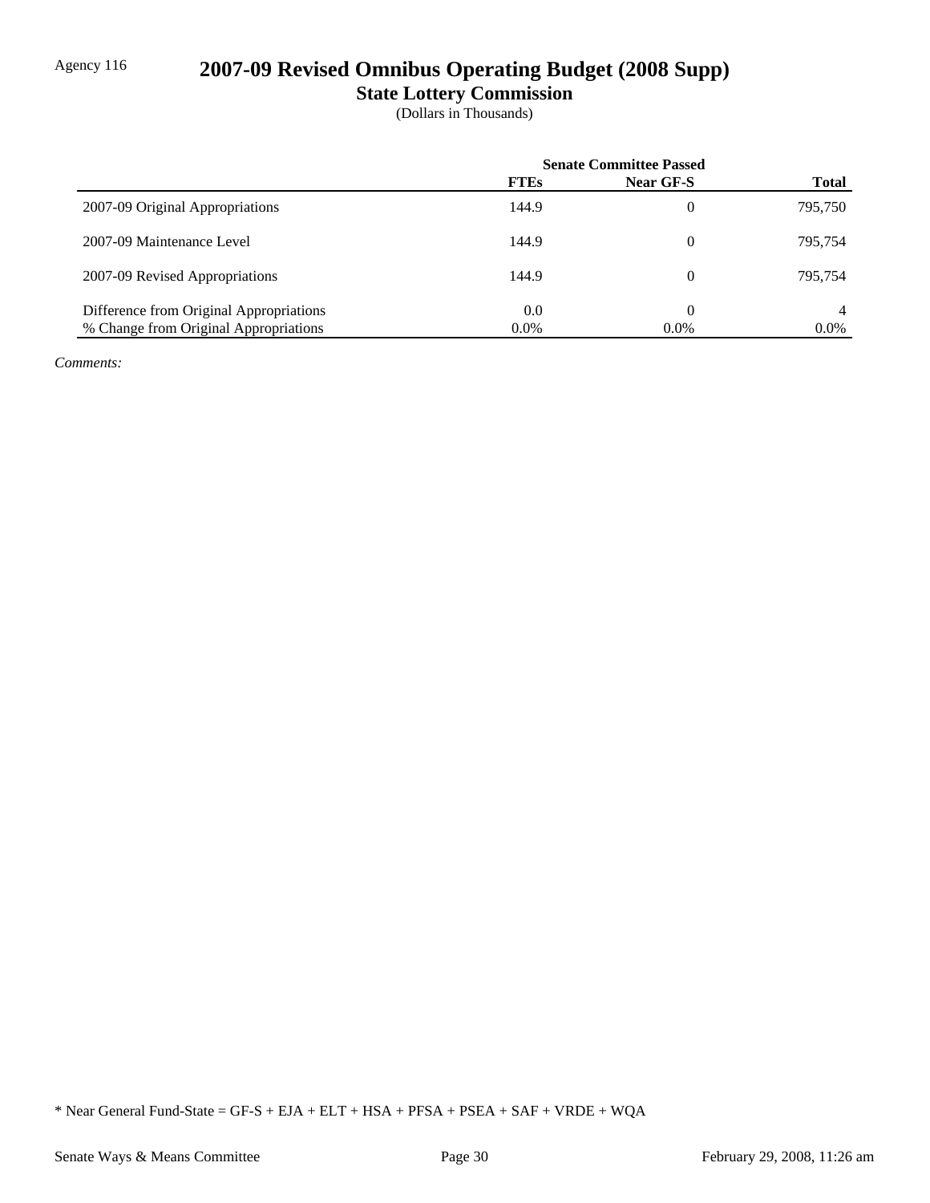Agency 116

# 2007-09 Revised Omnibus Operating Budget (2008 Supp)

## State Lottery Commission

(Dollars in Thousands)

| | Senate Committee Passed | | |
|---|---|---|---|
| | **FTEs** | **Near GF-S** | **Total** |
| 2007-09 Original Appropriations | 144.9 | 0 | 795,750 |
| 2007-09 Maintenance Level | 144.9 | 0 | 795,754 |
| 2007-09 Revised Appropriations | 144.9 | 0 | 795,754 |
| Difference from Original Appropriations | 0.0 | 0 | 4 |
| % Change from Original Appropriations | 0.0% | 0.0% | 0.0% |

*Comments:*

* Near General Fund-State = GF-S + EJA + ELT + HSA + PFSA + PSEA + SAF + VRDE + WQA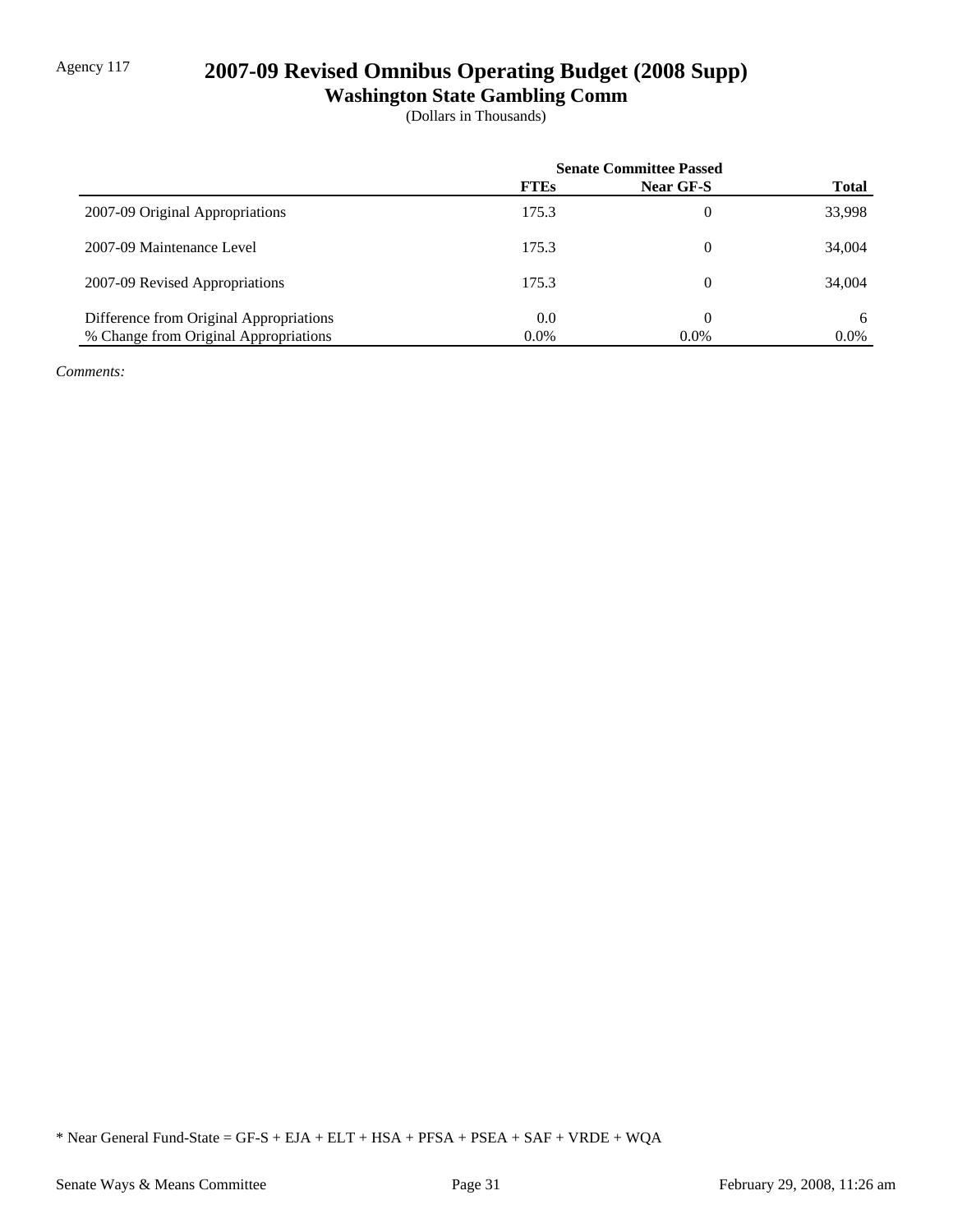Agency 117

# 2007-09 Revised Omnibus Operating Budget (2008 Supp)

## Washington State Gambling Comm

(Dollars in Thousands)

| | Senate Committee Passed | | |
|---|---|---|---|
| | **FTEs** | **Near GF-S** | **Total** |
| 2007-09 Original Appropriations | 175.3 | 0 | 33,998 |
| 2007-09 Maintenance Level | 175.3 | 0 | 34,004 |
| 2007-09 Revised Appropriations | 175.3 | 0 | 34,004 |
| Difference from Original Appropriations | 0.0 | 0 | 6 |
| % Change from Original Appropriations | 0.0% | 0.0% | 0.0% |

*Comments:*

* Near General Fund-State = GF-S + EJA + ELT + HSA + PFSA + PSEA + SAF + VRDE + WQA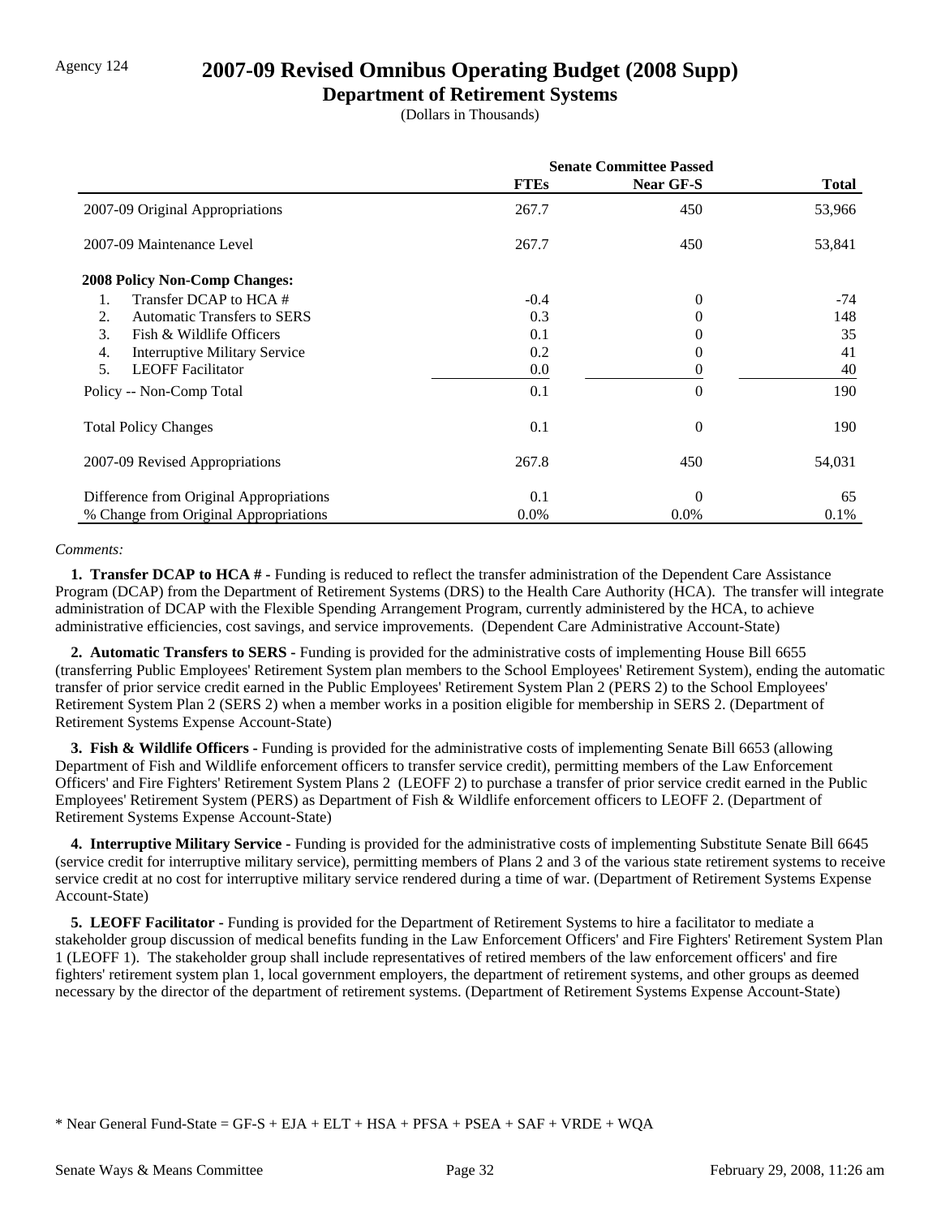Agency 124

# 2007-09 Revised Omnibus Operating Budget (2008 Supp)

## Department of Retirement Systems

(Dollars in Thousands)

| | Senate Committee Passed | | |
|---|---|---|---|
| | **FTEs** | **Near GF-S** | **Total** |
| 2007-09 Original Appropriations | 267.7 | 450 | 53,966 |
| 2007-09 Maintenance Level | 267.7 | 450 | 53,841 |
| **2008 Policy Non-Comp Changes:** | | | |
| 1. Transfer DCAP to HCA # | -0.4 | 0 | -74 |
| 2. Automatic Transfers to SERS | 0.3 | 0 | 148 |
| 3. Fish & Wildlife Officers | 0.1 | 0 | 35 |
| 4. Interruptive Military Service | 0.2 | 0 | 41 |
| 5. LEOFF Facilitator | 0.0 | 0 | 40 |
| Policy -- Non-Comp Total | 0.1 | 0 | 190 |
| Total Policy Changes | 0.1 | 0 | 190 |
| 2007-09 Revised Appropriations | 267.8 | 450 | 54,031 |
| Difference from Original Appropriations | 0.1 | 0 | 65 |
| % Change from Original Appropriations | 0.0% | 0.0% | 0.1% |

*Comments:*

**1. Transfer DCAP to HCA # -** Funding is reduced to reflect the transfer administration of the Dependent Care Assistance Program (DCAP) from the Department of Retirement Systems (DRS) to the Health Care Authority (HCA). The transfer will integrate administration of DCAP with the Flexible Spending Arrangement Program, currently administered by the HCA, to achieve administrative efficiencies, cost savings, and service improvements. (Dependent Care Administrative Account-State)

**2. Automatic Transfers to SERS -** Funding is provided for the administrative costs of implementing House Bill 6655 (transferring Public Employees' Retirement System plan members to the School Employees' Retirement System), ending the automatic transfer of prior service credit earned in the Public Employees' Retirement System Plan 2 (PERS 2) to the School Employees' Retirement System Plan 2 (SERS 2) when a member works in a position eligible for membership in SERS 2. (Department of Retirement Systems Expense Account-State)

**3. Fish & Wildlife Officers -** Funding is provided for the administrative costs of implementing Senate Bill 6653 (allowing Department of Fish and Wildlife enforcement officers to transfer service credit), permitting members of the Law Enforcement Officers' and Fire Fighters' Retirement System Plans 2 (LEOFF 2) to purchase a transfer of prior service credit earned in the Public Employees' Retirement System (PERS) as Department of Fish & Wildlife enforcement officers to LEOFF 2. (Department of Retirement Systems Expense Account-State)

**4. Interruptive Military Service -** Funding is provided for the administrative costs of implementing Substitute Senate Bill 6645 (service credit for interruptive military service), permitting members of Plans 2 and 3 of the various state retirement systems to receive service credit at no cost for interruptive military service rendered during a time of war. (Department of Retirement Systems Expense Account-State)

**5. LEOFF Facilitator -** Funding is provided for the Department of Retirement Systems to hire a facilitator to mediate a stakeholder group discussion of medical benefits funding in the Law Enforcement Officers' and Fire Fighters' Retirement System Plan 1 (LEOFF 1). The stakeholder group shall include representatives of retired members of the law enforcement officers' and fire fighters' retirement system plan 1, local government employers, the department of retirement systems, and other groups as deemed necessary by the director of the department of retirement systems. (Department of Retirement Systems Expense Account-State)

* Near General Fund-State = GF-S + EJA + ELT + HSA + PFSA + PSEA + SAF + VRDE + WQA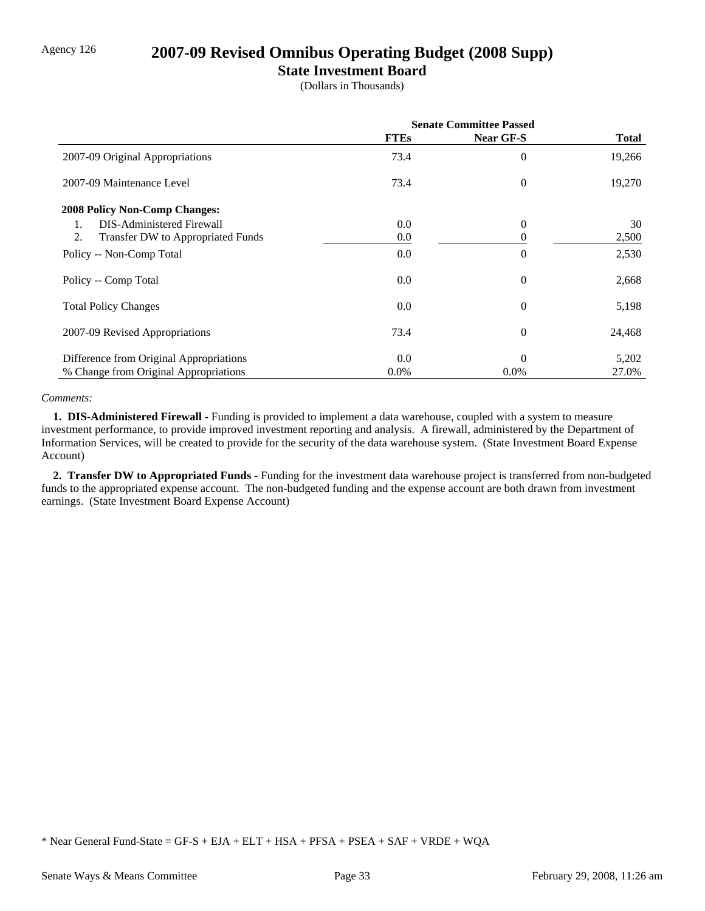Agency 126

# 2007-09 Revised Omnibus Operating Budget (2008 Supp)

## State Investment Board

(Dollars in Thousands)

| | Senate Committee Passed | | |
|---|---|---|---|
| | **FTEs** | **Near GF-S** | **Total** |
| 2007-09 Original Appropriations | 73.4 | 0 | 19,266 |
| 2007-09 Maintenance Level | 73.4 | 0 | 19,270 |
| **2008 Policy Non-Comp Changes:** | | | |
| 1. DIS-Administered Firewall | 0.0 | 0 | 30 |
| 2. Transfer DW to Appropriated Funds | 0.0 | 0 | 2,500 |
| Policy -- Non-Comp Total | 0.0 | 0 | 2,530 |
| Policy -- Comp Total | 0.0 | 0 | 2,668 |
| Total Policy Changes | 0.0 | 0 | 5,198 |
| 2007-09 Revised Appropriations | 73.4 | 0 | 24,468 |
| Difference from Original Appropriations | 0.0 | 0 | 5,202 |
| % Change from Original Appropriations | 0.0% | 0.0% | 27.0% |

*Comments:*

**1. DIS-Administered Firewall -** Funding is provided to implement a data warehouse, coupled with a system to measure investment performance, to provide improved investment reporting and analysis. A firewall, administered by the Department of Information Services, will be created to provide for the security of the data warehouse system. (State Investment Board Expense Account)

**2. Transfer DW to Appropriated Funds -** Funding for the investment data warehouse project is transferred from non-budgeted funds to the appropriated expense account. The non-budgeted funding and the expense account are both drawn from investment earnings. (State Investment Board Expense Account)

* Near General Fund-State = GF-S + EJA + ELT + HSA + PFSA + PSEA + SAF + VRDE + WQA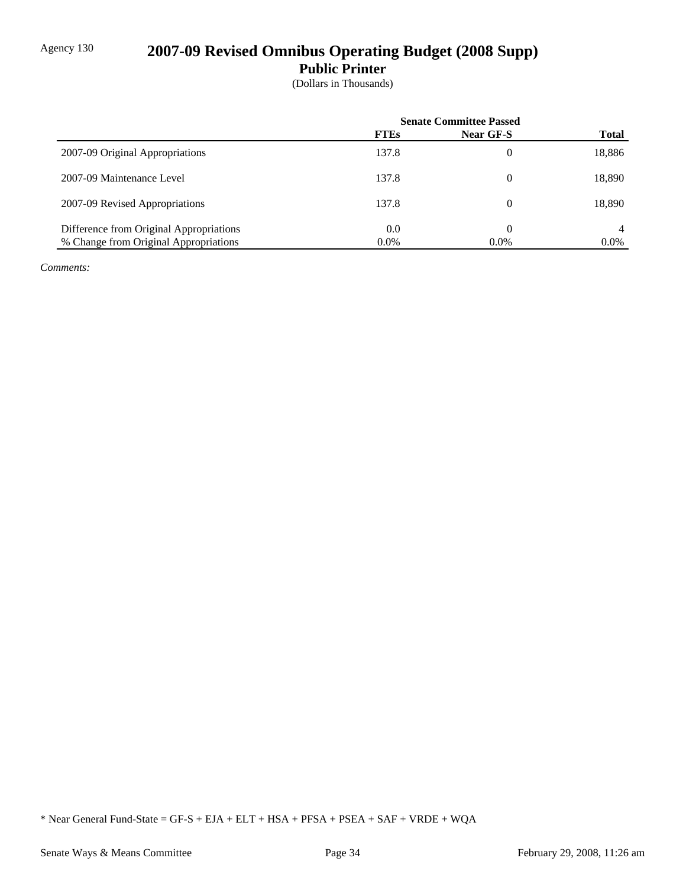Agency 130

# 2007-09 Revised Omnibus Operating Budget (2008 Supp)

## Public Printer

(Dollars in Thousands)

| | Senate Committee Passed | | |
|---|---|---|---|
| | **FTEs** | **Near GF-S** | **Total** |
| 2007-09 Original Appropriations | 137.8 | 0 | 18,886 |
| 2007-09 Maintenance Level | 137.8 | 0 | 18,890 |
| 2007-09 Revised Appropriations | 137.8 | 0 | 18,890 |
| Difference from Original Appropriations | 0.0 | 0 | 4 |
| % Change from Original Appropriations | 0.0% | 0.0% | 0.0% |

*Comments:*

* Near General Fund-State = GF-S + EJA + ELT + HSA + PFSA + PSEA + SAF + VRDE + WQA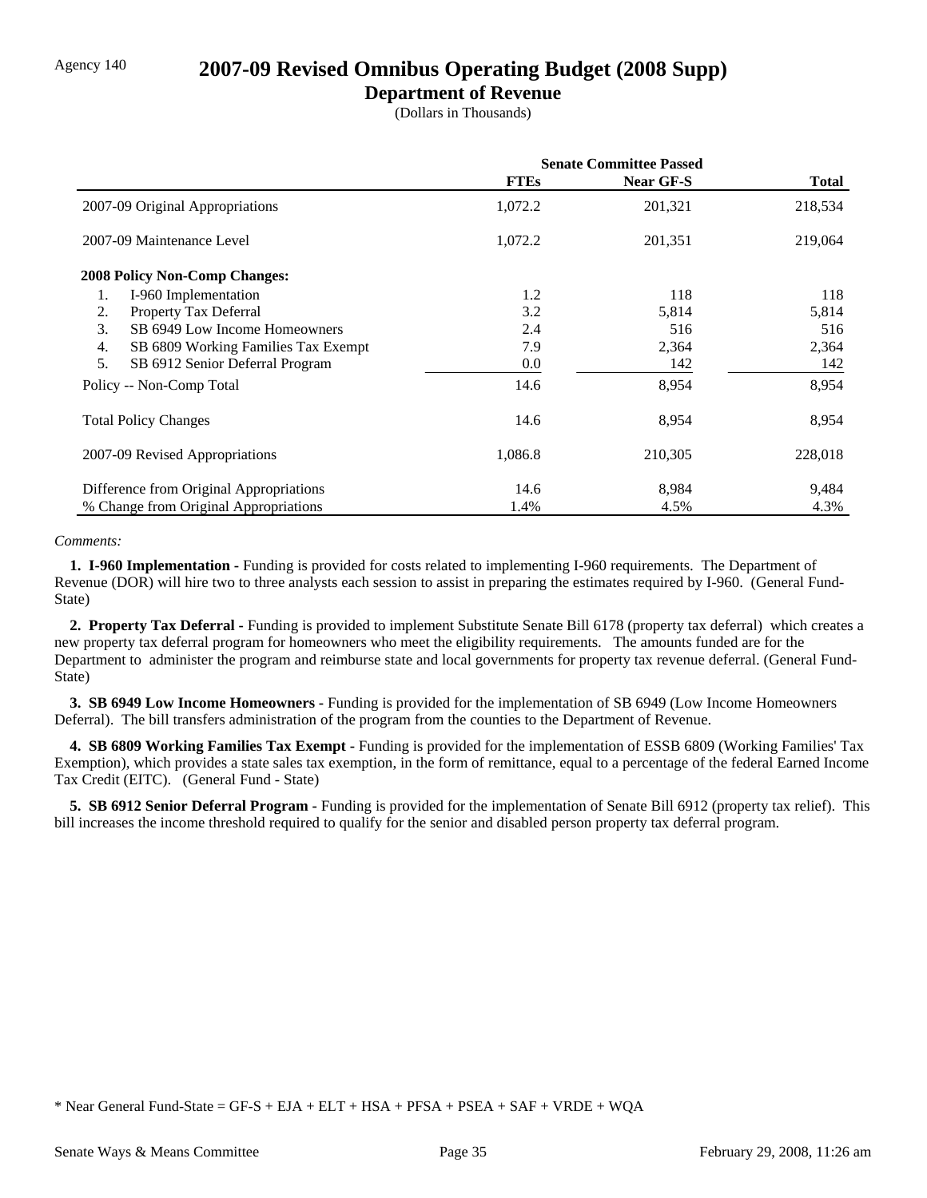Agency 140

# 2007-09 Revised Omnibus Operating Budget (2008 Supp)

## Department of Revenue

(Dollars in Thousands)

| | Senate Committee Passed | | |
|---|---|---|---|
| | **FTEs** | **Near GF-S** | **Total** |
| 2007-09 Original Appropriations | 1,072.2 | 201,321 | 218,534 |
| 2007-09 Maintenance Level | 1,072.2 | 201,351 | 219,064 |
| **2008 Policy Non-Comp Changes:** | | | |
| 1. I-960 Implementation | 1.2 | 118 | 118 |
| 2. Property Tax Deferral | 3.2 | 5,814 | 5,814 |
| 3. SB 6949 Low Income Homeowners | 2.4 | 516 | 516 |
| 4. SB 6809 Working Families Tax Exempt | 7.9 | 2,364 | 2,364 |
| 5. SB 6912 Senior Deferral Program | 0.0 | 142 | 142 |
| Policy -- Non-Comp Total | 14.6 | 8,954 | 8,954 |
| Total Policy Changes | 14.6 | 8,954 | 8,954 |
| 2007-09 Revised Appropriations | 1,086.8 | 210,305 | 228,018 |
| Difference from Original Appropriations | 14.6 | 8,984 | 9,484 |
| % Change from Original Appropriations | 1.4% | 4.5% | 4.3% |

*Comments:*

**1. I-960 Implementation -** Funding is provided for costs related to implementing I-960 requirements. The Department of Revenue (DOR) will hire two to three analysts each session to assist in preparing the estimates required by I-960. (General Fund-State)

**2. Property Tax Deferral -** Funding is provided to implement Substitute Senate Bill 6178 (property tax deferral) which creates a new property tax deferral program for homeowners who meet the eligibility requirements. The amounts funded are for the Department to administer the program and reimburse state and local governments for property tax revenue deferral. (General Fund-State)

**3. SB 6949 Low Income Homeowners -** Funding is provided for the implementation of SB 6949 (Low Income Homeowners Deferral). The bill transfers administration of the program from the counties to the Department of Revenue.

**4. SB 6809 Working Families Tax Exempt -** Funding is provided for the implementation of ESSB 6809 (Working Families' Tax Exemption), which provides a state sales tax exemption, in the form of remittance, equal to a percentage of the federal Earned Income Tax Credit (EITC). (General Fund - State)

**5. SB 6912 Senior Deferral Program -** Funding is provided for the implementation of Senate Bill 6912 (property tax relief). This bill increases the income threshold required to qualify for the senior and disabled person property tax deferral program.

\* Near General Fund-State = GF-S + EJA + ELT + HSA + PFSA + PSEA + SAF + VRDE + WQA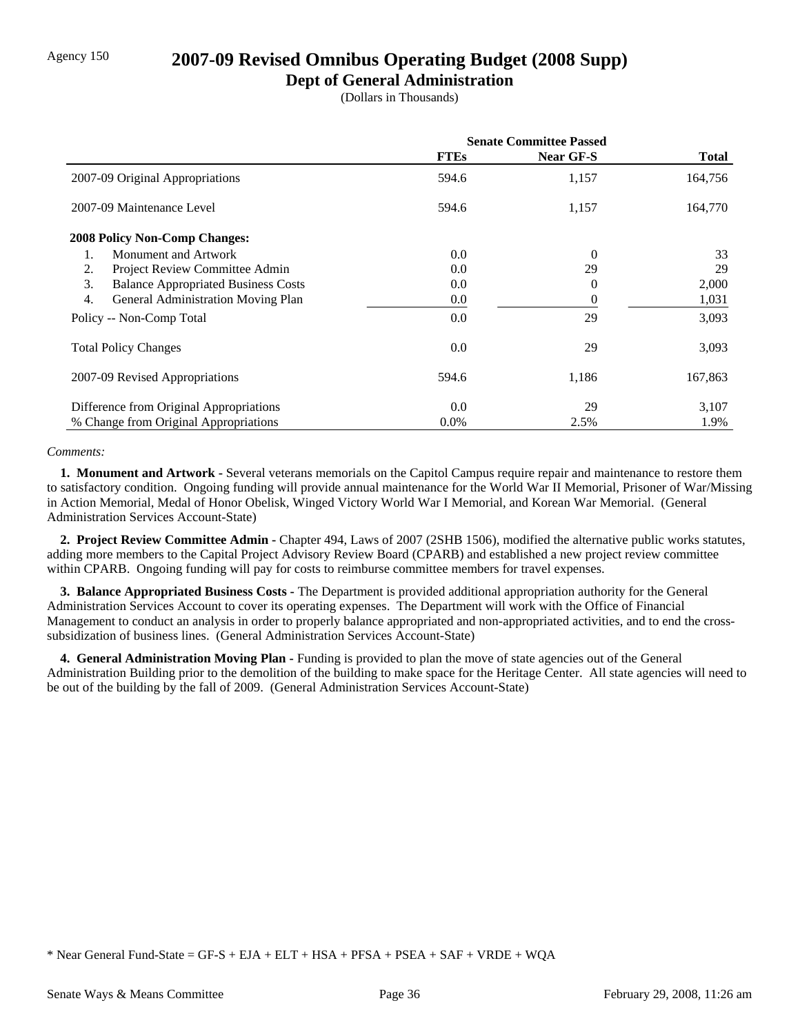Agency 150

# 2007-09 Revised Omnibus Operating Budget (2008 Supp)

## Dept of General Administration

(Dollars in Thousands)

| | Senate Committee Passed | | |
|---|---|---|---|
| | **FTEs** | **Near GF-S** | **Total** |
| 2007-09 Original Appropriations | 594.6 | 1,157 | 164,756 |
| 2007-09 Maintenance Level | 594.6 | 1,157 | 164,770 |
| **2008 Policy Non-Comp Changes:** | | | |
| 1. Monument and Artwork | 0.0 | 0 | 33 |
| 2. Project Review Committee Admin | 0.0 | 29 | 29 |
| 3. Balance Appropriated Business Costs | 0.0 | 0 | 2,000 |
| 4. General Administration Moving Plan | 0.0 | 0 | 1,031 |
| Policy -- Non-Comp Total | 0.0 | 29 | 3,093 |
| Total Policy Changes | 0.0 | 29 | 3,093 |
| 2007-09 Revised Appropriations | 594.6 | 1,186 | 167,863 |
| Difference from Original Appropriations | 0.0 | 29 | 3,107 |
| % Change from Original Appropriations | 0.0% | 2.5% | 1.9% |

*Comments:*

**1. Monument and Artwork -** Several veterans memorials on the Capitol Campus require repair and maintenance to restore them to satisfactory condition. Ongoing funding will provide annual maintenance for the World War II Memorial, Prisoner of War/Missing in Action Memorial, Medal of Honor Obelisk, Winged Victory World War I Memorial, and Korean War Memorial. (General Administration Services Account-State)

**2. Project Review Committee Admin -** Chapter 494, Laws of 2007 (2SHB 1506), modified the alternative public works statutes, adding more members to the Capital Project Advisory Review Board (CPARB) and established a new project review committee within CPARB. Ongoing funding will pay for costs to reimburse committee members for travel expenses.

**3. Balance Appropriated Business Costs -** The Department is provided additional appropriation authority for the General Administration Services Account to cover its operating expenses. The Department will work with the Office of Financial Management to conduct an analysis in order to properly balance appropriated and non-appropriated activities, and to end the cross-subsidization of business lines. (General Administration Services Account-State)

**4. General Administration Moving Plan -** Funding is provided to plan the move of state agencies out of the General Administration Building prior to the demolition of the building to make space for the Heritage Center. All state agencies will need to be out of the building by the fall of 2009. (General Administration Services Account-State)

\* Near General Fund-State = GF-S + EJA + ELT + HSA + PFSA + PSEA + SAF + VRDE + WQA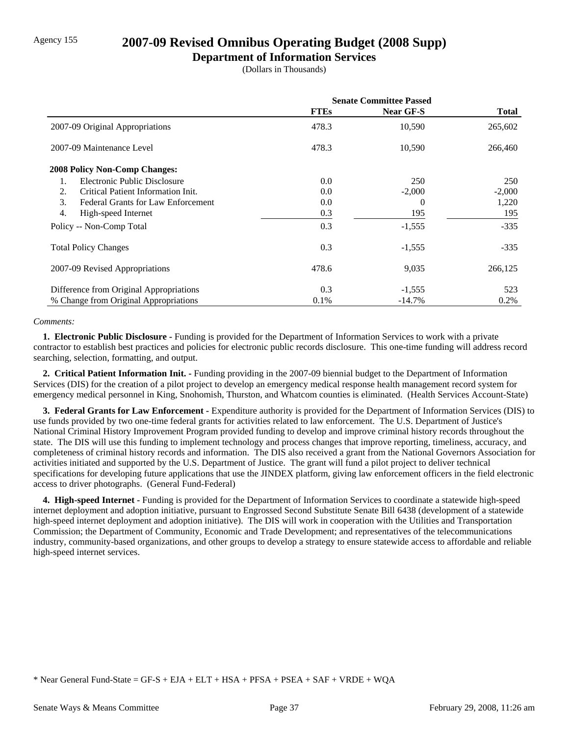Agency 155

# 2007-09 Revised Omnibus Operating Budget (2008 Supp)

## Department of Information Services

(Dollars in Thousands)

| | Senate Committee Passed | | |
|---|---|---|---|
| | **FTEs** | **Near GF-S** | **Total** |
| 2007-09 Original Appropriations | 478.3 | 10,590 | 265,602 |
| 2007-09 Maintenance Level | 478.3 | 10,590 | 266,460 |
| **2008 Policy Non-Comp Changes:** | | | |
| 1. Electronic Public Disclosure | 0.0 | 250 | 250 |
| 2. Critical Patient Information Init. | 0.0 | -2,000 | -2,000 |
| 3. Federal Grants for Law Enforcement | 0.0 | 0 | 1,220 |
| 4. High-speed Internet | 0.3 | 195 | 195 |
| Policy -- Non-Comp Total | 0.3 | -1,555 | -335 |
| Total Policy Changes | 0.3 | -1,555 | -335 |
| 2007-09 Revised Appropriations | 478.6 | 9,035 | 266,125 |
| Difference from Original Appropriations | 0.3 | -1,555 | 523 |
| % Change from Original Appropriations | 0.1% | -14.7% | 0.2% |

*Comments:*

**1. Electronic Public Disclosure -** Funding is provided for the Department of Information Services to work with a private contractor to establish best practices and policies for electronic public records disclosure. This one-time funding will address record searching, selection, formatting, and output.

**2. Critical Patient Information Init. -** Funding providing in the 2007-09 biennial budget to the Department of Information Services (DIS) for the creation of a pilot project to develop an emergency medical response health management record system for emergency medical personnel in King, Snohomish, Thurston, and Whatcom counties is eliminated. (Health Services Account-State)

**3. Federal Grants for Law Enforcement -** Expenditure authority is provided for the Department of Information Services (DIS) to use funds provided by two one-time federal grants for activities related to law enforcement. The U.S. Department of Justice's National Criminal History Improvement Program provided funding to develop and improve criminal history records throughout the state. The DIS will use this funding to implement technology and process changes that improve reporting, timeliness, accuracy, and completeness of criminal history records and information. The DIS also received a grant from the National Governors Association for activities initiated and supported by the U.S. Department of Justice. The grant will fund a pilot project to deliver technical specifications for developing future applications that use the JINDEX platform, giving law enforcement officers in the field electronic access to driver photographs. (General Fund-Federal)

**4. High-speed Internet -** Funding is provided for the Department of Information Services to coordinate a statewide high-speed internet deployment and adoption initiative, pursuant to Engrossed Second Substitute Senate Bill 6438 (development of a statewide high-speed internet deployment and adoption initiative). The DIS will work in cooperation with the Utilities and Transportation Commission; the Department of Community, Economic and Trade Development; and representatives of the telecommunications industry, community-based organizations, and other groups to develop a strategy to ensure statewide access to affordable and reliable high-speed internet services.

* Near General Fund-State = GF-S + EJA + ELT + HSA + PFSA + PSEA + SAF + VRDE + WQA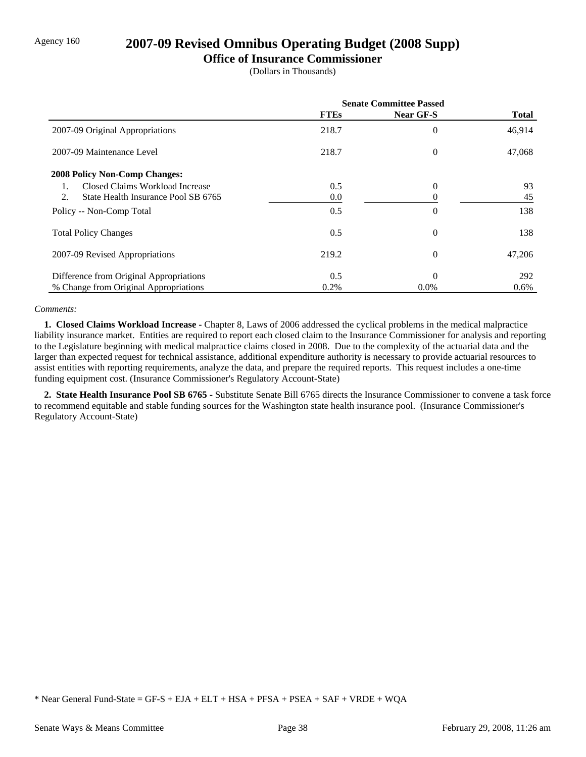Agency 160

# 2007-09 Revised Omnibus Operating Budget (2008 Supp)

## Office of Insurance Commissioner

(Dollars in Thousands)

| | Senate Committee Passed | | |
|---|---|---|---|
| | FTEs | Near GF-S | Total |
| 2007-09 Original Appropriations | 218.7 | 0 | 46,914 |
| 2007-09 Maintenance Level | 218.7 | 0 | 47,068 |
| **2008 Policy Non-Comp Changes:** | | | |
| 1. Closed Claims Workload Increase | 0.5 | 0 | 93 |
| 2. State Health Insurance Pool SB 6765 | 0.0 | 0 | 45 |
| Policy -- Non-Comp Total | 0.5 | 0 | 138 |
| Total Policy Changes | 0.5 | 0 | 138 |
| 2007-09 Revised Appropriations | 219.2 | 0 | 47,206 |
| Difference from Original Appropriations | 0.5 | 0 | 292 |
| % Change from Original Appropriations | 0.2% | 0.0% | 0.6% |

*Comments:*

**1. Closed Claims Workload Increase -** Chapter 8, Laws of 2006 addressed the cyclical problems in the medical malpractice liability insurance market. Entities are required to report each closed claim to the Insurance Commissioner for analysis and reporting to the Legislature beginning with medical malpractice claims closed in 2008. Due to the complexity of the actuarial data and the larger than expected request for technical assistance, additional expenditure authority is necessary to provide actuarial resources to assist entities with reporting requirements, analyze the data, and prepare the required reports. This request includes a one-time funding equipment cost. (Insurance Commissioner's Regulatory Account-State)

**2. State Health Insurance Pool SB 6765 -** Substitute Senate Bill 6765 directs the Insurance Commissioner to convene a task force to recommend equitable and stable funding sources for the Washington state health insurance pool. (Insurance Commissioner's Regulatory Account-State)

\* Near General Fund-State = GF-S + EJA + ELT + HSA + PFSA + PSEA + SAF + VRDE + WQA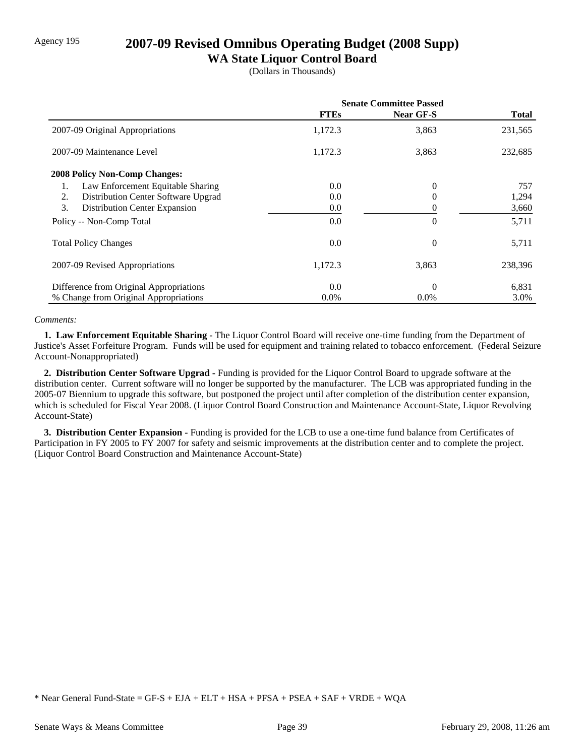Agency 195

# 2007-09 Revised Omnibus Operating Budget (2008 Supp)

## WA State Liquor Control Board

(Dollars in Thousands)

| | Senate Committee Passed | | |
|---|---|---|---|
| | **FTEs** | **Near GF-S** | **Total** |
| 2007-09 Original Appropriations | 1,172.3 | 3,863 | 231,565 |
| 2007-09 Maintenance Level | 1,172.3 | 3,863 | 232,685 |
| **2008 Policy Non-Comp Changes:** | | | |
| 1. Law Enforcement Equitable Sharing | 0.0 | 0 | 757 |
| 2. Distribution Center Software Upgrad | 0.0 | 0 | 1,294 |
| 3. Distribution Center Expansion | 0.0 | 0 | 3,660 |
| Policy -- Non-Comp Total | 0.0 | 0 | 5,711 |
| Total Policy Changes | 0.0 | 0 | 5,711 |
| 2007-09 Revised Appropriations | 1,172.3 | 3,863 | 238,396 |
| Difference from Original Appropriations | 0.0 | 0 | 6,831 |
| % Change from Original Appropriations | 0.0% | 0.0% | 3.0% |

*Comments:*

**1. Law Enforcement Equitable Sharing -** The Liquor Control Board will receive one-time funding from the Department of Justice's Asset Forfeiture Program. Funds will be used for equipment and training related to tobacco enforcement. (Federal Seizure Account-Nonappropriated)

**2. Distribution Center Software Upgrad -** Funding is provided for the Liquor Control Board to upgrade software at the distribution center. Current software will no longer be supported by the manufacturer. The LCB was appropriated funding in the 2005-07 Biennium to upgrade this software, but postponed the project until after completion of the distribution center expansion, which is scheduled for Fiscal Year 2008. (Liquor Control Board Construction and Maintenance Account-State, Liquor Revolving Account-State)

**3. Distribution Center Expansion -** Funding is provided for the LCB to use a one-time fund balance from Certificates of Participation in FY 2005 to FY 2007 for safety and seismic improvements at the distribution center and to complete the project. (Liquor Control Board Construction and Maintenance Account-State)

\* Near General Fund-State = GF-S + EJA + ELT + HSA + PFSA + PSEA + SAF + VRDE + WQA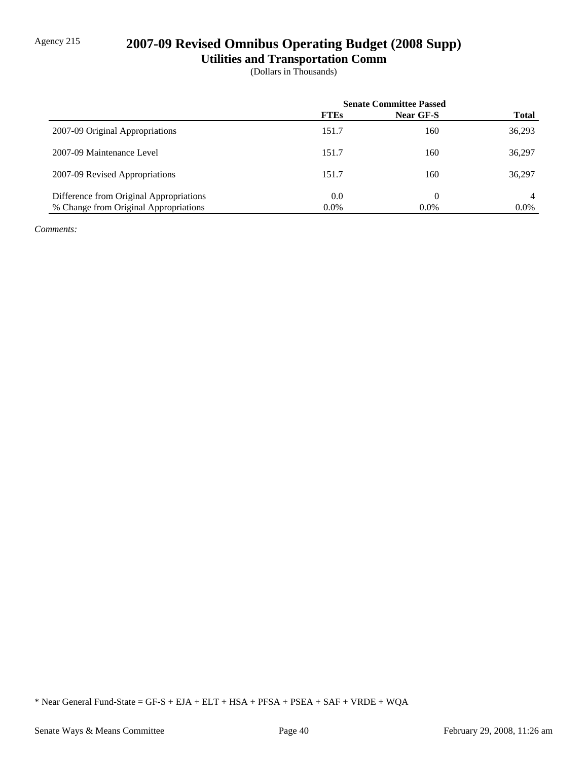Agency 215

# 2007-09 Revised Omnibus Operating Budget (2008 Supp)

## Utilities and Transportation Comm

(Dollars in Thousands)

| | Senate Committee Passed | | |
|---|---|---|---|
| | FTEs | Near GF-S | Total |
| 2007-09 Original Appropriations | 151.7 | 160 | 36,293 |
| 2007-09 Maintenance Level | 151.7 | 160 | 36,297 |
| 2007-09 Revised Appropriations | 151.7 | 160 | 36,297 |
| Difference from Original Appropriations | 0.0 | 0 | 4 |
| % Change from Original Appropriations | 0.0% | 0.0% | 0.0% |

*Comments:*

* Near General Fund-State = GF-S + EJA + ELT + HSA + PFSA + PSEA + SAF + VRDE + WQA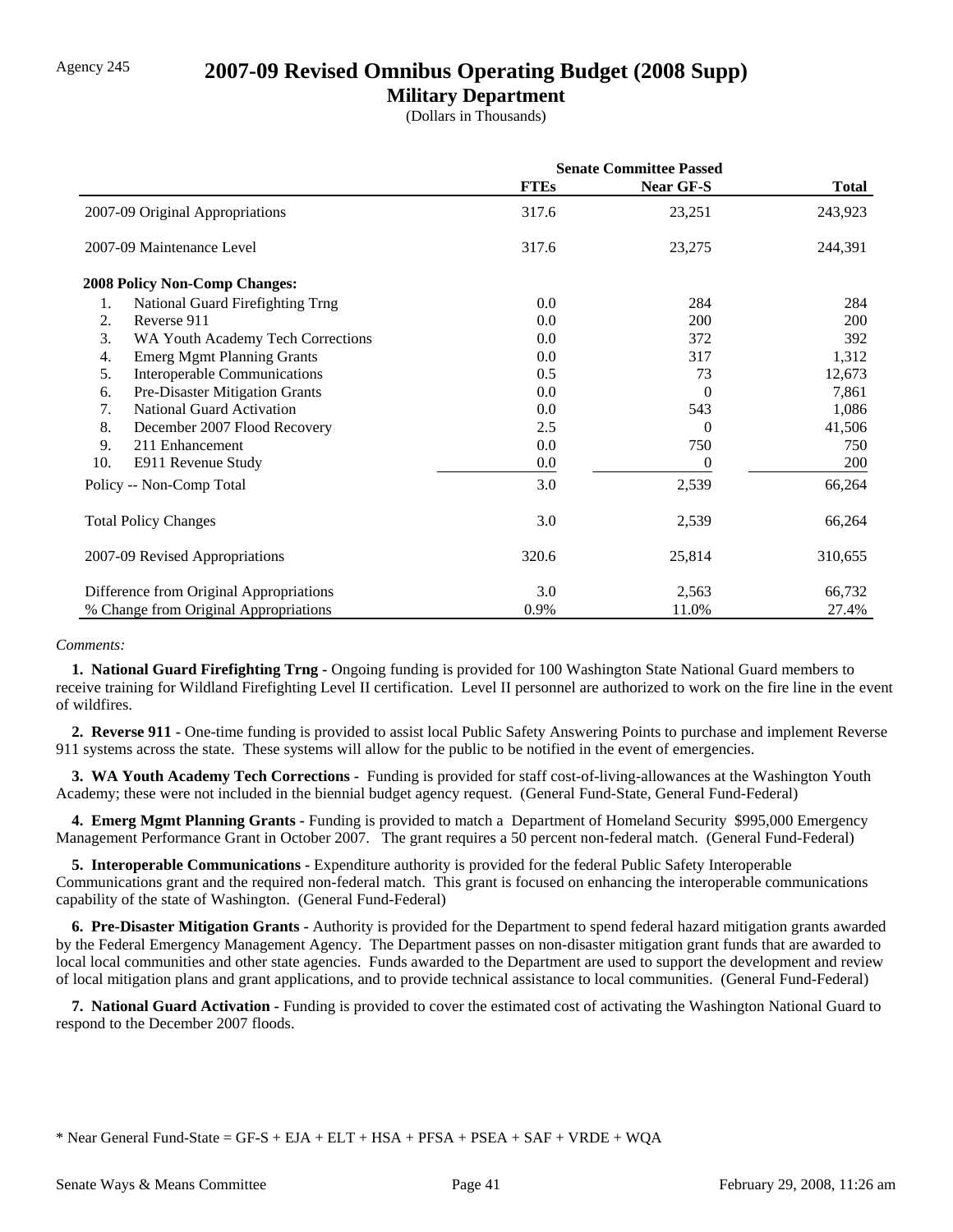Agency 245

# 2007-09 Revised Omnibus Operating Budget (2008 Supp)

## Military Department

(Dollars in Thousands)

| | Senate Committee Passed | | |
|---|---|---|---|
| | **FTEs** | **Near GF-S** | **Total** |
| 2007-09 Original Appropriations | 317.6 | 23,251 | 243,923 |
| 2007-09 Maintenance Level | 317.6 | 23,275 | 244,391 |
| **2008 Policy Non-Comp Changes:** | | | |
| 1. National Guard Firefighting Trng | 0.0 | 284 | 284 |
| 2. Reverse 911 | 0.0 | 200 | 200 |
| 3. WA Youth Academy Tech Corrections | 0.0 | 372 | 392 |
| 4. Emerg Mgmt Planning Grants | 0.0 | 317 | 1,312 |
| 5. Interoperable Communications | 0.5 | 73 | 12,673 |
| 6. Pre-Disaster Mitigation Grants | 0.0 | 0 | 7,861 |
| 7. National Guard Activation | 0.0 | 543 | 1,086 |
| 8. December 2007 Flood Recovery | 2.5 | 0 | 41,506 |
| 9. 211 Enhancement | 0.0 | 750 | 750 |
| 10. E911 Revenue Study | 0.0 | 0 | 200 |
| Policy -- Non-Comp Total | 3.0 | 2,539 | 66,264 |
| Total Policy Changes | 3.0 | 2,539 | 66,264 |
| 2007-09 Revised Appropriations | 320.6 | 25,814 | 310,655 |
| Difference from Original Appropriations | 3.0 | 2,563 | 66,732 |
| % Change from Original Appropriations | 0.9% | 11.0% | 27.4% |

*Comments:*

**1. National Guard Firefighting Trng -** Ongoing funding is provided for 100 Washington State National Guard members to receive training for Wildland Firefighting Level II certification. Level II personnel are authorized to work on the fire line in the event of wildfires.

**2. Reverse 911 -** One-time funding is provided to assist local Public Safety Answering Points to purchase and implement Reverse 911 systems across the state. These systems will allow for the public to be notified in the event of emergencies.

**3. WA Youth Academy Tech Corrections -** Funding is provided for staff cost-of-living-allowances at the Washington Youth Academy; these were not included in the biennial budget agency request. (General Fund-State, General Fund-Federal)

**4. Emerg Mgmt Planning Grants -** Funding is provided to match a Department of Homeland Security $995,000 Emergency Management Performance Grant in October 2007. The grant requires a 50 percent non-federal match. (General Fund-Federal)

**5. Interoperable Communications -** Expenditure authority is provided for the federal Public Safety Interoperable Communications grant and the required non-federal match. This grant is focused on enhancing the interoperable communications capability of the state of Washington. (General Fund-Federal)

**6. Pre-Disaster Mitigation Grants -** Authority is provided for the Department to spend federal hazard mitigation grants awarded by the Federal Emergency Management Agency. The Department passes on non-disaster mitigation grant funds that are awarded to local local communities and other state agencies. Funds awarded to the Department are used to support the development and review of local mitigation plans and grant applications, and to provide technical assistance to local communities. (General Fund-Federal)

**7. National Guard Activation -** Funding is provided to cover the estimated cost of activating the Washington National Guard to respond to the December 2007 floods.

* Near General Fund-State = GF-S + EJA + ELT + HSA + PFSA + PSEA + SAF + VRDE + WQA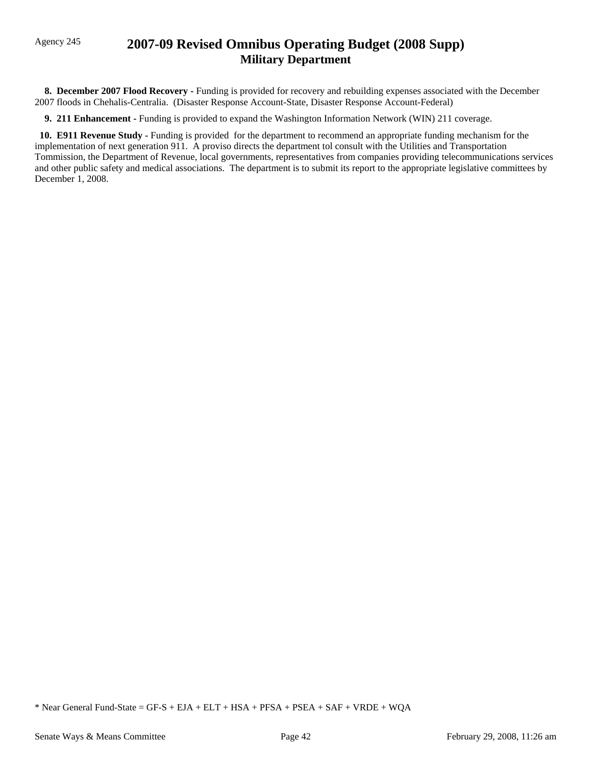# 2007-09 Revised Omnibus Operating Budget (2008 Supp)
## Military Department

Agency 245

**8. December 2007 Flood Recovery -** Funding is provided for recovery and rebuilding expenses associated with the December 2007 floods in Chehalis-Centralia. (Disaster Response Account-State, Disaster Response Account-Federal)

**9. 211 Enhancement -** Funding is provided to expand the Washington Information Network (WIN) 211 coverage.

**10. E911 Revenue Study -** Funding is provided for the department to recommend an appropriate funding mechanism for the implementation of next generation 911. A proviso directs the department tol consult with the Utilities and Transportation Tommission, the Department of Revenue, local governments, representatives from companies providing telecommunications services and other public safety and medical associations. The department is to submit its report to the appropriate legislative committees by December 1, 2008.

* Near General Fund-State = GF-S + EJA + ELT + HSA + PFSA + PSEA + SAF + VRDE + WQA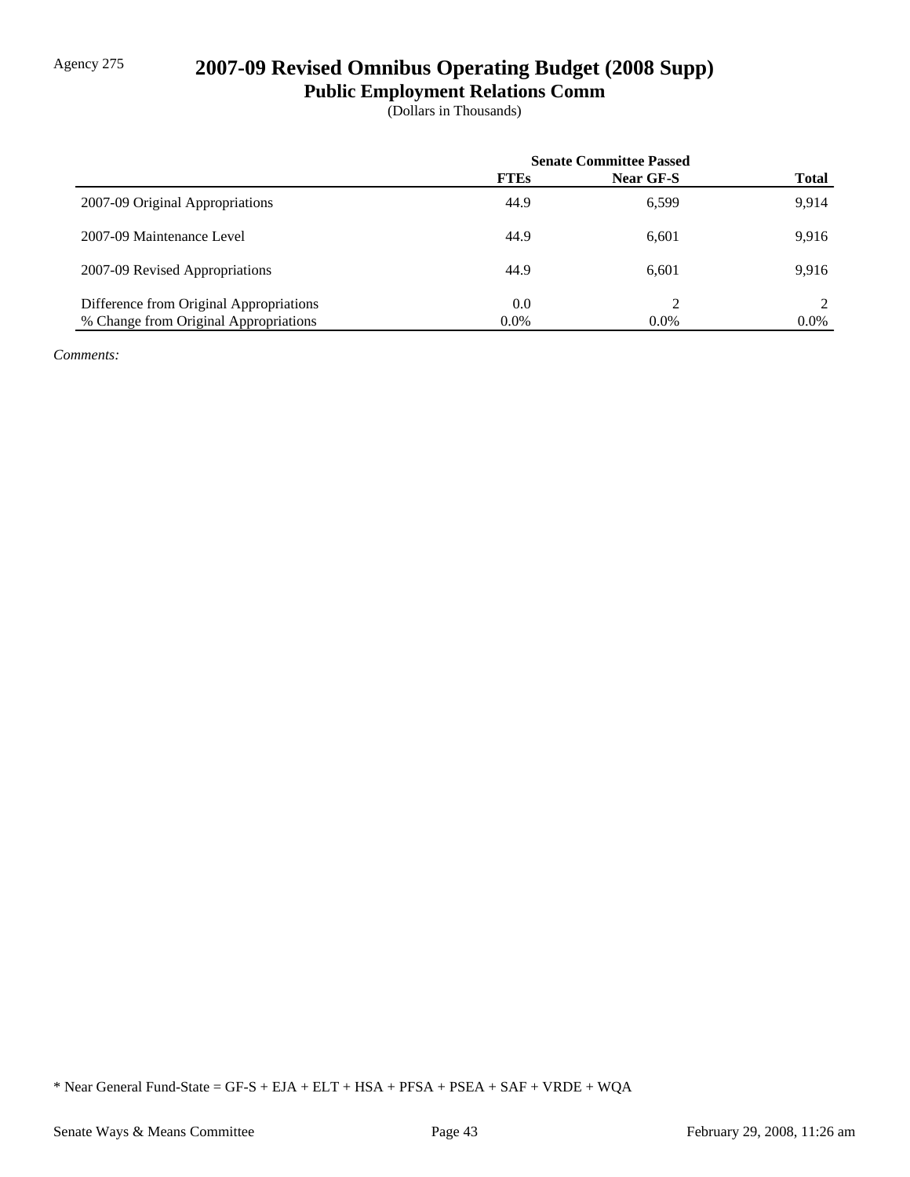Agency 275

# 2007-09 Revised Omnibus Operating Budget (2008 Supp)

## Public Employment Relations Comm

(Dollars in Thousands)

| | Senate Committee Passed | | |
|---|---|---|---|
| | FTEs | Near GF-S | Total |
| 2007-09 Original Appropriations | 44.9 | 6,599 | 9,914 |
| 2007-09 Maintenance Level | 44.9 | 6,601 | 9,916 |
| 2007-09 Revised Appropriations | 44.9 | 6,601 | 9,916 |
| Difference from Original Appropriations | 0.0 | 2 | 2 |
| % Change from Original Appropriations | 0.0% | 0.0% | 0.0% |

*Comments:*

* Near General Fund-State = GF-S + EJA + ELT + HSA + PFSA + PSEA + SAF + VRDE + WQA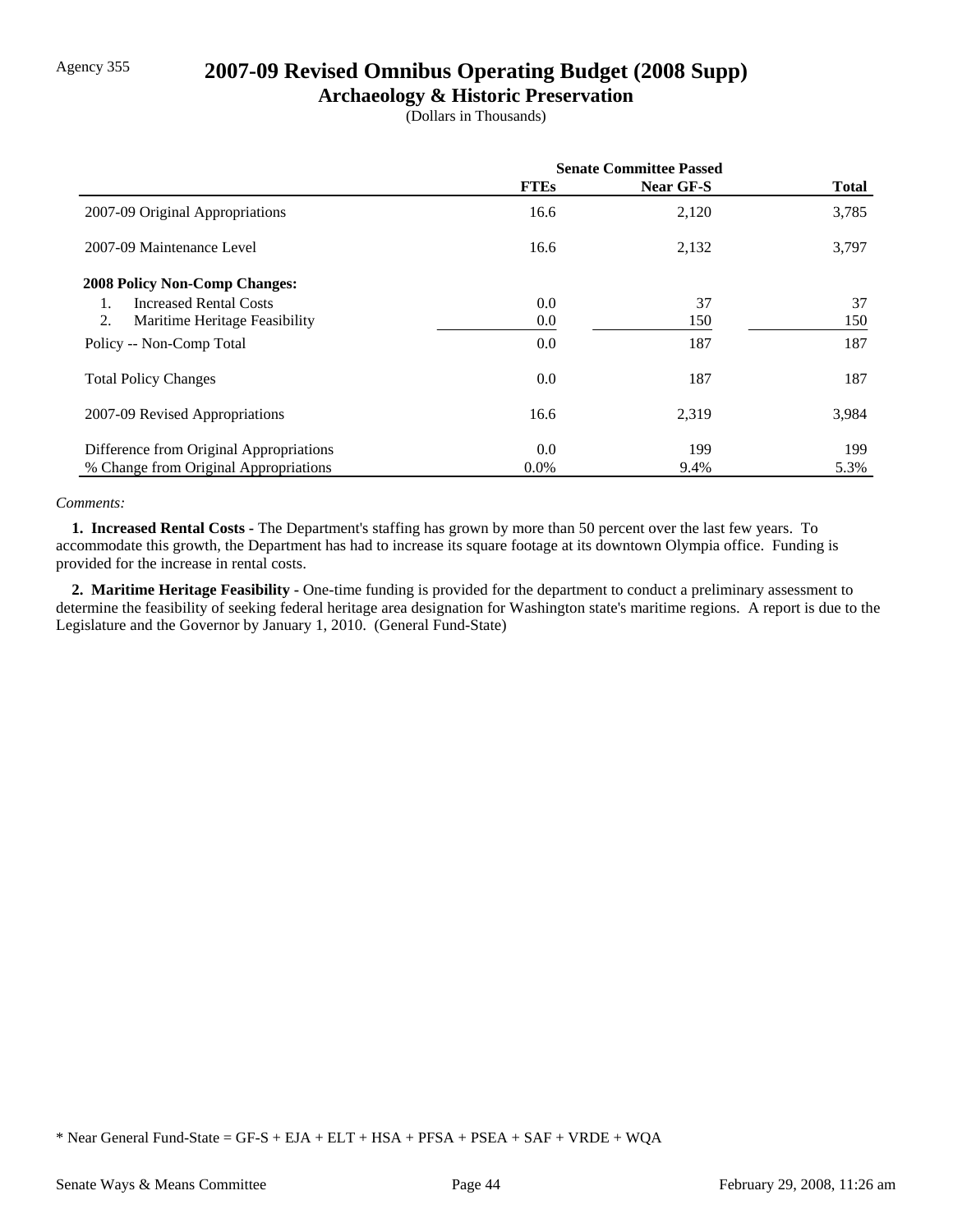Agency 355

# 2007-09 Revised Omnibus Operating Budget (2008 Supp)

## Archaeology & Historic Preservation

(Dollars in Thousands)

| | Senate Committee Passed | | |
|---|---|---|---|
| | **FTEs** | **Near GF-S** | **Total** |
| 2007-09 Original Appropriations | 16.6 | 2,120 | 3,785 |
| 2007-09 Maintenance Level | 16.6 | 2,132 | 3,797 |
| **2008 Policy Non-Comp Changes:** | | | |
| 1. Increased Rental Costs | 0.0 | 37 | 37 |
| 2. Maritime Heritage Feasibility | 0.0 | 150 | 150 |
| Policy -- Non-Comp Total | 0.0 | 187 | 187 |
| Total Policy Changes | 0.0 | 187 | 187 |
| 2007-09 Revised Appropriations | 16.6 | 2,319 | 3,984 |
| Difference from Original Appropriations | 0.0 | 199 | 199 |
| % Change from Original Appropriations | 0.0% | 9.4% | 5.3% |

*Comments:*

**1. Increased Rental Costs -** The Department's staffing has grown by more than 50 percent over the last few years. To accommodate this growth, the Department has had to increase its square footage at its downtown Olympia office. Funding is provided for the increase in rental costs.

**2. Maritime Heritage Feasibility -** One-time funding is provided for the department to conduct a preliminary assessment to determine the feasibility of seeking federal heritage area designation for Washington state's maritime regions. A report is due to the Legislature and the Governor by January 1, 2010. (General Fund-State)

* Near General Fund-State = GF-S + EJA + ELT + HSA + PFSA + PSEA + SAF + VRDE + WQA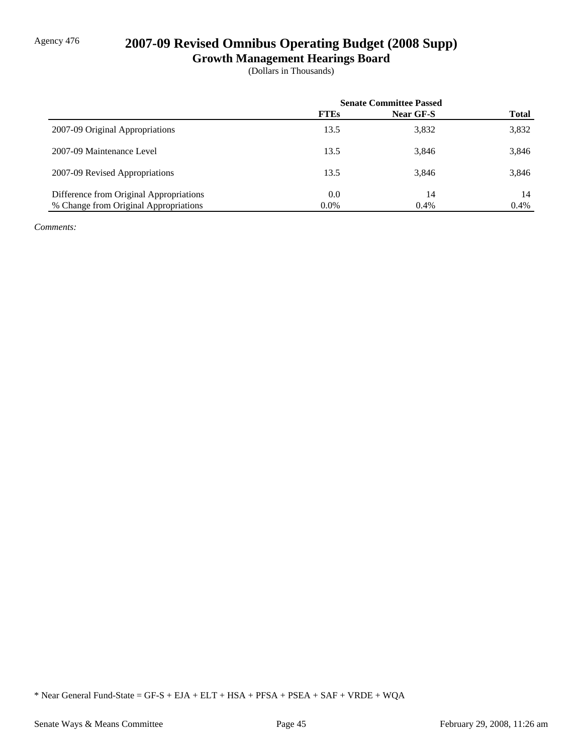Agency 476

# 2007-09 Revised Omnibus Operating Budget (2008 Supp)

## Growth Management Hearings Board

(Dollars in Thousands)

| | Senate Committee Passed | | |
|---|---|---|---|
| | **FTEs** | **Near GF-S** | **Total** |
| 2007-09 Original Appropriations | 13.5 | 3,832 | 3,832 |
| 2007-09 Maintenance Level | 13.5 | 3,846 | 3,846 |
| 2007-09 Revised Appropriations | 13.5 | 3,846 | 3,846 |
| Difference from Original Appropriations | 0.0 | 14 | 14 |
| % Change from Original Appropriations | 0.0% | 0.4% | 0.4% |

*Comments:*

* Near General Fund-State = GF-S + EJA + ELT + HSA + PFSA + PSEA + SAF + VRDE + WQA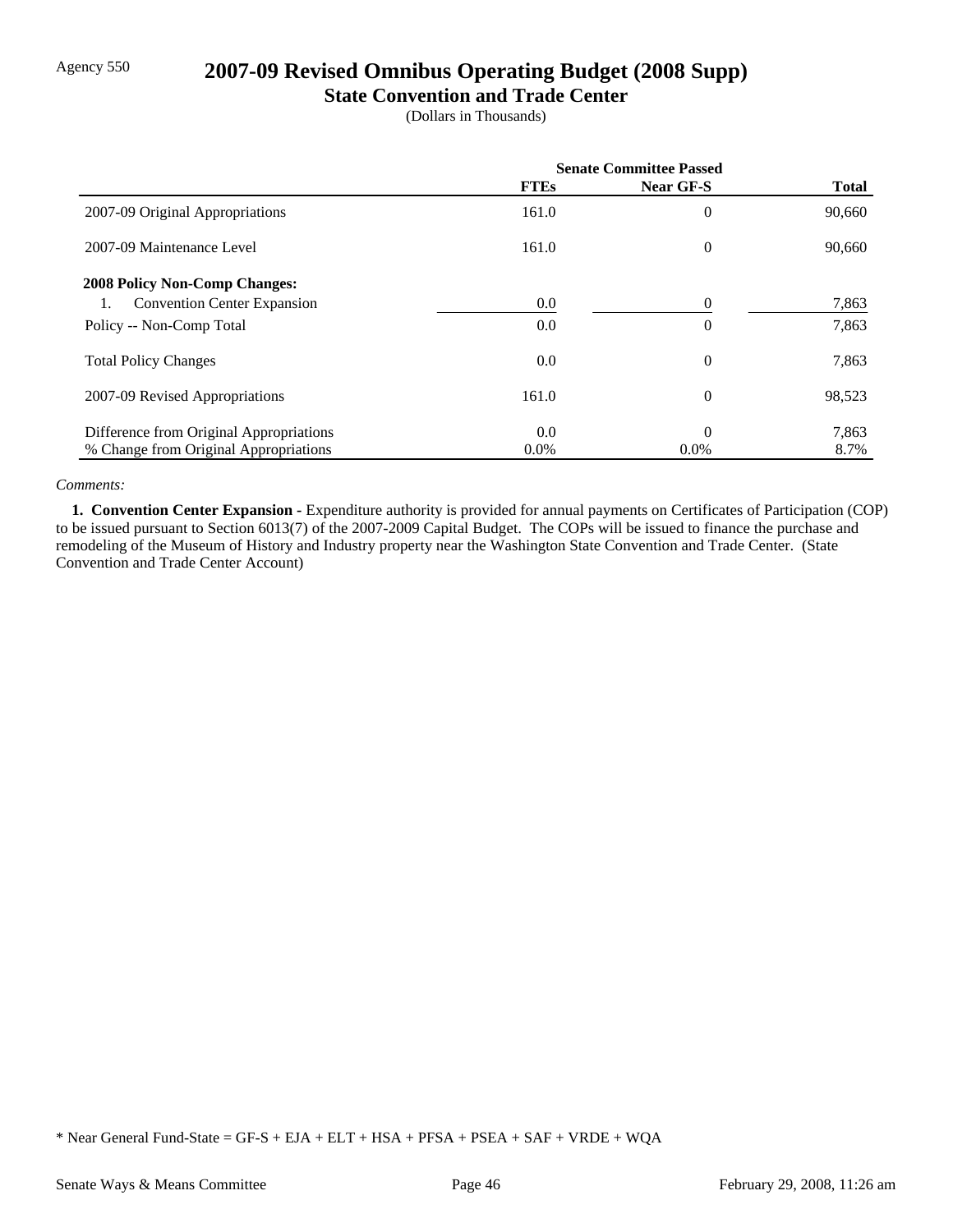Agency 550

# 2007-09 Revised Omnibus Operating Budget (2008 Supp)

## State Convention and Trade Center

(Dollars in Thousands)

| | Senate Committee Passed | | |
|---|---|---|---|
| | **FTEs** | **Near GF-S** | **Total** |
| 2007-09 Original Appropriations | 161.0 | 0 | 90,660 |
| 2007-09 Maintenance Level | 161.0 | 0 | 90,660 |
| **2008 Policy Non-Comp Changes:** | | | |
| 1. Convention Center Expansion | 0.0 | 0 | 7,863 |
| Policy -- Non-Comp Total | 0.0 | 0 | 7,863 |
| Total Policy Changes | 0.0 | 0 | 7,863 |
| 2007-09 Revised Appropriations | 161.0 | 0 | 98,523 |
| Difference from Original Appropriations | 0.0 | 0 | 7,863 |
| % Change from Original Appropriations | 0.0% | 0.0% | 8.7% |

*Comments:*

**1. Convention Center Expansion -** Expenditure authority is provided for annual payments on Certificates of Participation (COP) to be issued pursuant to Section 6013(7) of the 2007-2009 Capital Budget. The COPs will be issued to finance the purchase and remodeling of the Museum of History and Industry property near the Washington State Convention and Trade Center. (State Convention and Trade Center Account)

* Near General Fund-State = GF-S + EJA + ELT + HSA + PFSA + PSEA + SAF + VRDE + WQA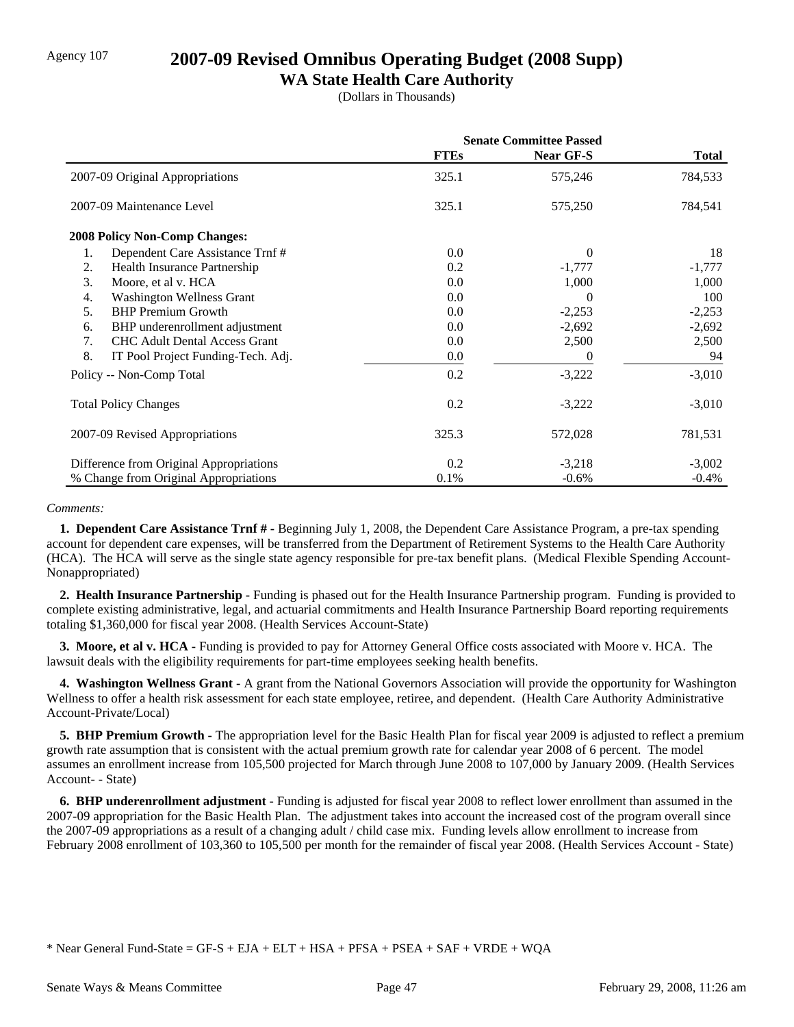Agency 107

# 2007-09 Revised Omnibus Operating Budget (2008 Supp)

## WA State Health Care Authority

(Dollars in Thousands)

| | Senate Committee Passed | | |
|---|---|---|---|
| | **FTEs** | **Near GF-S** | **Total** |
| 2007-09 Original Appropriations | 325.1 | 575,246 | 784,533 |
| 2007-09 Maintenance Level | 325.1 | 575,250 | 784,541 |
| **2008 Policy Non-Comp Changes:** | | | |
| 1. Dependent Care Assistance Trnf # | 0.0 | 0 | 18 |
| 2. Health Insurance Partnership | 0.2 | -1,777 | -1,777 |
| 3. Moore, et al v. HCA | 0.0 | 1,000 | 1,000 |
| 4. Washington Wellness Grant | 0.0 | 0 | 100 |
| 5. BHP Premium Growth | 0.0 | -2,253 | -2,253 |
| 6. BHP underenrollment adjustment | 0.0 | -2,692 | -2,692 |
| 7. CHC Adult Dental Access Grant | 0.0 | 2,500 | 2,500 |
| 8. IT Pool Project Funding-Tech. Adj. | 0.0 | 0 | 94 |
| Policy -- Non-Comp Total | 0.2 | -3,222 | -3,010 |
| Total Policy Changes | 0.2 | -3,222 | -3,010 |
| 2007-09 Revised Appropriations | 325.3 | 572,028 | 781,531 |
| Difference from Original Appropriations | 0.2 | -3,218 | -3,002 |
| % Change from Original Appropriations | 0.1% | -0.6% | -0.4% |

*Comments:*

**1. Dependent Care Assistance Trnf # -** Beginning July 1, 2008, the Dependent Care Assistance Program, a pre-tax spending account for dependent care expenses, will be transferred from the Department of Retirement Systems to the Health Care Authority (HCA). The HCA will serve as the single state agency responsible for pre-tax benefit plans. (Medical Flexible Spending Account-Nonappropriated)

**2. Health Insurance Partnership -** Funding is phased out for the Health Insurance Partnership program. Funding is provided to complete existing administrative, legal, and actuarial commitments and Health Insurance Partnership Board reporting requirements totaling $1,360,000 for fiscal year 2008. (Health Services Account-State)

**3. Moore, et al v. HCA -** Funding is provided to pay for Attorney General Office costs associated with Moore v. HCA. The lawsuit deals with the eligibility requirements for part-time employees seeking health benefits.

**4. Washington Wellness Grant -** A grant from the National Governors Association will provide the opportunity for Washington Wellness to offer a health risk assessment for each state employee, retiree, and dependent. (Health Care Authority Administrative Account-Private/Local)

**5. BHP Premium Growth -** The appropriation level for the Basic Health Plan for fiscal year 2009 is adjusted to reflect a premium growth rate assumption that is consistent with the actual premium growth rate for calendar year 2008 of 6 percent. The model assumes an enrollment increase from 105,500 projected for March through June 2008 to 107,000 by January 2009. (Health Services Account- - State)

**6. BHP underenrollment adjustment -** Funding is adjusted for fiscal year 2008 to reflect lower enrollment than assumed in the 2007-09 appropriation for the Basic Health Plan. The adjustment takes into account the increased cost of the program overall since the 2007-09 appropriations as a result of a changing adult / child case mix. Funding levels allow enrollment to increase from February 2008 enrollment of 103,360 to 105,500 per month for the remainder of fiscal year 2008. (Health Services Account - State)

\* Near General Fund-State = GF-S + EJA + ELT + HSA + PFSA + PSEA + SAF + VRDE + WQA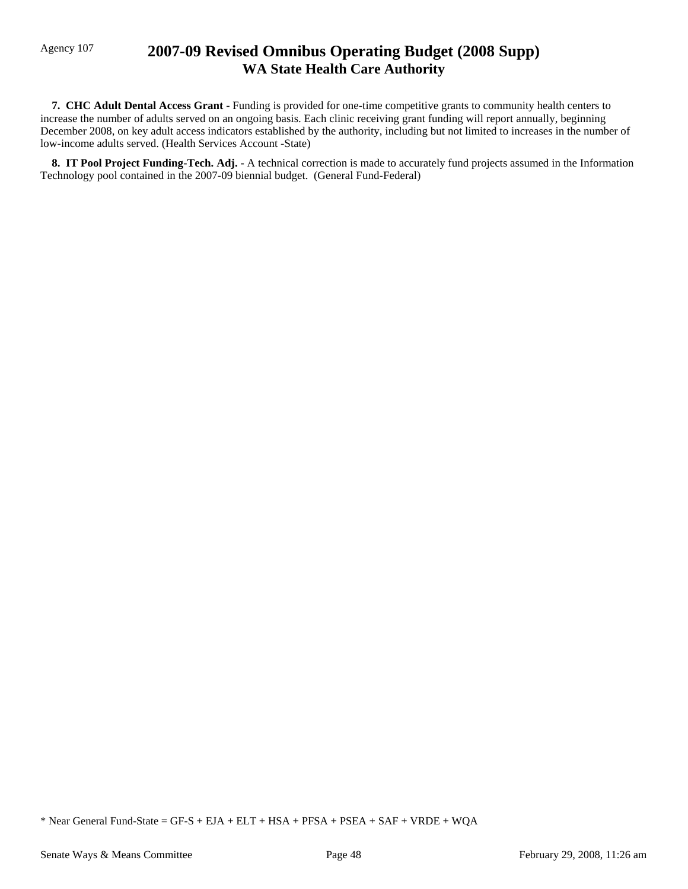**7. CHC Adult Dental Access Grant -** Funding is provided for one-time competitive grants to community health centers to increase the number of adults served on an ongoing basis. Each clinic receiving grant funding will report annually, beginning December 2008, on key adult access indicators established by the authority, including but not limited to increases in the number of low-income adults served. (Health Services Account -State)

**8. IT Pool Project Funding-Tech. Adj. -** A technical correction is made to accurately fund projects assumed in the Information Technology pool contained in the 2007-09 biennial budget. (General Fund-Federal)

* Near General Fund-State = GF-S + EJA + ELT + HSA + PFSA + PSEA + SAF + VRDE + WQA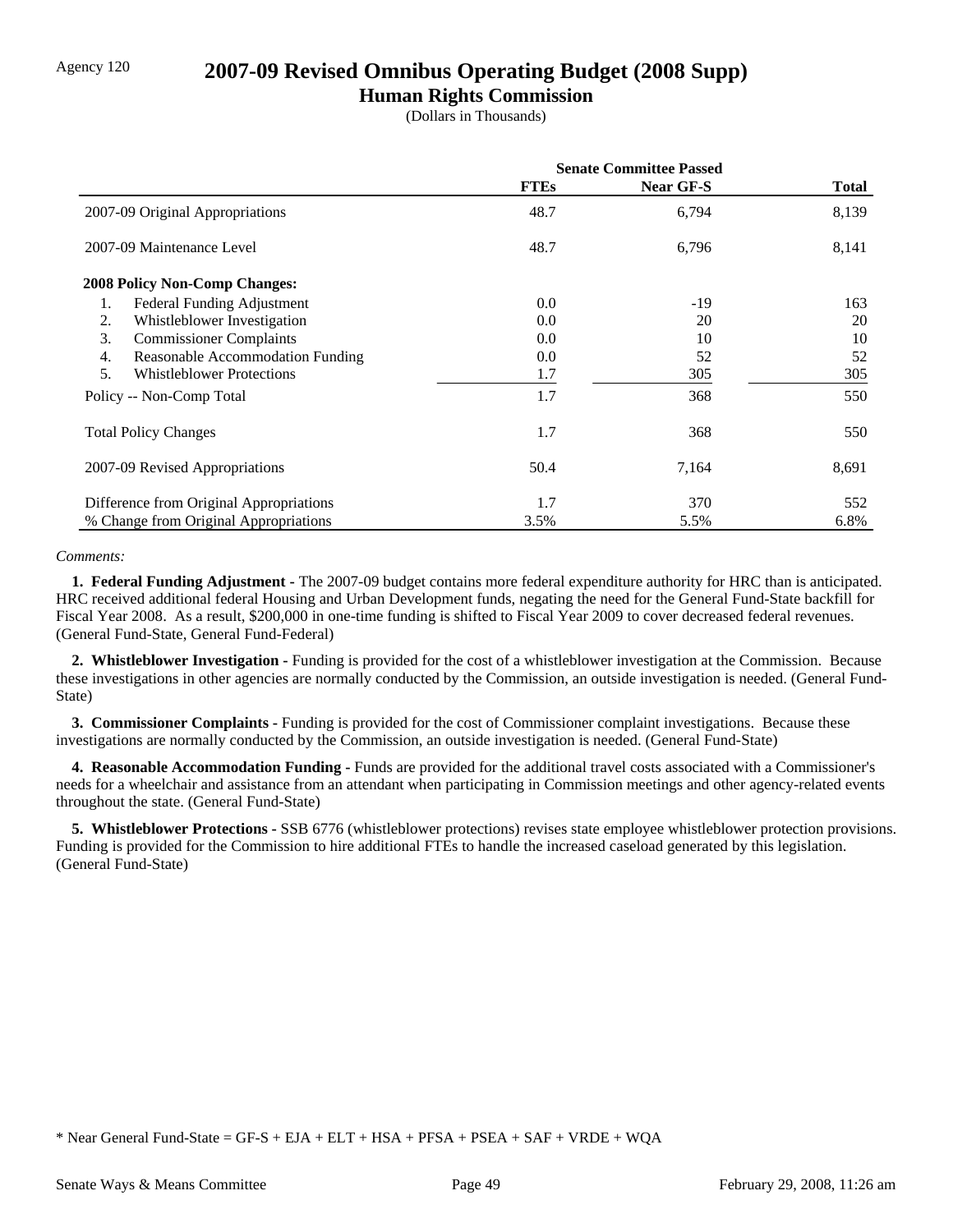Agency 120

# 2007-09 Revised Omnibus Operating Budget (2008 Supp)

## Human Rights Commission

(Dollars in Thousands)

| | Senate Committee Passed | | |
|---|---|---|---|
| | **FTEs** | **Near GF-S** | **Total** |
| 2007-09 Original Appropriations | 48.7 | 6,794 | 8,139 |
| 2007-09 Maintenance Level | 48.7 | 6,796 | 8,141 |
| **2008 Policy Non-Comp Changes:** | | | |
| 1. Federal Funding Adjustment | 0.0 | -19 | 163 |
| 2. Whistleblower Investigation | 0.0 | 20 | 20 |
| 3. Commissioner Complaints | 0.0 | 10 | 10 |
| 4. Reasonable Accommodation Funding | 0.0 | 52 | 52 |
| 5. Whistleblower Protections | 1.7 | 305 | 305 |
| Policy -- Non-Comp Total | 1.7 | 368 | 550 |
| Total Policy Changes | 1.7 | 368 | 550 |
| 2007-09 Revised Appropriations | 50.4 | 7,164 | 8,691 |
| Difference from Original Appropriations | 1.7 | 370 | 552 |
| % Change from Original Appropriations | 3.5% | 5.5% | 6.8% |

*Comments:*

**1. Federal Funding Adjustment -** The 2007-09 budget contains more federal expenditure authority for HRC than is anticipated. HRC received additional federal Housing and Urban Development funds, negating the need for the General Fund-State backfill for Fiscal Year 2008. As a result, $200,000 in one-time funding is shifted to Fiscal Year 2009 to cover decreased federal revenues. (General Fund-State, General Fund-Federal)

**2. Whistleblower Investigation -** Funding is provided for the cost of a whistleblower investigation at the Commission. Because these investigations in other agencies are normally conducted by the Commission, an outside investigation is needed. (General Fund-State)

**3. Commissioner Complaints -** Funding is provided for the cost of Commissioner complaint investigations. Because these investigations are normally conducted by the Commission, an outside investigation is needed. (General Fund-State)

**4. Reasonable Accommodation Funding -** Funds are provided for the additional travel costs associated with a Commissioner's needs for a wheelchair and assistance from an attendant when participating in Commission meetings and other agency-related events throughout the state. (General Fund-State)

**5. Whistleblower Protections -** SSB 6776 (whistleblower protections) revises state employee whistleblower protection provisions. Funding is provided for the Commission to hire additional FTEs to handle the increased caseload generated by this legislation. (General Fund-State)

* Near General Fund-State = GF-S + EJA + ELT + HSA + PFSA + PSEA + SAF + VRDE + WQA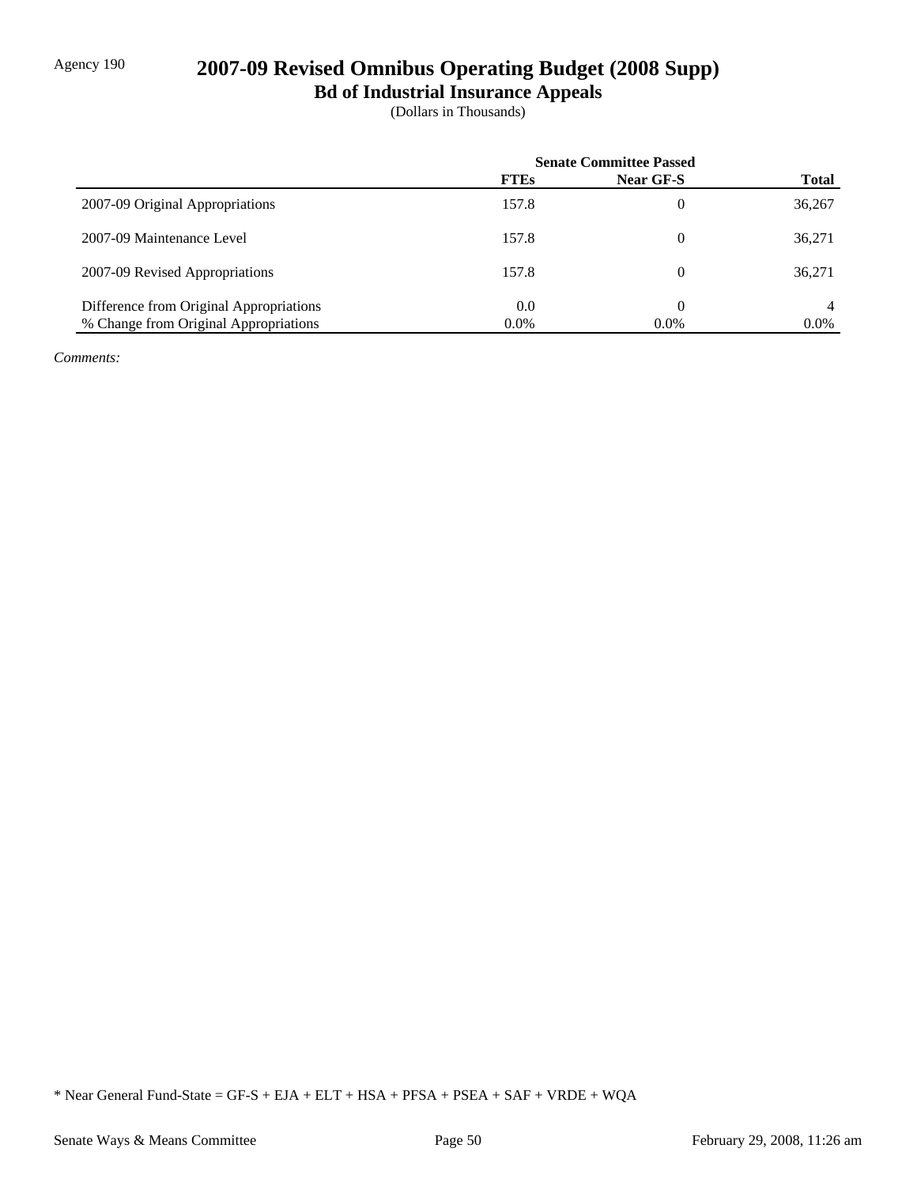Agency 190

# 2007-09 Revised Omnibus Operating Budget (2008 Supp)

## Bd of Industrial Insurance Appeals

(Dollars in Thousands)

| | Senate Committee Passed | | |
|---|---|---|---|
| | **FTEs** | **Near GF-S** | **Total** |
| 2007-09 Original Appropriations | 157.8 | 0 | 36,267 |
| 2007-09 Maintenance Level | 157.8 | 0 | 36,271 |
| 2007-09 Revised Appropriations | 157.8 | 0 | 36,271 |
| Difference from Original Appropriations | 0.0 | 0 | 4 |
| % Change from Original Appropriations | 0.0% | 0.0% | 0.0% |

*Comments:*

* Near General Fund-State = GF-S + EJA + ELT + HSA + PFSA + PSEA + SAF + VRDE + WQA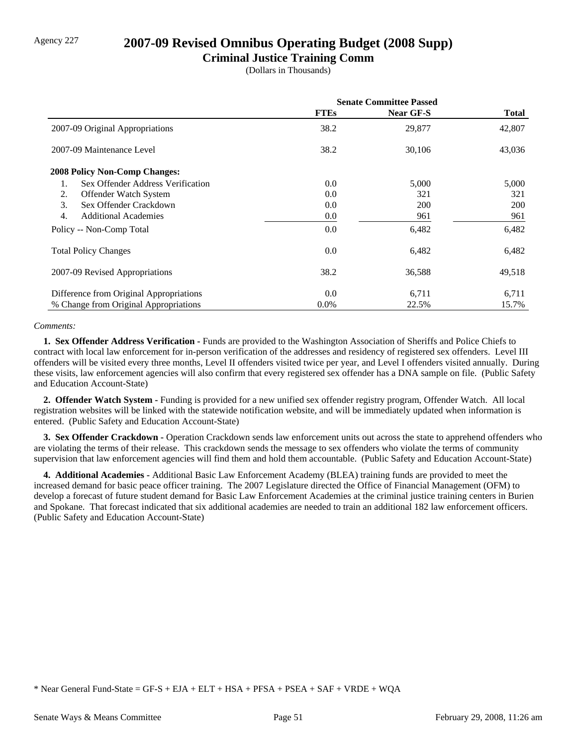Agency 227

# 2007-09 Revised Omnibus Operating Budget (2008 Supp)

## Criminal Justice Training Comm

(Dollars in Thousands)

| | Senate Committee Passed | | |
|---|---|---|---|
| | **FTEs** | **Near GF-S** | **Total** |
| 2007-09 Original Appropriations | 38.2 | 29,877 | 42,807 |
| 2007-09 Maintenance Level | 38.2 | 30,106 | 43,036 |
| **2008 Policy Non-Comp Changes:** | | | |
| 1. Sex Offender Address Verification | 0.0 | 5,000 | 5,000 |
| 2. Offender Watch System | 0.0 | 321 | 321 |
| 3. Sex Offender Crackdown | 0.0 | 200 | 200 |
| 4. Additional Academies | 0.0 | 961 | 961 |
| Policy -- Non-Comp Total | 0.0 | 6,482 | 6,482 |
| Total Policy Changes | 0.0 | 6,482 | 6,482 |
| 2007-09 Revised Appropriations | 38.2 | 36,588 | 49,518 |
| Difference from Original Appropriations | 0.0 | 6,711 | 6,711 |
| % Change from Original Appropriations | 0.0% | 22.5% | 15.7% |

*Comments:*

**1. Sex Offender Address Verification -** Funds are provided to the Washington Association of Sheriffs and Police Chiefs to contract with local law enforcement for in-person verification of the addresses and residency of registered sex offenders. Level III offenders will be visited every three months, Level II offenders visited twice per year, and Level I offenders visited annually. During these visits, law enforcement agencies will also confirm that every registered sex offender has a DNA sample on file. (Public Safety and Education Account-State)

**2. Offender Watch System -** Funding is provided for a new unified sex offender registry program, Offender Watch. All local registration websites will be linked with the statewide notification website, and will be immediately updated when information is entered. (Public Safety and Education Account-State)

**3. Sex Offender Crackdown -** Operation Crackdown sends law enforcement units out across the state to apprehend offenders who are violating the terms of their release. This crackdown sends the message to sex offenders who violate the terms of community supervision that law enforcement agencies will find them and hold them accountable. (Public Safety and Education Account-State)

**4. Additional Academies -** Additional Basic Law Enforcement Academy (BLEA) training funds are provided to meet the increased demand for basic peace officer training. The 2007 Legislature directed the Office of Financial Management (OFM) to develop a forecast of future student demand for Basic Law Enforcement Academies at the criminal justice training centers in Burien and Spokane. That forecast indicated that six additional academies are needed to train an additional 182 law enforcement officers. (Public Safety and Education Account-State)

* Near General Fund-State = GF-S + EJA + ELT + HSA + PFSA + PSEA + SAF + VRDE + WQA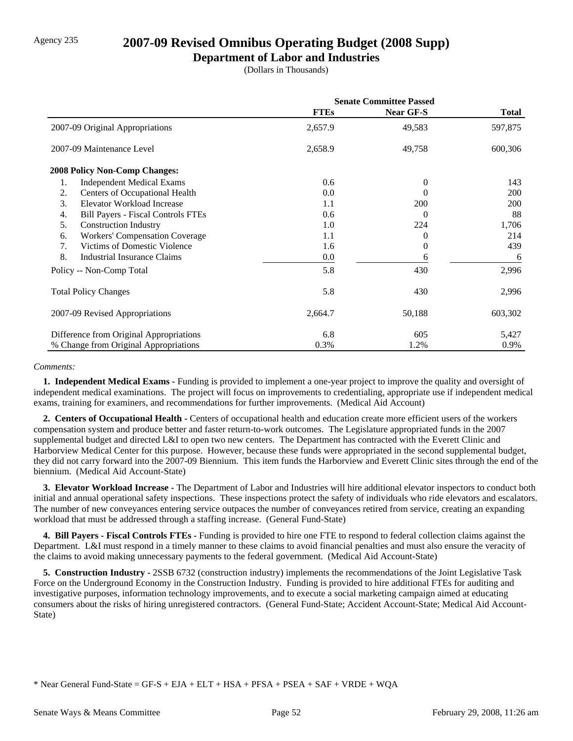Agency 235

# 2007-09 Revised Omnibus Operating Budget (2008 Supp)

## Department of Labor and Industries

(Dollars in Thousands)

| | Senate Committee Passed | | |
|---|---|---|---|
| | **FTEs** | **Near GF-S** | **Total** |
| 2007-09 Original Appropriations | 2,657.9 | 49,583 | 597,875 |
| 2007-09 Maintenance Level | 2,658.9 | 49,758 | 600,306 |
| **2008 Policy Non-Comp Changes:** | | | |
| 1. Independent Medical Exams | 0.6 | 0 | 143 |
| 2. Centers of Occupational Health | 0.0 | 0 | 200 |
| 3. Elevator Workload Increase | 1.1 | 200 | 200 |
| 4. Bill Payers - Fiscal Controls FTEs | 0.6 | 0 | 88 |
| 5. Construction Industry | 1.0 | 224 | 1,706 |
| 6. Workers' Compensation Coverage | 1.1 | 0 | 214 |
| 7. Victims of Domestic Violence | 1.6 | 0 | 439 |
| 8. Industrial Insurance Claims | 0.0 | 6 | 6 |
| Policy -- Non-Comp Total | 5.8 | 430 | 2,996 |
| Total Policy Changes | 5.8 | 430 | 2,996 |
| 2007-09 Revised Appropriations | 2,664.7 | 50,188 | 603,302 |
| Difference from Original Appropriations | 6.8 | 605 | 5,427 |
| % Change from Original Appropriations | 0.3% | 1.2% | 0.9% |

*Comments:*

**1. Independent Medical Exams -** Funding is provided to implement a one-year project to improve the quality and oversight of independent medical examinations. The project will focus on improvements to credentialing, appropriate use if independent medical exams, training for examiners, and recommendations for further improvements. (Medical Aid Account)

**2. Centers of Occupational Health -** Centers of occupational health and education create more efficient users of the workers compensation system and produce better and faster return-to-work outcomes. The Legislature appropriated funds in the 2007 supplemental budget and directed L&I to open two new centers. The Department has contracted with the Everett Clinic and Harborview Medical Center for this purpose. However, because these funds were appropriated in the second supplemental budget, they did not carry forward into the 2007-09 Biennium. This item funds the Harborview and Everett Clinic sites through the end of the biennium. (Medical Aid Account-State)

**3. Elevator Workload Increase -** The Department of Labor and Industries will hire additional elevator inspectors to conduct both initial and annual operational safety inspections. These inspections protect the safety of individuals who ride elevators and escalators. The number of new conveyances entering service outpaces the number of conveyances retired from service, creating an expanding workload that must be addressed through a staffing increase. (General Fund-State)

**4. Bill Payers - Fiscal Controls FTEs -** Funding is provided to hire one FTE to respond to federal collection claims against the Department. L&I must respond in a timely manner to these claims to avoid financial penalties and must also ensure the veracity of the claims to avoid making unnecessary payments to the federal government. (Medical Aid Account-State)

**5. Construction Industry -** 2SSB 6732 (construction industry) implements the recommendations of the Joint Legislative Task Force on the Underground Economy in the Construction Industry. Funding is provided to hire additional FTEs for auditing and investigative purposes, information technology improvements, and to execute a social marketing campaign aimed at educating consumers about the risks of hiring unregistered contractors. (General Fund-State; Accident Account-State; Medical Aid Account-State)

\* Near General Fund-State = GF-S + EJA + ELT + HSA + PFSA + PSEA + SAF + VRDE + WQA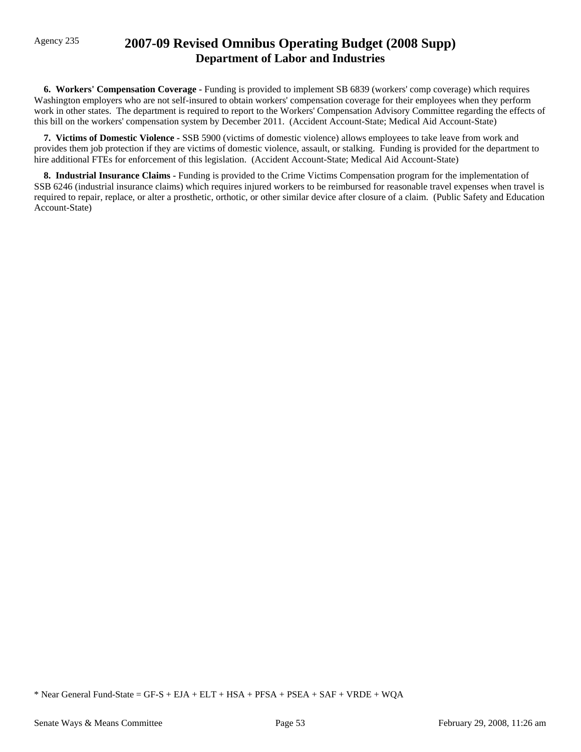**6. Workers' Compensation Coverage -** Funding is provided to implement SB 6839 (workers' comp coverage) which requires Washington employers who are not self-insured to obtain workers' compensation coverage for their employees when they perform work in other states. The department is required to report to the Workers' Compensation Advisory Committee regarding the effects of this bill on the workers' compensation system by December 2011. (Accident Account-State; Medical Aid Account-State)

**7. Victims of Domestic Violence -** SSB 5900 (victims of domestic violence) allows employees to take leave from work and provides them job protection if they are victims of domestic violence, assault, or stalking. Funding is provided for the department to hire additional FTEs for enforcement of this legislation. (Accident Account-State; Medical Aid Account-State)

**8. Industrial Insurance Claims -** Funding is provided to the Crime Victims Compensation program for the implementation of SSB 6246 (industrial insurance claims) which requires injured workers to be reimbursed for reasonable travel expenses when travel is required to repair, replace, or alter a prosthetic, orthotic, or other similar device after closure of a claim. (Public Safety and Education Account-State)

* Near General Fund-State = GF-S + EJA + ELT + HSA + PFSA + PSEA + SAF + VRDE + WQA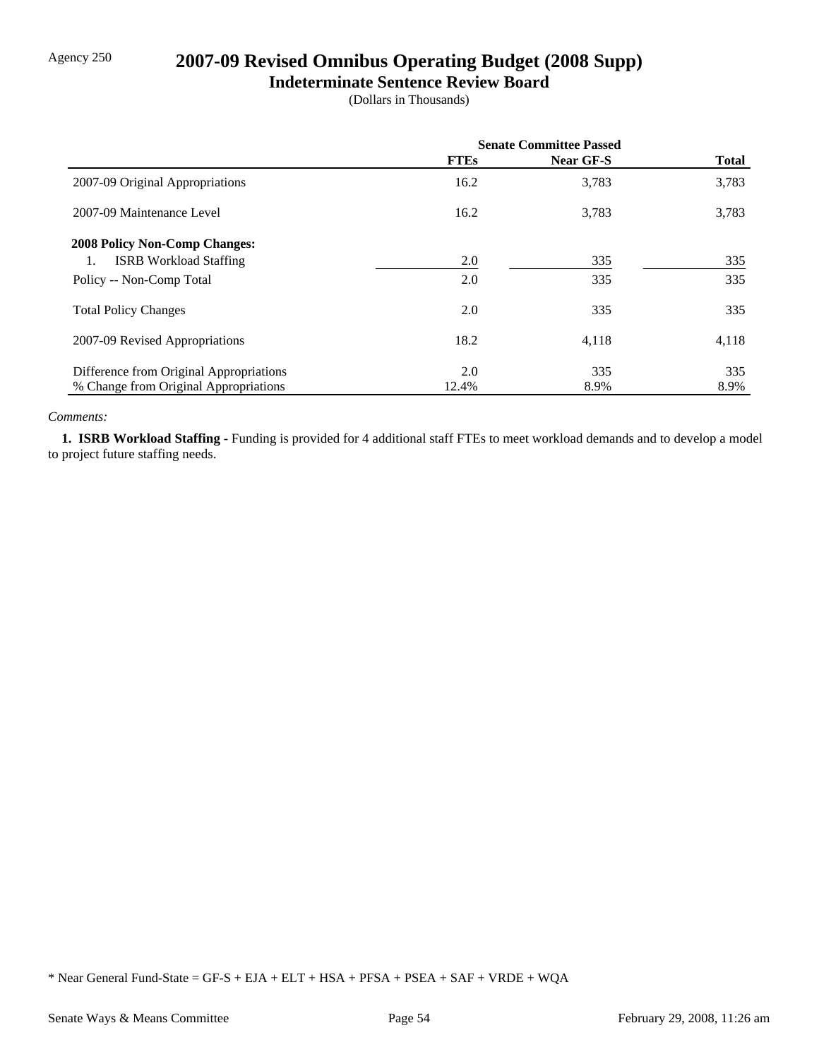Agency 250

# 2007-09 Revised Omnibus Operating Budget (2008 Supp)

## Indeterminate Sentence Review Board

(Dollars in Thousands)

| | Senate Committee Passed | | |
|---|---|---|---|
| | **FTEs** | **Near GF-S** | **Total** |
| 2007-09 Original Appropriations | 16.2 | 3,783 | 3,783 |
| 2007-09 Maintenance Level | 16.2 | 3,783 | 3,783 |
| **2008 Policy Non-Comp Changes:** | | | |
| 1. ISRB Workload Staffing | 2.0 | 335 | 335 |
| Policy -- Non-Comp Total | 2.0 | 335 | 335 |
| Total Policy Changes | 2.0 | 335 | 335 |
| 2007-09 Revised Appropriations | 18.2 | 4,118 | 4,118 |
| Difference from Original Appropriations | 2.0 | 335 | 335 |
| % Change from Original Appropriations | 12.4% | 8.9% | 8.9% |

*Comments:*

**1. ISRB Workload Staffing -** Funding is provided for 4 additional staff FTEs to meet workload demands and to develop a model to project future staffing needs.

* Near General Fund-State = GF-S + EJA + ELT + HSA + PFSA + PSEA + SAF + VRDE + WQA

Senate Ways & Means Committee | February 29, 2008, 11:26 am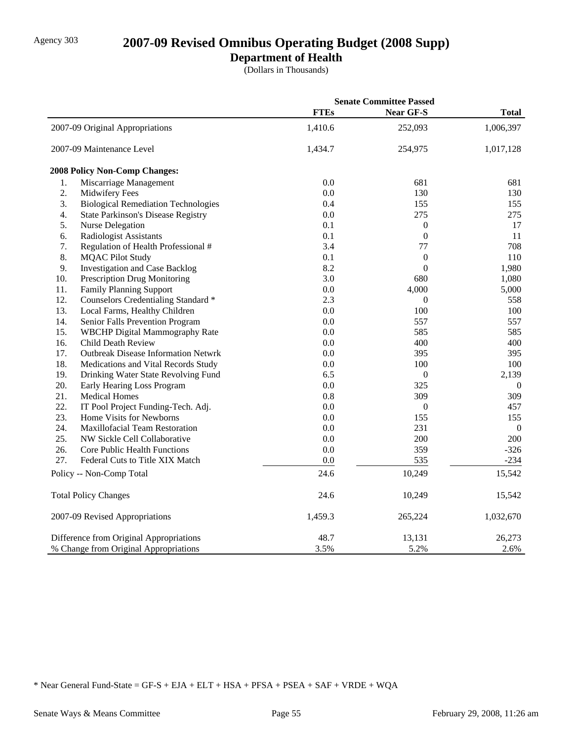Agency 303

# 2007-09 Revised Omnibus Operating Budget (2008 Supp)

## Department of Health

(Dollars in Thousands)

| | Senate Committee Passed | | |
|---|---|---|---|
| | **FTEs** | **Near GF-S** | **Total** |
| 2007-09 Original Appropriations | 1,410.6 | 252,093 | 1,006,397 |
| 2007-09 Maintenance Level | 1,434.7 | 254,975 | 1,017,128 |
| **2008 Policy Non-Comp Changes:** | | | |
| 1. Miscarriage Management | 0.0 | 681 | 681 |
| 2. Midwifery Fees | 0.0 | 130 | 130 |
| 3. Biological Remediation Technologies | 0.4 | 155 | 155 |
| 4. State Parkinson's Disease Registry | 0.0 | 275 | 275 |
| 5. Nurse Delegation | 0.1 | 0 | 17 |
| 6. Radiologist Assistants | 0.1 | 0 | 11 |
| 7. Regulation of Health Professional # | 3.4 | 77 | 708 |
| 8. MQAC Pilot Study | 0.1 | 0 | 110 |
| 9. Investigation and Case Backlog | 8.2 | 0 | 1,980 |
| 10. Prescription Drug Monitoring | 3.0 | 680 | 1,080 |
| 11. Family Planning Support | 0.0 | 4,000 | 5,000 |
| 12. Counselors Credentialing Standard * | 2.3 | 0 | 558 |
| 13. Local Farms, Healthy Children | 0.0 | 100 | 100 |
| 14. Senior Falls Prevention Program | 0.0 | 557 | 557 |
| 15. WBCHP Digital Mammography Rate | 0.0 | 585 | 585 |
| 16. Child Death Review | 0.0 | 400 | 400 |
| 17. Outbreak Disease Information Netwrk | 0.0 | 395 | 395 |
| 18. Medications and Vital Records Study | 0.0 | 100 | 100 |
| 19. Drinking Water State Revolving Fund | 6.5 | 0 | 2,139 |
| 20. Early Hearing Loss Program | 0.0 | 325 | 0 |
| 21. Medical Homes | 0.8 | 309 | 309 |
| 22. IT Pool Project Funding-Tech. Adj. | 0.0 | 0 | 457 |
| 23. Home Visits for Newborns | 0.0 | 155 | 155 |
| 24. Maxillofacial Team Restoration | 0.0 | 231 | 0 |
| 25. NW Sickle Cell Collaborative | 0.0 | 200 | 200 |
| 26. Core Public Health Functions | 0.0 | 359 | -326 |
| 27. Federal Cuts to Title XIX Match | 0.0 | 535 | -234 |
| Policy -- Non-Comp Total | 24.6 | 10,249 | 15,542 |
| Total Policy Changes | 24.6 | 10,249 | 15,542 |
| 2007-09 Revised Appropriations | 1,459.3 | 265,224 | 1,032,670 |
| Difference from Original Appropriations | 48.7 | 13,131 | 26,273 |
| % Change from Original Appropriations | 3.5% | 5.2% | 2.6% |

* Near General Fund-State = GF-S + EJA + ELT + HSA + PFSA + PSEA + SAF + VRDE + WQA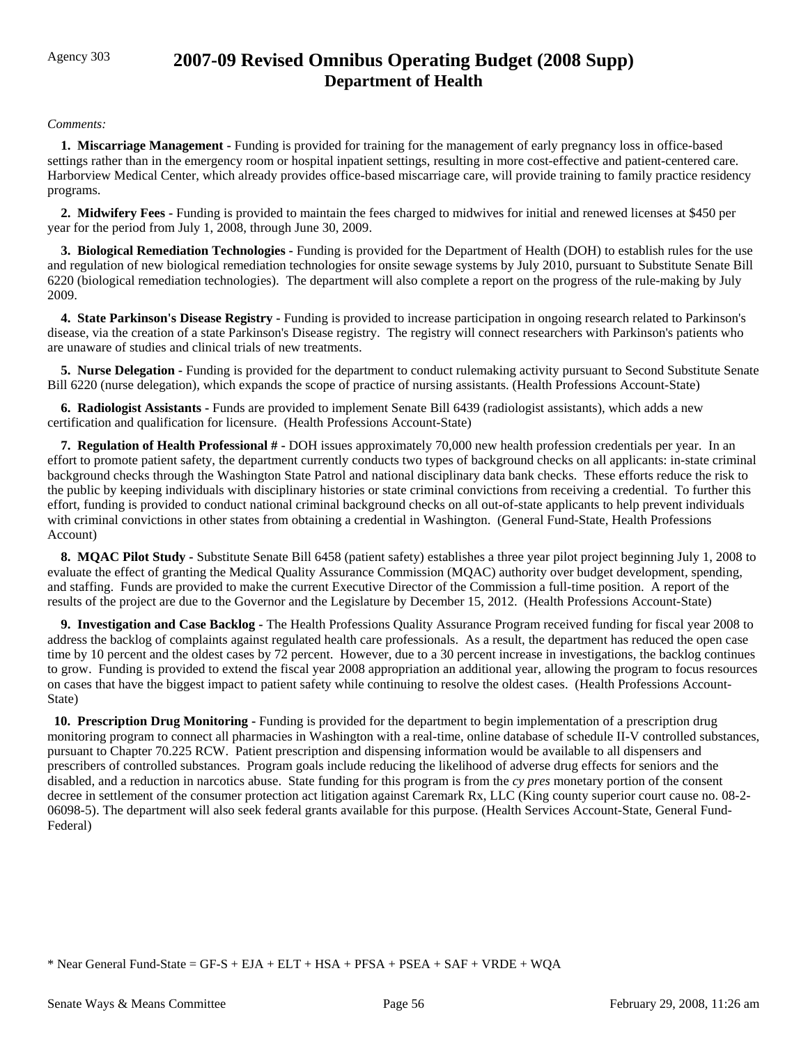Agency 303

# 2007-09 Revised Omnibus Operating Budget (2008 Supp)
## Department of Health

*Comments:*

**1. Miscarriage Management -** Funding is provided for training for the management of early pregnancy loss in office-based settings rather than in the emergency room or hospital inpatient settings, resulting in more cost-effective and patient-centered care. Harborview Medical Center, which already provides office-based miscarriage care, will provide training to family practice residency programs.

**2. Midwifery Fees -** Funding is provided to maintain the fees charged to midwives for initial and renewed licenses at $450 per year for the period from July 1, 2008, through June 30, 2009.

**3. Biological Remediation Technologies -** Funding is provided for the Department of Health (DOH) to establish rules for the use and regulation of new biological remediation technologies for onsite sewage systems by July 2010, pursuant to Substitute Senate Bill 6220 (biological remediation technologies). The department will also complete a report on the progress of the rule-making by July 2009.

**4. State Parkinson's Disease Registry -** Funding is provided to increase participation in ongoing research related to Parkinson's disease, via the creation of a state Parkinson's Disease registry. The registry will connect researchers with Parkinson's patients who are unaware of studies and clinical trials of new treatments.

**5. Nurse Delegation -** Funding is provided for the department to conduct rulemaking activity pursuant to Second Substitute Senate Bill 6220 (nurse delegation), which expands the scope of practice of nursing assistants. (Health Professions Account-State)

**6. Radiologist Assistants -** Funds are provided to implement Senate Bill 6439 (radiologist assistants), which adds a new certification and qualification for licensure. (Health Professions Account-State)

**7. Regulation of Health Professional # -** DOH issues approximately 70,000 new health profession credentials per year. In an effort to promote patient safety, the department currently conducts two types of background checks on all applicants: in-state criminal background checks through the Washington State Patrol and national disciplinary data bank checks. These efforts reduce the risk to the public by keeping individuals with disciplinary histories or state criminal convictions from receiving a credential. To further this effort, funding is provided to conduct national criminal background checks on all out-of-state applicants to help prevent individuals with criminal convictions in other states from obtaining a credential in Washington. (General Fund-State, Health Professions Account)

**8. MQAC Pilot Study -** Substitute Senate Bill 6458 (patient safety) establishes a three year pilot project beginning July 1, 2008 to evaluate the effect of granting the Medical Quality Assurance Commission (MQAC) authority over budget development, spending, and staffing. Funds are provided to make the current Executive Director of the Commission a full-time position. A report of the results of the project are due to the Governor and the Legislature by December 15, 2012. (Health Professions Account-State)

**9. Investigation and Case Backlog -** The Health Professions Quality Assurance Program received funding for fiscal year 2008 to address the backlog of complaints against regulated health care professionals. As a result, the department has reduced the open case time by 10 percent and the oldest cases by 72 percent. However, due to a 30 percent increase in investigations, the backlog continues to grow. Funding is provided to extend the fiscal year 2008 appropriation an additional year, allowing the program to focus resources on cases that have the biggest impact to patient safety while continuing to resolve the oldest cases. (Health Professions Account-State)

**10. Prescription Drug Monitoring -** Funding is provided for the department to begin implementation of a prescription drug monitoring program to connect all pharmacies in Washington with a real-time, online database of schedule II-V controlled substances, pursuant to Chapter 70.225 RCW. Patient prescription and dispensing information would be available to all dispensers and prescribers of controlled substances. Program goals include reducing the likelihood of adverse drug effects for seniors and the disabled, and a reduction in narcotics abuse. State funding for this program is from the *cy pres* monetary portion of the consent decree in settlement of the consumer protection act litigation against Caremark Rx, LLC (King county superior court cause no. 08-2-06098-5). The department will also seek federal grants available for this purpose. (Health Services Account-State, General Fund-Federal)

* Near General Fund-State = GF-S + EJA + ELT + HSA + PFSA + PSEA + SAF + VRDE + WQA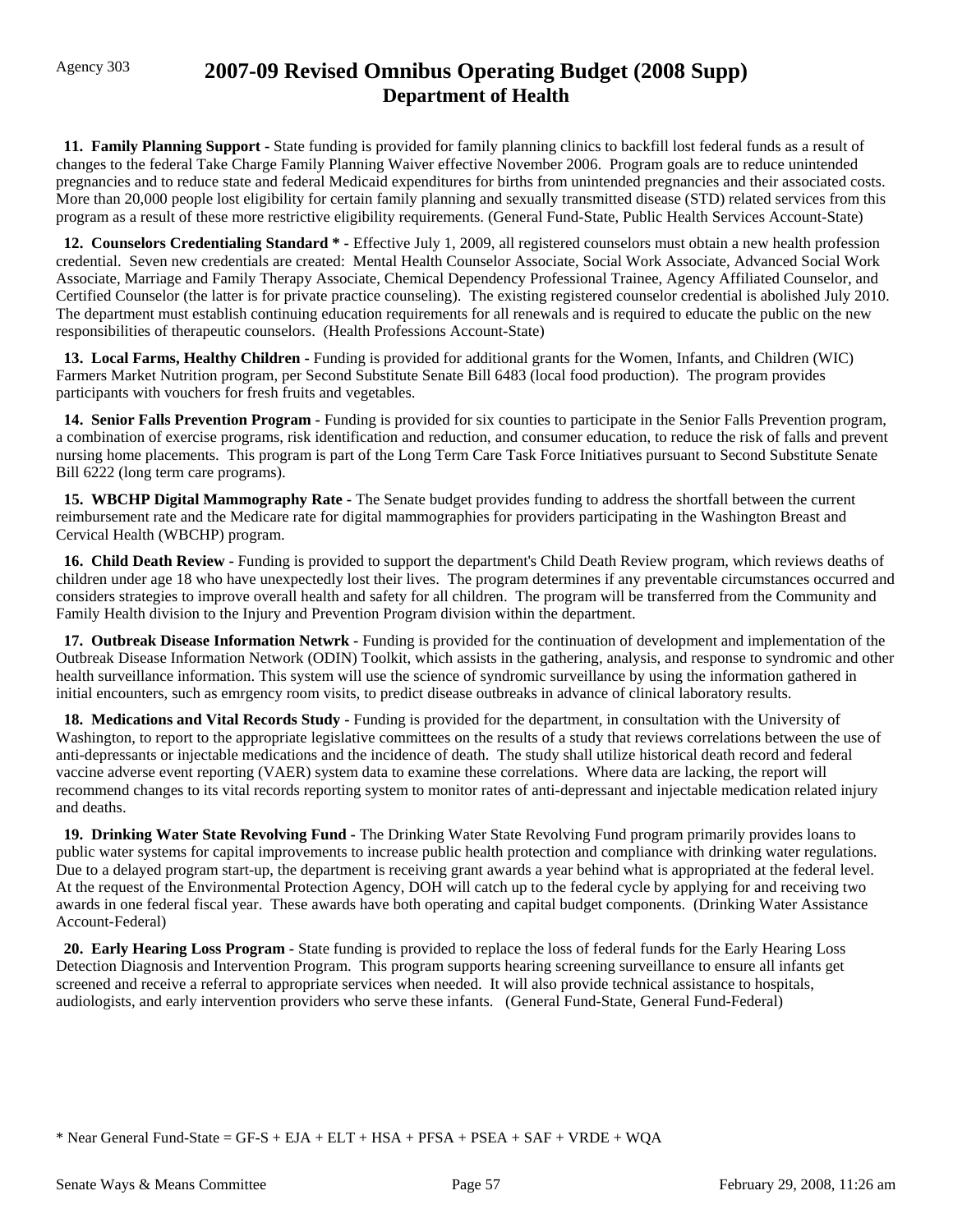Agency 303

# 2007-09 Revised Omnibus Operating Budget (2008 Supp)
## Department of Health

**11. Family Planning Support -** State funding is provided for family planning clinics to backfill lost federal funds as a result of changes to the federal Take Charge Family Planning Waiver effective November 2006. Program goals are to reduce unintended pregnancies and to reduce state and federal Medicaid expenditures for births from unintended pregnancies and their associated costs. More than 20,000 people lost eligibility for certain family planning and sexually transmitted disease (STD) related services from this program as a result of these more restrictive eligibility requirements. (General Fund-State, Public Health Services Account-State)

**12. Counselors Credentialing Standard \* -** Effective July 1, 2009, all registered counselors must obtain a new health profession credential. Seven new credentials are created: Mental Health Counselor Associate, Social Work Associate, Advanced Social Work Associate, Marriage and Family Therapy Associate, Chemical Dependency Professional Trainee, Agency Affiliated Counselor, and Certified Counselor (the latter is for private practice counseling). The existing registered counselor credential is abolished July 2010. The department must establish continuing education requirements for all renewals and is required to educate the public on the new responsibilities of therapeutic counselors. (Health Professions Account-State)

**13. Local Farms, Healthy Children -** Funding is provided for additional grants for the Women, Infants, and Children (WIC) Farmers Market Nutrition program, per Second Substitute Senate Bill 6483 (local food production). The program provides participants with vouchers for fresh fruits and vegetables.

**14. Senior Falls Prevention Program -** Funding is provided for six counties to participate in the Senior Falls Prevention program, a combination of exercise programs, risk identification and reduction, and consumer education, to reduce the risk of falls and prevent nursing home placements. This program is part of the Long Term Care Task Force Initiatives pursuant to Second Substitute Senate Bill 6222 (long term care programs).

**15. WBCHP Digital Mammography Rate -** The Senate budget provides funding to address the shortfall between the current reimbursement rate and the Medicare rate for digital mammographies for providers participating in the Washington Breast and Cervical Health (WBCHP) program.

**16. Child Death Review -** Funding is provided to support the department's Child Death Review program, which reviews deaths of children under age 18 who have unexpectedly lost their lives. The program determines if any preventable circumstances occurred and considers strategies to improve overall health and safety for all children. The program will be transferred from the Community and Family Health division to the Injury and Prevention Program division within the department.

**17. Outbreak Disease Information Netwrk -** Funding is provided for the continuation of development and implementation of the Outbreak Disease Information Network (ODIN) Toolkit, which assists in the gathering, analysis, and response to syndromic and other health surveillance information. This system will use the science of syndromic surveillance by using the information gathered in initial encounters, such as emrgency room visits, to predict disease outbreaks in advance of clinical laboratory results.

**18. Medications and Vital Records Study -** Funding is provided for the department, in consultation with the University of Washington, to report to the appropriate legislative committees on the results of a study that reviews correlations between the use of anti-depressants or injectable medications and the incidence of death. The study shall utilize historical death record and federal vaccine adverse event reporting (VAER) system data to examine these correlations. Where data are lacking, the report will recommend changes to its vital records reporting system to monitor rates of anti-depressant and injectable medication related injury and deaths.

**19. Drinking Water State Revolving Fund -** The Drinking Water State Revolving Fund program primarily provides loans to public water systems for capital improvements to increase public health protection and compliance with drinking water regulations. Due to a delayed program start-up, the department is receiving grant awards a year behind what is appropriated at the federal level. At the request of the Environmental Protection Agency, DOH will catch up to the federal cycle by applying for and receiving two awards in one federal fiscal year. These awards have both operating and capital budget components. (Drinking Water Assistance Account-Federal)

**20. Early Hearing Loss Program -** State funding is provided to replace the loss of federal funds for the Early Hearing Loss Detection Diagnosis and Intervention Program. This program supports hearing screening surveillance to ensure all infants get screened and receive a referral to appropriate services when needed. It will also provide technical assistance to hospitals, audiologists, and early intervention providers who serve these infants. (General Fund-State, General Fund-Federal)

\* Near General Fund-State = GF-S + EJA + ELT + HSA + PFSA + PSEA + SAF + VRDE + WQA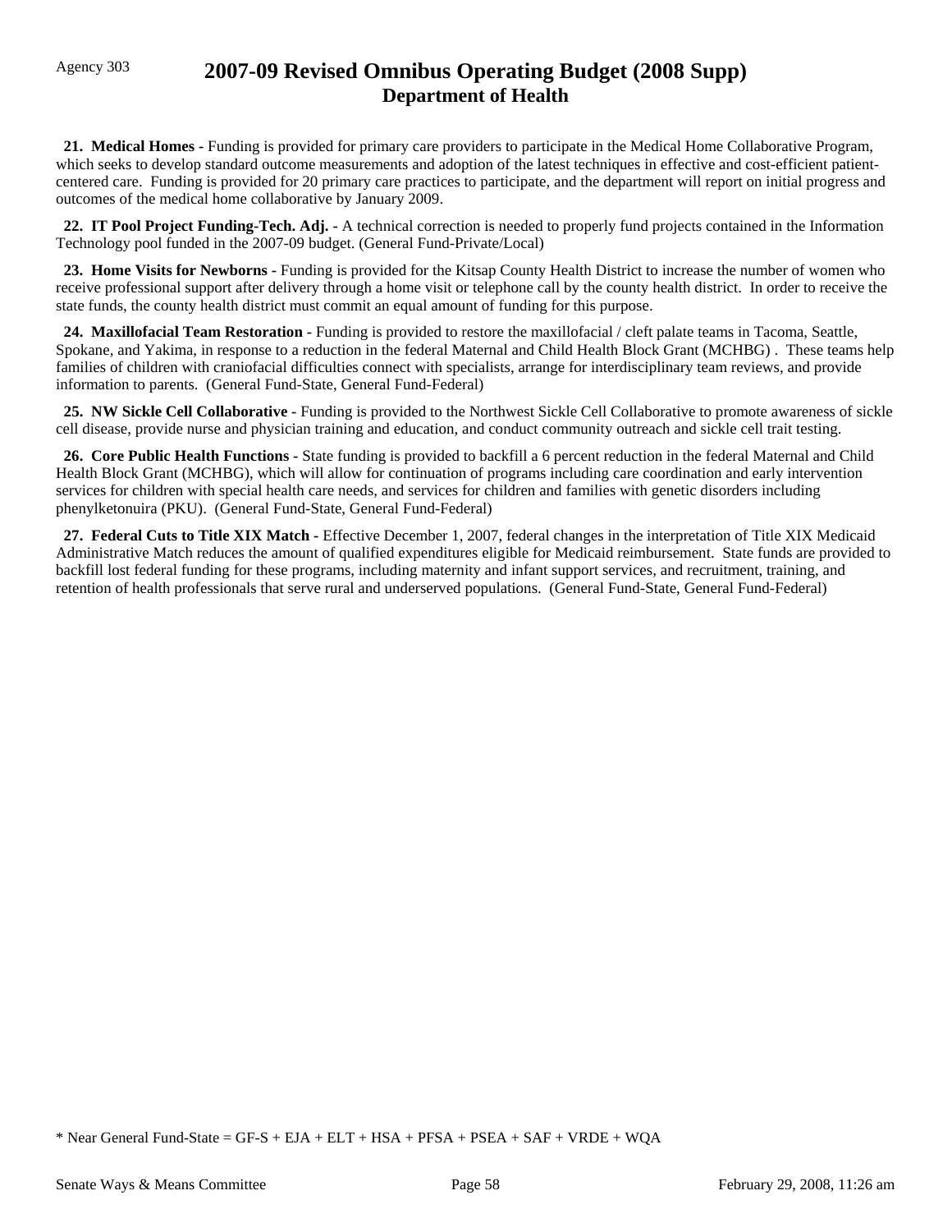**21. Medical Homes -** Funding is provided for primary care providers to participate in the Medical Home Collaborative Program, which seeks to develop standard outcome measurements and adoption of the latest techniques in effective and cost-efficient patient-centered care. Funding is provided for 20 primary care practices to participate, and the department will report on initial progress and outcomes of the medical home collaborative by January 2009.

**22. IT Pool Project Funding-Tech. Adj. -** A technical correction is needed to properly fund projects contained in the Information Technology pool funded in the 2007-09 budget. (General Fund-Private/Local)

**23. Home Visits for Newborns -** Funding is provided for the Kitsap County Health District to increase the number of women who receive professional support after delivery through a home visit or telephone call by the county health district. In order to receive the state funds, the county health district must commit an equal amount of funding for this purpose.

**24. Maxillofacial Team Restoration -** Funding is provided to restore the maxillofacial / cleft palate teams in Tacoma, Seattle, Spokane, and Yakima, in response to a reduction in the federal Maternal and Child Health Block Grant (MCHBG) . These teams help families of children with craniofacial difficulties connect with specialists, arrange for interdisciplinary team reviews, and provide information to parents. (General Fund-State, General Fund-Federal)

**25. NW Sickle Cell Collaborative -** Funding is provided to the Northwest Sickle Cell Collaborative to promote awareness of sickle cell disease, provide nurse and physician training and education, and conduct community outreach and sickle cell trait testing.

**26. Core Public Health Functions -** State funding is provided to backfill a 6 percent reduction in the federal Maternal and Child Health Block Grant (MCHBG), which will allow for continuation of programs including care coordination and early intervention services for children with special health care needs, and services for children and families with genetic disorders including phenylketonuira (PKU). (General Fund-State, General Fund-Federal)

**27. Federal Cuts to Title XIX Match -** Effective December 1, 2007, federal changes in the interpretation of Title XIX Medicaid Administrative Match reduces the amount of qualified expenditures eligible for Medicaid reimbursement. State funds are provided to backfill lost federal funding for these programs, including maternity and infant support services, and recruitment, training, and retention of health professionals that serve rural and underserved populations. (General Fund-State, General Fund-Federal)

* Near General Fund-State = GF-S + EJA + ELT + HSA + PFSA + PSEA + SAF + VRDE + WQA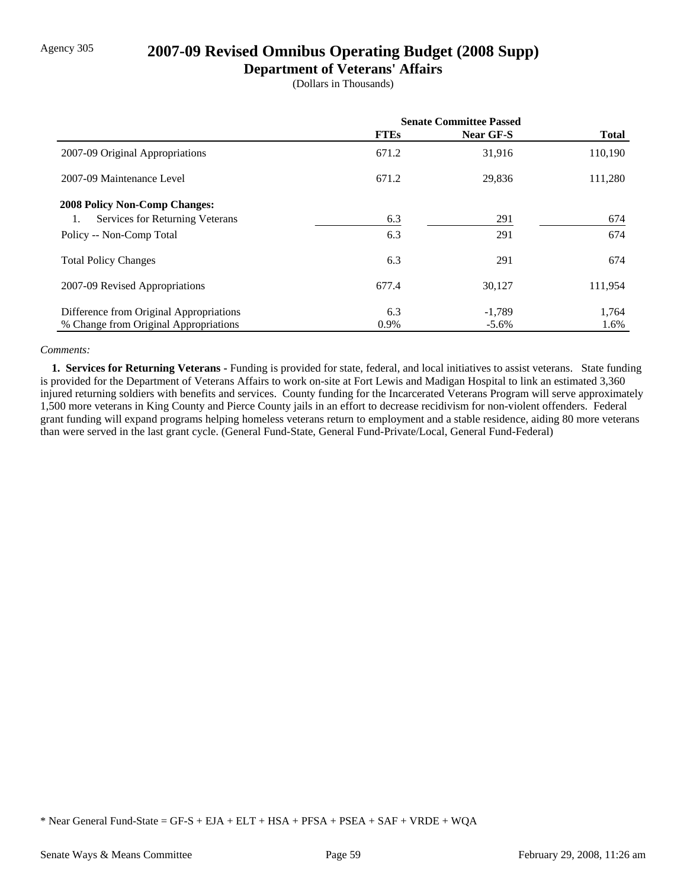Agency 305

# 2007-09 Revised Omnibus Operating Budget (2008 Supp)

## Department of Veterans' Affairs

(Dollars in Thousands)

| | Senate Committee Passed | | |
|---|---|---|---|
| | FTEs | Near GF-S | Total |
| 2007-09 Original Appropriations | 671.2 | 31,916 | 110,190 |
| 2007-09 Maintenance Level | 671.2 | 29,836 | 111,280 |
| **2008 Policy Non-Comp Changes:** | | | |
| 1. Services for Returning Veterans | 6.3 | 291 | 674 |
| Policy -- Non-Comp Total | 6.3 | 291 | 674 |
| Total Policy Changes | 6.3 | 291 | 674 |
| 2007-09 Revised Appropriations | 677.4 | 30,127 | 111,954 |
| Difference from Original Appropriations | 6.3 | -1,789 | 1,764 |
| % Change from Original Appropriations | 0.9% | -5.6% | 1.6% |

*Comments:*

**1. Services for Returning Veterans -** Funding is provided for state, federal, and local initiatives to assist veterans. State funding is provided for the Department of Veterans Affairs to work on-site at Fort Lewis and Madigan Hospital to link an estimated 3,360 injured returning soldiers with benefits and services. County funding for the Incarcerated Veterans Program will serve approximately 1,500 more veterans in King County and Pierce County jails in an effort to decrease recidivism for non-violent offenders. Federal grant funding will expand programs helping homeless veterans return to employment and a stable residence, aiding 80 more veterans than were served in the last grant cycle. (General Fund-State, General Fund-Private/Local, General Fund-Federal)

* Near General Fund-State = GF-S + EJA + ELT + HSA + PFSA + PSEA + SAF + VRDE + WQA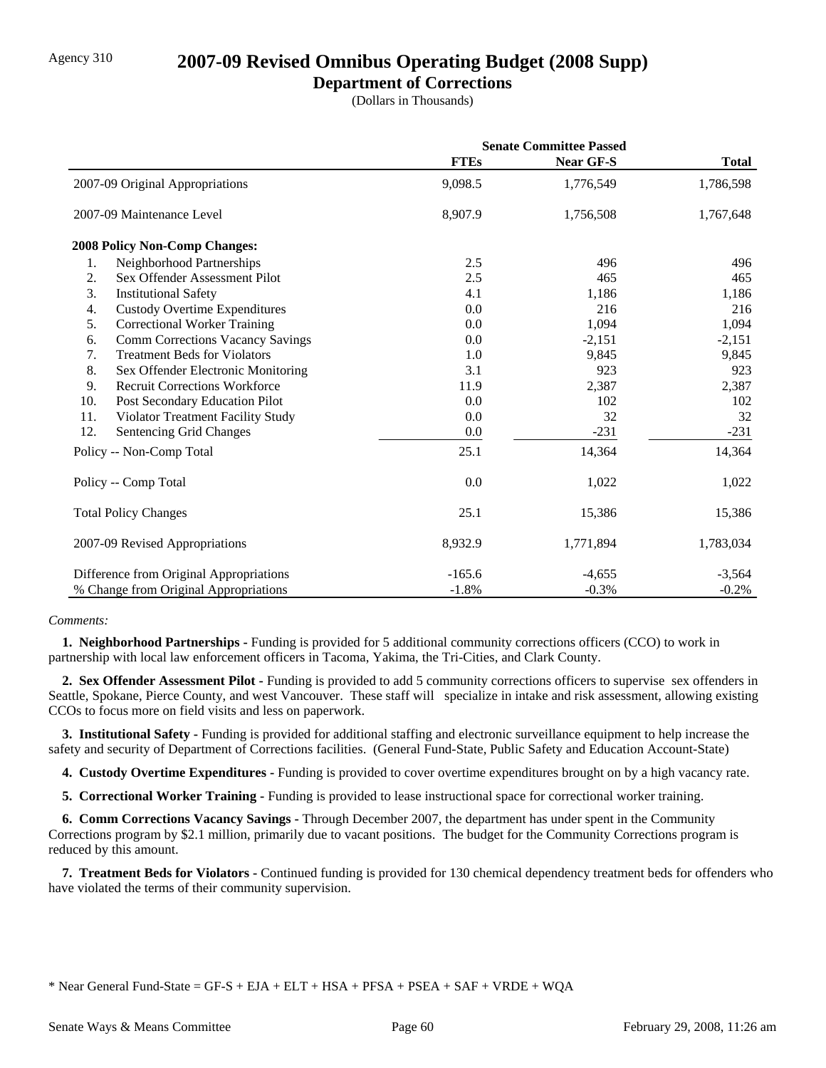Agency 310

# 2007-09 Revised Omnibus Operating Budget (2008 Supp)

## Department of Corrections

(Dollars in Thousands)

| | Senate Committee Passed | | |
|---|---|---|---|
| | **FTEs** | **Near GF-S** | **Total** |
| 2007-09 Original Appropriations | 9,098.5 | 1,776,549 | 1,786,598 |
| 2007-09 Maintenance Level | 8,907.9 | 1,756,508 | 1,767,648 |
| **2008 Policy Non-Comp Changes:** | | | |
| 1. Neighborhood Partnerships | 2.5 | 496 | 496 |
| 2. Sex Offender Assessment Pilot | 2.5 | 465 | 465 |
| 3. Institutional Safety | 4.1 | 1,186 | 1,186 |
| 4. Custody Overtime Expenditures | 0.0 | 216 | 216 |
| 5. Correctional Worker Training | 0.0 | 1,094 | 1,094 |
| 6. Comm Corrections Vacancy Savings | 0.0 | -2,151 | -2,151 |
| 7. Treatment Beds for Violators | 1.0 | 9,845 | 9,845 |
| 8. Sex Offender Electronic Monitoring | 3.1 | 923 | 923 |
| 9. Recruit Corrections Workforce | 11.9 | 2,387 | 2,387 |
| 10. Post Secondary Education Pilot | 0.0 | 102 | 102 |
| 11. Violator Treatment Facility Study | 0.0 | 32 | 32 |
| 12. Sentencing Grid Changes | 0.0 | -231 | -231 |
| Policy -- Non-Comp Total | 25.1 | 14,364 | 14,364 |
| Policy -- Comp Total | 0.0 | 1,022 | 1,022 |
| Total Policy Changes | 25.1 | 15,386 | 15,386 |
| 2007-09 Revised Appropriations | 8,932.9 | 1,771,894 | 1,783,034 |
| Difference from Original Appropriations | -165.6 | -4,655 | -3,564 |
| % Change from Original Appropriations | -1.8% | -0.3% | -0.2% |

*Comments:*

**1. Neighborhood Partnerships -** Funding is provided for 5 additional community corrections officers (CCO) to work in partnership with local law enforcement officers in Tacoma, Yakima, the Tri-Cities, and Clark County.

**2. Sex Offender Assessment Pilot -** Funding is provided to add 5 community corrections officers to supervise sex offenders in Seattle, Spokane, Pierce County, and west Vancouver. These staff will specialize in intake and risk assessment, allowing existing CCOs to focus more on field visits and less on paperwork.

**3. Institutional Safety -** Funding is provided for additional staffing and electronic surveillance equipment to help increase the safety and security of Department of Corrections facilities. (General Fund-State, Public Safety and Education Account-State)

**4. Custody Overtime Expenditures -** Funding is provided to cover overtime expenditures brought on by a high vacancy rate.

**5. Correctional Worker Training -** Funding is provided to lease instructional space for correctional worker training.

**6. Comm Corrections Vacancy Savings -** Through December 2007, the department has under spent in the Community Corrections program by $2.1 million, primarily due to vacant positions. The budget for the Community Corrections program is reduced by this amount.

**7. Treatment Beds for Violators -** Continued funding is provided for 130 chemical dependency treatment beds for offenders who have violated the terms of their community supervision.

* Near General Fund-State = GF-S + EJA + ELT + HSA + PFSA + PSEA + SAF + VRDE + WQA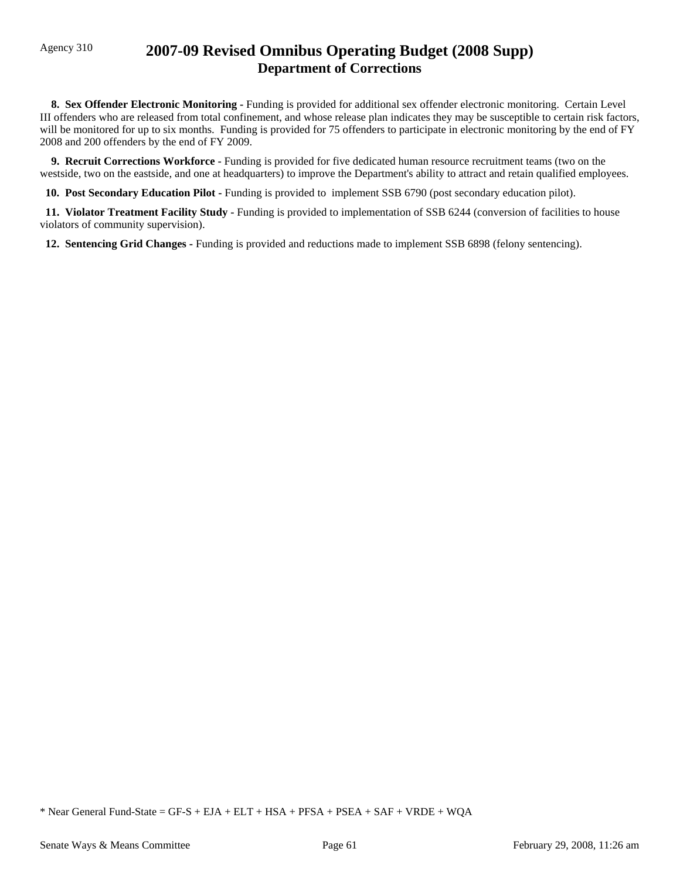**8. Sex Offender Electronic Monitoring -** Funding is provided for additional sex offender electronic monitoring. Certain Level III offenders who are released from total confinement, and whose release plan indicates they may be susceptible to certain risk factors, will be monitored for up to six months. Funding is provided for 75 offenders to participate in electronic monitoring by the end of FY 2008 and 200 offenders by the end of FY 2009.

**9. Recruit Corrections Workforce -** Funding is provided for five dedicated human resource recruitment teams (two on the westside, two on the eastside, and one at headquarters) to improve the Department's ability to attract and retain qualified employees.

**10. Post Secondary Education Pilot -** Funding is provided to implement SSB 6790 (post secondary education pilot).

**11. Violator Treatment Facility Study -** Funding is provided to implementation of SSB 6244 (conversion of facilities to house violators of community supervision).

**12. Sentencing Grid Changes -** Funding is provided and reductions made to implement SSB 6898 (felony sentencing).

* Near General Fund-State = GF-S + EJA + ELT + HSA + PFSA + PSEA + SAF + VRDE + WQA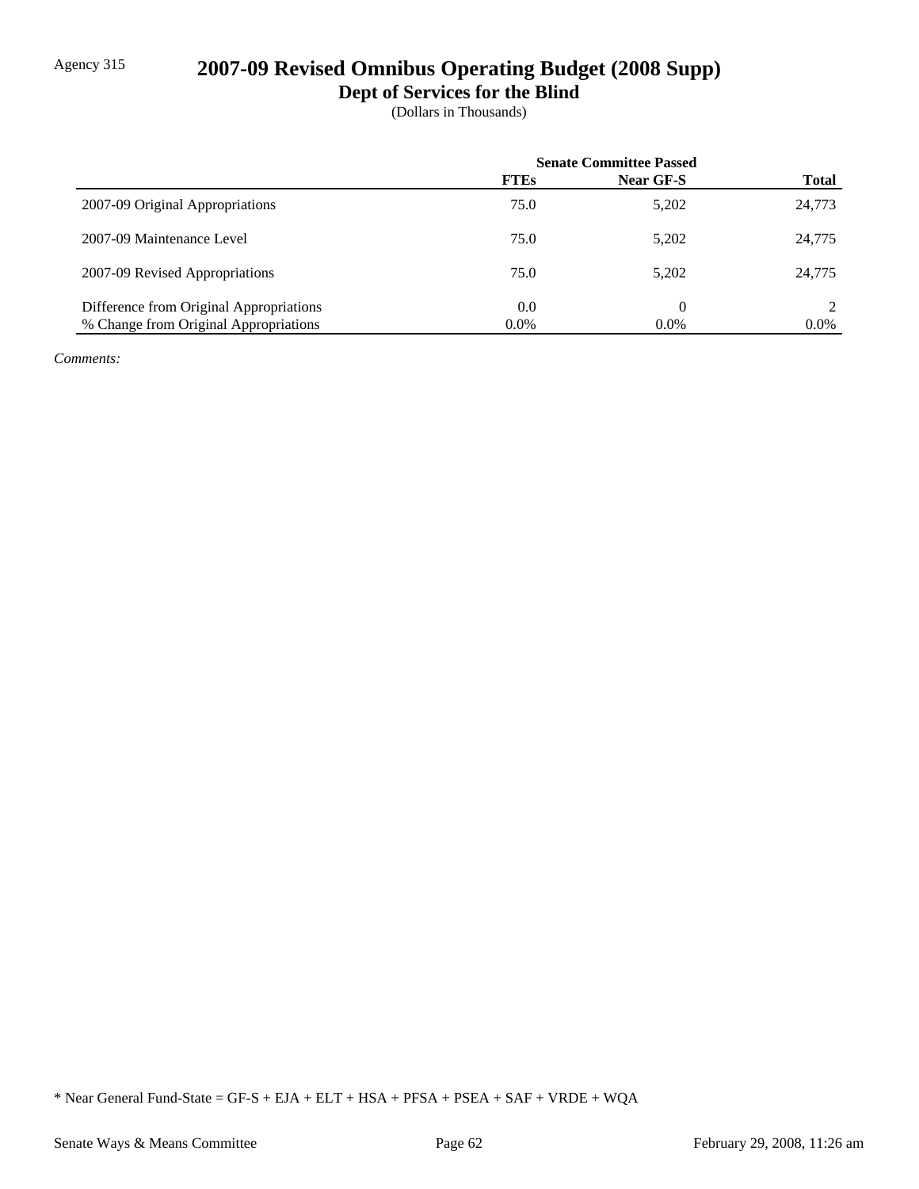Agency 315

# 2007-09 Revised Omnibus Operating Budget (2008 Supp)

## Dept of Services for the Blind

(Dollars in Thousands)

| | Senate Committee Passed | | |
|---|---|---|---|
| | **FTEs** | **Near GF-S** | **Total** |
| 2007-09 Original Appropriations | 75.0 | 5,202 | 24,773 |
| 2007-09 Maintenance Level | 75.0 | 5,202 | 24,775 |
| 2007-09 Revised Appropriations | 75.0 | 5,202 | 24,775 |
| Difference from Original Appropriations | 0.0 | 0 | 2 |
| % Change from Original Appropriations | 0.0% | 0.0% | 0.0% |

*Comments:*

* Near General Fund-State = GF-S + EJA + ELT + HSA + PFSA + PSEA + SAF + VRDE + WQA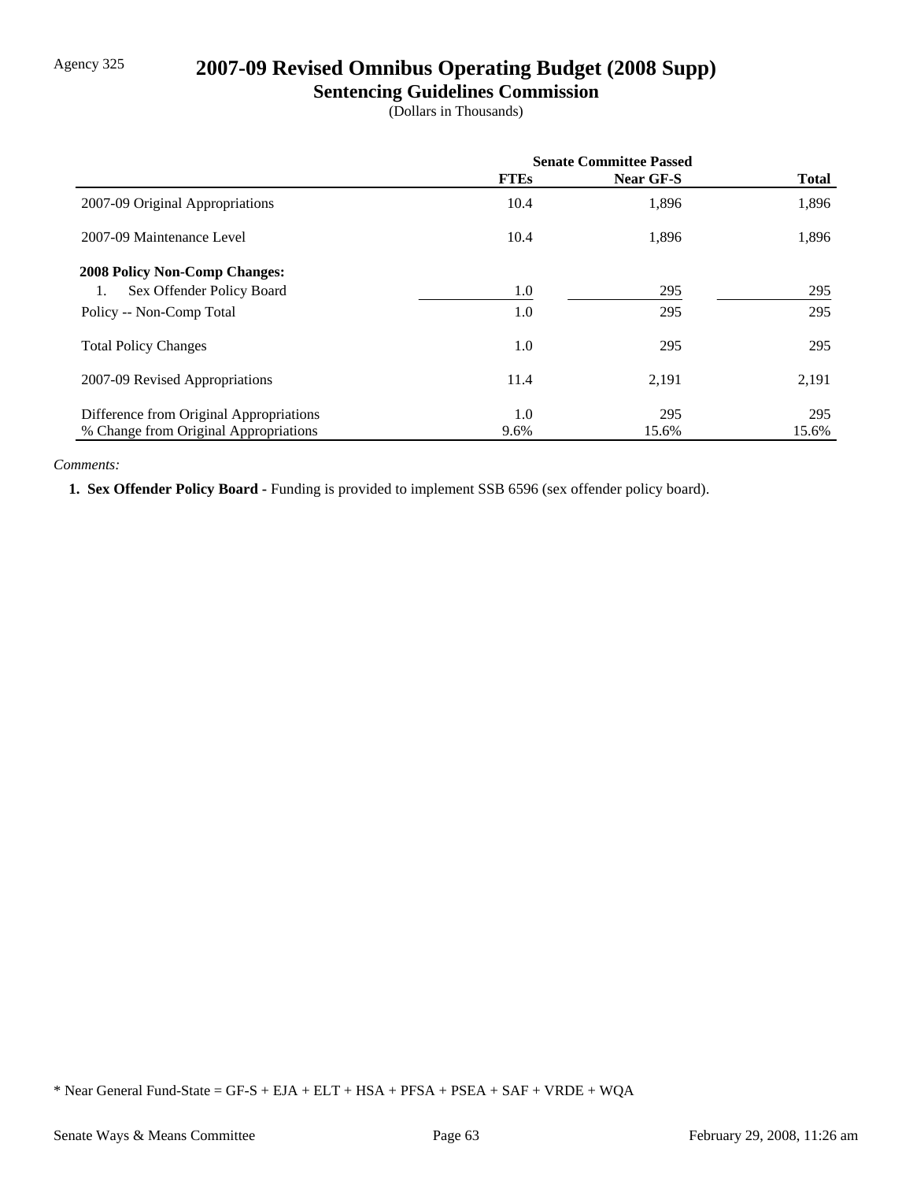Agency 325

# 2007-09 Revised Omnibus Operating Budget (2008 Supp)

## Sentencing Guidelines Commission

(Dollars in Thousands)

| | Senate Committee Passed | | |
|---|---|---|---|
| | **FTEs** | **Near GF-S** | **Total** |
| 2007-09 Original Appropriations | 10.4 | 1,896 | 1,896 |
| 2007-09 Maintenance Level | 10.4 | 1,896 | 1,896 |
| **2008 Policy Non-Comp Changes:** | | | |
| 1. Sex Offender Policy Board | 1.0 | 295 | 295 |
| Policy -- Non-Comp Total | 1.0 | 295 | 295 |
| Total Policy Changes | 1.0 | 295 | 295 |
| 2007-09 Revised Appropriations | 11.4 | 2,191 | 2,191 |
| Difference from Original Appropriations | 1.0 | 295 | 295 |
| % Change from Original Appropriations | 9.6% | 15.6% | 15.6% |

*Comments:*

**1. Sex Offender Policy Board -** Funding is provided to implement SSB 6596 (sex offender policy board).

\* Near General Fund-State = GF-S + EJA + ELT + HSA + PFSA + PSEA + SAF + VRDE + WQA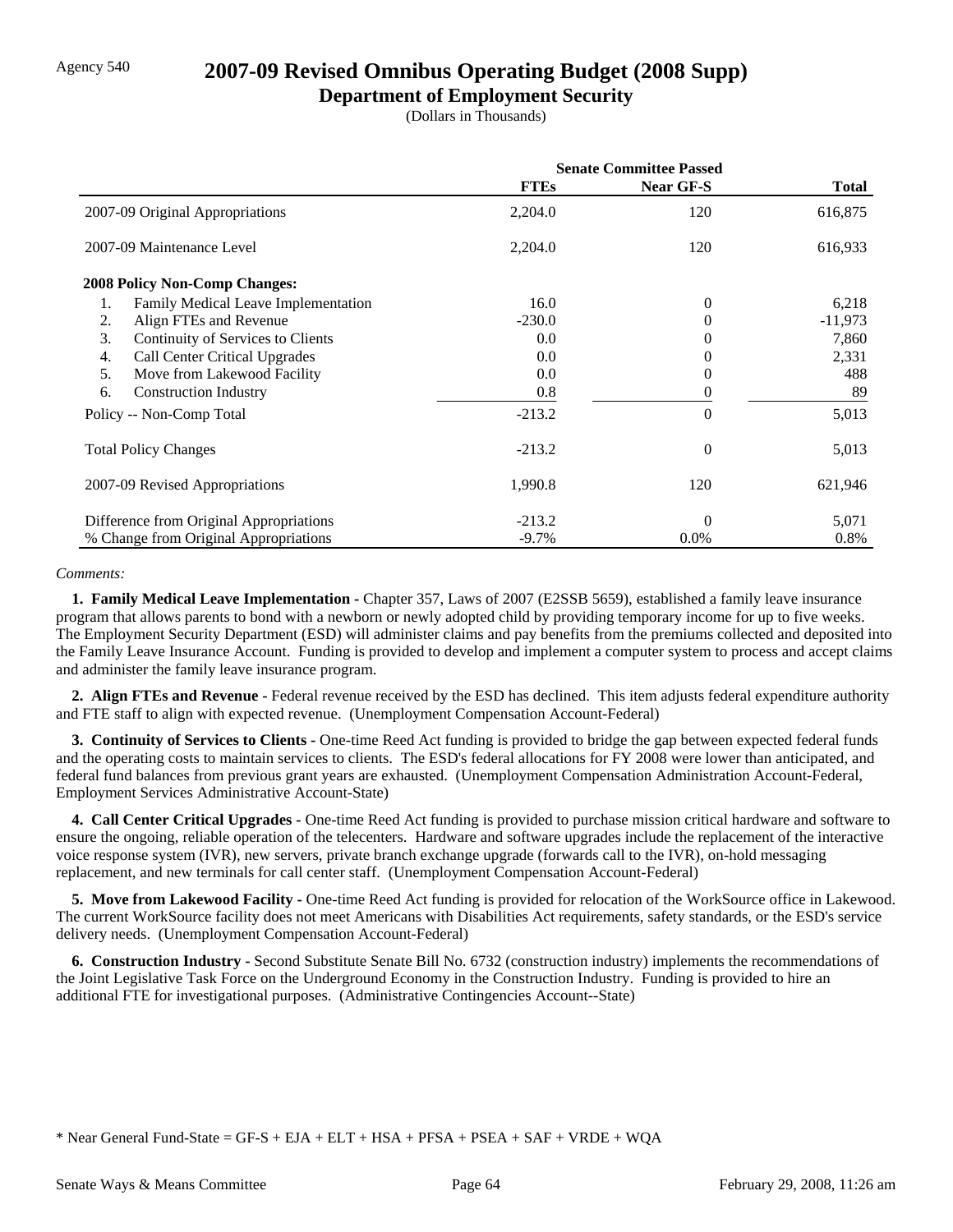Agency 540

# 2007-09 Revised Omnibus Operating Budget (2008 Supp)

## Department of Employment Security

(Dollars in Thousands)

| | Senate Committee Passed | | |
|---|---|---|---|
| | **FTEs** | **Near GF-S** | **Total** |
| 2007-09 Original Appropriations | 2,204.0 | 120 | 616,875 |
| 2007-09 Maintenance Level | 2,204.0 | 120 | 616,933 |
| **2008 Policy Non-Comp Changes:** | | | |
| 1. Family Medical Leave Implementation | 16.0 | 0 | 6,218 |
| 2. Align FTEs and Revenue | -230.0 | 0 | -11,973 |
| 3. Continuity of Services to Clients | 0.0 | 0 | 7,860 |
| 4. Call Center Critical Upgrades | 0.0 | 0 | 2,331 |
| 5. Move from Lakewood Facility | 0.0 | 0 | 488 |
| 6. Construction Industry | 0.8 | 0 | 89 |
| Policy -- Non-Comp Total | -213.2 | 0 | 5,013 |
| Total Policy Changes | -213.2 | 0 | 5,013 |
| 2007-09 Revised Appropriations | 1,990.8 | 120 | 621,946 |
| Difference from Original Appropriations | -213.2 | 0 | 5,071 |
| % Change from Original Appropriations | -9.7% | 0.0% | 0.8% |

*Comments:*

**1. Family Medical Leave Implementation -** Chapter 357, Laws of 2007 (E2SSB 5659), established a family leave insurance program that allows parents to bond with a newborn or newly adopted child by providing temporary income for up to five weeks. The Employment Security Department (ESD) will administer claims and pay benefits from the premiums collected and deposited into the Family Leave Insurance Account. Funding is provided to develop and implement a computer system to process and accept claims and administer the family leave insurance program.

**2. Align FTEs and Revenue -** Federal revenue received by the ESD has declined. This item adjusts federal expenditure authority and FTE staff to align with expected revenue. (Unemployment Compensation Account-Federal)

**3. Continuity of Services to Clients -** One-time Reed Act funding is provided to bridge the gap between expected federal funds and the operating costs to maintain services to clients. The ESD's federal allocations for FY 2008 were lower than anticipated, and federal fund balances from previous grant years are exhausted. (Unemployment Compensation Administration Account-Federal, Employment Services Administrative Account-State)

**4. Call Center Critical Upgrades -** One-time Reed Act funding is provided to purchase mission critical hardware and software to ensure the ongoing, reliable operation of the telecenters. Hardware and software upgrades include the replacement of the interactive voice response system (IVR), new servers, private branch exchange upgrade (forwards call to the IVR), on-hold messaging replacement, and new terminals for call center staff. (Unemployment Compensation Account-Federal)

**5. Move from Lakewood Facility -** One-time Reed Act funding is provided for relocation of the WorkSource office in Lakewood. The current WorkSource facility does not meet Americans with Disabilities Act requirements, safety standards, or the ESD's service delivery needs. (Unemployment Compensation Account-Federal)

**6. Construction Industry -** Second Substitute Senate Bill No. 6732 (construction industry) implements the recommendations of the Joint Legislative Task Force on the Underground Economy in the Construction Industry. Funding is provided to hire an additional FTE for investigational purposes. (Administrative Contingencies Account--State)

\* Near General Fund-State = GF-S + EJA + ELT + HSA + PFSA + PSEA + SAF + VRDE + WQA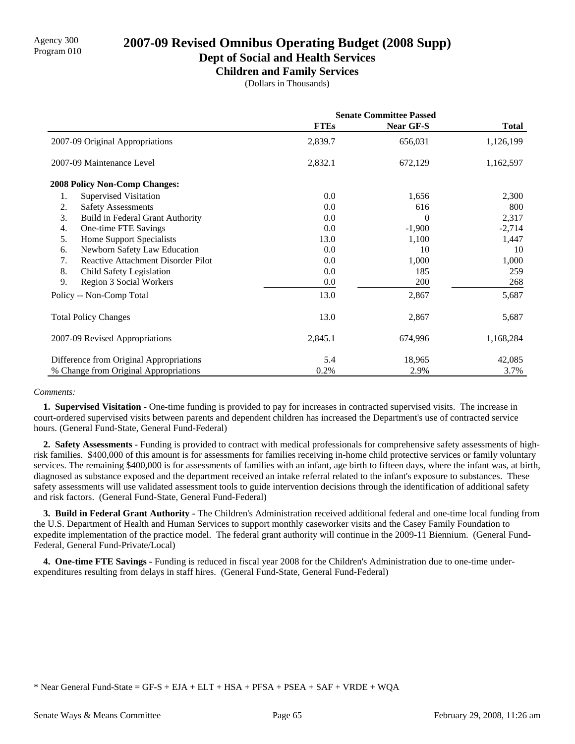Agency 300
Program 010

# 2007-09 Revised Omnibus Operating Budget (2008 Supp)

## Dept of Social and Health Services

### Children and Family Services

(Dollars in Thousands)

| | Senate Committee Passed | | |
|---|---|---|---|
| | **FTEs** | **Near GF-S** | **Total** |
| 2007-09 Original Appropriations | 2,839.7 | 656,031 | 1,126,199 |
| 2007-09 Maintenance Level | 2,832.1 | 672,129 | 1,162,597 |
| **2008 Policy Non-Comp Changes:** | | | |
| 1. Supervised Visitation | 0.0 | 1,656 | 2,300 |
| 2. Safety Assessments | 0.0 | 616 | 800 |
| 3. Build in Federal Grant Authority | 0.0 | 0 | 2,317 |
| 4. One-time FTE Savings | 0.0 | -1,900 | -2,714 |
| 5. Home Support Specialists | 13.0 | 1,100 | 1,447 |
| 6. Newborn Safety Law Education | 0.0 | 10 | 10 |
| 7. Reactive Attachment Disorder Pilot | 0.0 | 1,000 | 1,000 |
| 8. Child Safety Legislation | 0.0 | 185 | 259 |
| 9. Region 3 Social Workers | 0.0 | 200 | 268 |
| Policy -- Non-Comp Total | 13.0 | 2,867 | 5,687 |
| Total Policy Changes | 13.0 | 2,867 | 5,687 |
| 2007-09 Revised Appropriations | 2,845.1 | 674,996 | 1,168,284 |
| Difference from Original Appropriations | 5.4 | 18,965 | 42,085 |
| % Change from Original Appropriations | 0.2% | 2.9% | 3.7% |

*Comments:*

**1. Supervised Visitation -** One-time funding is provided to pay for increases in contracted supervised visits. The increase in court-ordered supervised visits between parents and dependent children has increased the Department's use of contracted service hours. (General Fund-State, General Fund-Federal)

**2. Safety Assessments -** Funding is provided to contract with medical professionals for comprehensive safety assessments of high-risk families. $400,000 of this amount is for assessments for families receiving in-home child protective services or family voluntary services. The remaining $400,000 is for assessments of families with an infant, age birth to fifteen days, where the infant was, at birth, diagnosed as substance exposed and the department received an intake referral related to the infant's exposure to substances. These safety assessments will use validated assessment tools to guide intervention decisions through the identification of additional safety and risk factors. (General Fund-State, General Fund-Federal)

**3. Build in Federal Grant Authority -** The Children's Administration received additional federal and one-time local funding from the U.S. Department of Health and Human Services to support monthly caseworker visits and the Casey Family Foundation to expedite implementation of the practice model. The federal grant authority will continue in the 2009-11 Biennium. (General Fund-Federal, General Fund-Private/Local)

**4. One-time FTE Savings -** Funding is reduced in fiscal year 2008 for the Children's Administration due to one-time under-expenditures resulting from delays in staff hires. (General Fund-State, General Fund-Federal)

* Near General Fund-State = GF-S + EJA + ELT + HSA + PFSA + PSEA + SAF + VRDE + WQA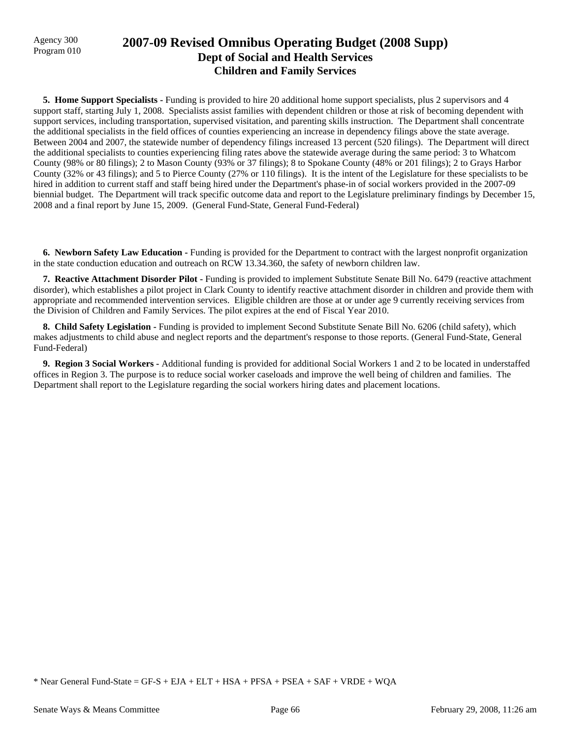Agency 300
Program 010

# 2007-09 Revised Omnibus Operating Budget (2008 Supp)
## Dept of Social and Health Services
### Children and Family Services

**5. Home Support Specialists -** Funding is provided to hire 20 additional home support specialists, plus 2 supervisors and 4 support staff, starting July 1, 2008. Specialists assist families with dependent children or those at risk of becoming dependent with support services, including transportation, supervised visitation, and parenting skills instruction. The Department shall concentrate the additional specialists in the field offices of counties experiencing an increase in dependency filings above the state average. Between 2004 and 2007, the statewide number of dependency filings increased 13 percent (520 filings). The Department will direct the additional specialists to counties experiencing filing rates above the statewide average during the same period: 3 to Whatcom County (98% or 80 filings); 2 to Mason County (93% or 37 filings); 8 to Spokane County (48% or 201 filings); 2 to Grays Harbor County (32% or 43 filings); and 5 to Pierce County (27% or 110 filings). It is the intent of the Legislature for these specialists to be hired in addition to current staff and staff being hired under the Department's phase-in of social workers provided in the 2007-09 biennial budget. The Department will track specific outcome data and report to the Legislature preliminary findings by December 15, 2008 and a final report by June 15, 2009. (General Fund-State, General Fund-Federal)

**6. Newborn Safety Law Education -** Funding is provided for the Department to contract with the largest nonprofit organization in the state conduction education and outreach on RCW 13.34.360, the safety of newborn children law.

**7. Reactive Attachment Disorder Pilot -** Funding is provided to implement Substitute Senate Bill No. 6479 (reactive attachment disorder), which establishes a pilot project in Clark County to identify reactive attachment disorder in children and provide them with appropriate and recommended intervention services. Eligible children are those at or under age 9 currently receiving services from the Division of Children and Family Services. The pilot expires at the end of Fiscal Year 2010.

**8. Child Safety Legislation -** Funding is provided to implement Second Substitute Senate Bill No. 6206 (child safety), which makes adjustments to child abuse and neglect reports and the department's response to those reports. (General Fund-State, General Fund-Federal)

**9. Region 3 Social Workers -** Additional funding is provided for additional Social Workers 1 and 2 to be located in understaffed offices in Region 3. The purpose is to reduce social worker caseloads and improve the well being of children and families. The Department shall report to the Legislature regarding the social workers hiring dates and placement locations.

* Near General Fund-State = GF-S + EJA + ELT + HSA + PFSA + PSEA + SAF + VRDE + WQA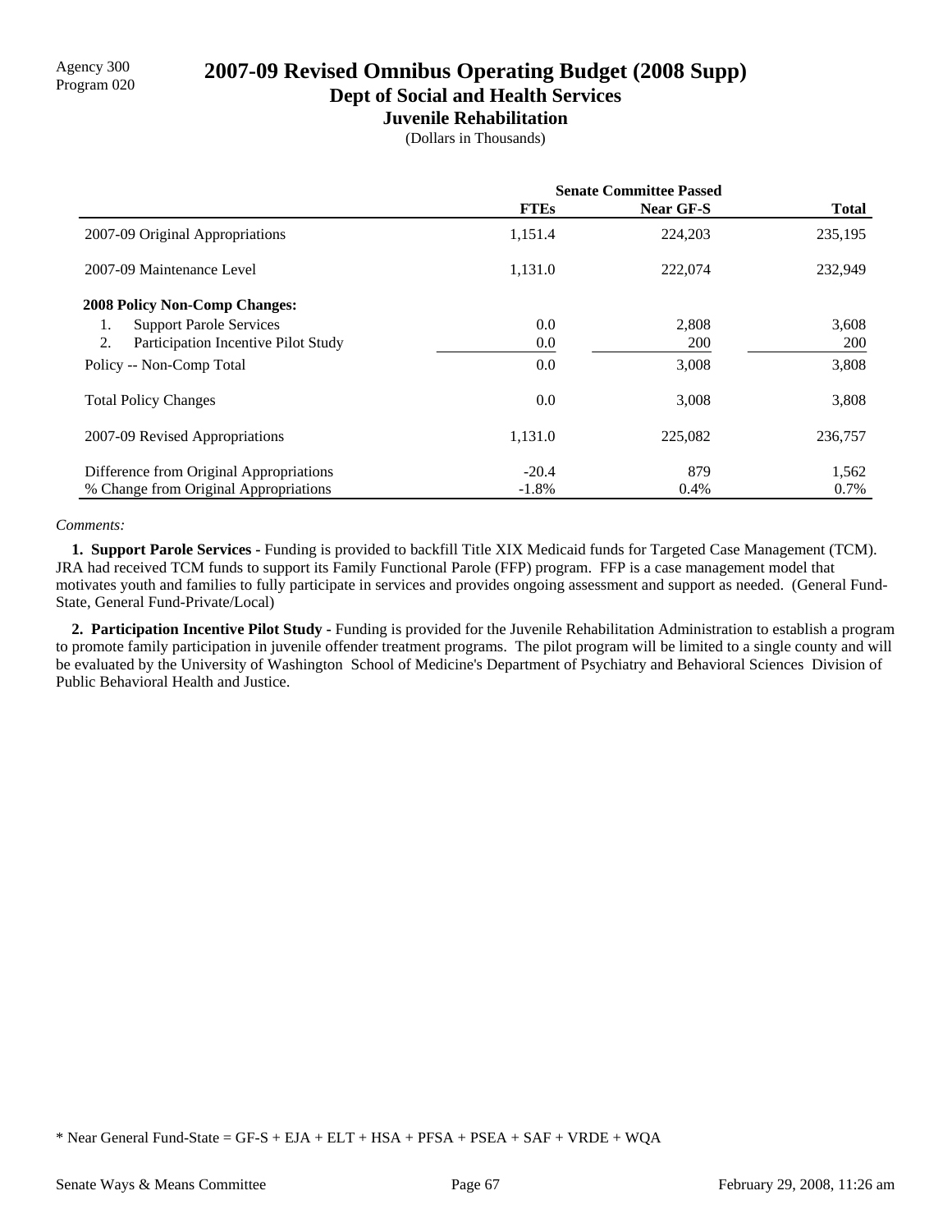Agency 300
Program 020

# 2007-09 Revised Omnibus Operating Budget (2008 Supp)

## Dept of Social and Health Services

### Juvenile Rehabilitation

(Dollars in Thousands)

| | Senate Committee Passed | | |
|---|---|---|---|
| | **FTEs** | **Near GF-S** | **Total** |
| 2007-09 Original Appropriations | 1,151.4 | 224,203 | 235,195 |
| 2007-09 Maintenance Level | 1,131.0 | 222,074 | 232,949 |
| **2008 Policy Non-Comp Changes:** | | | |
| 1. Support Parole Services | 0.0 | 2,808 | 3,608 |
| 2. Participation Incentive Pilot Study | 0.0 | 200 | 200 |
| Policy -- Non-Comp Total | 0.0 | 3,008 | 3,808 |
| Total Policy Changes | 0.0 | 3,008 | 3,808 |
| 2007-09 Revised Appropriations | 1,131.0 | 225,082 | 236,757 |
| Difference from Original Appropriations | -20.4 | 879 | 1,562 |
| % Change from Original Appropriations | -1.8% | 0.4% | 0.7% |

*Comments:*

**1. Support Parole Services -** Funding is provided to backfill Title XIX Medicaid funds for Targeted Case Management (TCM). JRA had received TCM funds to support its Family Functional Parole (FFP) program. FFP is a case management model that motivates youth and families to fully participate in services and provides ongoing assessment and support as needed. (General Fund-State, General Fund-Private/Local)

**2. Participation Incentive Pilot Study -** Funding is provided for the Juvenile Rehabilitation Administration to establish a program to promote family participation in juvenile offender treatment programs. The pilot program will be limited to a single county and will be evaluated by the University of Washington School of Medicine's Department of Psychiatry and Behavioral Sciences Division of Public Behavioral Health and Justice.

* Near General Fund-State = GF-S + EJA + ELT + HSA + PFSA + PSEA + SAF + VRDE + WQA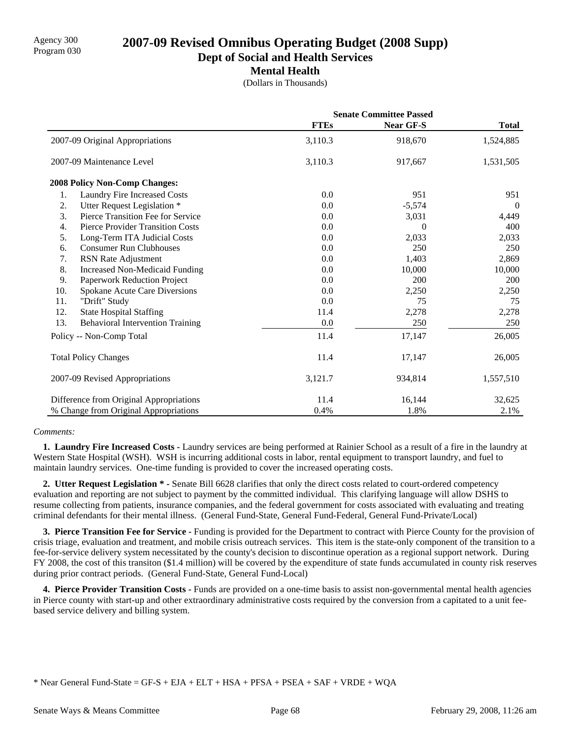Agency 300
Program 030

# 2007-09 Revised Omnibus Operating Budget (2008 Supp)

## Dept of Social and Health Services

### Mental Health

(Dollars in Thousands)

| | Senate Committee Passed | | |
|---|---|---|---|
| | **FTEs** | **Near GF-S** | **Total** |
| 2007-09 Original Appropriations | 3,110.3 | 918,670 | 1,524,885 |
| 2007-09 Maintenance Level | 3,110.3 | 917,667 | 1,531,505 |
| **2008 Policy Non-Comp Changes:** | | | |
| 1. Laundry Fire Increased Costs | 0.0 | 951 | 951 |
| 2. Utter Request Legislation * | 0.0 | -5,574 | 0 |
| 3. Pierce Transition Fee for Service | 0.0 | 3,031 | 4,449 |
| 4. Pierce Provider Transition Costs | 0.0 | 0 | 400 |
| 5. Long-Term ITA Judicial Costs | 0.0 | 2,033 | 2,033 |
| 6. Consumer Run Clubhouses | 0.0 | 250 | 250 |
| 7. RSN Rate Adjustment | 0.0 | 1,403 | 2,869 |
| 8. Increased Non-Medicaid Funding | 0.0 | 10,000 | 10,000 |
| 9. Paperwork Reduction Project | 0.0 | 200 | 200 |
| 10. Spokane Acute Care Diversions | 0.0 | 2,250 | 2,250 |
| 11. "Drift" Study | 0.0 | 75 | 75 |
| 12. State Hospital Staffing | 11.4 | 2,278 | 2,278 |
| 13. Behavioral Intervention Training | 0.0 | 250 | 250 |
| Policy -- Non-Comp Total | 11.4 | 17,147 | 26,005 |
| Total Policy Changes | 11.4 | 17,147 | 26,005 |
| 2007-09 Revised Appropriations | 3,121.7 | 934,814 | 1,557,510 |
| Difference from Original Appropriations | 11.4 | 16,144 | 32,625 |
| % Change from Original Appropriations | 0.4% | 1.8% | 2.1% |

*Comments:*

**1. Laundry Fire Increased Costs -** Laundry services are being performed at Rainier School as a result of a fire in the laundry at Western State Hospital (WSH). WSH is incurring additional costs in labor, rental equipment to transport laundry, and fuel to maintain laundry services. One-time funding is provided to cover the increased operating costs.

**2. Utter Request Legislation * -** Senate Bill 6628 clarifies that only the direct costs related to court-ordered competency evaluation and reporting are not subject to payment by the committed individual. This clarifying language will allow DSHS to resume collecting from patients, insurance companies, and the federal government for costs associated with evaluating and treating criminal defendants for their mental illness. (General Fund-State, General Fund-Federal, General Fund-Private/Local)

**3. Pierce Transition Fee for Service -** Funding is provided for the Department to contract with Pierce County for the provision of crisis triage, evaluation and treatment, and mobile crisis outreach services. This item is the state-only component of the transition to a fee-for-service delivery system necessitated by the county's decision to discontinue operation as a regional support network. During FY 2008, the cost of this transiton ($1.4 million) will be covered by the expenditure of state funds accumulated in county risk reserves during prior contract periods. (General Fund-State, General Fund-Local)

**4. Pierce Provider Transition Costs -** Funds are provided on a one-time basis to assist non-governmental mental health agencies in Pierce county with start-up and other extraordinary administrative costs required by the conversion from a capitated to a unit fee-based service delivery and billing system.

* Near General Fund-State = GF-S + EJA + ELT + HSA + PFSA + PSEA + SAF + VRDE + WQA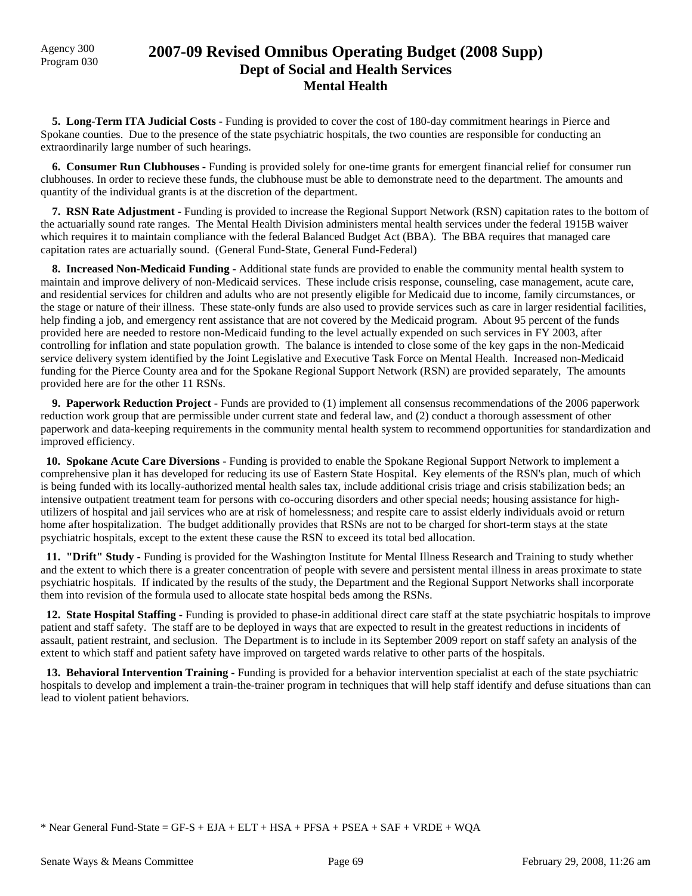Agency 300
Program 030

# 2007-09 Revised Omnibus Operating Budget (2008 Supp)
## Dept of Social and Health Services
### Mental Health

**5. Long-Term ITA Judicial Costs -** Funding is provided to cover the cost of 180-day commitment hearings in Pierce and Spokane counties. Due to the presence of the state psychiatric hospitals, the two counties are responsible for conducting an extraordinarily large number of such hearings.

**6. Consumer Run Clubhouses -** Funding is provided solely for one-time grants for emergent financial relief for consumer run clubhouses. In order to recieve these funds, the clubhouse must be able to demonstrate need to the department. The amounts and quantity of the individual grants is at the discretion of the department.

**7. RSN Rate Adjustment -** Funding is provided to increase the Regional Support Network (RSN) capitation rates to the bottom of the actuarially sound rate ranges. The Mental Health Division administers mental health services under the federal 1915B waiver which requires it to maintain compliance with the federal Balanced Budget Act (BBA). The BBA requires that managed care capitation rates are actuarially sound. (General Fund-State, General Fund-Federal)

**8. Increased Non-Medicaid Funding -** Additional state funds are provided to enable the community mental health system to maintain and improve delivery of non-Medicaid services. These include crisis response, counseling, case management, acute care, and residential services for children and adults who are not presently eligible for Medicaid due to income, family circumstances, or the stage or nature of their illness. These state-only funds are also used to provide services such as care in larger residential facilities, help finding a job, and emergency rent assistance that are not covered by the Medicaid program. About 95 percent of the funds provided here are needed to restore non-Medicaid funding to the level actually expended on such services in FY 2003, after controlling for inflation and state population growth. The balance is intended to close some of the key gaps in the non-Medicaid service delivery system identified by the Joint Legislative and Executive Task Force on Mental Health. Increased non-Medicaid funding for the Pierce County area and for the Spokane Regional Support Network (RSN) are provided separately, The amounts provided here are for the other 11 RSNs.

**9. Paperwork Reduction Project -** Funds are provided to (1) implement all consensus recommendations of the 2006 paperwork reduction work group that are permissible under current state and federal law, and (2) conduct a thorough assessment of other paperwork and data-keeping requirements in the community mental health system to recommend opportunities for standardization and improved efficiency.

**10. Spokane Acute Care Diversions -** Funding is provided to enable the Spokane Regional Support Network to implement a comprehensive plan it has developed for reducing its use of Eastern State Hospital. Key elements of the RSN's plan, much of which is being funded with its locally-authorized mental health sales tax, include additional crisis triage and crisis stabilization beds; an intensive outpatient treatment team for persons with co-occuring disorders and other special needs; housing assistance for high-utilizers of hospital and jail services who are at risk of homelessness; and respite care to assist elderly individuals avoid or return home after hospitalization. The budget additionally provides that RSNs are not to be charged for short-term stays at the state psychiatric hospitals, except to the extent these cause the RSN to exceed its total bed allocation.

**11. "Drift" Study -** Funding is provided for the Washington Institute for Mental Illness Research and Training to study whether and the extent to which there is a greater concentration of people with severe and persistent mental illness in areas proximate to state psychiatric hospitals. If indicated by the results of the study, the Department and the Regional Support Networks shall incorporate them into revision of the formula used to allocate state hospital beds among the RSNs.

**12. State Hospital Staffing -** Funding is provided to phase-in additional direct care staff at the state psychiatric hospitals to improve patient and staff safety. The staff are to be deployed in ways that are expected to result in the greatest reductions in incidents of assault, patient restraint, and seclusion. The Department is to include in its September 2009 report on staff safety an analysis of the extent to which staff and patient safety have improved on targeted wards relative to other parts of the hospitals.

**13. Behavioral Intervention Training -** Funding is provided for a behavior intervention specialist at each of the state psychiatric hospitals to develop and implement a train-the-trainer program in techniques that will help staff identify and defuse situations than can lead to violent patient behaviors.

* Near General Fund-State = GF-S + EJA + ELT + HSA + PFSA + PSEA + SAF + VRDE + WQA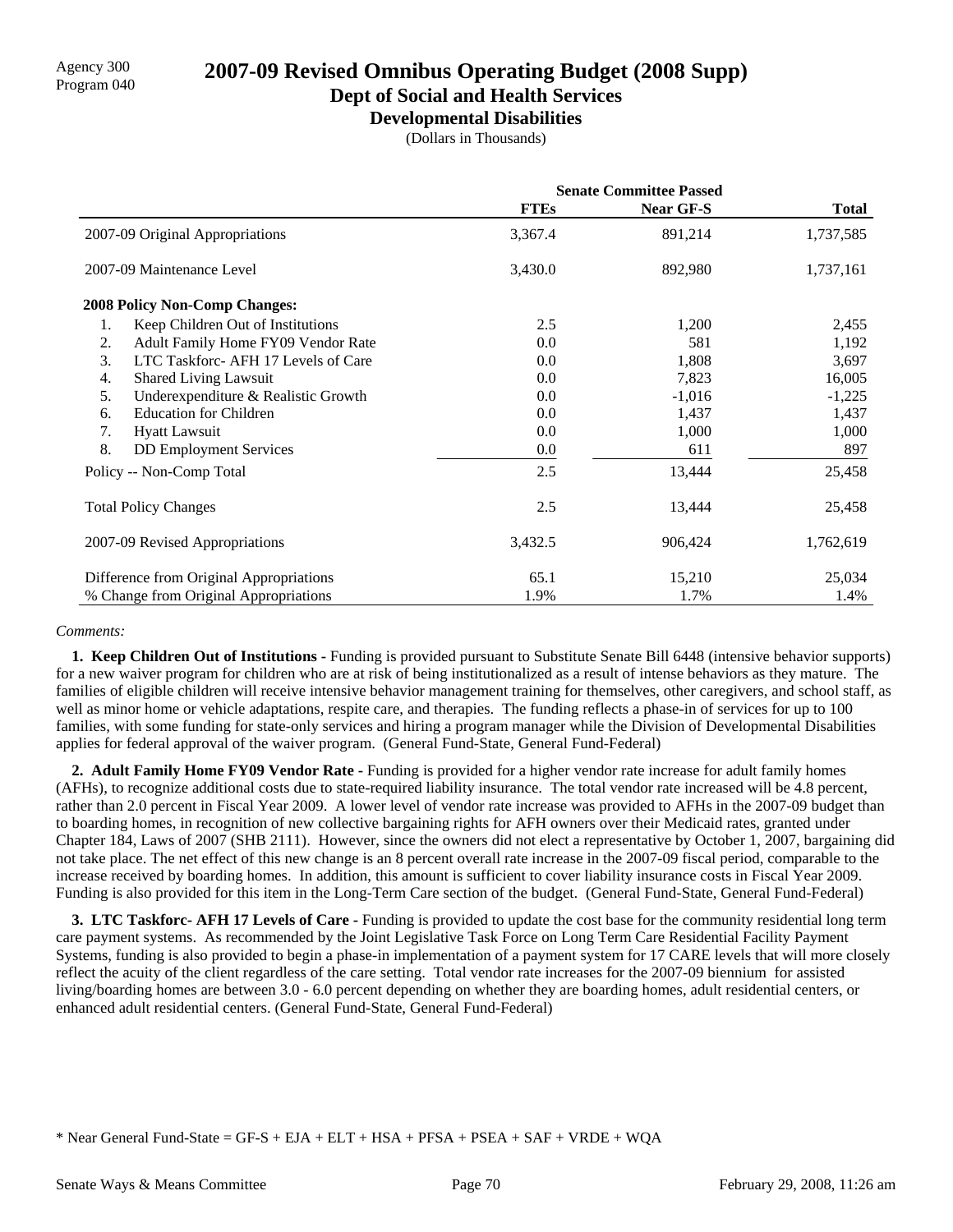Agency 300
Program 040

# 2007-09 Revised Omnibus Operating Budget (2008 Supp)

## Dept of Social and Health Services

### Developmental Disabilities

(Dollars in Thousands)

| | Senate Committee Passed | | |
|---|---|---|---|
| | FTEs | Near GF-S | Total |
| 2007-09 Original Appropriations | 3,367.4 | 891,214 | 1,737,585 |
| 2007-09 Maintenance Level | 3,430.0 | 892,980 | 1,737,161 |
| **2008 Policy Non-Comp Changes:** | | | |
| 1. Keep Children Out of Institutions | 2.5 | 1,200 | 2,455 |
| 2. Adult Family Home FY09 Vendor Rate | 0.0 | 581 | 1,192 |
| 3. LTC Taskforc- AFH 17 Levels of Care | 0.0 | 1,808 | 3,697 |
| 4. Shared Living Lawsuit | 0.0 | 7,823 | 16,005 |
| 5. Underexpenditure & Realistic Growth | 0.0 | -1,016 | -1,225 |
| 6. Education for Children | 0.0 | 1,437 | 1,437 |
| 7. Hyatt Lawsuit | 0.0 | 1,000 | 1,000 |
| 8. DD Employment Services | 0.0 | 611 | 897 |
| Policy -- Non-Comp Total | 2.5 | 13,444 | 25,458 |
| Total Policy Changes | 2.5 | 13,444 | 25,458 |
| 2007-09 Revised Appropriations | 3,432.5 | 906,424 | 1,762,619 |
| Difference from Original Appropriations | 65.1 | 15,210 | 25,034 |
| % Change from Original Appropriations | 1.9% | 1.7% | 1.4% |

*Comments:*

**1. Keep Children Out of Institutions -** Funding is provided pursuant to Substitute Senate Bill 6448 (intensive behavior supports) for a new waiver program for children who are at risk of being institutionalized as a result of intense behaviors as they mature. The families of eligible children will receive intensive behavior management training for themselves, other caregivers, and school staff, as well as minor home or vehicle adaptations, respite care, and therapies. The funding reflects a phase-in of services for up to 100 families, with some funding for state-only services and hiring a program manager while the Division of Developmental Disabilities applies for federal approval of the waiver program. (General Fund-State, General Fund-Federal)

**2. Adult Family Home FY09 Vendor Rate -** Funding is provided for a higher vendor rate increase for adult family homes (AFHs), to recognize additional costs due to state-required liability insurance. The total vendor rate increased will be 4.8 percent, rather than 2.0 percent in Fiscal Year 2009. A lower level of vendor rate increase was provided to AFHs in the 2007-09 budget than to boarding homes, in recognition of new collective bargaining rights for AFH owners over their Medicaid rates, granted under Chapter 184, Laws of 2007 (SHB 2111). However, since the owners did not elect a representative by October 1, 2007, bargaining did not take place. The net effect of this new change is an 8 percent overall rate increase in the 2007-09 fiscal period, comparable to the increase received by boarding homes. In addition, this amount is sufficient to cover liability insurance costs in Fiscal Year 2009. Funding is also provided for this item in the Long-Term Care section of the budget. (General Fund-State, General Fund-Federal)

**3. LTC Taskforc- AFH 17 Levels of Care -** Funding is provided to update the cost base for the community residential long term care payment systems. As recommended by the Joint Legislative Task Force on Long Term Care Residential Facility Payment Systems, funding is also provided to begin a phase-in implementation of a payment system for 17 CARE levels that will more closely reflect the acuity of the client regardless of the care setting. Total vendor rate increases for the 2007-09 biennium for assisted living/boarding homes are between 3.0 - 6.0 percent depending on whether they are boarding homes, adult residential centers, or enhanced adult residential centers. (General Fund-State, General Fund-Federal)

* Near General Fund-State = GF-S + EJA + ELT + HSA + PFSA + PSEA + SAF + VRDE + WQA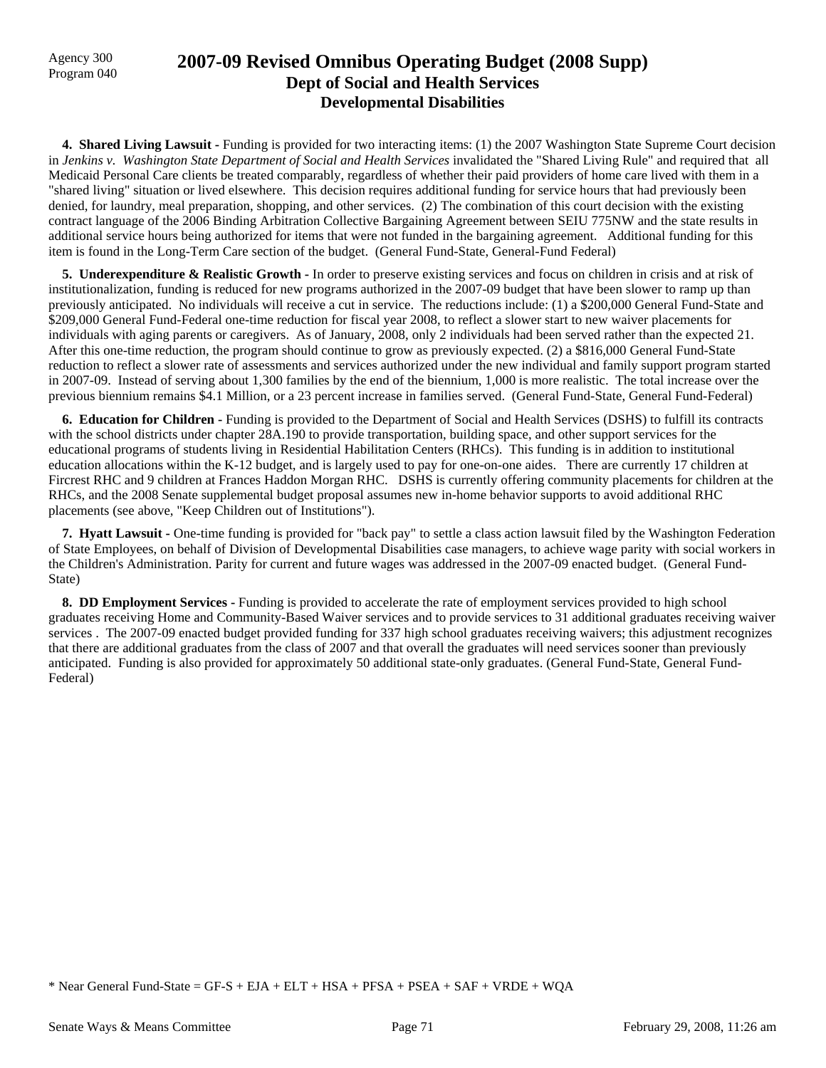Agency 300
Program 040

# 2007-09 Revised Omnibus Operating Budget (2008 Supp)
## Dept of Social and Health Services
## Developmental Disabilities

**4. Shared Living Lawsuit -** Funding is provided for two interacting items: (1) the 2007 Washington State Supreme Court decision in *Jenkins v. Washington State Department of Social and Health Services* invalidated the "Shared Living Rule" and required that all Medicaid Personal Care clients be treated comparably, regardless of whether their paid providers of home care lived with them in a "shared living" situation or lived elsewhere. This decision requires additional funding for service hours that had previously been denied, for laundry, meal preparation, shopping, and other services. (2) The combination of this court decision with the existing contract language of the 2006 Binding Arbitration Collective Bargaining Agreement between SEIU 775NW and the state results in additional service hours being authorized for items that were not funded in the bargaining agreement. Additional funding for this item is found in the Long-Term Care section of the budget. (General Fund-State, General-Fund Federal)

**5. Underexpenditure & Realistic Growth -** In order to preserve existing services and focus on children in crisis and at risk of institutionalization, funding is reduced for new programs authorized in the 2007-09 budget that have been slower to ramp up than previously anticipated. No individuals will receive a cut in service. The reductions include: (1) a $200,000 General Fund-State and $209,000 General Fund-Federal one-time reduction for fiscal year 2008, to reflect a slower start to new waiver placements for individuals with aging parents or caregivers. As of January, 2008, only 2 individuals had been served rather than the expected 21. After this one-time reduction, the program should continue to grow as previously expected. (2) a $816,000 General Fund-State reduction to reflect a slower rate of assessments and services authorized under the new individual and family support program started in 2007-09. Instead of serving about 1,300 families by the end of the biennium, 1,000 is more realistic. The total increase over the previous biennium remains $4.1 Million, or a 23 percent increase in families served. (General Fund-State, General Fund-Federal)

**6. Education for Children -** Funding is provided to the Department of Social and Health Services (DSHS) to fulfill its contracts with the school districts under chapter 28A.190 to provide transportation, building space, and other support services for the educational programs of students living in Residential Habilitation Centers (RHCs). This funding is in addition to institutional education allocations within the K-12 budget, and is largely used to pay for one-on-one aides. There are currently 17 children at Fircrest RHC and 9 children at Frances Haddon Morgan RHC. DSHS is currently offering community placements for children at the RHCs, and the 2008 Senate supplemental budget proposal assumes new in-home behavior supports to avoid additional RHC placements (see above, "Keep Children out of Institutions").

**7. Hyatt Lawsuit -** One-time funding is provided for "back pay" to settle a class action lawsuit filed by the Washington Federation of State Employees, on behalf of Division of Developmental Disabilities case managers, to achieve wage parity with social workers in the Children's Administration. Parity for current and future wages was addressed in the 2007-09 enacted budget. (General Fund-State)

**8. DD Employment Services -** Funding is provided to accelerate the rate of employment services provided to high school graduates receiving Home and Community-Based Waiver services and to provide services to 31 additional graduates receiving waiver services . The 2007-09 enacted budget provided funding for 337 high school graduates receiving waivers; this adjustment recognizes that there are additional graduates from the class of 2007 and that overall the graduates will need services sooner than previously anticipated. Funding is also provided for approximately 50 additional state-only graduates. (General Fund-State, General Fund-Federal)

* Near General Fund-State = GF-S + EJA + ELT + HSA + PFSA + PSEA + SAF + VRDE + WQA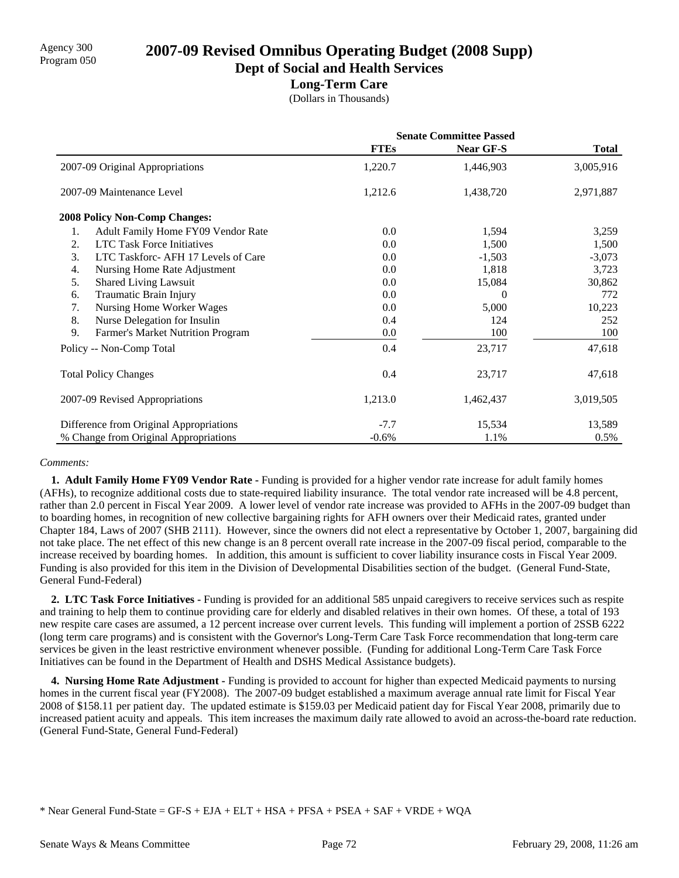Agency 300
Program 050

# 2007-09 Revised Omnibus Operating Budget (2008 Supp)

## Dept of Social and Health Services

### Long-Term Care

(Dollars in Thousands)

| | Senate Committee Passed | | |
|---|---|---|---|
| | **FTEs** | **Near GF-S** | **Total** |
| 2007-09 Original Appropriations | 1,220.7 | 1,446,903 | 3,005,916 |
| 2007-09 Maintenance Level | 1,212.6 | 1,438,720 | 2,971,887 |
| **2008 Policy Non-Comp Changes:** | | | |
| 1. Adult Family Home FY09 Vendor Rate | 0.0 | 1,594 | 3,259 |
| 2. LTC Task Force Initiatives | 0.0 | 1,500 | 1,500 |
| 3. LTC Taskforc- AFH 17 Levels of Care | 0.0 | -1,503 | -3,073 |
| 4. Nursing Home Rate Adjustment | 0.0 | 1,818 | 3,723 |
| 5. Shared Living Lawsuit | 0.0 | 15,084 | 30,862 |
| 6. Traumatic Brain Injury | 0.0 | 0 | 772 |
| 7. Nursing Home Worker Wages | 0.0 | 5,000 | 10,223 |
| 8. Nurse Delegation for Insulin | 0.4 | 124 | 252 |
| 9. Farmer's Market Nutrition Program | 0.0 | 100 | 100 |
| Policy -- Non-Comp Total | 0.4 | 23,717 | 47,618 |
| Total Policy Changes | 0.4 | 23,717 | 47,618 |
| 2007-09 Revised Appropriations | 1,213.0 | 1,462,437 | 3,019,505 |
| Difference from Original Appropriations | -7.7 | 15,534 | 13,589 |
| % Change from Original Appropriations | -0.6% | 1.1% | 0.5% |

*Comments:*

**1. Adult Family Home FY09 Vendor Rate -** Funding is provided for a higher vendor rate increase for adult family homes (AFHs), to recognize additional costs due to state-required liability insurance. The total vendor rate increased will be 4.8 percent, rather than 2.0 percent in Fiscal Year 2009. A lower level of vendor rate increase was provided to AFHs in the 2007-09 budget than to boarding homes, in recognition of new collective bargaining rights for AFH owners over their Medicaid rates, granted under Chapter 184, Laws of 2007 (SHB 2111). However, since the owners did not elect a representative by October 1, 2007, bargaining did not take place. The net effect of this new change is an 8 percent overall rate increase in the 2007-09 fiscal period, comparable to the increase received by boarding homes. In addition, this amount is sufficient to cover liability insurance costs in Fiscal Year 2009. Funding is also provided for this item in the Division of Developmental Disabilities section of the budget. (General Fund-State, General Fund-Federal)

**2. LTC Task Force Initiatives -** Funding is provided for an additional 585 unpaid caregivers to receive services such as respite and training to help them to continue providing care for elderly and disabled relatives in their own homes. Of these, a total of 193 new respite care cases are assumed, a 12 percent increase over current levels. This funding will implement a portion of 2SSB 6222 (long term care programs) and is consistent with the Governor's Long-Term Care Task Force recommendation that long-term care services be given in the least restrictive environment whenever possible. (Funding for additional Long-Term Care Task Force Initiatives can be found in the Department of Health and DSHS Medical Assistance budgets).

**4. Nursing Home Rate Adjustment -** Funding is provided to account for higher than expected Medicaid payments to nursing homes in the current fiscal year (FY2008). The 2007-09 budget established a maximum average annual rate limit for Fiscal Year 2008 of $158.11 per patient day. The updated estimate is $159.03 per Medicaid patient day for Fiscal Year 2008, primarily due to increased patient acuity and appeals. This item increases the maximum daily rate allowed to avoid an across-the-board rate reduction. (General Fund-State, General Fund-Federal)

* Near General Fund-State = GF-S + EJA + ELT + HSA + PFSA + PSEA + SAF + VRDE + WQA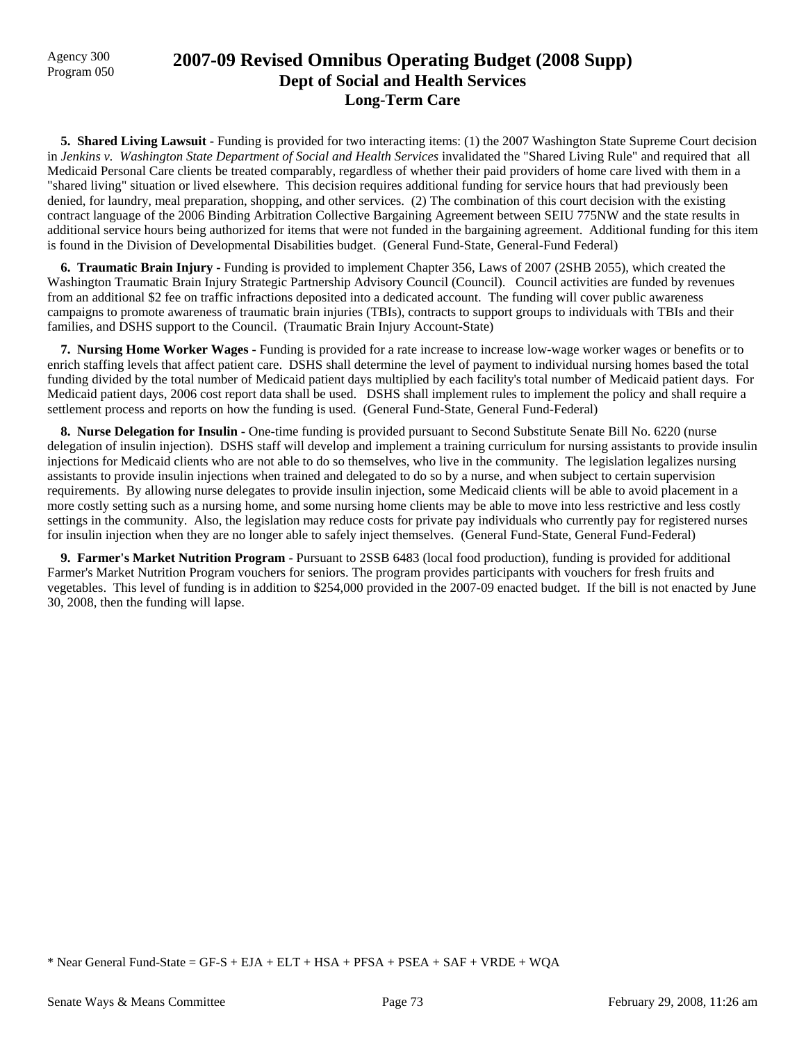Agency 300
Program 050

# 2007-09 Revised Omnibus Operating Budget (2008 Supp)
## Dept of Social and Health Services
### Long-Term Care

**5. Shared Living Lawsuit -** Funding is provided for two interacting items: (1) the 2007 Washington State Supreme Court decision in *Jenkins v. Washington State Department of Social and Health Services* invalidated the "Shared Living Rule" and required that all Medicaid Personal Care clients be treated comparably, regardless of whether their paid providers of home care lived with them in a "shared living" situation or lived elsewhere. This decision requires additional funding for service hours that had previously been denied, for laundry, meal preparation, shopping, and other services. (2) The combination of this court decision with the existing contract language of the 2006 Binding Arbitration Collective Bargaining Agreement between SEIU 775NW and the state results in additional service hours being authorized for items that were not funded in the bargaining agreement. Additional funding for this item is found in the Division of Developmental Disabilities budget. (General Fund-State, General-Fund Federal)

**6. Traumatic Brain Injury -** Funding is provided to implement Chapter 356, Laws of 2007 (2SHB 2055), which created the Washington Traumatic Brain Injury Strategic Partnership Advisory Council (Council). Council activities are funded by revenues from an additional $2 fee on traffic infractions deposited into a dedicated account. The funding will cover public awareness campaigns to promote awareness of traumatic brain injuries (TBIs), contracts to support groups to individuals with TBIs and their families, and DSHS support to the Council. (Traumatic Brain Injury Account-State)

**7. Nursing Home Worker Wages -** Funding is provided for a rate increase to increase low-wage worker wages or benefits or to enrich staffing levels that affect patient care. DSHS shall determine the level of payment to individual nursing homes based the total funding divided by the total number of Medicaid patient days multiplied by each facility's total number of Medicaid patient days. For Medicaid patient days, 2006 cost report data shall be used. DSHS shall implement rules to implement the policy and shall require a settlement process and reports on how the funding is used. (General Fund-State, General Fund-Federal)

**8. Nurse Delegation for Insulin -** One-time funding is provided pursuant to Second Substitute Senate Bill No. 6220 (nurse delegation of insulin injection). DSHS staff will develop and implement a training curriculum for nursing assistants to provide insulin injections for Medicaid clients who are not able to do so themselves, who live in the community. The legislation legalizes nursing assistants to provide insulin injections when trained and delegated to do so by a nurse, and when subject to certain supervision requirements. By allowing nurse delegates to provide insulin injection, some Medicaid clients will be able to avoid placement in a more costly setting such as a nursing home, and some nursing home clients may be able to move into less restrictive and less costly settings in the community. Also, the legislation may reduce costs for private pay individuals who currently pay for registered nurses for insulin injection when they are no longer able to safely inject themselves. (General Fund-State, General Fund-Federal)

**9. Farmer's Market Nutrition Program -** Pursuant to 2SSB 6483 (local food production), funding is provided for additional Farmer's Market Nutrition Program vouchers for seniors. The program provides participants with vouchers for fresh fruits and vegetables. This level of funding is in addition to $254,000 provided in the 2007-09 enacted budget. If the bill is not enacted by June 30, 2008, then the funding will lapse.

* Near General Fund-State = GF-S + EJA + ELT + HSA + PFSA + PSEA + SAF + VRDE + WQA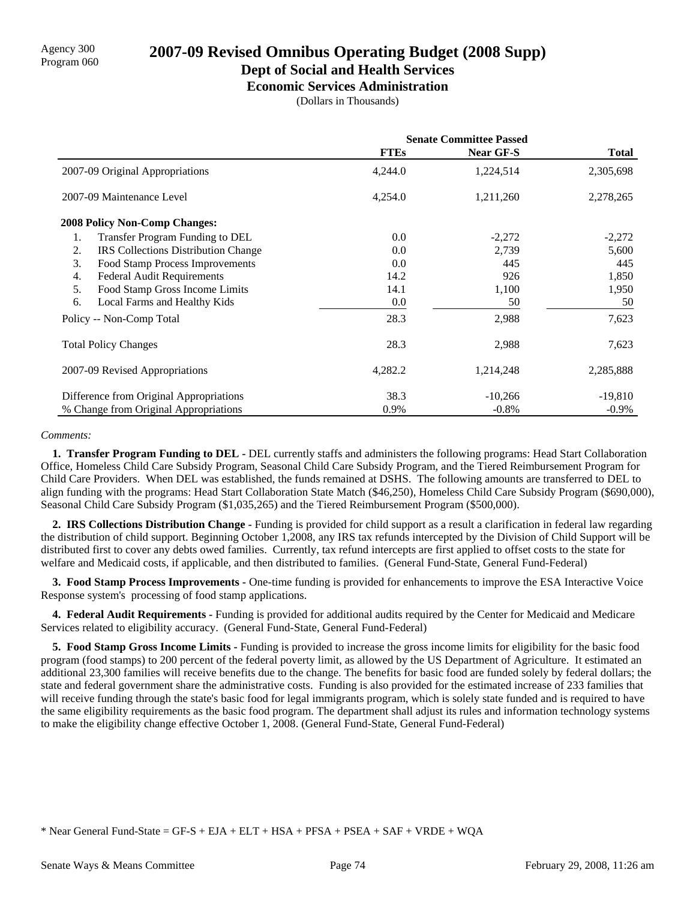Agency 300
Program 060

# 2007-09 Revised Omnibus Operating Budget (2008 Supp)

## Dept of Social and Health Services

### Economic Services Administration

(Dollars in Thousands)

| | Senate Committee Passed | | |
|---|---|---|---|
| | **FTEs** | **Near GF-S** | **Total** |
| 2007-09 Original Appropriations | 4,244.0 | 1,224,514 | 2,305,698 |
| 2007-09 Maintenance Level | 4,254.0 | 1,211,260 | 2,278,265 |
| **2008 Policy Non-Comp Changes:** | | | |
| 1. Transfer Program Funding to DEL | 0.0 | -2,272 | -2,272 |
| 2. IRS Collections Distribution Change | 0.0 | 2,739 | 5,600 |
| 3. Food Stamp Process Improvements | 0.0 | 445 | 445 |
| 4. Federal Audit Requirements | 14.2 | 926 | 1,850 |
| 5. Food Stamp Gross Income Limits | 14.1 | 1,100 | 1,950 |
| 6. Local Farms and Healthy Kids | 0.0 | 50 | 50 |
| Policy -- Non-Comp Total | 28.3 | 2,988 | 7,623 |
| Total Policy Changes | 28.3 | 2,988 | 7,623 |
| 2007-09 Revised Appropriations | 4,282.2 | 1,214,248 | 2,285,888 |
| Difference from Original Appropriations | 38.3 | -10,266 | -19,810 |
| % Change from Original Appropriations | 0.9% | -0.8% | -0.9% |

*Comments:*

**1. Transfer Program Funding to DEL -** DEL currently staffs and administers the following programs: Head Start Collaboration Office, Homeless Child Care Subsidy Program, Seasonal Child Care Subsidy Program, and the Tiered Reimbursement Program for Child Care Providers. When DEL was established, the funds remained at DSHS. The following amounts are transferred to DEL to align funding with the programs: Head Start Collaboration State Match ($46,250), Homeless Child Care Subsidy Program ($690,000), Seasonal Child Care Subsidy Program ($1,035,265) and the Tiered Reimbursement Program ($500,000).

**2. IRS Collections Distribution Change -** Funding is provided for child support as a result a clarification in federal law regarding the distribution of child support. Beginning October 1,2008, any IRS tax refunds intercepted by the Division of Child Support will be distributed first to cover any debts owed families. Currently, tax refund intercepts are first applied to offset costs to the state for welfare and Medicaid costs, if applicable, and then distributed to families. (General Fund-State, General Fund-Federal)

**3. Food Stamp Process Improvements -** One-time funding is provided for enhancements to improve the ESA Interactive Voice Response system's processing of food stamp applications.

**4. Federal Audit Requirements -** Funding is provided for additional audits required by the Center for Medicaid and Medicare Services related to eligibility accuracy. (General Fund-State, General Fund-Federal)

**5. Food Stamp Gross Income Limits -** Funding is provided to increase the gross income limits for eligibility for the basic food program (food stamps) to 200 percent of the federal poverty limit, as allowed by the US Department of Agriculture. It estimated an additional 23,300 families will receive benefits due to the change. The benefits for basic food are funded solely by federal dollars; the state and federal government share the administrative costs. Funding is also provided for the estimated increase of 233 families that will receive funding through the state's basic food for legal immigrants program, which is solely state funded and is required to have the same eligibility requirements as the basic food program. The department shall adjust its rules and information technology systems to make the eligibility change effective October 1, 2008. (General Fund-State, General Fund-Federal)

* Near General Fund-State = GF-S + EJA + ELT + HSA + PFSA + PSEA + SAF + VRDE + WQA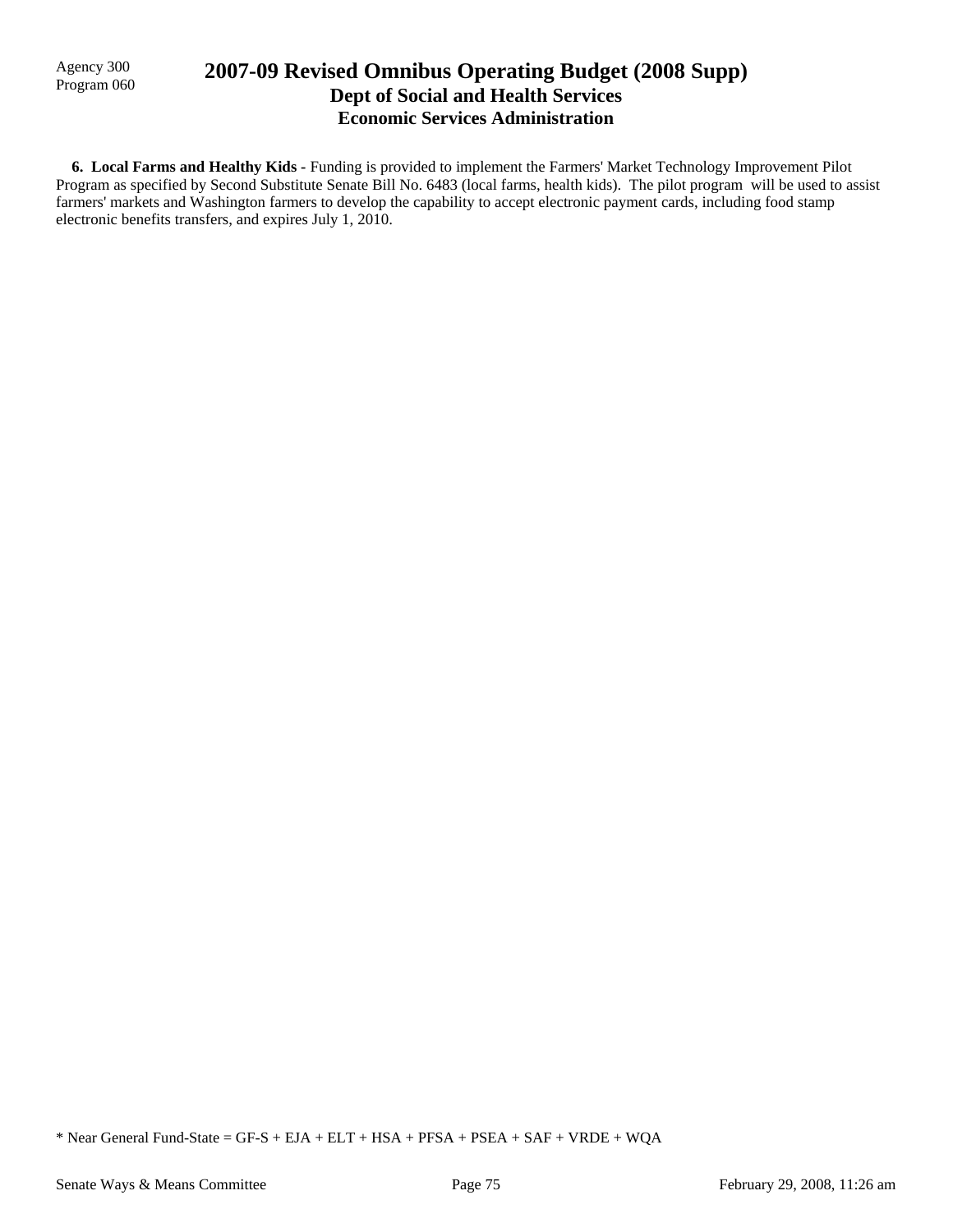**6. Local Farms and Healthy Kids -** Funding is provided to implement the Farmers' Market Technology Improvement Pilot Program as specified by Second Substitute Senate Bill No. 6483 (local farms, health kids). The pilot program will be used to assist farmers' markets and Washington farmers to develop the capability to accept electronic payment cards, including food stamp electronic benefits transfers, and expires July 1, 2010.

* Near General Fund-State = GF-S + EJA + ELT + HSA + PFSA + PSEA + SAF + VRDE + WQA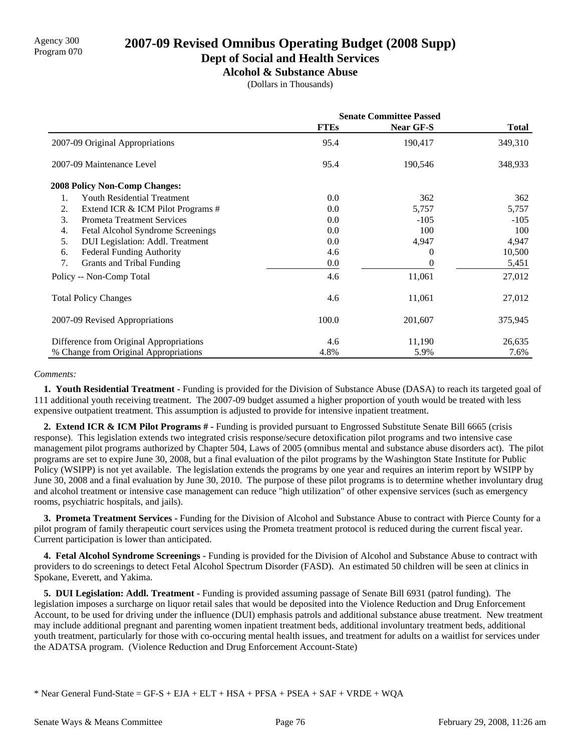Agency 300
Program 070

# 2007-09 Revised Omnibus Operating Budget (2008 Supp)

## Dept of Social and Health Services

### Alcohol & Substance Abuse

(Dollars in Thousands)

| | Senate Committee Passed | | |
|---|---|---|---|
| | **FTEs** | **Near GF-S** | **Total** |
| 2007-09 Original Appropriations | 95.4 | 190,417 | 349,310 |
| 2007-09 Maintenance Level | 95.4 | 190,546 | 348,933 |
| **2008 Policy Non-Comp Changes:** | | | |
| 1. Youth Residential Treatment | 0.0 | 362 | 362 |
| 2. Extend ICR & ICM Pilot Programs # | 0.0 | 5,757 | 5,757 |
| 3. Prometa Treatment Services | 0.0 | -105 | -105 |
| 4. Fetal Alcohol Syndrome Screenings | 0.0 | 100 | 100 |
| 5. DUI Legislation: Addl. Treatment | 0.0 | 4,947 | 4,947 |
| 6. Federal Funding Authority | 4.6 | 0 | 10,500 |
| 7. Grants and Tribal Funding | 0.0 | 0 | 5,451 |
| Policy -- Non-Comp Total | 4.6 | 11,061 | 27,012 |
| Total Policy Changes | 4.6 | 11,061 | 27,012 |
| 2007-09 Revised Appropriations | 100.0 | 201,607 | 375,945 |
| Difference from Original Appropriations | 4.6 | 11,190 | 26,635 |
| % Change from Original Appropriations | 4.8% | 5.9% | 7.6% |

*Comments:*

**1. Youth Residential Treatment -** Funding is provided for the Division of Substance Abuse (DASA) to reach its targeted goal of 111 additional youth receiving treatment. The 2007-09 budget assumed a higher proportion of youth would be treated with less expensive outpatient treatment. This assumption is adjusted to provide for intensive inpatient treatment.

**2. Extend ICR & ICM Pilot Programs # -** Funding is provided pursuant to Engrossed Substitute Senate Bill 6665 (crisis response). This legislation extends two integrated crisis response/secure detoxification pilot programs and two intensive case management pilot programs authorized by Chapter 504, Laws of 2005 (omnibus mental and substance abuse disorders act). The pilot programs are set to expire June 30, 2008, but a final evaluation of the pilot programs by the Washington State Institute for Public Policy (WSIPP) is not yet available. The legislation extends the programs by one year and requires an interim report by WSIPP by June 30, 2008 and a final evaluation by June 30, 2010. The purpose of these pilot programs is to determine whether involuntary drug and alcohol treatment or intensive case management can reduce "high utilization" of other expensive services (such as emergency rooms, psychiatric hospitals, and jails).

**3. Prometa Treatment Services -** Funding for the Division of Alcohol and Substance Abuse to contract with Pierce County for a pilot program of family therapeutic court services using the Prometa treatment protocol is reduced during the current fiscal year. Current participation is lower than anticipated.

**4. Fetal Alcohol Syndrome Screenings -** Funding is provided for the Division of Alcohol and Substance Abuse to contract with providers to do screenings to detect Fetal Alcohol Spectrum Disorder (FASD). An estimated 50 children will be seen at clinics in Spokane, Everett, and Yakima.

**5. DUI Legislation: Addl. Treatment -** Funding is provided assuming passage of Senate Bill 6931 (patrol funding). The legislation imposes a surcharge on liquor retail sales that would be deposited into the Violence Reduction and Drug Enforcement Account, to be used for driving under the influence (DUI) emphasis patrols and additional substance abuse treatment. New treatment may include additional pregnant and parenting women inpatient treatment beds, additional involuntary treatment beds, additional youth treatment, particularly for those with co-occuring mental health issues, and treatment for adults on a waitlist for services under the ADATSA program. (Violence Reduction and Drug Enforcement Account-State)

* Near General Fund-State = GF-S + EJA + ELT + HSA + PFSA + PSEA + SAF + VRDE + WQA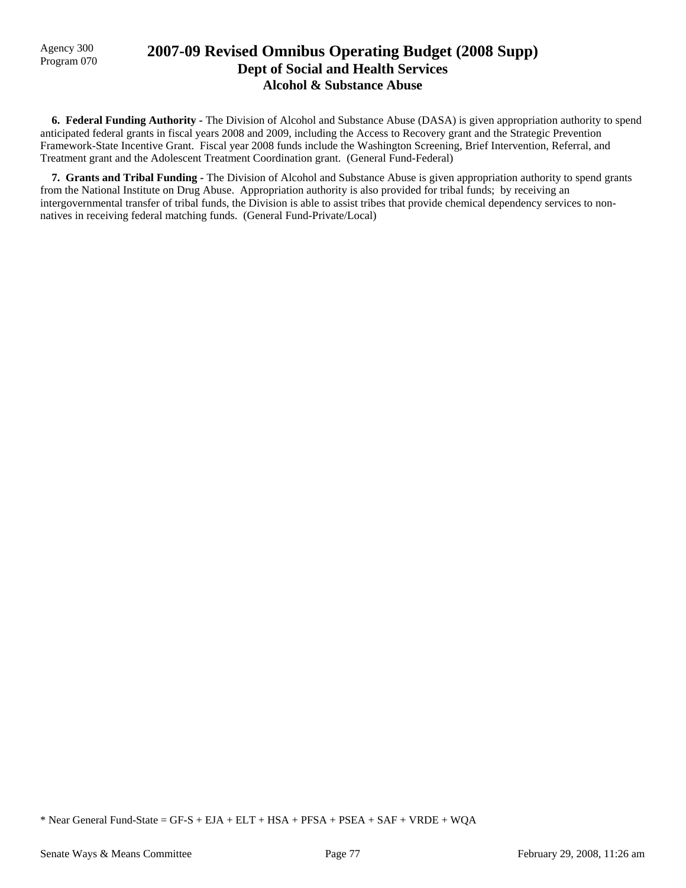**6. Federal Funding Authority** - The Division of Alcohol and Substance Abuse (DASA) is given appropriation authority to spend anticipated federal grants in fiscal years 2008 and 2009, including the Access to Recovery grant and the Strategic Prevention Framework-State Incentive Grant. Fiscal year 2008 funds include the Washington Screening, Brief Intervention, Referral, and Treatment grant and the Adolescent Treatment Coordination grant. (General Fund-Federal)

**7. Grants and Tribal Funding -** The Division of Alcohol and Substance Abuse is given appropriation authority to spend grants from the National Institute on Drug Abuse. Appropriation authority is also provided for tribal funds; by receiving an intergovernmental transfer of tribal funds, the Division is able to assist tribes that provide chemical dependency services to non-natives in receiving federal matching funds. (General Fund-Private/Local)

* Near General Fund-State = GF-S + EJA + ELT + HSA + PFSA + PSEA + SAF + VRDE + WQA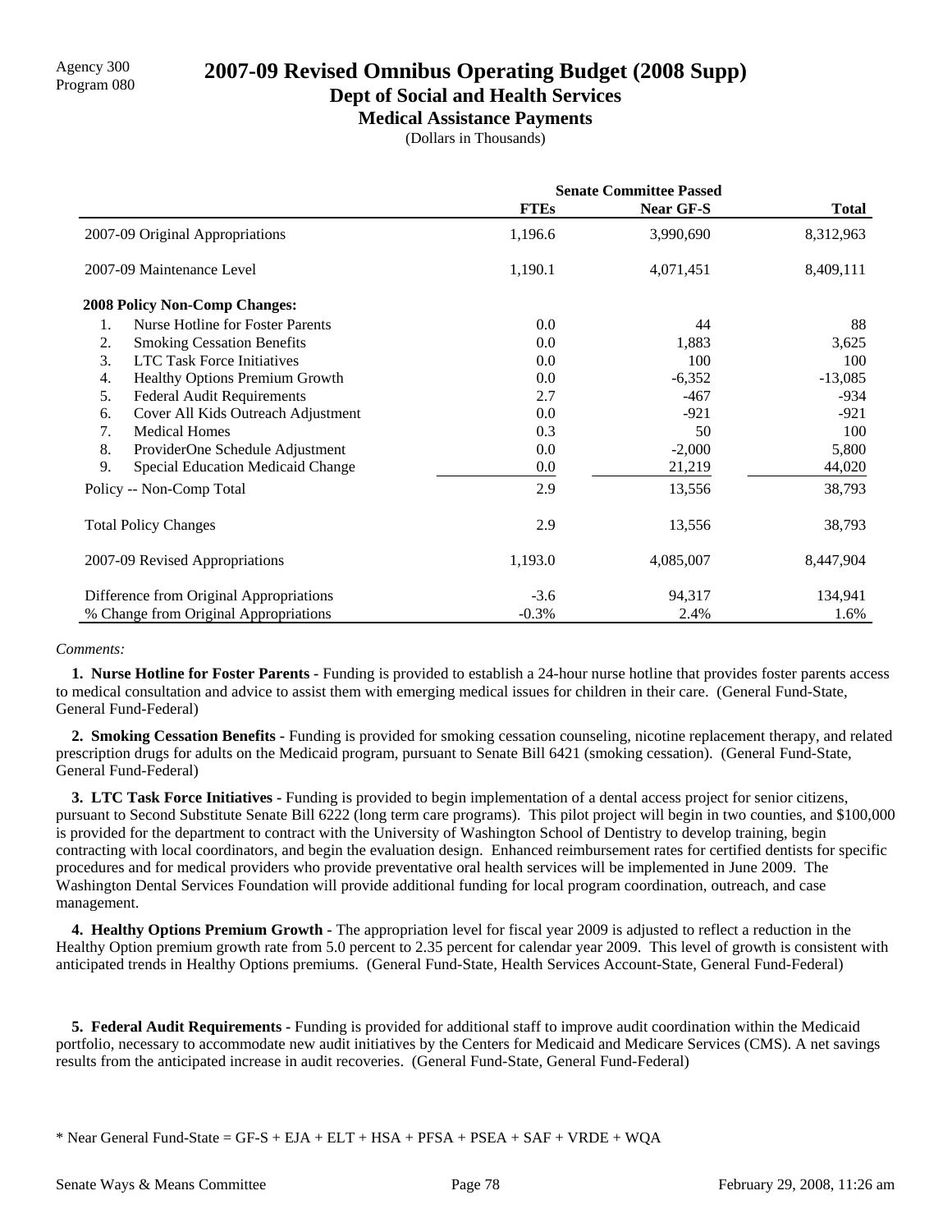Agency 300
Program 080

# 2007-09 Revised Omnibus Operating Budget (2008 Supp)

## Dept of Social and Health Services

### Medical Assistance Payments

(Dollars in Thousands)

| | Senate Committee Passed | | |
|---|---|---|---|
| | **FTEs** | **Near GF-S** | **Total** |
| 2007-09 Original Appropriations | 1,196.6 | 3,990,690 | 8,312,963 |
| 2007-09 Maintenance Level | 1,190.1 | 4,071,451 | 8,409,111 |
| **2008 Policy Non-Comp Changes:** | | | |
| 1. Nurse Hotline for Foster Parents | 0.0 | 44 | 88 |
| 2. Smoking Cessation Benefits | 0.0 | 1,883 | 3,625 |
| 3. LTC Task Force Initiatives | 0.0 | 100 | 100 |
| 4. Healthy Options Premium Growth | 0.0 | -6,352 | -13,085 |
| 5. Federal Audit Requirements | 2.7 | -467 | -934 |
| 6. Cover All Kids Outreach Adjustment | 0.0 | -921 | -921 |
| 7. Medical Homes | 0.3 | 50 | 100 |
| 8. ProviderOne Schedule Adjustment | 0.0 | -2,000 | 5,800 |
| 9. Special Education Medicaid Change | 0.0 | 21,219 | 44,020 |
| Policy -- Non-Comp Total | 2.9 | 13,556 | 38,793 |
| Total Policy Changes | 2.9 | 13,556 | 38,793 |
| 2007-09 Revised Appropriations | 1,193.0 | 4,085,007 | 8,447,904 |
| Difference from Original Appropriations | -3.6 | 94,317 | 134,941 |
| % Change from Original Appropriations | -0.3% | 2.4% | 1.6% |

*Comments:*

**1. Nurse Hotline for Foster Parents -** Funding is provided to establish a 24-hour nurse hotline that provides foster parents access to medical consultation and advice to assist them with emerging medical issues for children in their care. (General Fund-State, General Fund-Federal)

**2. Smoking Cessation Benefits -** Funding is provided for smoking cessation counseling, nicotine replacement therapy, and related prescription drugs for adults on the Medicaid program, pursuant to Senate Bill 6421 (smoking cessation). (General Fund-State, General Fund-Federal)

**3. LTC Task Force Initiatives -** Funding is provided to begin implementation of a dental access project for senior citizens, pursuant to Second Substitute Senate Bill 6222 (long term care programs). This pilot project will begin in two counties, and $100,000 is provided for the department to contract with the University of Washington School of Dentistry to develop training, begin contracting with local coordinators, and begin the evaluation design. Enhanced reimbursement rates for certified dentists for specific procedures and for medical providers who provide preventative oral health services will be implemented in June 2009. The Washington Dental Services Foundation will provide additional funding for local program coordination, outreach, and case management.

**4. Healthy Options Premium Growth -** The appropriation level for fiscal year 2009 is adjusted to reflect a reduction in the Healthy Option premium growth rate from 5.0 percent to 2.35 percent for calendar year 2009. This level of growth is consistent with anticipated trends in Healthy Options premiums. (General Fund-State, Health Services Account-State, General Fund-Federal)

**5. Federal Audit Requirements -** Funding is provided for additional staff to improve audit coordination within the Medicaid portfolio, necessary to accommodate new audit initiatives by the Centers for Medicaid and Medicare Services (CMS). A net savings results from the anticipated increase in audit recoveries. (General Fund-State, General Fund-Federal)

\* Near General Fund-State = GF-S + EJA + ELT + HSA + PFSA + PSEA + SAF + VRDE + WQA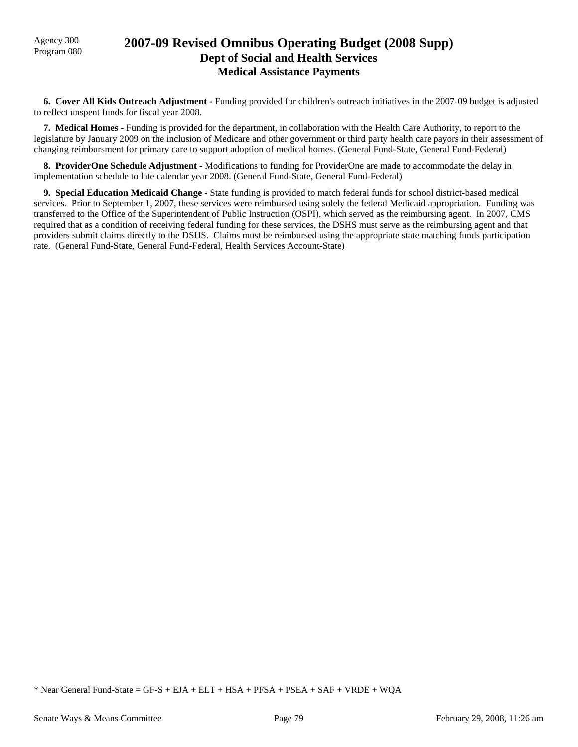# 2007-09 Revised Omnibus Operating Budget (2008 Supp)

## Dept of Social and Health Services

### Medical Assistance Payments

Agency 300
Program 080

**6. Cover All Kids Outreach Adjustment -** Funding provided for children's outreach initiatives in the 2007-09 budget is adjusted to reflect unspent funds for fiscal year 2008.

**7. Medical Homes -** Funding is provided for the department, in collaboration with the Health Care Authority, to report to the legislature by January 2009 on the inclusion of Medicare and other government or third party health care payors in their assessment of changing reimbursment for primary care to support adoption of medical homes. (General Fund-State, General Fund-Federal)

**8. ProviderOne Schedule Adjustment -** Modifications to funding for ProviderOne are made to accommodate the delay in implementation schedule to late calendar year 2008. (General Fund-State, General Fund-Federal)

**9. Special Education Medicaid Change -** State funding is provided to match federal funds for school district-based medical services. Prior to September 1, 2007, these services were reimbursed using solely the federal Medicaid appropriation. Funding was transferred to the Office of the Superintendent of Public Instruction (OSPI), which served as the reimbursing agent. In 2007, CMS required that as a condition of receiving federal funding for these services, the DSHS must serve as the reimbursing agent and that providers submit claims directly to the DSHS. Claims must be reimbursed using the appropriate state matching funds participation rate. (General Fund-State, General Fund-Federal, Health Services Account-State)

* Near General Fund-State = GF-S + EJA + ELT + HSA + PFSA + PSEA + SAF + VRDE + WQA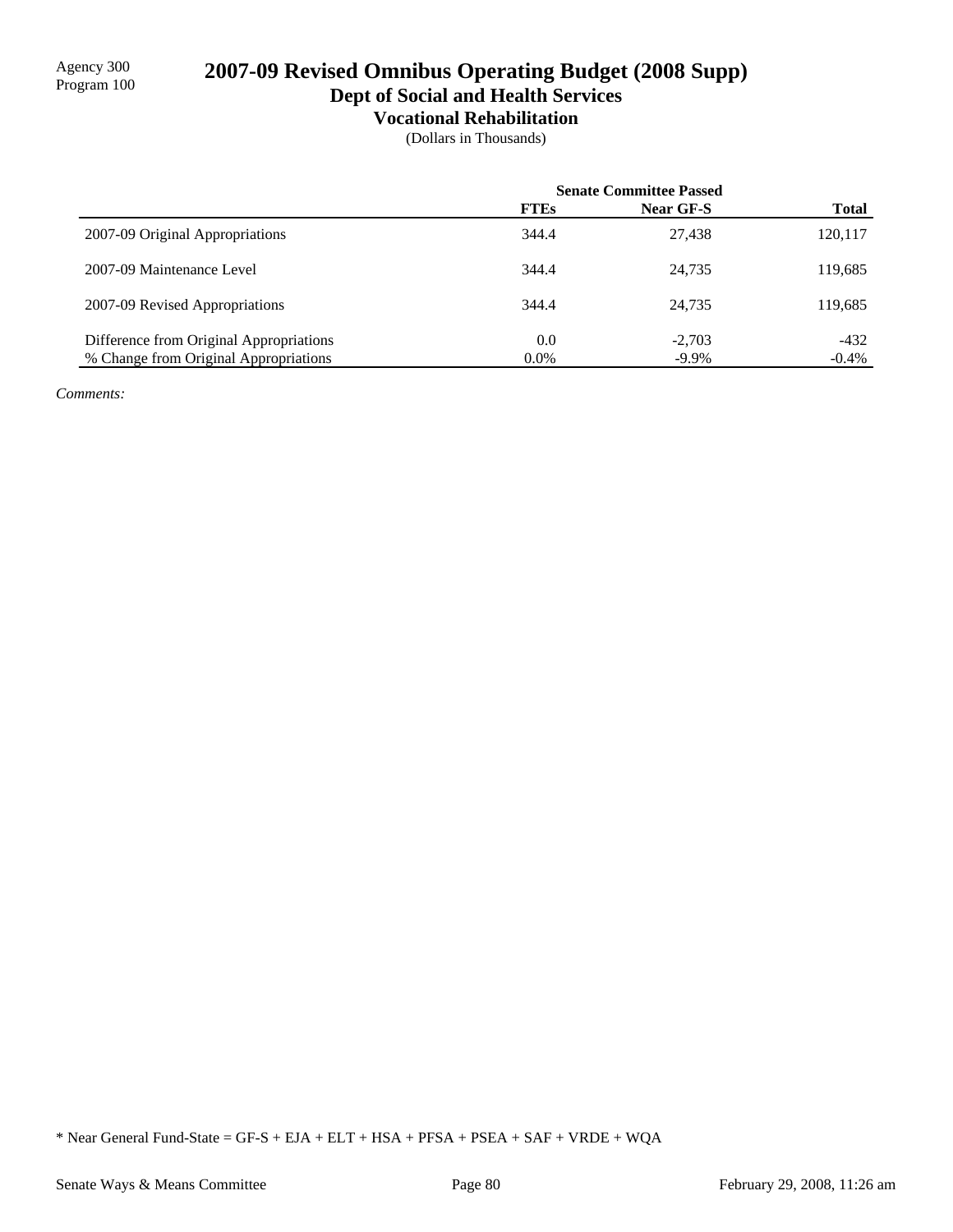Agency 300
Program 100

# 2007-09 Revised Omnibus Operating Budget (2008 Supp)

## Dept of Social and Health Services

### Vocational Rehabilitation

(Dollars in Thousands)

| | Senate Committee Passed | | |
|---|---|---|---|
| | **FTEs** | **Near GF-S** | **Total** |
| 2007-09 Original Appropriations | 344.4 | 27,438 | 120,117 |
| 2007-09 Maintenance Level | 344.4 | 24,735 | 119,685 |
| 2007-09 Revised Appropriations | 344.4 | 24,735 | 119,685 |
| Difference from Original Appropriations | 0.0 | -2,703 | -432 |
| % Change from Original Appropriations | 0.0% | -9.9% | -0.4% |

*Comments:*

* Near General Fund-State = GF-S + EJA + ELT + HSA + PFSA + PSEA + SAF + VRDE + WQA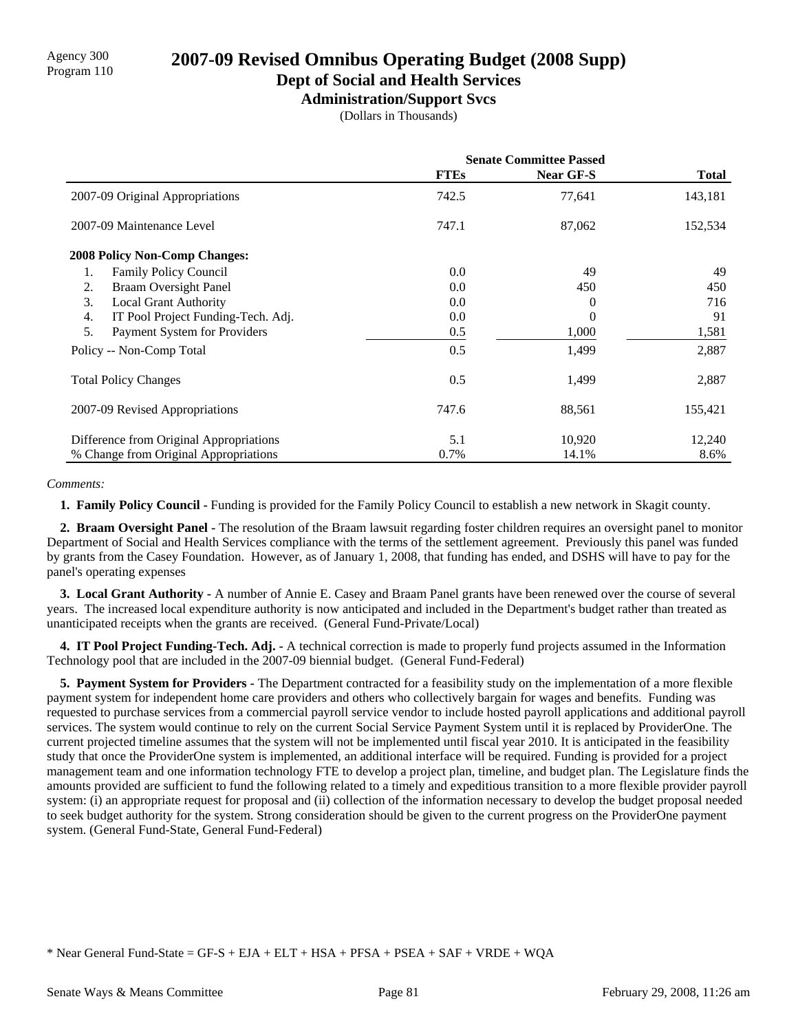Agency 300
Program 110

# 2007-09 Revised Omnibus Operating Budget (2008 Supp)

## Dept of Social and Health Services

### Administration/Support Svcs

(Dollars in Thousands)

| | Senate Committee Passed | | |
|---|---|---|---|
| | **FTEs** | **Near GF-S** | **Total** |
| 2007-09 Original Appropriations | 742.5 | 77,641 | 143,181 |
| 2007-09 Maintenance Level | 747.1 | 87,062 | 152,534 |
| **2008 Policy Non-Comp Changes:** | | | |
| 1. Family Policy Council | 0.0 | 49 | 49 |
| 2. Braam Oversight Panel | 0.0 | 450 | 450 |
| 3. Local Grant Authority | 0.0 | 0 | 716 |
| 4. IT Pool Project Funding-Tech. Adj. | 0.0 | 0 | 91 |
| 5. Payment System for Providers | 0.5 | 1,000 | 1,581 |
| Policy -- Non-Comp Total | 0.5 | 1,499 | 2,887 |
| Total Policy Changes | 0.5 | 1,499 | 2,887 |
| 2007-09 Revised Appropriations | 747.6 | 88,561 | 155,421 |
| Difference from Original Appropriations | 5.1 | 10,920 | 12,240 |
| % Change from Original Appropriations | 0.7% | 14.1% | 8.6% |

*Comments:*

**1. Family Policy Council -** Funding is provided for the Family Policy Council to establish a new network in Skagit county.

**2. Braam Oversight Panel -** The resolution of the Braam lawsuit regarding foster children requires an oversight panel to monitor Department of Social and Health Services compliance with the terms of the settlement agreement. Previously this panel was funded by grants from the Casey Foundation. However, as of January 1, 2008, that funding has ended, and DSHS will have to pay for the panel's operating expenses

**3. Local Grant Authority -** A number of Annie E. Casey and Braam Panel grants have been renewed over the course of several years. The increased local expenditure authority is now anticipated and included in the Department's budget rather than treated as unanticipated receipts when the grants are received. (General Fund-Private/Local)

**4. IT Pool Project Funding-Tech. Adj. -** A technical correction is made to properly fund projects assumed in the Information Technology pool that are included in the 2007-09 biennial budget. (General Fund-Federal)

**5. Payment System for Providers -** The Department contracted for a feasibility study on the implementation of a more flexible payment system for independent home care providers and others who collectively bargain for wages and benefits. Funding was requested to purchase services from a commercial payroll service vendor to include hosted payroll applications and additional payroll services. The system would continue to rely on the current Social Service Payment System until it is replaced by ProviderOne. The current projected timeline assumes that the system will not be implemented until fiscal year 2010. It is anticipated in the feasibility study that once the ProviderOne system is implemented, an additional interface will be required. Funding is provided for a project management team and one information technology FTE to develop a project plan, timeline, and budget plan. The Legislature finds the amounts provided are sufficient to fund the following related to a timely and expeditious transition to a more flexible provider payroll system: (i) an appropriate request for proposal and (ii) collection of the information necessary to develop the budget proposal needed to seek budget authority for the system. Strong consideration should be given to the current progress on the ProviderOne payment system. (General Fund-State, General Fund-Federal)

* Near General Fund-State = GF-S + EJA + ELT + HSA + PFSA + PSEA + SAF + VRDE + WQA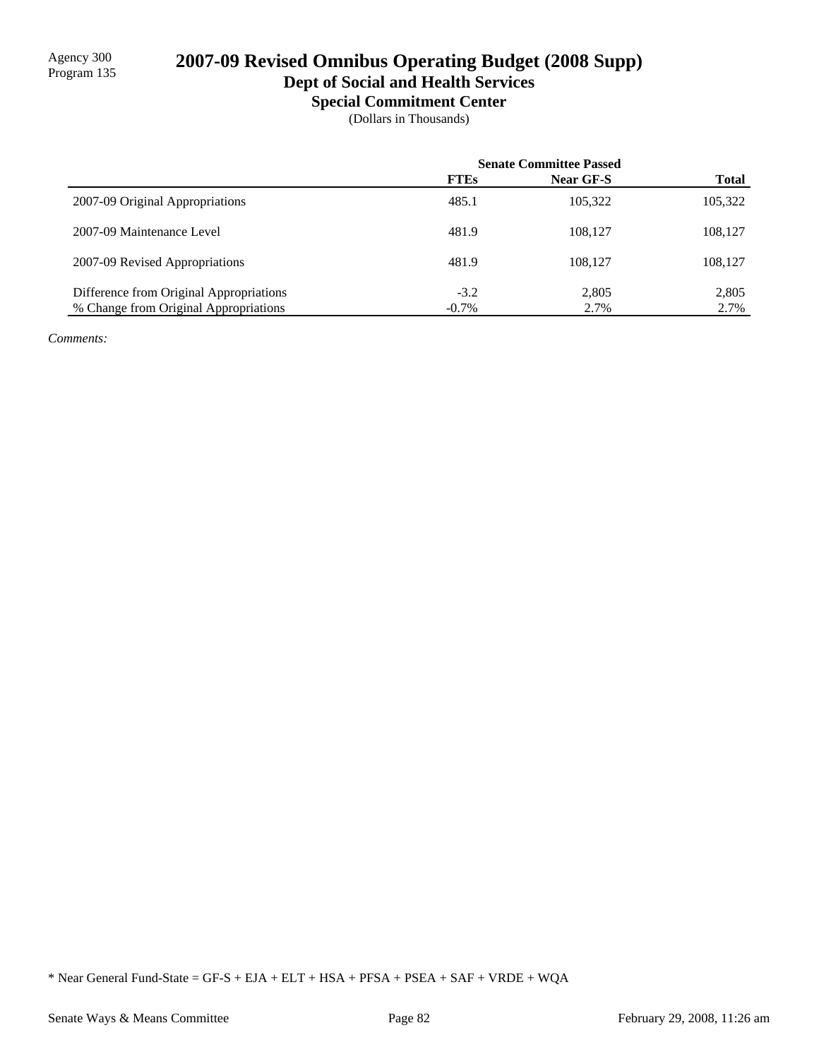Agency 300
Program 135

# 2007-09 Revised Omnibus Operating Budget (2008 Supp)

## Dept of Social and Health Services

### Special Commitment Center

(Dollars in Thousands)

| | Senate Committee Passed | | |
|---|---|---|---|
| | **FTEs** | **Near GF-S** | **Total** |
| 2007-09 Original Appropriations | 485.1 | 105,322 | 105,322 |
| 2007-09 Maintenance Level | 481.9 | 108,127 | 108,127 |
| 2007-09 Revised Appropriations | 481.9 | 108,127 | 108,127 |
| Difference from Original Appropriations | -3.2 | 2,805 | 2,805 |
| % Change from Original Appropriations | -0.7% | 2.7% | 2.7% |

*Comments:*

* Near General Fund-State = GF-S + EJA + ELT + HSA + PFSA + PSEA + SAF + VRDE + WQA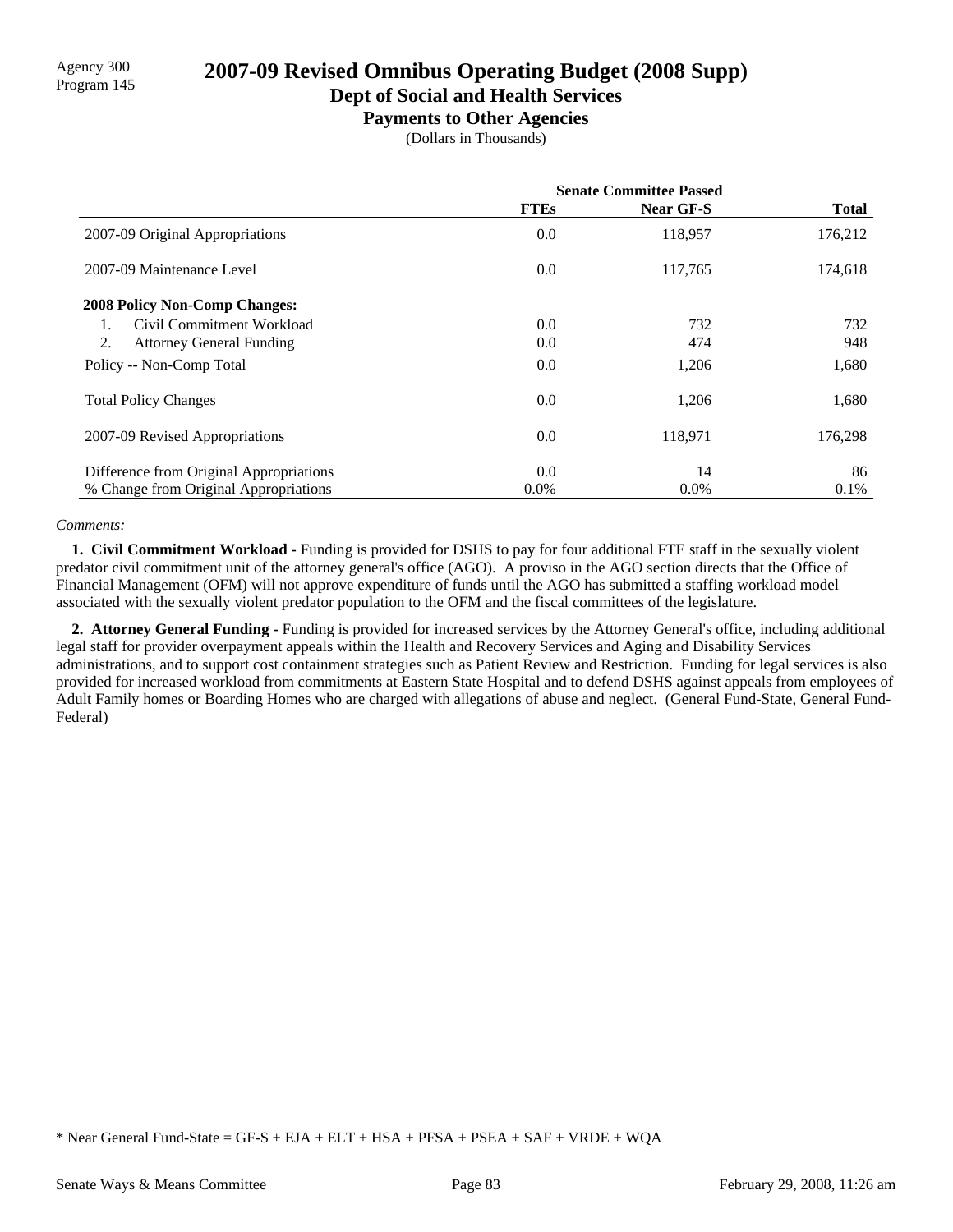Agency 300
Program 145

# 2007-09 Revised Omnibus Operating Budget (2008 Supp)

## Dept of Social and Health Services

### Payments to Other Agencies

(Dollars in Thousands)

| | Senate Committee Passed | | |
|---|---|---|---|
| | **FTEs** | **Near GF-S** | **Total** |
| 2007-09 Original Appropriations | 0.0 | 118,957 | 176,212 |
| 2007-09 Maintenance Level | 0.0 | 117,765 | 174,618 |
| **2008 Policy Non-Comp Changes:** | | | |
| 1. Civil Commitment Workload | 0.0 | 732 | 732 |
| 2. Attorney General Funding | 0.0 | 474 | 948 |
| Policy -- Non-Comp Total | 0.0 | 1,206 | 1,680 |
| Total Policy Changes | 0.0 | 1,206 | 1,680 |
| 2007-09 Revised Appropriations | 0.0 | 118,971 | 176,298 |
| Difference from Original Appropriations | 0.0 | 14 | 86 |
| % Change from Original Appropriations | 0.0% | 0.0% | 0.1% |

*Comments:*

**1. Civil Commitment Workload -** Funding is provided for DSHS to pay for four additional FTE staff in the sexually violent predator civil commitment unit of the attorney general's office (AGO). A proviso in the AGO section directs that the Office of Financial Management (OFM) will not approve expenditure of funds until the AGO has submitted a staffing workload model associated with the sexually violent predator population to the OFM and the fiscal committees of the legislature.

**2. Attorney General Funding -** Funding is provided for increased services by the Attorney General's office, including additional legal staff for provider overpayment appeals within the Health and Recovery Services and Aging and Disability Services administrations, and to support cost containment strategies such as Patient Review and Restriction. Funding for legal services is also provided for increased workload from commitments at Eastern State Hospital and to defend DSHS against appeals from employees of Adult Family homes or Boarding Homes who are charged with allegations of abuse and neglect. (General Fund-State, General Fund-Federal)

* Near General Fund-State = GF-S + EJA + ELT + HSA + PFSA + PSEA + SAF + VRDE + WQA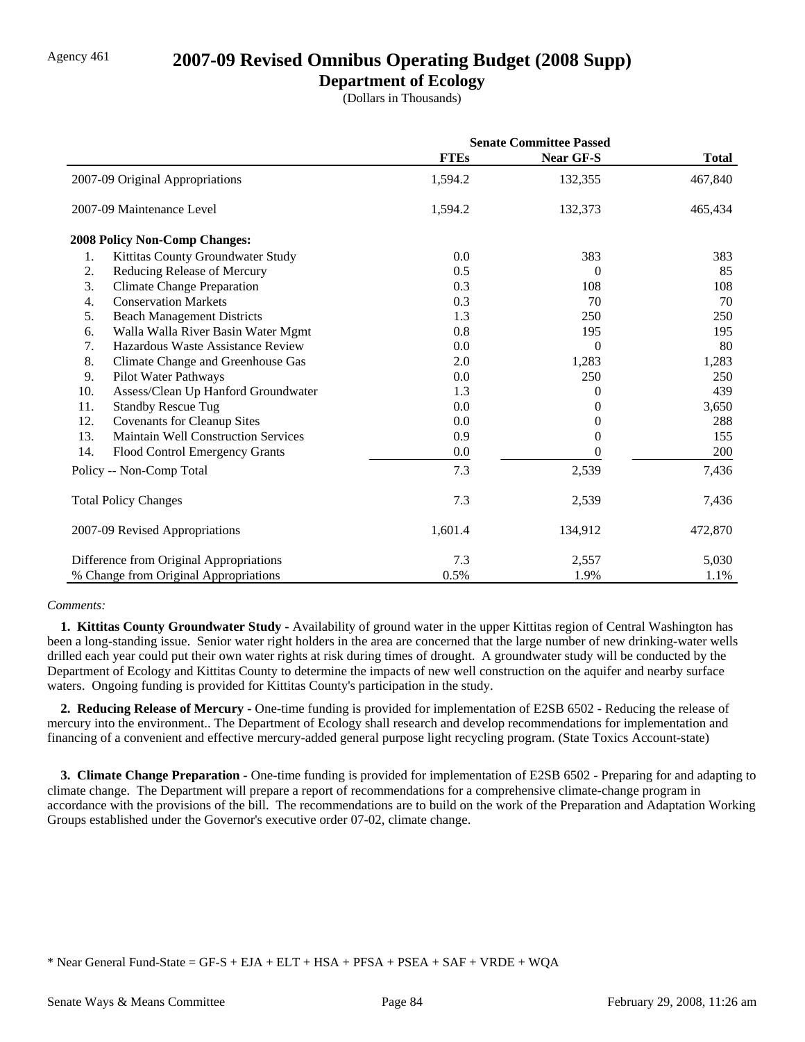Agency 461

# 2007-09 Revised Omnibus Operating Budget (2008 Supp)

## Department of Ecology

(Dollars in Thousands)

| | Senate Committee Passed | | |
|---|---|---|---|
| | **FTEs** | **Near GF-S** | **Total** |
| 2007-09 Original Appropriations | 1,594.2 | 132,355 | 467,840 |
| 2007-09 Maintenance Level | 1,594.2 | 132,373 | 465,434 |
| **2008 Policy Non-Comp Changes:** | | | |
| 1. Kittitas County Groundwater Study | 0.0 | 383 | 383 |
| 2. Reducing Release of Mercury | 0.5 | 0 | 85 |
| 3. Climate Change Preparation | 0.3 | 108 | 108 |
| 4. Conservation Markets | 0.3 | 70 | 70 |
| 5. Beach Management Districts | 1.3 | 250 | 250 |
| 6. Walla Walla River Basin Water Mgmt | 0.8 | 195 | 195 |
| 7. Hazardous Waste Assistance Review | 0.0 | 0 | 80 |
| 8. Climate Change and Greenhouse Gas | 2.0 | 1,283 | 1,283 |
| 9. Pilot Water Pathways | 0.0 | 250 | 250 |
| 10. Assess/Clean Up Hanford Groundwater | 1.3 | 0 | 439 |
| 11. Standby Rescue Tug | 0.0 | 0 | 3,650 |
| 12. Covenants for Cleanup Sites | 0.0 | 0 | 288 |
| 13. Maintain Well Construction Services | 0.9 | 0 | 155 |
| 14. Flood Control Emergency Grants | 0.0 | 0 | 200 |
| Policy -- Non-Comp Total | 7.3 | 2,539 | 7,436 |
| Total Policy Changes | 7.3 | 2,539 | 7,436 |
| 2007-09 Revised Appropriations | 1,601.4 | 134,912 | 472,870 |
| Difference from Original Appropriations | 7.3 | 2,557 | 5,030 |
| % Change from Original Appropriations | 0.5% | 1.9% | 1.1% |

*Comments:*

**1. Kittitas County Groundwater Study -** Availability of ground water in the upper Kittitas region of Central Washington has been a long-standing issue. Senior water right holders in the area are concerned that the large number of new drinking-water wells drilled each year could put their own water rights at risk during times of drought. A groundwater study will be conducted by the Department of Ecology and Kittitas County to determine the impacts of new well construction on the aquifer and nearby surface waters. Ongoing funding is provided for Kittitas County's participation in the study.

**2. Reducing Release of Mercury -** One-time funding is provided for implementation of E2SB 6502 - Reducing the release of mercury into the environment.. The Department of Ecology shall research and develop recommendations for implementation and financing of a convenient and effective mercury-added general purpose light recycling program. (State Toxics Account-state)

**3. Climate Change Preparation -** One-time funding is provided for implementation of E2SB 6502 - Preparing for and adapting to climate change. The Department will prepare a report of recommendations for a comprehensive climate-change program in accordance with the provisions of the bill. The recommendations are to build on the work of the Preparation and Adaptation Working Groups established under the Governor's executive order 07-02, climate change.

\* Near General Fund-State = GF-S + EJA + ELT + HSA + PFSA + PSEA + SAF + VRDE + WQA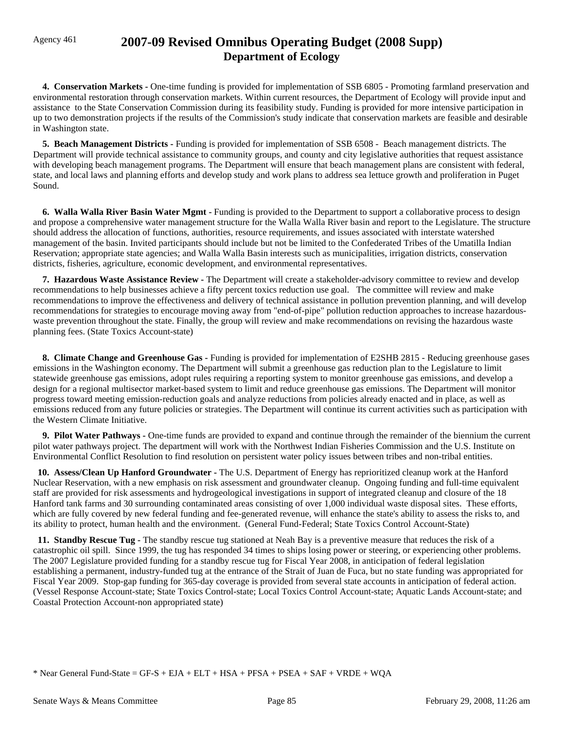Agency 461

# 2007-09 Revised Omnibus Operating Budget (2008 Supp)
## Department of Ecology

**4. Conservation Markets -** One-time funding is provided for implementation of SSB 6805 - Promoting farmland preservation and environmental restoration through conservation markets. Within current resources, the Department of Ecology will provide input and assistance to the State Conservation Commission during its feasibility study. Funding is provided for more intensive participation in up to two demonstration projects if the results of the Commission's study indicate that conservation markets are feasible and desirable in Washington state.

**5. Beach Management Districts -** Funding is provided for implementation of SSB 6508 - Beach management districts. The Department will provide technical assistance to community groups, and county and city legislative authorities that request assistance with developing beach management programs. The Department will ensure that beach management plans are consistent with federal, state, and local laws and planning efforts and develop study and work plans to address sea lettuce growth and proliferation in Puget Sound.

**6. Walla Walla River Basin Water Mgmt -** Funding is provided to the Department to support a collaborative process to design and propose a comprehensive water management structure for the Walla Walla River basin and report to the Legislature. The structure should address the allocation of functions, authorities, resource requirements, and issues associated with interstate watershed management of the basin. Invited participants should include but not be limited to the Confederated Tribes of the Umatilla Indian Reservation; appropriate state agencies; and Walla Walla Basin interests such as municipalities, irrigation districts, conservation districts, fisheries, agriculture, economic development, and environmental representatives.

**7. Hazardous Waste Assistance Review -** The Department will create a stakeholder-advisory committee to review and develop recommendations to help businesses achieve a fifty percent toxics reduction use goal. The committee will review and make recommendations to improve the effectiveness and delivery of technical assistance in pollution prevention planning, and will develop recommendations for strategies to encourage moving away from "end-of-pipe" pollution reduction approaches to increase hazardous-waste prevention throughout the state. Finally, the group will review and make recommendations on revising the hazardous waste planning fees. (State Toxics Account-state)

**8. Climate Change and Greenhouse Gas -** Funding is provided for implementation of E2SHB 2815 - Reducing greenhouse gases emissions in the Washington economy. The Department will submit a greenhouse gas reduction plan to the Legislature to limit statewide greenhouse gas emissions, adopt rules requiring a reporting system to monitor greenhouse gas emissions, and develop a design for a regional multisector market-based system to limit and reduce greenhouse gas emissions. The Department will monitor progress toward meeting emission-reduction goals and analyze reductions from policies already enacted and in place, as well as emissions reduced from any future policies or strategies. The Department will continue its current activities such as participation with the Western Climate Initiative.

**9. Pilot Water Pathways -** One-time funds are provided to expand and continue through the remainder of the biennium the current pilot water pathways project. The department will work with the Northwest Indian Fisheries Commission and the U.S. Institute on Environmental Conflict Resolution to find resolution on persistent water policy issues between tribes and non-tribal entities.

**10. Assess/Clean Up Hanford Groundwater -** The U.S. Department of Energy has reprioritized cleanup work at the Hanford Nuclear Reservation, with a new emphasis on risk assessment and groundwater cleanup. Ongoing funding and full-time equivalent staff are provided for risk assessments and hydrogeological investigations in support of integrated cleanup and closure of the 18 Hanford tank farms and 30 surrounding contaminated areas consisting of over 1,000 individual waste disposal sites. These efforts, which are fully covered by new federal funding and fee-generated revenue, will enhance the state's ability to assess the risks to, and its ability to protect, human health and the environment. (General Fund-Federal; State Toxics Control Account-State)

**11. Standby Rescue Tug -** The standby rescue tug stationed at Neah Bay is a preventive measure that reduces the risk of a catastrophic oil spill. Since 1999, the tug has responded 34 times to ships losing power or steering, or experiencing other problems. The 2007 Legislature provided funding for a standby rescue tug for Fiscal Year 2008, in anticipation of federal legislation establishing a permanent, industry-funded tug at the entrance of the Strait of Juan de Fuca, but no state funding was appropriated for Fiscal Year 2009. Stop-gap funding for 365-day coverage is provided from several state accounts in anticipation of federal action. (Vessel Response Account-state; State Toxics Control-state; Local Toxics Control Account-state; Aquatic Lands Account-state; and Coastal Protection Account-non appropriated state)

* Near General Fund-State = GF-S + EJA + ELT + HSA + PFSA + PSEA + SAF + VRDE + WQA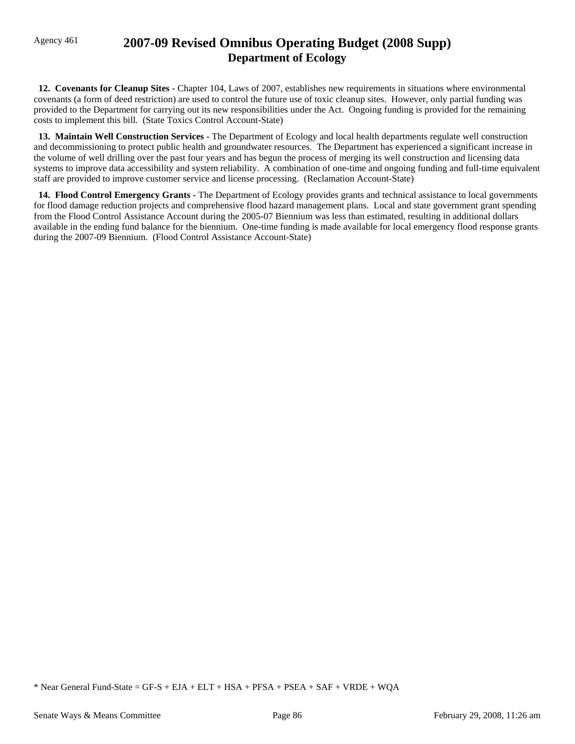**12. Covenants for Cleanup Sites -** Chapter 104, Laws of 2007, establishes new requirements in situations where environmental covenants (a form of deed restriction) are used to control the future use of toxic cleanup sites. However, only partial funding was provided to the Department for carrying out its new responsibilities under the Act. Ongoing funding is provided for the remaining costs to implement this bill. (State Toxics Control Account-State)

**13. Maintain Well Construction Services -** The Department of Ecology and local health departments regulate well construction and decommissioning to protect public health and groundwater resources. The Department has experienced a significant increase in the volume of well drilling over the past four years and has begun the process of merging its well construction and licensing data systems to improve data accessibility and system reliability. A combination of one-time and ongoing funding and full-time equivalent staff are provided to improve customer service and license processing. (Reclamation Account-State)

**14. Flood Control Emergency Grants -** The Department of Ecology provides grants and technical assistance to local governments for flood damage reduction projects and comprehensive flood hazard management plans. Local and state government grant spending from the Flood Control Assistance Account during the 2005-07 Biennium was less than estimated, resulting in additional dollars available in the ending fund balance for the biennium. One-time funding is made available for local emergency flood response grants during the 2007-09 Biennium. (Flood Control Assistance Account-State)

* Near General Fund-State = GF-S + EJA + ELT + HSA + PFSA + PSEA + SAF + VRDE + WQA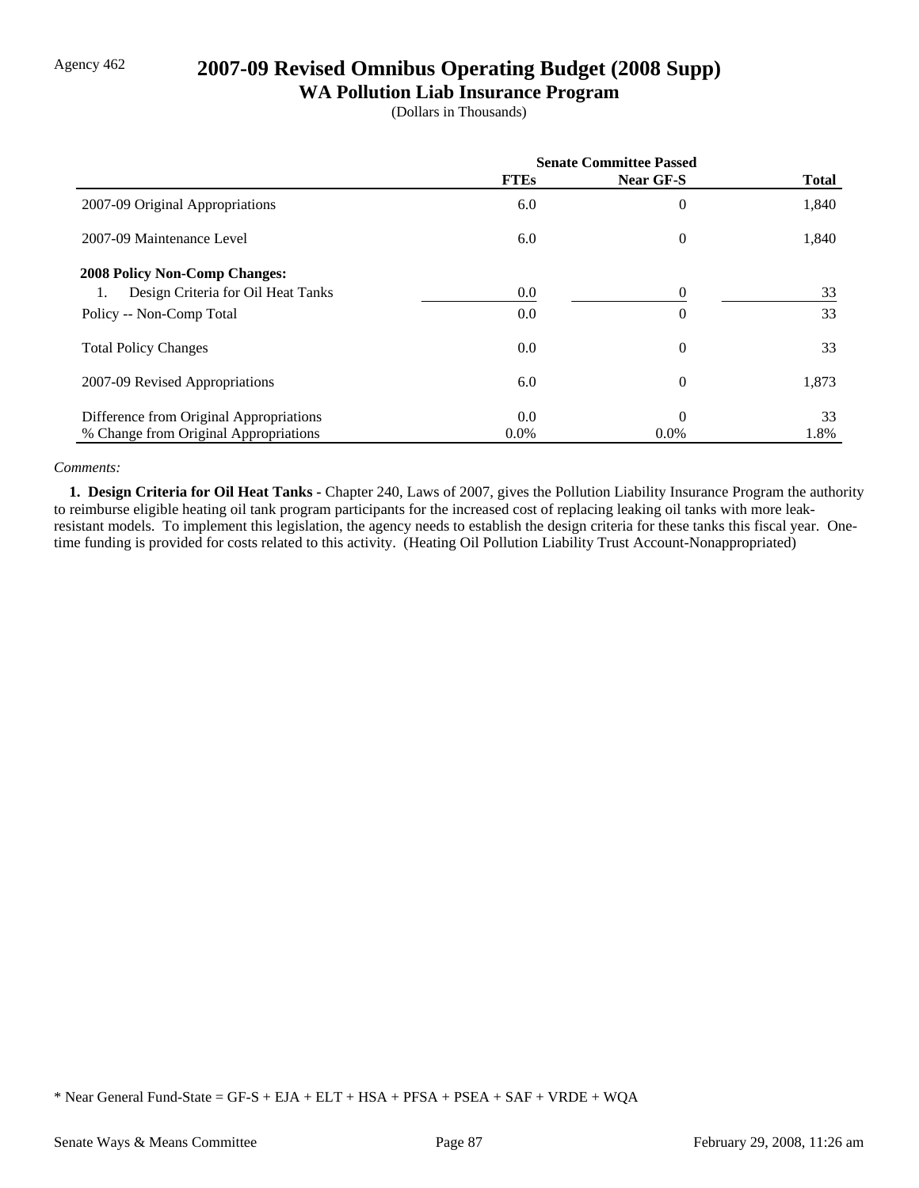Agency 462

# 2007-09 Revised Omnibus Operating Budget (2008 Supp)

## WA Pollution Liab Insurance Program

(Dollars in Thousands)

| | Senate Committee Passed | | |
|---|---|---|---|
| | **FTEs** | **Near GF-S** | **Total** |
| 2007-09 Original Appropriations | 6.0 | 0 | 1,840 |
| 2007-09 Maintenance Level | 6.0 | 0 | 1,840 |
| **2008 Policy Non-Comp Changes:** | | | |
| 1. Design Criteria for Oil Heat Tanks | 0.0 | 0 | 33 |
| Policy -- Non-Comp Total | 0.0 | 0 | 33 |
| Total Policy Changes | 0.0 | 0 | 33 |
| 2007-09 Revised Appropriations | 6.0 | 0 | 1,873 |
| Difference from Original Appropriations | 0.0 | 0 | 33 |
| % Change from Original Appropriations | 0.0% | 0.0% | 1.8% |

*Comments:*

**1. Design Criteria for Oil Heat Tanks -** Chapter 240, Laws of 2007, gives the Pollution Liability Insurance Program the authority to reimburse eligible heating oil tank program participants for the increased cost of replacing leaking oil tanks with more leak-resistant models. To implement this legislation, the agency needs to establish the design criteria for these tanks this fiscal year. One-time funding is provided for costs related to this activity. (Heating Oil Pollution Liability Trust Account-Nonappropriated)

* Near General Fund-State = GF-S + EJA + ELT + HSA + PFSA + PSEA + SAF + VRDE + WQA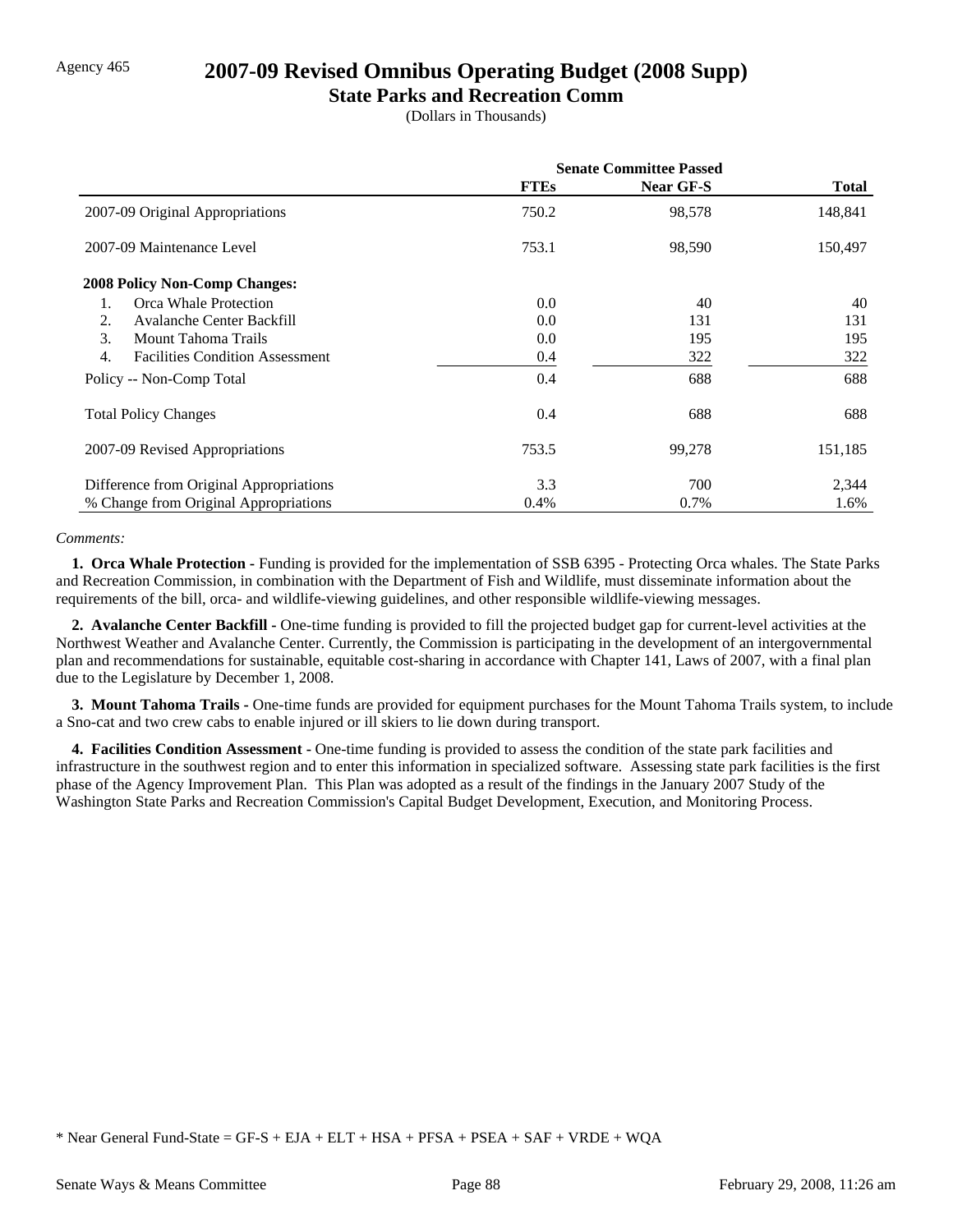Agency 465

# 2007-09 Revised Omnibus Operating Budget (2008 Supp)

## State Parks and Recreation Comm

(Dollars in Thousands)

| | Senate Committee Passed | | |
|---|---|---|---|
| | FTEs | Near GF-S | Total |
| 2007-09 Original Appropriations | 750.2 | 98,578 | 148,841 |
| 2007-09 Maintenance Level | 753.1 | 98,590 | 150,497 |
| **2008 Policy Non-Comp Changes:** | | | |
| 1. Orca Whale Protection | 0.0 | 40 | 40 |
| 2. Avalanche Center Backfill | 0.0 | 131 | 131 |
| 3. Mount Tahoma Trails | 0.0 | 195 | 195 |
| 4. Facilities Condition Assessment | 0.4 | 322 | 322 |
| Policy -- Non-Comp Total | 0.4 | 688 | 688 |
| Total Policy Changes | 0.4 | 688 | 688 |
| 2007-09 Revised Appropriations | 753.5 | 99,278 | 151,185 |
| Difference from Original Appropriations | 3.3 | 700 | 2,344 |
| % Change from Original Appropriations | 0.4% | 0.7% | 1.6% |

*Comments:*

**1. Orca Whale Protection -** Funding is provided for the implementation of SSB 6395 - Protecting Orca whales. The State Parks and Recreation Commission, in combination with the Department of Fish and Wildlife, must disseminate information about the requirements of the bill, orca- and wildlife-viewing guidelines, and other responsible wildlife-viewing messages.

**2. Avalanche Center Backfill -** One-time funding is provided to fill the projected budget gap for current-level activities at the Northwest Weather and Avalanche Center. Currently, the Commission is participating in the development of an intergovernmental plan and recommendations for sustainable, equitable cost-sharing in accordance with Chapter 141, Laws of 2007, with a final plan due to the Legislature by December 1, 2008.

**3. Mount Tahoma Trails -** One-time funds are provided for equipment purchases for the Mount Tahoma Trails system, to include a Sno-cat and two crew cabs to enable injured or ill skiers to lie down during transport.

**4. Facilities Condition Assessment -** One-time funding is provided to assess the condition of the state park facilities and infrastructure in the southwest region and to enter this information in specialized software. Assessing state park facilities is the first phase of the Agency Improvement Plan. This Plan was adopted as a result of the findings in the January 2007 Study of the Washington State Parks and Recreation Commission's Capital Budget Development, Execution, and Monitoring Process.

* Near General Fund-State = GF-S + EJA + ELT + HSA + PFSA + PSEA + SAF + VRDE + WQA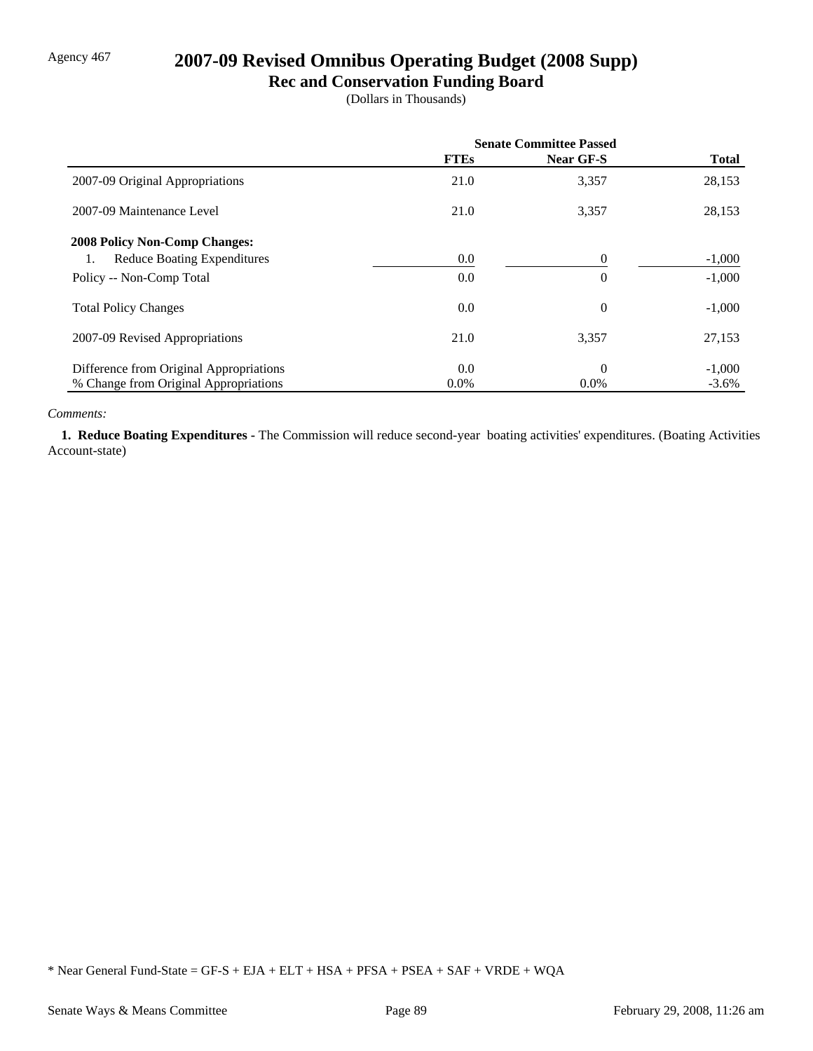Agency 467

# 2007-09 Revised Omnibus Operating Budget (2008 Supp)

## Rec and Conservation Funding Board

(Dollars in Thousands)

| | Senate Committee Passed | | |
|---|---|---|---|
| | **FTEs** | **Near GF-S** | **Total** |
| 2007-09 Original Appropriations | 21.0 | 3,357 | 28,153 |
| 2007-09 Maintenance Level | 21.0 | 3,357 | 28,153 |
| **2008 Policy Non-Comp Changes:** | | | |
| 1. Reduce Boating Expenditures | 0.0 | 0 | -1,000 |
| Policy -- Non-Comp Total | 0.0 | 0 | -1,000 |
| Total Policy Changes | 0.0 | 0 | -1,000 |
| 2007-09 Revised Appropriations | 21.0 | 3,357 | 27,153 |
| Difference from Original Appropriations | 0.0 | 0 | -1,000 |
| % Change from Original Appropriations | 0.0% | 0.0% | -3.6% |

*Comments:*

**1. Reduce Boating Expenditures -** The Commission will reduce second-year boating activities' expenditures. (Boating Activities Account-state)

\* Near General Fund-State = GF-S + EJA + ELT + HSA + PFSA + PSEA + SAF + VRDE + WQA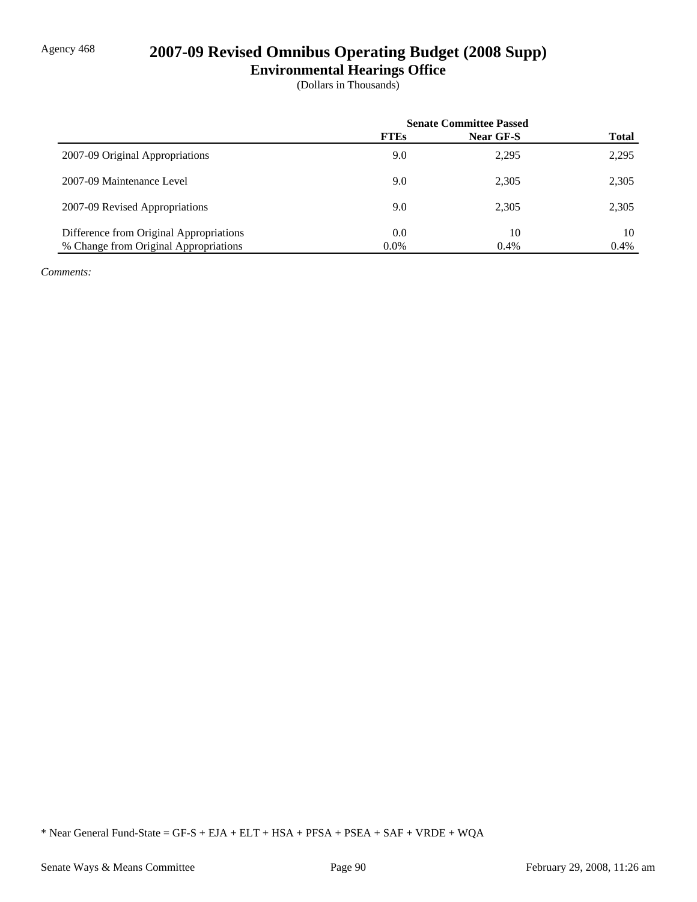Agency 468

# 2007-09 Revised Omnibus Operating Budget (2008 Supp)

## Environmental Hearings Office

(Dollars in Thousands)

| | Senate Committee Passed | | |
|---|---|---|---|
| | **FTEs** | **Near GF-S** | **Total** |
| 2007-09 Original Appropriations | 9.0 | 2,295 | 2,295 |
| 2007-09 Maintenance Level | 9.0 | 2,305 | 2,305 |
| 2007-09 Revised Appropriations | 9.0 | 2,305 | 2,305 |
| Difference from Original Appropriations | 0.0 | 10 | 10 |
| % Change from Original Appropriations | 0.0% | 0.4% | 0.4% |

*Comments:*

* Near General Fund-State = GF-S + EJA + ELT + HSA + PFSA + PSEA + SAF + VRDE + WQA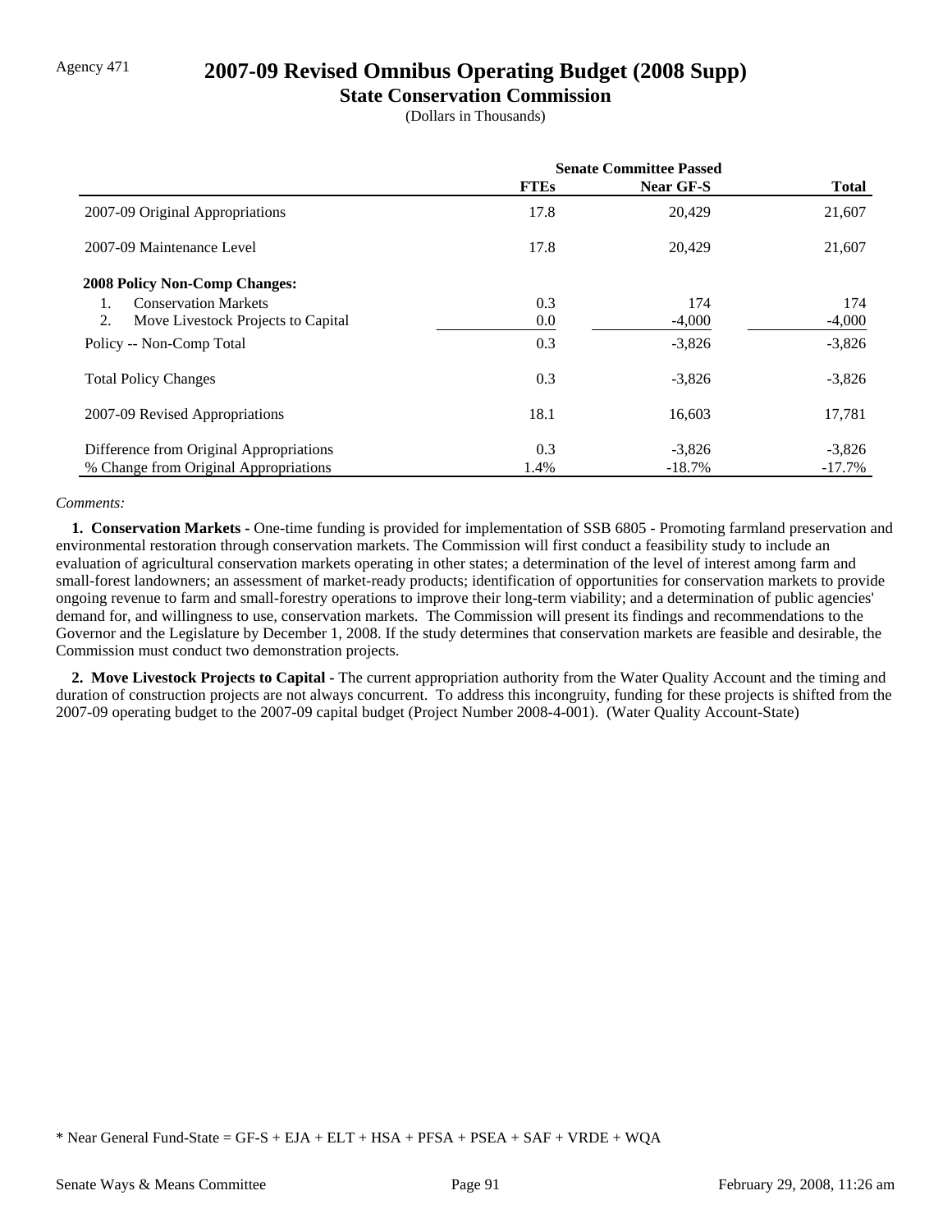Agency 471

# 2007-09 Revised Omnibus Operating Budget (2008 Supp)

## State Conservation Commission

(Dollars in Thousands)

| | Senate Committee Passed | | |
|---|---|---|---|
| | **FTEs** | **Near GF-S** | **Total** |
| 2007-09 Original Appropriations | 17.8 | 20,429 | 21,607 |
| 2007-09 Maintenance Level | 17.8 | 20,429 | 21,607 |
| **2008 Policy Non-Comp Changes:** | | | |
| 1. Conservation Markets | 0.3 | 174 | 174 |
| 2. Move Livestock Projects to Capital | 0.0 | -4,000 | -4,000 |
| Policy -- Non-Comp Total | 0.3 | -3,826 | -3,826 |
| Total Policy Changes | 0.3 | -3,826 | -3,826 |
| 2007-09 Revised Appropriations | 18.1 | 16,603 | 17,781 |
| Difference from Original Appropriations | 0.3 | -3,826 | -3,826 |
| % Change from Original Appropriations | 1.4% | -18.7% | -17.7% |

*Comments:*

**1. Conservation Markets -** One-time funding is provided for implementation of SSB 6805 - Promoting farmland preservation and environmental restoration through conservation markets. The Commission will first conduct a feasibility study to include an evaluation of agricultural conservation markets operating in other states; a determination of the level of interest among farm and small-forest landowners; an assessment of market-ready products; identification of opportunities for conservation markets to provide ongoing revenue to farm and small-forestry operations to improve their long-term viability; and a determination of public agencies' demand for, and willingness to use, conservation markets. The Commission will present its findings and recommendations to the Governor and the Legislature by December 1, 2008. If the study determines that conservation markets are feasible and desirable, the Commission must conduct two demonstration projects.

**2. Move Livestock Projects to Capital -** The current appropriation authority from the Water Quality Account and the timing and duration of construction projects are not always concurrent. To address this incongruity, funding for these projects is shifted from the 2007-09 operating budget to the 2007-09 capital budget (Project Number 2008-4-001). (Water Quality Account-State)

* Near General Fund-State = GF-S + EJA + ELT + HSA + PFSA + PSEA + SAF + VRDE + WQA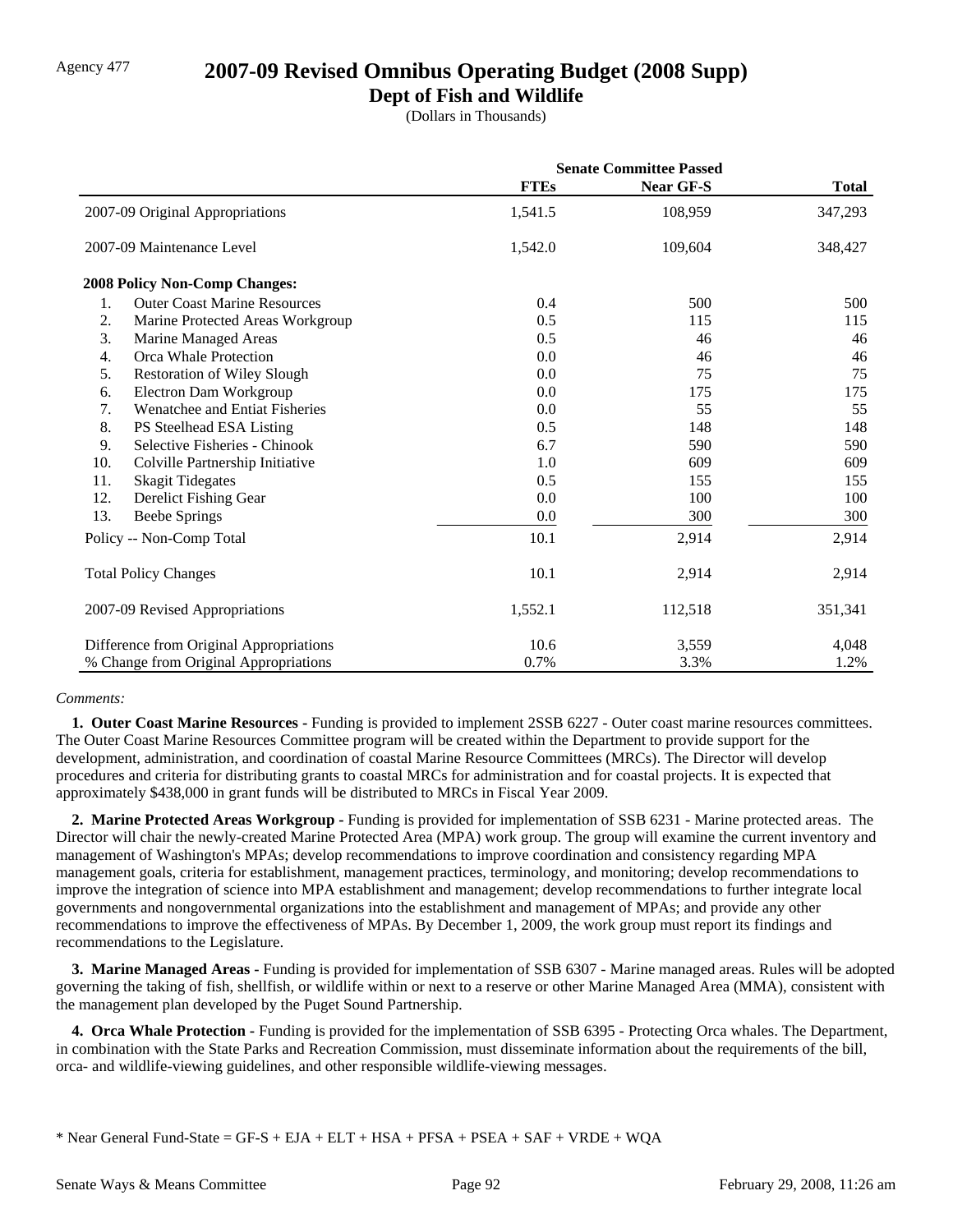Agency 477

# 2007-09 Revised Omnibus Operating Budget (2008 Supp)

## Dept of Fish and Wildlife

(Dollars in Thousands)

| | Senate Committee Passed | | |
|---|---|---|---|
| | **FTEs** | **Near GF-S** | **Total** |
| 2007-09 Original Appropriations | 1,541.5 | 108,959 | 347,293 |
| 2007-09 Maintenance Level | 1,542.0 | 109,604 | 348,427 |
| **2008 Policy Non-Comp Changes:** | | | |
| 1. Outer Coast Marine Resources | 0.4 | 500 | 500 |
| 2. Marine Protected Areas Workgroup | 0.5 | 115 | 115 |
| 3. Marine Managed Areas | 0.5 | 46 | 46 |
| 4. Orca Whale Protection | 0.0 | 46 | 46 |
| 5. Restoration of Wiley Slough | 0.0 | 75 | 75 |
| 6. Electron Dam Workgroup | 0.0 | 175 | 175 |
| 7. Wenatchee and Entiat Fisheries | 0.0 | 55 | 55 |
| 8. PS Steelhead ESA Listing | 0.5 | 148 | 148 |
| 9. Selective Fisheries - Chinook | 6.7 | 590 | 590 |
| 10. Colville Partnership Initiative | 1.0 | 609 | 609 |
| 11. Skagit Tidegates | 0.5 | 155 | 155 |
| 12. Derelict Fishing Gear | 0.0 | 100 | 100 |
| 13. Beebe Springs | 0.0 | 300 | 300 |
| Policy -- Non-Comp Total | 10.1 | 2,914 | 2,914 |
| Total Policy Changes | 10.1 | 2,914 | 2,914 |
| 2007-09 Revised Appropriations | 1,552.1 | 112,518 | 351,341 |
| Difference from Original Appropriations | 10.6 | 3,559 | 4,048 |
| % Change from Original Appropriations | 0.7% | 3.3% | 1.2% |

*Comments:*

**1. Outer Coast Marine Resources -** Funding is provided to implement 2SSB 6227 - Outer coast marine resources committees. The Outer Coast Marine Resources Committee program will be created within the Department to provide support for the development, administration, and coordination of coastal Marine Resource Committees (MRCs). The Director will develop procedures and criteria for distributing grants to coastal MRCs for administration and for coastal projects. It is expected that approximately $438,000 in grant funds will be distributed to MRCs in Fiscal Year 2009.

**2. Marine Protected Areas Workgroup -** Funding is provided for implementation of SSB 6231 - Marine protected areas. The Director will chair the newly-created Marine Protected Area (MPA) work group. The group will examine the current inventory and management of Washington's MPAs; develop recommendations to improve coordination and consistency regarding MPA management goals, criteria for establishment, management practices, terminology, and monitoring; develop recommendations to improve the integration of science into MPA establishment and management; develop recommendations to further integrate local governments and nongovernmental organizations into the establishment and management of MPAs; and provide any other recommendations to improve the effectiveness of MPAs. By December 1, 2009, the work group must report its findings and recommendations to the Legislature.

**3. Marine Managed Areas -** Funding is provided for implementation of SSB 6307 - Marine managed areas. Rules will be adopted governing the taking of fish, shellfish, or wildlife within or next to a reserve or other Marine Managed Area (MMA), consistent with the management plan developed by the Puget Sound Partnership.

**4. Orca Whale Protection -** Funding is provided for the implementation of SSB 6395 - Protecting Orca whales. The Department, in combination with the State Parks and Recreation Commission, must disseminate information about the requirements of the bill, orca- and wildlife-viewing guidelines, and other responsible wildlife-viewing messages.

* Near General Fund-State = GF-S + EJA + ELT + HSA + PFSA + PSEA + SAF + VRDE + WQA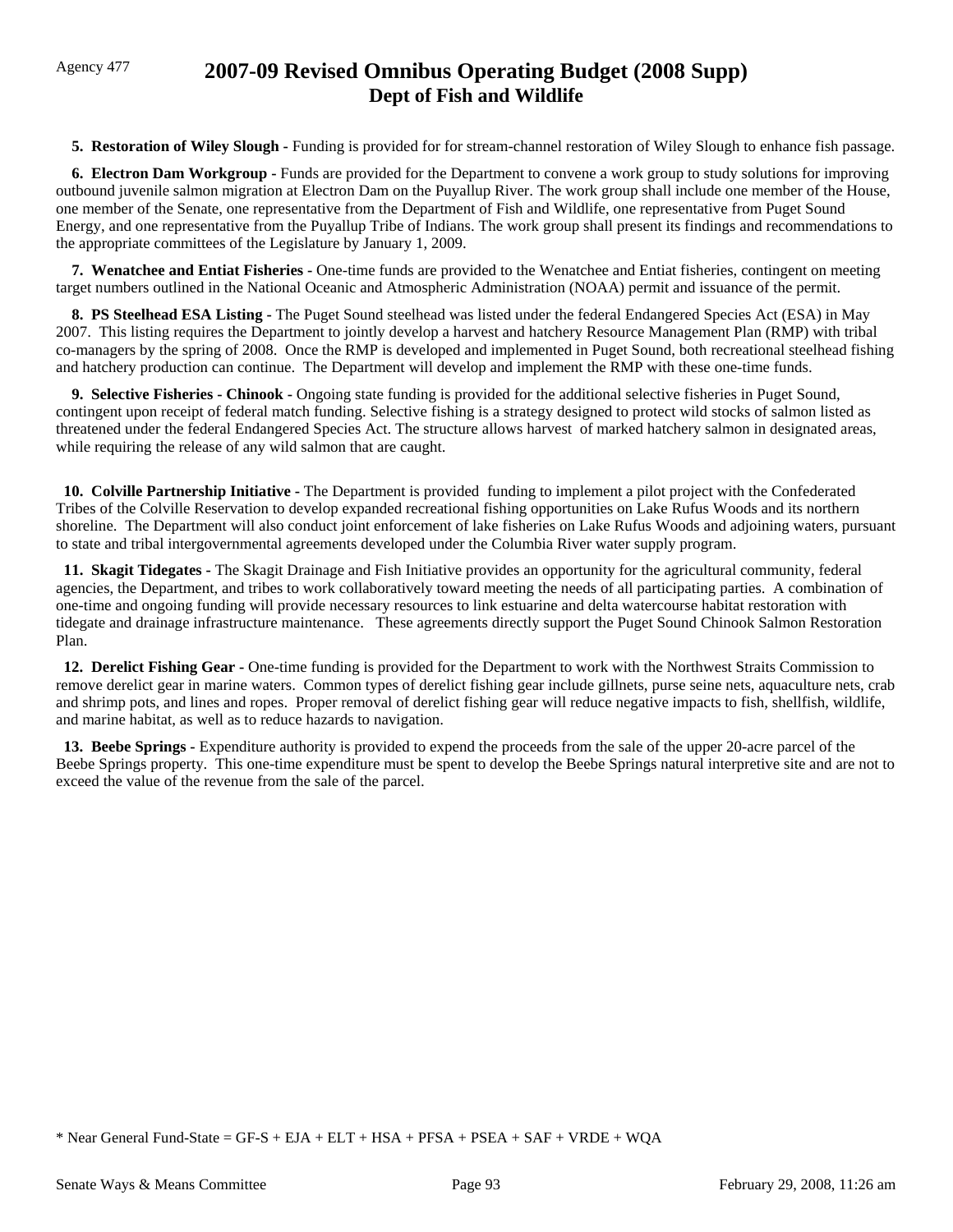Agency 477

# 2007-09 Revised Omnibus Operating Budget (2008 Supp)
## Dept of Fish and Wildlife

**5. Restoration of Wiley Slough -** Funding is provided for for stream-channel restoration of Wiley Slough to enhance fish passage.

**6. Electron Dam Workgroup -** Funds are provided for the Department to convene a work group to study solutions for improving outbound juvenile salmon migration at Electron Dam on the Puyallup River. The work group shall include one member of the House, one member of the Senate, one representative from the Department of Fish and Wildlife, one representative from Puget Sound Energy, and one representative from the Puyallup Tribe of Indians. The work group shall present its findings and recommendations to the appropriate committees of the Legislature by January 1, 2009.

**7. Wenatchee and Entiat Fisheries -** One-time funds are provided to the Wenatchee and Entiat fisheries, contingent on meeting target numbers outlined in the National Oceanic and Atmospheric Administration (NOAA) permit and issuance of the permit.

**8. PS Steelhead ESA Listing -** The Puget Sound steelhead was listed under the federal Endangered Species Act (ESA) in May 2007. This listing requires the Department to jointly develop a harvest and hatchery Resource Management Plan (RMP) with tribal co-managers by the spring of 2008. Once the RMP is developed and implemented in Puget Sound, both recreational steelhead fishing and hatchery production can continue. The Department will develop and implement the RMP with these one-time funds.

**9. Selective Fisheries - Chinook -** Ongoing state funding is provided for the additional selective fisheries in Puget Sound, contingent upon receipt of federal match funding. Selective fishing is a strategy designed to protect wild stocks of salmon listed as threatened under the federal Endangered Species Act. The structure allows harvest of marked hatchery salmon in designated areas, while requiring the release of any wild salmon that are caught.

**10. Colville Partnership Initiative -** The Department is provided funding to implement a pilot project with the Confederated Tribes of the Colville Reservation to develop expanded recreational fishing opportunities on Lake Rufus Woods and its northern shoreline. The Department will also conduct joint enforcement of lake fisheries on Lake Rufus Woods and adjoining waters, pursuant to state and tribal intergovernmental agreements developed under the Columbia River water supply program.

**11. Skagit Tidegates -** The Skagit Drainage and Fish Initiative provides an opportunity for the agricultural community, federal agencies, the Department, and tribes to work collaboratively toward meeting the needs of all participating parties. A combination of one-time and ongoing funding will provide necessary resources to link estuarine and delta watercourse habitat restoration with tidegate and drainage infrastructure maintenance. These agreements directly support the Puget Sound Chinook Salmon Restoration Plan.

**12. Derelict Fishing Gear -** One-time funding is provided for the Department to work with the Northwest Straits Commission to remove derelict gear in marine waters. Common types of derelict fishing gear include gillnets, purse seine nets, aquaculture nets, crab and shrimp pots, and lines and ropes. Proper removal of derelict fishing gear will reduce negative impacts to fish, shellfish, wildlife, and marine habitat, as well as to reduce hazards to navigation.

**13. Beebe Springs -** Expenditure authority is provided to expend the proceeds from the sale of the upper 20-acre parcel of the Beebe Springs property. This one-time expenditure must be spent to develop the Beebe Springs natural interpretive site and are not to exceed the value of the revenue from the sale of the parcel.

* Near General Fund-State = GF-S + EJA + ELT + HSA + PFSA + PSEA + SAF + VRDE + WQA

Senate Ways & Means Committee — February 29, 2008, 11:26 am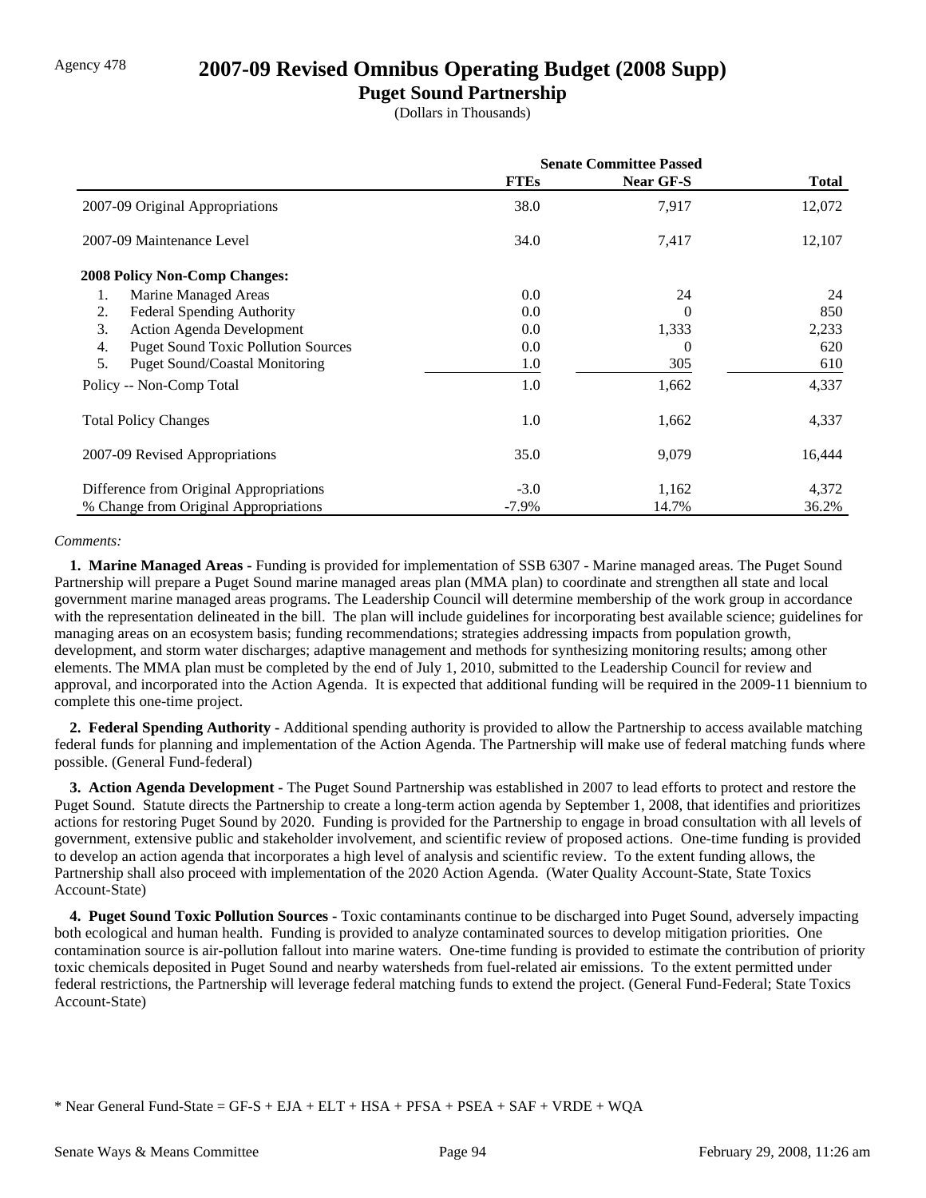Agency 478

# 2007-09 Revised Omnibus Operating Budget (2008 Supp)

## Puget Sound Partnership

(Dollars in Thousands)

| | Senate Committee Passed | | |
|---|---|---|---|
| | **FTEs** | **Near GF-S** | **Total** |
| 2007-09 Original Appropriations | 38.0 | 7,917 | 12,072 |
| 2007-09 Maintenance Level | 34.0 | 7,417 | 12,107 |
| **2008 Policy Non-Comp Changes:** | | | |
| 1. Marine Managed Areas | 0.0 | 24 | 24 |
| 2. Federal Spending Authority | 0.0 | 0 | 850 |
| 3. Action Agenda Development | 0.0 | 1,333 | 2,233 |
| 4. Puget Sound Toxic Pollution Sources | 0.0 | 0 | 620 |
| 5. Puget Sound/Coastal Monitoring | 1.0 | 305 | 610 |
| Policy -- Non-Comp Total | 1.0 | 1,662 | 4,337 |
| Total Policy Changes | 1.0 | 1,662 | 4,337 |
| 2007-09 Revised Appropriations | 35.0 | 9,079 | 16,444 |
| Difference from Original Appropriations | -3.0 | 1,162 | 4,372 |
| % Change from Original Appropriations | -7.9% | 14.7% | 36.2% |

*Comments:*

**1. Marine Managed Areas -** Funding is provided for implementation of SSB 6307 - Marine managed areas. The Puget Sound Partnership will prepare a Puget Sound marine managed areas plan (MMA plan) to coordinate and strengthen all state and local government marine managed areas programs. The Leadership Council will determine membership of the work group in accordance with the representation delineated in the bill. The plan will include guidelines for incorporating best available science; guidelines for managing areas on an ecosystem basis; funding recommendations; strategies addressing impacts from population growth, development, and storm water discharges; adaptive management and methods for synthesizing monitoring results; among other elements. The MMA plan must be completed by the end of July 1, 2010, submitted to the Leadership Council for review and approval, and incorporated into the Action Agenda. It is expected that additional funding will be required in the 2009-11 biennium to complete this one-time project.

**2. Federal Spending Authority -** Additional spending authority is provided to allow the Partnership to access available matching federal funds for planning and implementation of the Action Agenda. The Partnership will make use of federal matching funds where possible. (General Fund-federal)

**3. Action Agenda Development -** The Puget Sound Partnership was established in 2007 to lead efforts to protect and restore the Puget Sound. Statute directs the Partnership to create a long-term action agenda by September 1, 2008, that identifies and prioritizes actions for restoring Puget Sound by 2020. Funding is provided for the Partnership to engage in broad consultation with all levels of government, extensive public and stakeholder involvement, and scientific review of proposed actions. One-time funding is provided to develop an action agenda that incorporates a high level of analysis and scientific review. To the extent funding allows, the Partnership shall also proceed with implementation of the 2020 Action Agenda. (Water Quality Account-State, State Toxics Account-State)

**4. Puget Sound Toxic Pollution Sources -** Toxic contaminants continue to be discharged into Puget Sound, adversely impacting both ecological and human health. Funding is provided to analyze contaminated sources to develop mitigation priorities. One contamination source is air-pollution fallout into marine waters. One-time funding is provided to estimate the contribution of priority toxic chemicals deposited in Puget Sound and nearby watersheds from fuel-related air emissions. To the extent permitted under federal restrictions, the Partnership will leverage federal matching funds to extend the project. (General Fund-Federal; State Toxics Account-State)

\* Near General Fund-State = GF-S + EJA + ELT + HSA + PFSA + PSEA + SAF + VRDE + WQA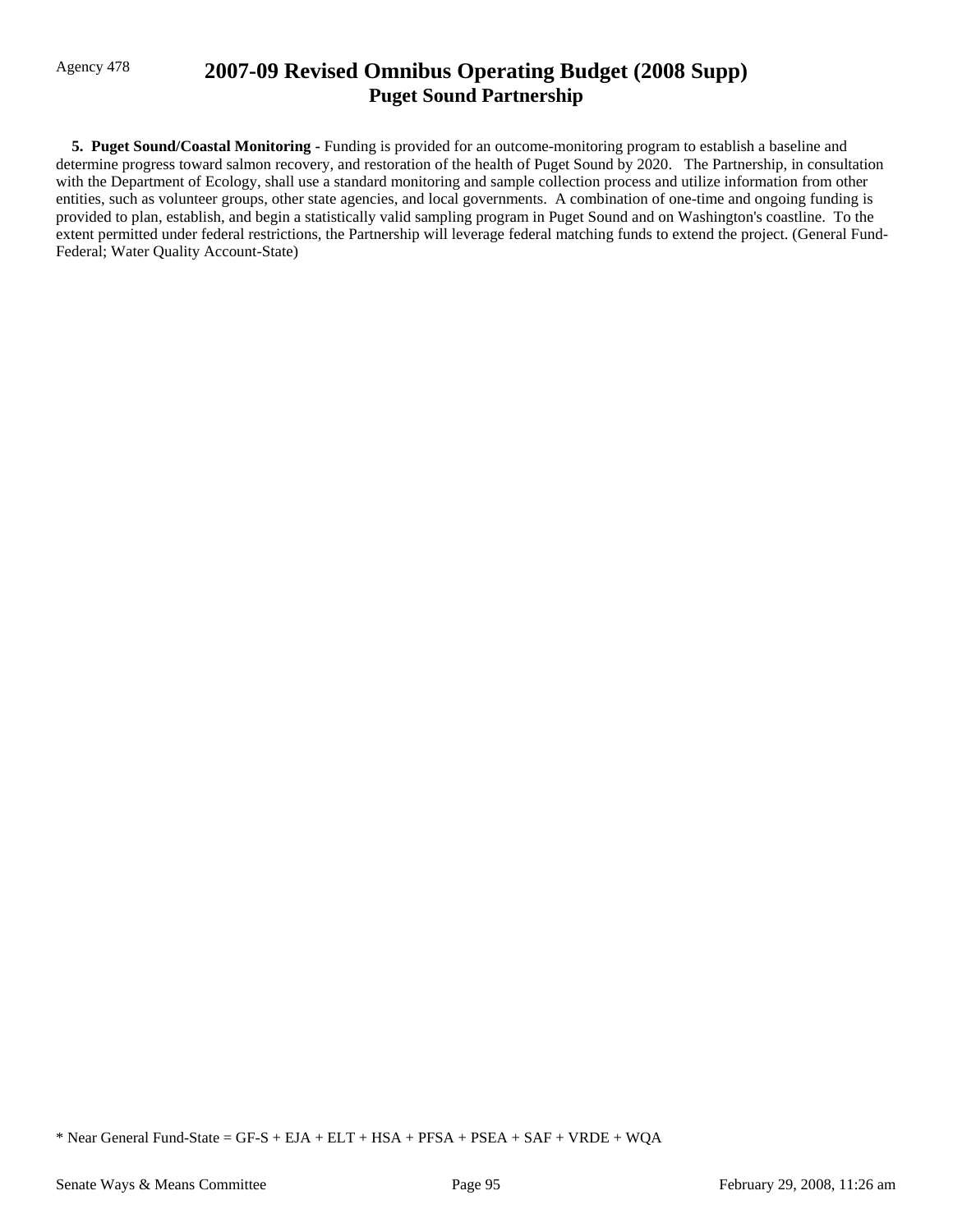**5. Puget Sound/Coastal Monitoring -** Funding is provided for an outcome-monitoring program to establish a baseline and determine progress toward salmon recovery, and restoration of the health of Puget Sound by 2020. The Partnership, in consultation with the Department of Ecology, shall use a standard monitoring and sample collection process and utilize information from other entities, such as volunteer groups, other state agencies, and local governments. A combination of one-time and ongoing funding is provided to plan, establish, and begin a statistically valid sampling program in Puget Sound and on Washington's coastline. To the extent permitted under federal restrictions, the Partnership will leverage federal matching funds to extend the project. (General Fund-Federal; Water Quality Account-State)

* Near General Fund-State = GF-S + EJA + ELT + HSA + PFSA + PSEA + SAF + VRDE + WQA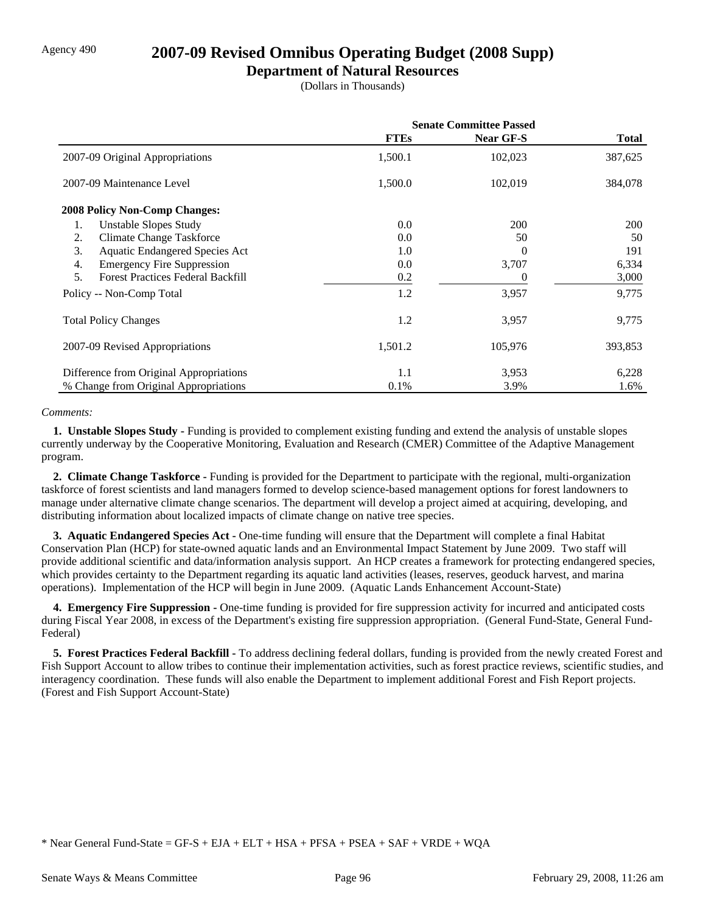Agency 490

# 2007-09 Revised Omnibus Operating Budget (2008 Supp)

## Department of Natural Resources

(Dollars in Thousands)

| | Senate Committee Passed | | |
|---|---|---|---|
| | **FTEs** | **Near GF-S** | **Total** |
| 2007-09 Original Appropriations | 1,500.1 | 102,023 | 387,625 |
| 2007-09 Maintenance Level | 1,500.0 | 102,019 | 384,078 |
| **2008 Policy Non-Comp Changes:** | | | |
| 1. Unstable Slopes Study | 0.0 | 200 | 200 |
| 2. Climate Change Taskforce | 0.0 | 50 | 50 |
| 3. Aquatic Endangered Species Act | 1.0 | 0 | 191 |
| 4. Emergency Fire Suppression | 0.0 | 3,707 | 6,334 |
| 5. Forest Practices Federal Backfill | 0.2 | 0 | 3,000 |
| Policy -- Non-Comp Total | 1.2 | 3,957 | 9,775 |
| Total Policy Changes | 1.2 | 3,957 | 9,775 |
| 2007-09 Revised Appropriations | 1,501.2 | 105,976 | 393,853 |
| Difference from Original Appropriations | 1.1 | 3,953 | 6,228 |
| % Change from Original Appropriations | 0.1% | 3.9% | 1.6% |

*Comments:*

**1. Unstable Slopes Study -** Funding is provided to complement existing funding and extend the analysis of unstable slopes currently underway by the Cooperative Monitoring, Evaluation and Research (CMER) Committee of the Adaptive Management program.

**2. Climate Change Taskforce -** Funding is provided for the Department to participate with the regional, multi-organization taskforce of forest scientists and land managers formed to develop science-based management options for forest landowners to manage under alternative climate change scenarios. The department will develop a project aimed at acquiring, developing, and distributing information about localized impacts of climate change on native tree species.

**3. Aquatic Endangered Species Act -** One-time funding will ensure that the Department will complete a final Habitat Conservation Plan (HCP) for state-owned aquatic lands and an Environmental Impact Statement by June 2009. Two staff will provide additional scientific and data/information analysis support. An HCP creates a framework for protecting endangered species, which provides certainty to the Department regarding its aquatic land activities (leases, reserves, geoduck harvest, and marina operations). Implementation of the HCP will begin in June 2009. (Aquatic Lands Enhancement Account-State)

**4. Emergency Fire Suppression -** One-time funding is provided for fire suppression activity for incurred and anticipated costs during Fiscal Year 2008, in excess of the Department's existing fire suppression appropriation. (General Fund-State, General Fund-Federal)

**5. Forest Practices Federal Backfill -** To address declining federal dollars, funding is provided from the newly created Forest and Fish Support Account to allow tribes to continue their implementation activities, such as forest practice reviews, scientific studies, and interagency coordination. These funds will also enable the Department to implement additional Forest and Fish Report projects. (Forest and Fish Support Account-State)

* Near General Fund-State = GF-S + EJA + ELT + HSA + PFSA + PSEA + SAF + VRDE + WQA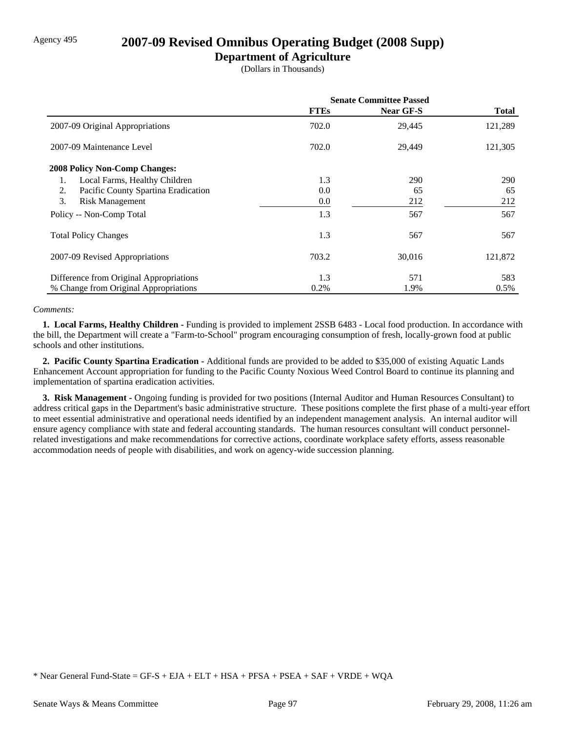Agency 495

# 2007-09 Revised Omnibus Operating Budget (2008 Supp)

## Department of Agriculture

(Dollars in Thousands)

| | Senate Committee Passed | | |
|---|---|---|---|
| | FTEs | Near GF-S | Total |
| 2007-09 Original Appropriations | 702.0 | 29,445 | 121,289 |
| 2007-09 Maintenance Level | 702.0 | 29,449 | 121,305 |
| **2008 Policy Non-Comp Changes:** | | | |
| 1. Local Farms, Healthy Children | 1.3 | 290 | 290 |
| 2. Pacific County Spartina Eradication | 0.0 | 65 | 65 |
| 3. Risk Management | 0.0 | 212 | 212 |
| Policy -- Non-Comp Total | 1.3 | 567 | 567 |
| Total Policy Changes | 1.3 | 567 | 567 |
| 2007-09 Revised Appropriations | 703.2 | 30,016 | 121,872 |
| Difference from Original Appropriations | 1.3 | 571 | 583 |
| % Change from Original Appropriations | 0.2% | 1.9% | 0.5% |

*Comments:*

**1. Local Farms, Healthy Children -** Funding is provided to implement 2SSB 6483 - Local food production. In accordance with the bill, the Department will create a "Farm-to-School" program encouraging consumption of fresh, locally-grown food at public schools and other institutions.

**2. Pacific County Spartina Eradication -** Additional funds are provided to be added to $35,000 of existing Aquatic Lands Enhancement Account appropriation for funding to the Pacific County Noxious Weed Control Board to continue its planning and implementation of spartina eradication activities.

**3. Risk Management -** Ongoing funding is provided for two positions (Internal Auditor and Human Resources Consultant) to address critical gaps in the Department's basic administrative structure. These positions complete the first phase of a multi-year effort to meet essential administrative and operational needs identified by an independent management analysis. An internal auditor will ensure agency compliance with state and federal accounting standards. The human resources consultant will conduct personnel-related investigations and make recommendations for corrective actions, coordinate workplace safety efforts, assess reasonable accommodation needs of people with disabilities, and work on agency-wide succession planning.

* Near General Fund-State = GF-S + EJA + ELT + HSA + PFSA + PSEA + SAF + VRDE + WQA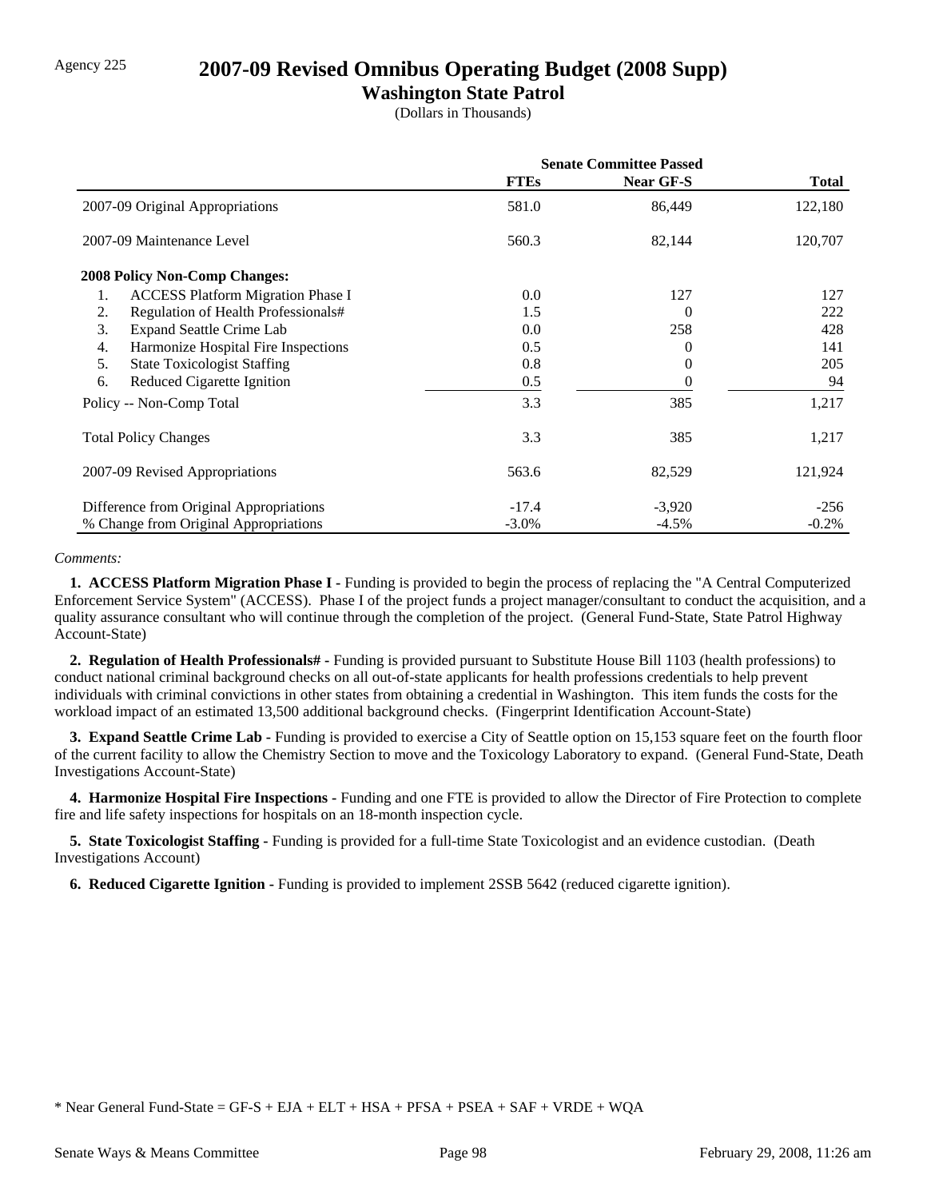Agency 225

# 2007-09 Revised Omnibus Operating Budget (2008 Supp)

## Washington State Patrol

(Dollars in Thousands)

| | Senate Committee Passed | | |
|---|---|---|---|
| | **FTEs** | **Near GF-S** | **Total** |
| 2007-09 Original Appropriations | 581.0 | 86,449 | 122,180 |
| 2007-09 Maintenance Level | 560.3 | 82,144 | 120,707 |
| **2008 Policy Non-Comp Changes:** | | | |
| 1. ACCESS Platform Migration Phase I | 0.0 | 127 | 127 |
| 2. Regulation of Health Professionals# | 1.5 | 0 | 222 |
| 3. Expand Seattle Crime Lab | 0.0 | 258 | 428 |
| 4. Harmonize Hospital Fire Inspections | 0.5 | 0 | 141 |
| 5. State Toxicologist Staffing | 0.8 | 0 | 205 |
| 6. Reduced Cigarette Ignition | 0.5 | 0 | 94 |
| Policy -- Non-Comp Total | 3.3 | 385 | 1,217 |
| Total Policy Changes | 3.3 | 385 | 1,217 |
| 2007-09 Revised Appropriations | 563.6 | 82,529 | 121,924 |
| Difference from Original Appropriations | -17.4 | -3,920 | -256 |
| % Change from Original Appropriations | -3.0% | -4.5% | -0.2% |

*Comments:*

**1. ACCESS Platform Migration Phase I -** Funding is provided to begin the process of replacing the "A Central Computerized Enforcement Service System" (ACCESS). Phase I of the project funds a project manager/consultant to conduct the acquisition, and a quality assurance consultant who will continue through the completion of the project. (General Fund-State, State Patrol Highway Account-State)

**2. Regulation of Health Professionals# -** Funding is provided pursuant to Substitute House Bill 1103 (health professions) to conduct national criminal background checks on all out-of-state applicants for health professions credentials to help prevent individuals with criminal convictions in other states from obtaining a credential in Washington. This item funds the costs for the workload impact of an estimated 13,500 additional background checks. (Fingerprint Identification Account-State)

**3. Expand Seattle Crime Lab -** Funding is provided to exercise a City of Seattle option on 15,153 square feet on the fourth floor of the current facility to allow the Chemistry Section to move and the Toxicology Laboratory to expand. (General Fund-State, Death Investigations Account-State)

**4. Harmonize Hospital Fire Inspections -** Funding and one FTE is provided to allow the Director of Fire Protection to complete fire and life safety inspections for hospitals on an 18-month inspection cycle.

**5. State Toxicologist Staffing -** Funding is provided for a full-time State Toxicologist and an evidence custodian. (Death Investigations Account)

**6. Reduced Cigarette Ignition -** Funding is provided to implement 2SSB 5642 (reduced cigarette ignition).

\* Near General Fund-State = GF-S + EJA + ELT + HSA + PFSA + PSEA + SAF + VRDE + WQA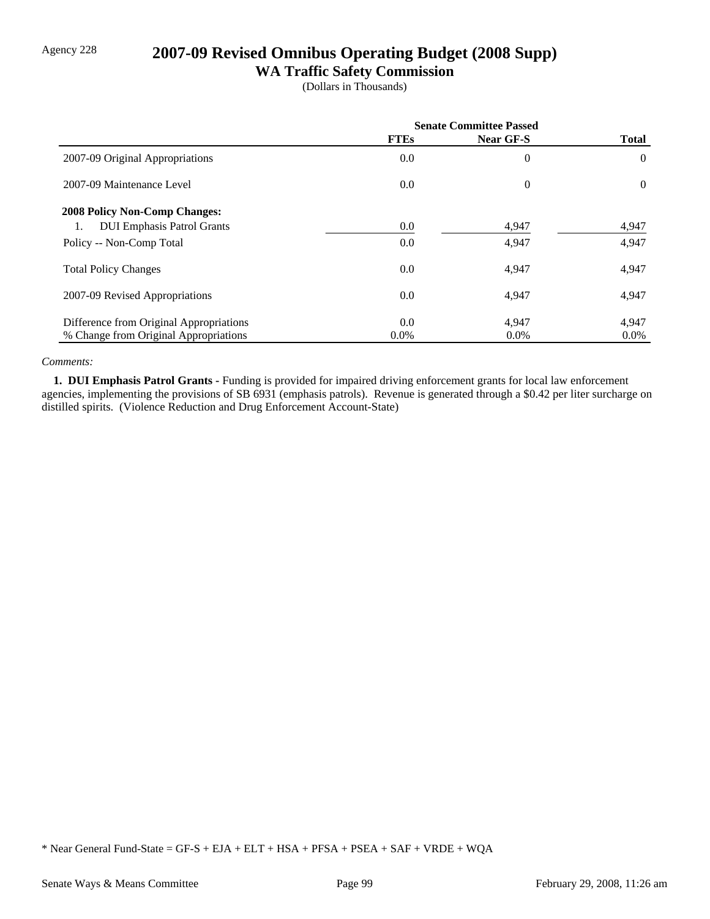Agency 228

# 2007-09 Revised Omnibus Operating Budget (2008 Supp)

## WA Traffic Safety Commission

(Dollars in Thousands)

| | Senate Committee Passed | | |
|---|---|---|---|
| | FTEs | Near GF-S | Total |
| 2007-09 Original Appropriations | 0.0 | 0 | 0 |
| 2007-09 Maintenance Level | 0.0 | 0 | 0 |
| **2008 Policy Non-Comp Changes:** | | | |
| 1. DUI Emphasis Patrol Grants | 0.0 | 4,947 | 4,947 |
| Policy -- Non-Comp Total | 0.0 | 4,947 | 4,947 |
| Total Policy Changes | 0.0 | 4,947 | 4,947 |
| 2007-09 Revised Appropriations | 0.0 | 4,947 | 4,947 |
| Difference from Original Appropriations | 0.0 | 4,947 | 4,947 |
| % Change from Original Appropriations | 0.0% | 0.0% | 0.0% |

*Comments:*

**1. DUI Emphasis Patrol Grants -** Funding is provided for impaired driving enforcement grants for local law enforcement agencies, implementing the provisions of SB 6931 (emphasis patrols). Revenue is generated through a $0.42 per liter surcharge on distilled spirits. (Violence Reduction and Drug Enforcement Account-State)

* Near General Fund-State = GF-S + EJA + ELT + HSA + PFSA + PSEA + SAF + VRDE + WQA

Senate Ways & Means Committee February 29, 2008, 11:26 am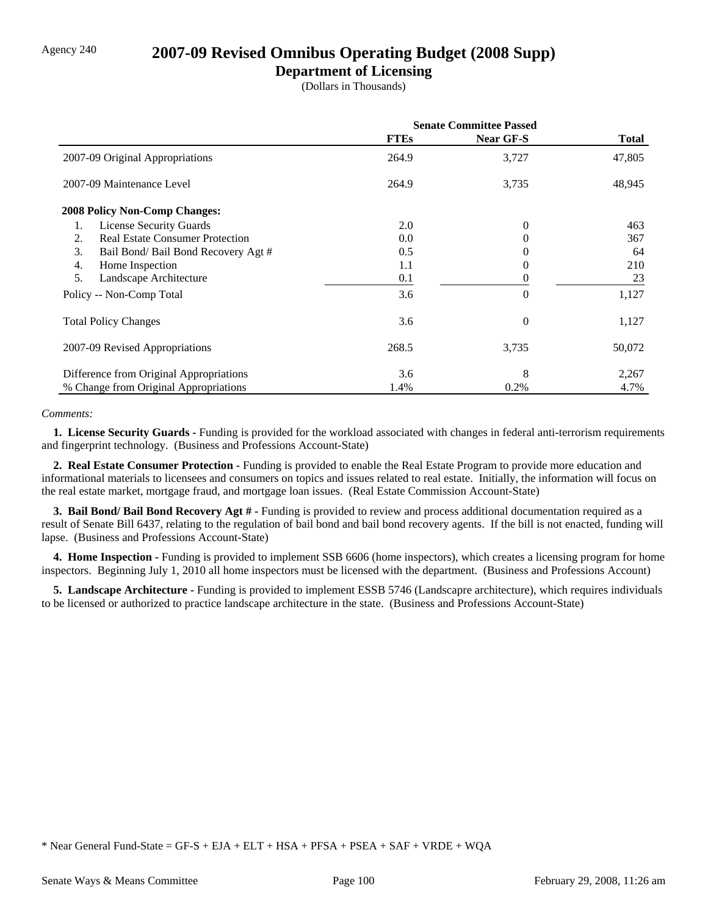Agency 240

# 2007-09 Revised Omnibus Operating Budget (2008 Supp)

## Department of Licensing

(Dollars in Thousands)

| | Senate Committee Passed | | |
|---|---|---|---|
| | **FTEs** | **Near GF-S** | **Total** |
| 2007-09 Original Appropriations | 264.9 | 3,727 | 47,805 |
| 2007-09 Maintenance Level | 264.9 | 3,735 | 48,945 |
| **2008 Policy Non-Comp Changes:** | | | |
| 1. License Security Guards | 2.0 | 0 | 463 |
| 2. Real Estate Consumer Protection | 0.0 | 0 | 367 |
| 3. Bail Bond/ Bail Bond Recovery Agt # | 0.5 | 0 | 64 |
| 4. Home Inspection | 1.1 | 0 | 210 |
| 5. Landscape Architecture | 0.1 | 0 | 23 |
| Policy -- Non-Comp Total | 3.6 | 0 | 1,127 |
| Total Policy Changes | 3.6 | 0 | 1,127 |
| 2007-09 Revised Appropriations | 268.5 | 3,735 | 50,072 |
| Difference from Original Appropriations | 3.6 | 8 | 2,267 |
| % Change from Original Appropriations | 1.4% | 0.2% | 4.7% |

*Comments:*

**1. License Security Guards -** Funding is provided for the workload associated with changes in federal anti-terrorism requirements and fingerprint technology. (Business and Professions Account-State)

**2. Real Estate Consumer Protection -** Funding is provided to enable the Real Estate Program to provide more education and informational materials to licensees and consumers on topics and issues related to real estate. Initially, the information will focus on the real estate market, mortgage fraud, and mortgage loan issues. (Real Estate Commission Account-State)

**3. Bail Bond/ Bail Bond Recovery Agt # -** Funding is provided to review and process additional documentation required as a result of Senate Bill 6437, relating to the regulation of bail bond and bail bond recovery agents. If the bill is not enacted, funding will lapse. (Business and Professions Account-State)

**4. Home Inspection -** Funding is provided to implement SSB 6606 (home inspectors), which creates a licensing program for home inspectors. Beginning July 1, 2010 all home inspectors must be licensed with the department. (Business and Professions Account)

**5. Landscape Architecture -** Funding is provided to implement ESSB 5746 (Landscapre architecture), which requires individuals to be licensed or authorized to practice landscape architecture in the state. (Business and Professions Account-State)

\* Near General Fund-State = GF-S + EJA + ELT + HSA + PFSA + PSEA + SAF + VRDE + WQA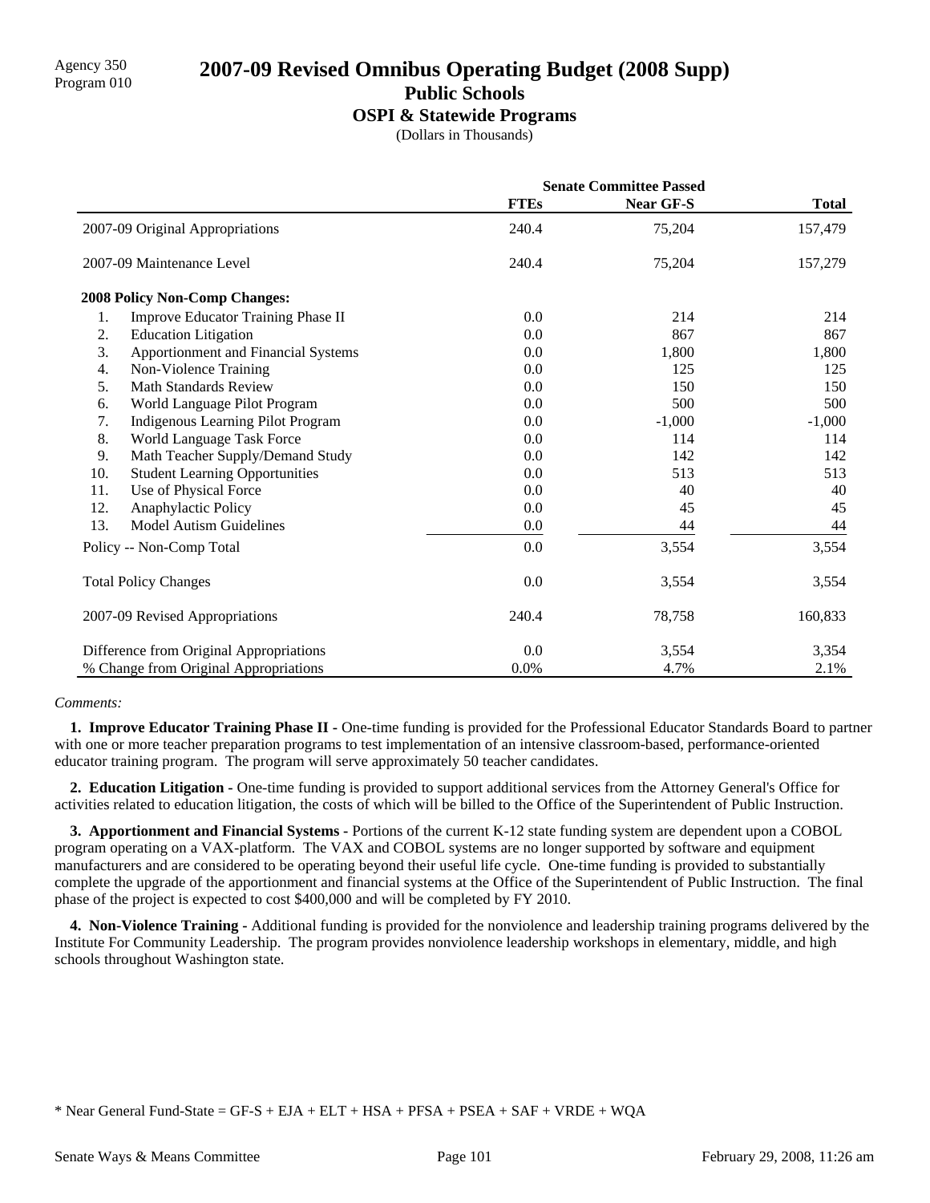Agency 350
Program 010

# 2007-09 Revised Omnibus Operating Budget (2008 Supp)

## Public Schools

### OSPI & Statewide Programs

(Dollars in Thousands)

| | Senate Committee Passed | | |
|---|---|---|---|
| | **FTEs** | **Near GF-S** | **Total** |
| 2007-09 Original Appropriations | 240.4 | 75,204 | 157,479 |
| 2007-09 Maintenance Level | 240.4 | 75,204 | 157,279 |
| **2008 Policy Non-Comp Changes:** | | | |
| 1. Improve Educator Training Phase II | 0.0 | 214 | 214 |
| 2. Education Litigation | 0.0 | 867 | 867 |
| 3. Apportionment and Financial Systems | 0.0 | 1,800 | 1,800 |
| 4. Non-Violence Training | 0.0 | 125 | 125 |
| 5. Math Standards Review | 0.0 | 150 | 150 |
| 6. World Language Pilot Program | 0.0 | 500 | 500 |
| 7. Indigenous Learning Pilot Program | 0.0 | -1,000 | -1,000 |
| 8. World Language Task Force | 0.0 | 114 | 114 |
| 9. Math Teacher Supply/Demand Study | 0.0 | 142 | 142 |
| 10. Student Learning Opportunities | 0.0 | 513 | 513 |
| 11. Use of Physical Force | 0.0 | 40 | 40 |
| 12. Anaphylactic Policy | 0.0 | 45 | 45 |
| 13. Model Autism Guidelines | 0.0 | 44 | 44 |
| Policy -- Non-Comp Total | 0.0 | 3,554 | 3,554 |
| Total Policy Changes | 0.0 | 3,554 | 3,554 |
| 2007-09 Revised Appropriations | 240.4 | 78,758 | 160,833 |
| Difference from Original Appropriations | 0.0 | 3,554 | 3,354 |
| % Change from Original Appropriations | 0.0% | 4.7% | 2.1% |

*Comments:*

**1. Improve Educator Training Phase II -** One-time funding is provided for the Professional Educator Standards Board to partner with one or more teacher preparation programs to test implementation of an intensive classroom-based, performance-oriented educator training program. The program will serve approximately 50 teacher candidates.

**2. Education Litigation -** One-time funding is provided to support additional services from the Attorney General's Office for activities related to education litigation, the costs of which will be billed to the Office of the Superintendent of Public Instruction.

**3. Apportionment and Financial Systems -** Portions of the current K-12 state funding system are dependent upon a COBOL program operating on a VAX-platform. The VAX and COBOL systems are no longer supported by software and equipment manufacturers and are considered to be operating beyond their useful life cycle. One-time funding is provided to substantially complete the upgrade of the apportionment and financial systems at the Office of the Superintendent of Public Instruction. The final phase of the project is expected to cost $400,000 and will be completed by FY 2010.

**4. Non-Violence Training -** Additional funding is provided for the nonviolence and leadership training programs delivered by the Institute For Community Leadership. The program provides nonviolence leadership workshops in elementary, middle, and high schools throughout Washington state.

* Near General Fund-State = GF-S + EJA + ELT + HSA + PFSA + PSEA + SAF + VRDE + WQA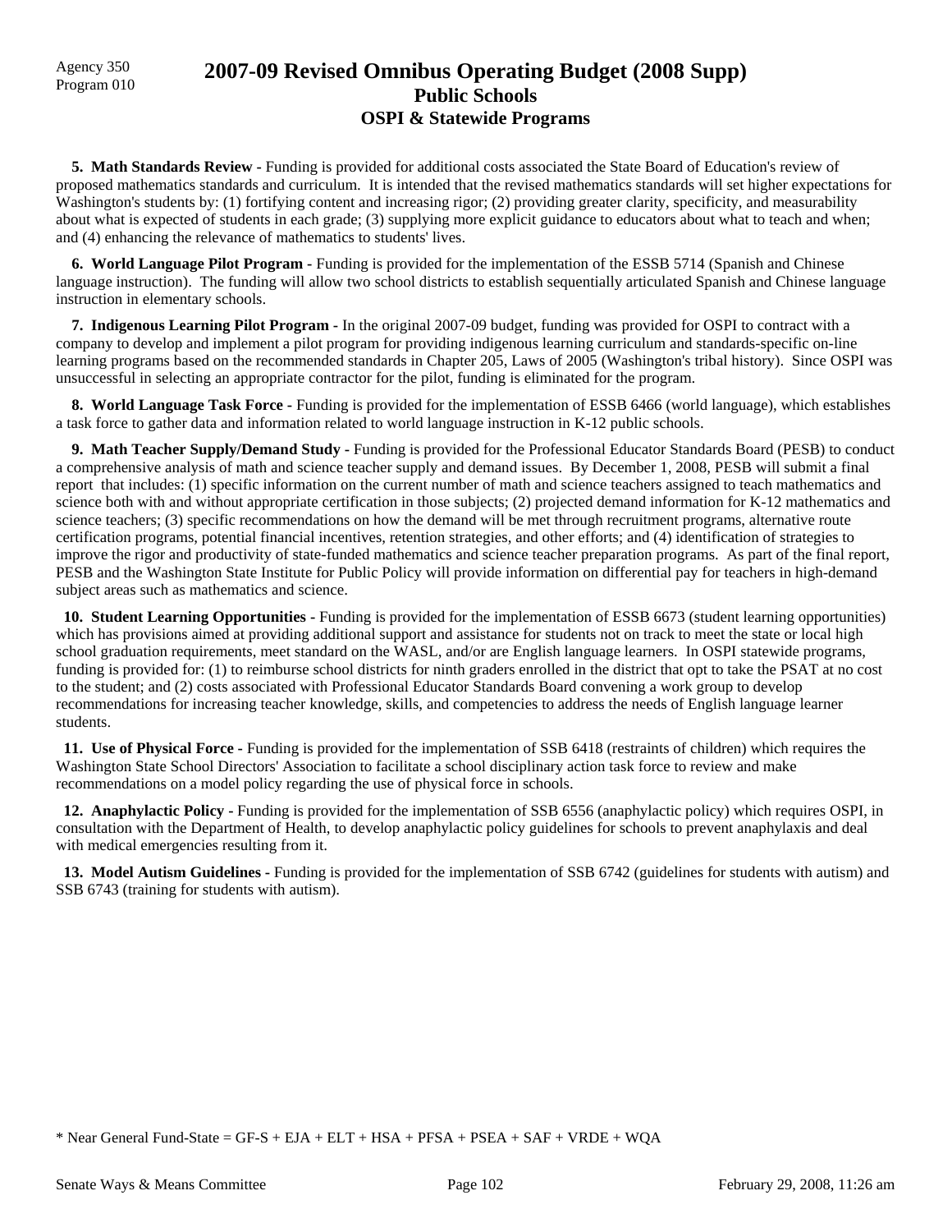# 2007-09 Revised Omnibus Operating Budget (2008 Supp)
## Public Schools
### OSPI & Statewide Programs

Agency 350
Program 010

**5. Math Standards Review -** Funding is provided for additional costs associated the State Board of Education's review of proposed mathematics standards and curriculum. It is intended that the revised mathematics standards will set higher expectations for Washington's students by: (1) fortifying content and increasing rigor; (2) providing greater clarity, specificity, and measurability about what is expected of students in each grade; (3) supplying more explicit guidance to educators about what to teach and when; and (4) enhancing the relevance of mathematics to students' lives.

**6. World Language Pilot Program -** Funding is provided for the implementation of the ESSB 5714 (Spanish and Chinese language instruction). The funding will allow two school districts to establish sequentially articulated Spanish and Chinese language instruction in elementary schools.

**7. Indigenous Learning Pilot Program -** In the original 2007-09 budget, funding was provided for OSPI to contract with a company to develop and implement a pilot program for providing indigenous learning curriculum and standards-specific on-line learning programs based on the recommended standards in Chapter 205, Laws of 2005 (Washington's tribal history). Since OSPI was unsuccessful in selecting an appropriate contractor for the pilot, funding is eliminated for the program.

**8. World Language Task Force -** Funding is provided for the implementation of ESSB 6466 (world language), which establishes a task force to gather data and information related to world language instruction in K-12 public schools.

**9. Math Teacher Supply/Demand Study -** Funding is provided for the Professional Educator Standards Board (PESB) to conduct a comprehensive analysis of math and science teacher supply and demand issues. By December 1, 2008, PESB will submit a final report that includes: (1) specific information on the current number of math and science teachers assigned to teach mathematics and science both with and without appropriate certification in those subjects; (2) projected demand information for K-12 mathematics and science teachers; (3) specific recommendations on how the demand will be met through recruitment programs, alternative route certification programs, potential financial incentives, retention strategies, and other efforts; and (4) identification of strategies to improve the rigor and productivity of state-funded mathematics and science teacher preparation programs. As part of the final report, PESB and the Washington State Institute for Public Policy will provide information on differential pay for teachers in high-demand subject areas such as mathematics and science.

**10. Student Learning Opportunities -** Funding is provided for the implementation of ESSB 6673 (student learning opportunities) which has provisions aimed at providing additional support and assistance for students not on track to meet the state or local high school graduation requirements, meet standard on the WASL, and/or are English language learners. In OSPI statewide programs, funding is provided for: (1) to reimburse school districts for ninth graders enrolled in the district that opt to take the PSAT at no cost to the student; and (2) costs associated with Professional Educator Standards Board convening a work group to develop recommendations for increasing teacher knowledge, skills, and competencies to address the needs of English language learner students.

**11. Use of Physical Force -** Funding is provided for the implementation of SSB 6418 (restraints of children) which requires the Washington State School Directors' Association to facilitate a school disciplinary action task force to review and make recommendations on a model policy regarding the use of physical force in schools.

**12. Anaphylactic Policy -** Funding is provided for the implementation of SSB 6556 (anaphylactic policy) which requires OSPI, in consultation with the Department of Health, to develop anaphylactic policy guidelines for schools to prevent anaphylaxis and deal with medical emergencies resulting from it.

**13. Model Autism Guidelines -** Funding is provided for the implementation of SSB 6742 (guidelines for students with autism) and SSB 6743 (training for students with autism).

* Near General Fund-State = GF-S + EJA + ELT + HSA + PFSA + PSEA + SAF + VRDE + WQA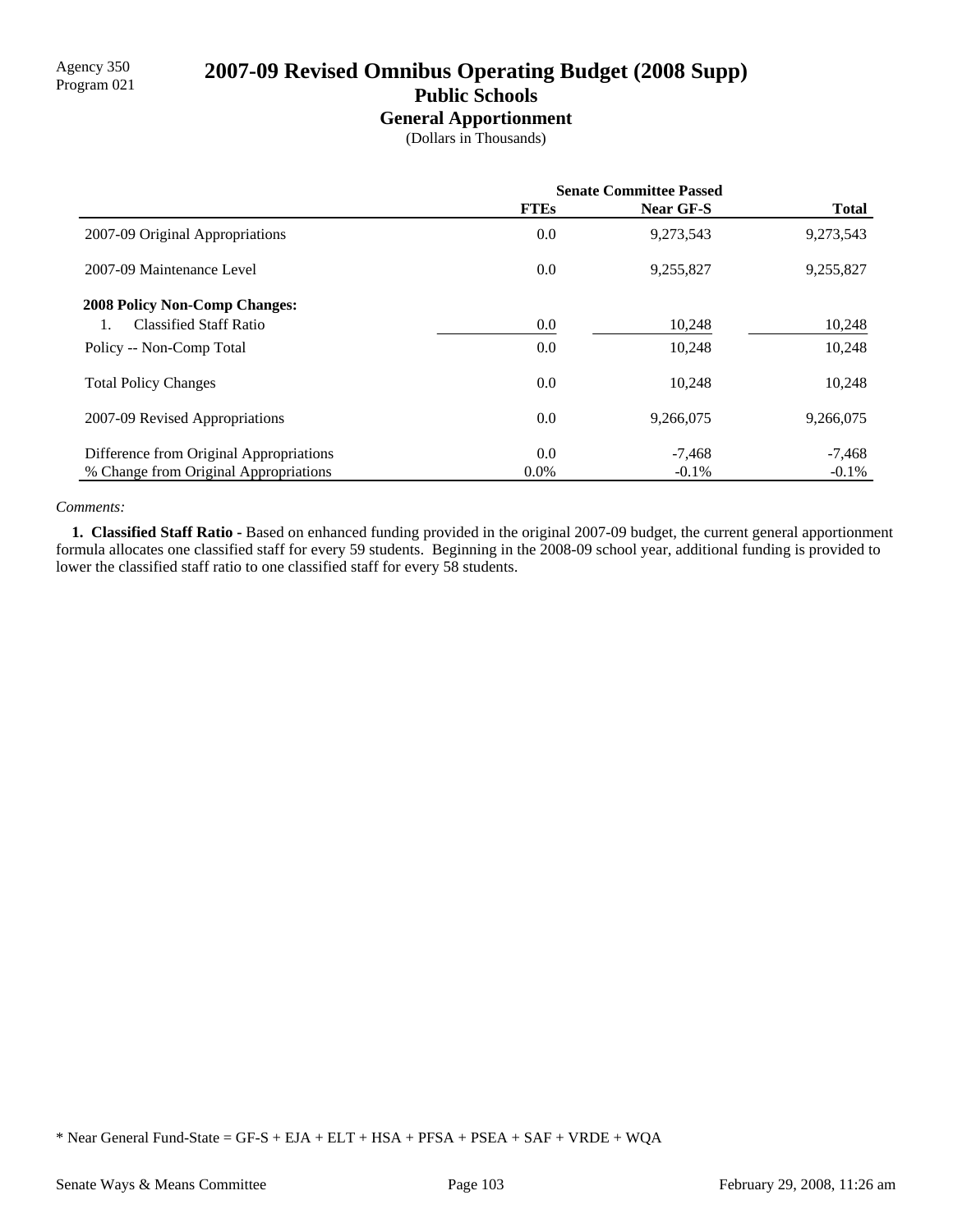Agency 350
Program 021

# 2007-09 Revised Omnibus Operating Budget (2008 Supp)

## Public Schools

### General Apportionment

(Dollars in Thousands)

| | Senate Committee Passed | | |
|---|---|---|---|
| | **FTEs** | **Near GF-S** | **Total** |
| 2007-09 Original Appropriations | 0.0 | 9,273,543 | 9,273,543 |
| 2007-09 Maintenance Level | 0.0 | 9,255,827 | 9,255,827 |
| **2008 Policy Non-Comp Changes:** | | | |
| 1. Classified Staff Ratio | 0.0 | 10,248 | 10,248 |
| Policy -- Non-Comp Total | 0.0 | 10,248 | 10,248 |
| Total Policy Changes | 0.0 | 10,248 | 10,248 |
| 2007-09 Revised Appropriations | 0.0 | 9,266,075 | 9,266,075 |
| Difference from Original Appropriations | 0.0 | -7,468 | -7,468 |
| % Change from Original Appropriations | 0.0% | -0.1% | -0.1% |

*Comments:*

**1. Classified Staff Ratio -** Based on enhanced funding provided in the original 2007-09 budget, the current general apportionment formula allocates one classified staff for every 59 students. Beginning in the 2008-09 school year, additional funding is provided to lower the classified staff ratio to one classified staff for every 58 students.

* Near General Fund-State = GF-S + EJA + ELT + HSA + PFSA + PSEA + SAF + VRDE + WQA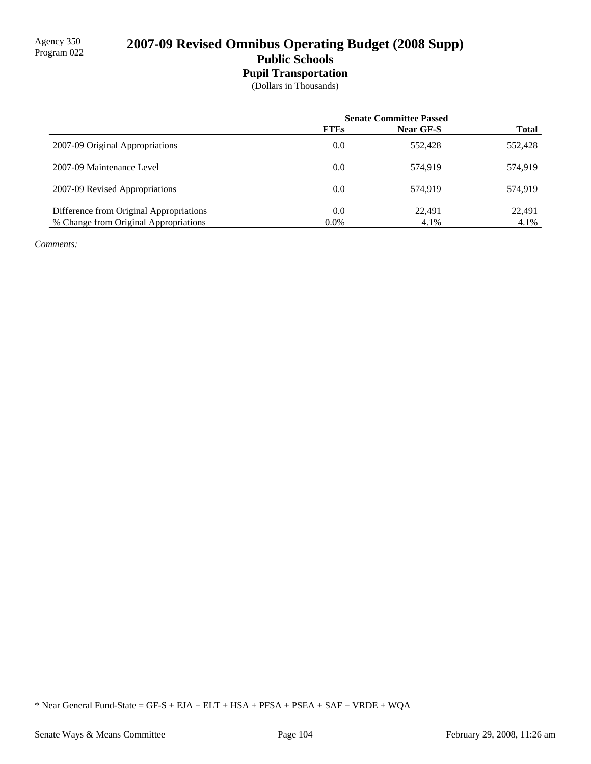Agency 350
Program 022

# 2007-09 Revised Omnibus Operating Budget (2008 Supp)

## Public Schools

### Pupil Transportation

(Dollars in Thousands)

| | Senate Committee Passed | | |
|---|---|---|---|
| | **FTEs** | **Near GF-S** | **Total** |
| 2007-09 Original Appropriations | 0.0 | 552,428 | 552,428 |
| 2007-09 Maintenance Level | 0.0 | 574,919 | 574,919 |
| 2007-09 Revised Appropriations | 0.0 | 574,919 | 574,919 |
| Difference from Original Appropriations | 0.0 | 22,491 | 22,491 |
| % Change from Original Appropriations | 0.0% | 4.1% | 4.1% |

*Comments:*

* Near General Fund-State = GF-S + EJA + ELT + HSA + PFSA + PSEA + SAF + VRDE + WQA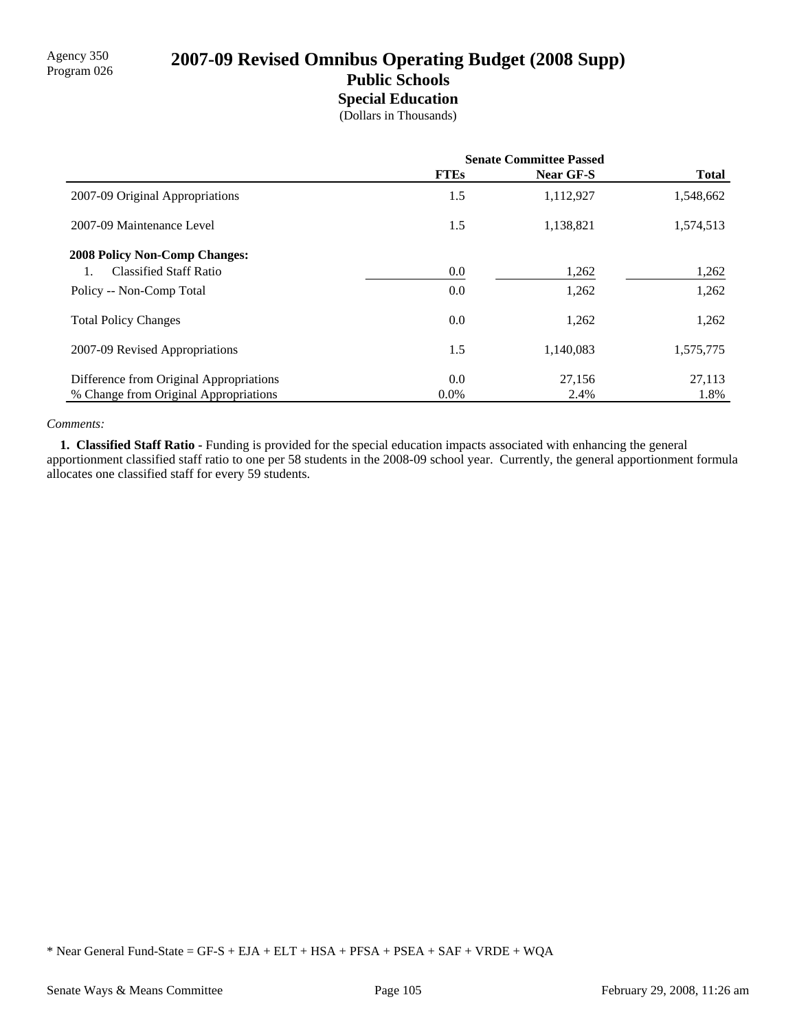Agency 350
Program 026

# 2007-09 Revised Omnibus Operating Budget (2008 Supp)

## Public Schools

### Special Education

(Dollars in Thousands)

| | Senate Committee Passed | | |
|---|---|---|---|
| | **FTEs** | **Near GF-S** | **Total** |
| 2007-09 Original Appropriations | 1.5 | 1,112,927 | 1,548,662 |
| 2007-09 Maintenance Level | 1.5 | 1,138,821 | 1,574,513 |
| **2008 Policy Non-Comp Changes:** | | | |
| 1. Classified Staff Ratio | 0.0 | 1,262 | 1,262 |
| Policy -- Non-Comp Total | 0.0 | 1,262 | 1,262 |
| Total Policy Changes | 0.0 | 1,262 | 1,262 |
| 2007-09 Revised Appropriations | 1.5 | 1,140,083 | 1,575,775 |
| Difference from Original Appropriations | 0.0 | 27,156 | 27,113 |
| % Change from Original Appropriations | 0.0% | 2.4% | 1.8% |

*Comments:*

**1. Classified Staff Ratio -** Funding is provided for the special education impacts associated with enhancing the general apportionment classified staff ratio to one per 58 students in the 2008-09 school year. Currently, the general apportionment formula allocates one classified staff for every 59 students.

* Near General Fund-State = GF-S + EJA + ELT + HSA + PFSA + PSEA + SAF + VRDE + WQA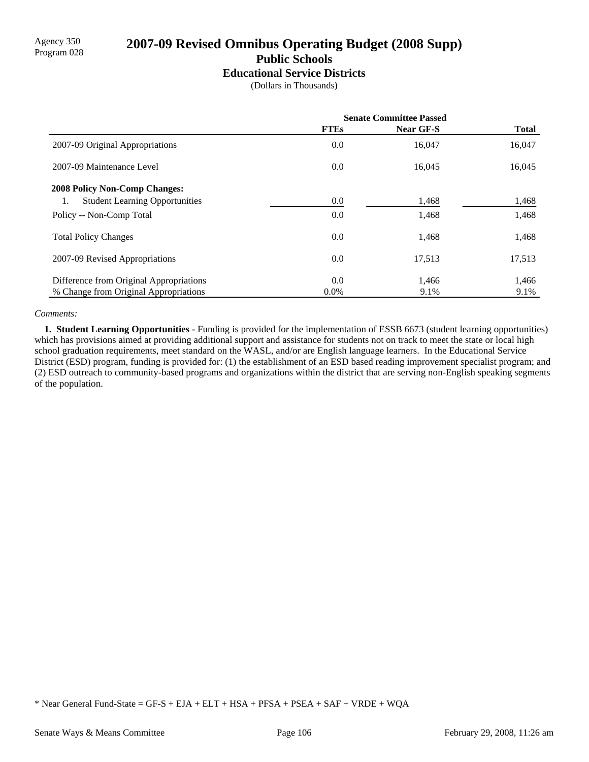Agency 350
Program 028

# 2007-09 Revised Omnibus Operating Budget (2008 Supp)

## Public Schools

### Educational Service Districts

(Dollars in Thousands)

| | Senate Committee Passed | | |
|---|---|---|---|
| | **FTEs** | **Near GF-S** | **Total** |
| 2007-09 Original Appropriations | 0.0 | 16,047 | 16,047 |
| 2007-09 Maintenance Level | 0.0 | 16,045 | 16,045 |
| **2008 Policy Non-Comp Changes:** | | | |
| 1. Student Learning Opportunities | 0.0 | 1,468 | 1,468 |
| Policy -- Non-Comp Total | 0.0 | 1,468 | 1,468 |
| Total Policy Changes | 0.0 | 1,468 | 1,468 |
| 2007-09 Revised Appropriations | 0.0 | 17,513 | 17,513 |
| Difference from Original Appropriations | 0.0 | 1,466 | 1,466 |
| % Change from Original Appropriations | 0.0% | 9.1% | 9.1% |

*Comments:*

**1. Student Learning Opportunities -** Funding is provided for the implementation of ESSB 6673 (student learning opportunities) which has provisions aimed at providing additional support and assistance for students not on track to meet the state or local high school graduation requirements, meet standard on the WASL, and/or are English language learners. In the Educational Service District (ESD) program, funding is provided for: (1) the establishment of an ESD based reading improvement specialist program; and (2) ESD outreach to community-based programs and organizations within the district that are serving non-English speaking segments of the population.

* Near General Fund-State = GF-S + EJA + ELT + HSA + PFSA + PSEA + SAF + VRDE + WQA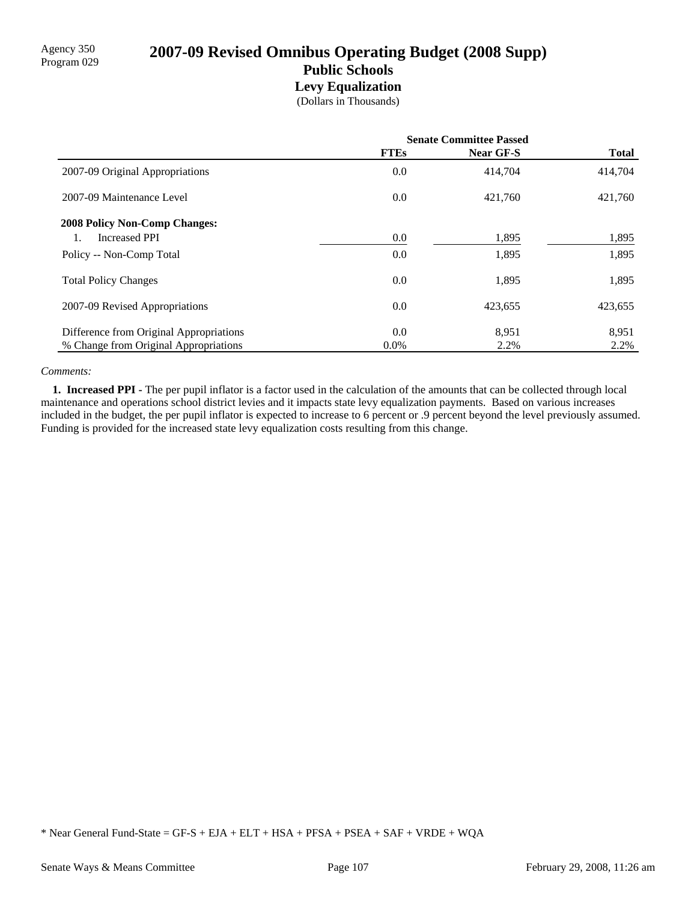Agency 350
Program 029

# 2007-09 Revised Omnibus Operating Budget (2008 Supp)

## Public Schools

### Levy Equalization

(Dollars in Thousands)

| | Senate Committee Passed | | |
|---|---|---|---|
| | **FTEs** | **Near GF-S** | **Total** |
| 2007-09 Original Appropriations | 0.0 | 414,704 | 414,704 |
| 2007-09 Maintenance Level | 0.0 | 421,760 | 421,760 |
| **2008 Policy Non-Comp Changes:** | | | |
| 1. Increased PPI | 0.0 | 1,895 | 1,895 |
| Policy -- Non-Comp Total | 0.0 | 1,895 | 1,895 |
| Total Policy Changes | 0.0 | 1,895 | 1,895 |
| 2007-09 Revised Appropriations | 0.0 | 423,655 | 423,655 |
| Difference from Original Appropriations | 0.0 | 8,951 | 8,951 |
| % Change from Original Appropriations | 0.0% | 2.2% | 2.2% |

*Comments:*

**1. Increased PPI -** The per pupil inflator is a factor used in the calculation of the amounts that can be collected through local maintenance and operations school district levies and it impacts state levy equalization payments. Based on various increases included in the budget, the per pupil inflator is expected to increase to 6 percent or .9 percent beyond the level previously assumed. Funding is provided for the increased state levy equalization costs resulting from this change.

* Near General Fund-State = GF-S + EJA + ELT + HSA + PFSA + PSEA + SAF + VRDE + WQA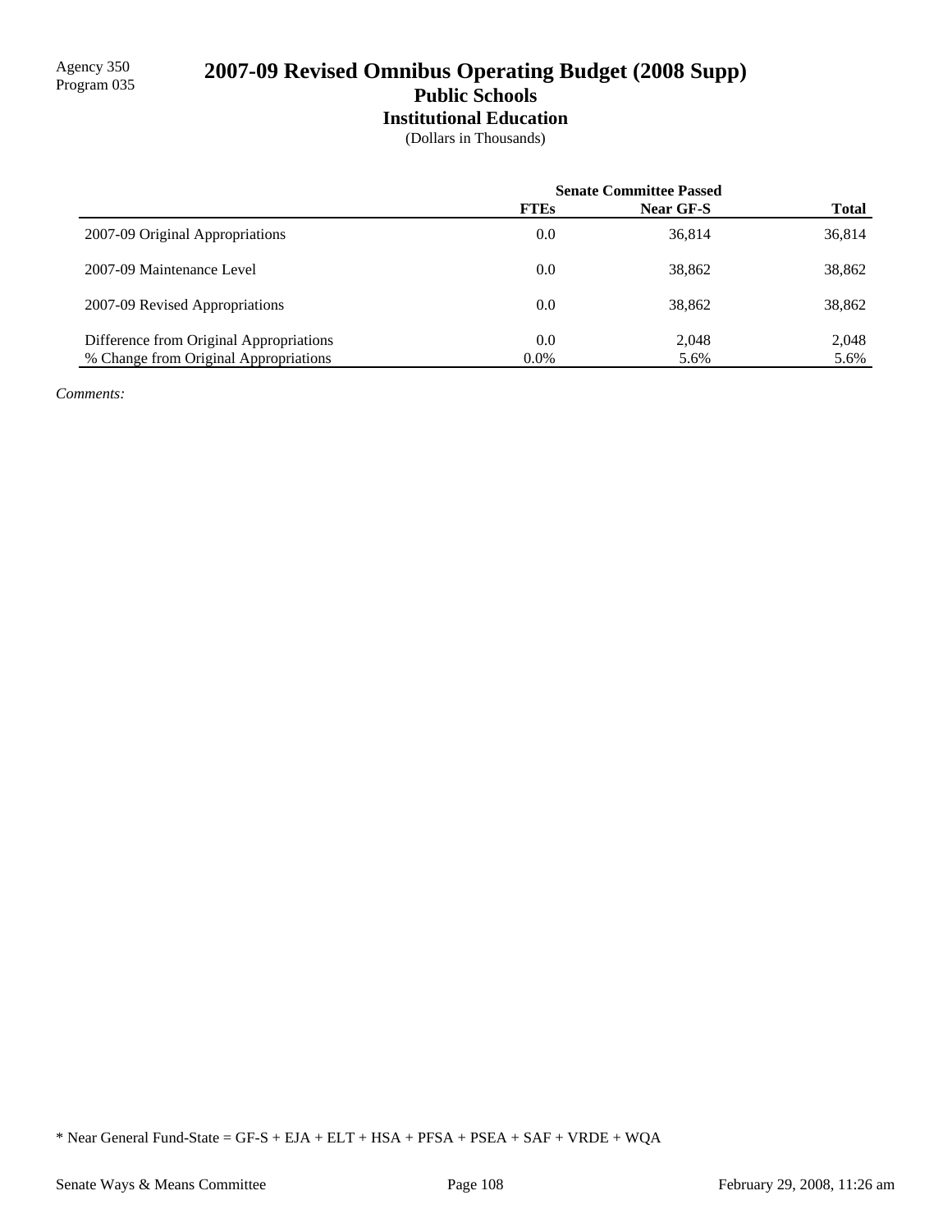Agency 350
Program 035

# 2007-09 Revised Omnibus Operating Budget (2008 Supp)

## Public Schools

### Institutional Education

(Dollars in Thousands)

| | Senate Committee Passed | | |
|---|---|---|---|
| | FTEs | Near GF-S | Total |
| 2007-09 Original Appropriations | 0.0 | 36,814 | 36,814 |
| 2007-09 Maintenance Level | 0.0 | 38,862 | 38,862 |
| 2007-09 Revised Appropriations | 0.0 | 38,862 | 38,862 |
| Difference from Original Appropriations | 0.0 | 2,048 | 2,048 |
| % Change from Original Appropriations | 0.0% | 5.6% | 5.6% |

*Comments:*

* Near General Fund-State = GF-S + EJA + ELT + HSA + PFSA + PSEA + SAF + VRDE + WQA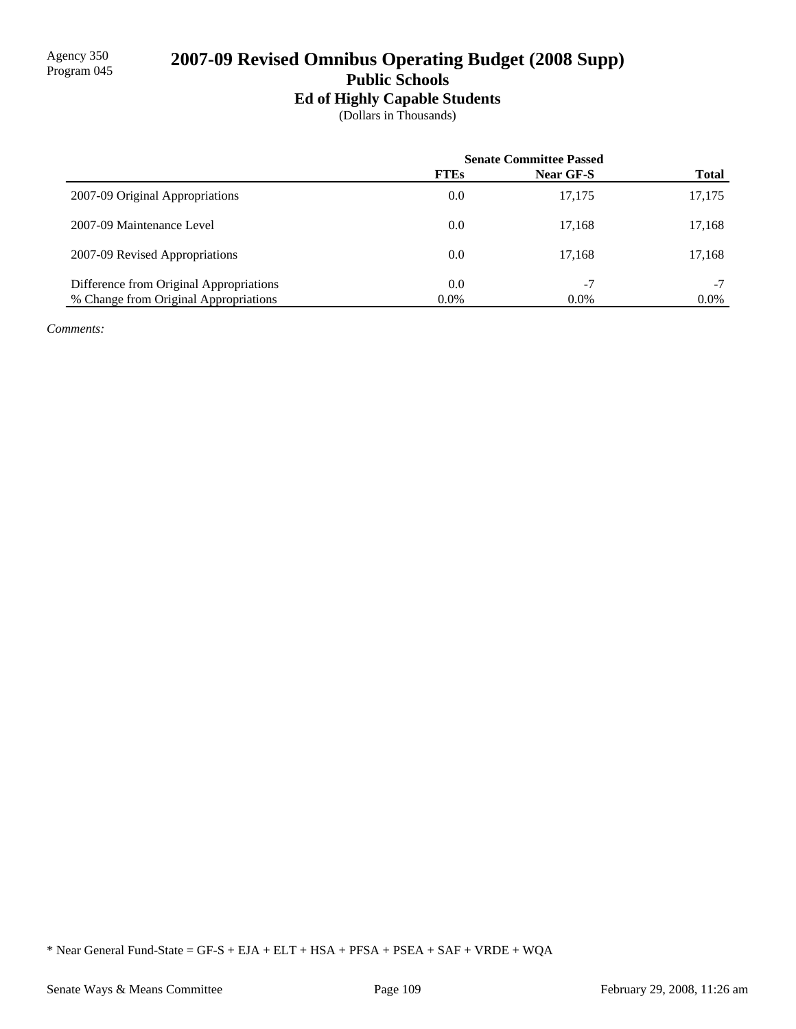Agency 350
Program 045

# 2007-09 Revised Omnibus Operating Budget (2008 Supp)

## Public Schools

### Ed of Highly Capable Students

(Dollars in Thousands)

| | Senate Committee Passed | | |
|---|---|---|---|
| | **FTEs** | **Near GF-S** | **Total** |
| 2007-09 Original Appropriations | 0.0 | 17,175 | 17,175 |
| 2007-09 Maintenance Level | 0.0 | 17,168 | 17,168 |
| 2007-09 Revised Appropriations | 0.0 | 17,168 | 17,168 |
| Difference from Original Appropriations | 0.0 | -7 | -7 |
| % Change from Original Appropriations | 0.0% | 0.0% | 0.0% |

*Comments:*

* Near General Fund-State = GF-S + EJA + ELT + HSA + PFSA + PSEA + SAF + VRDE + WQA

Senate Ways & Means Committee — February 29, 2008, 11:26 am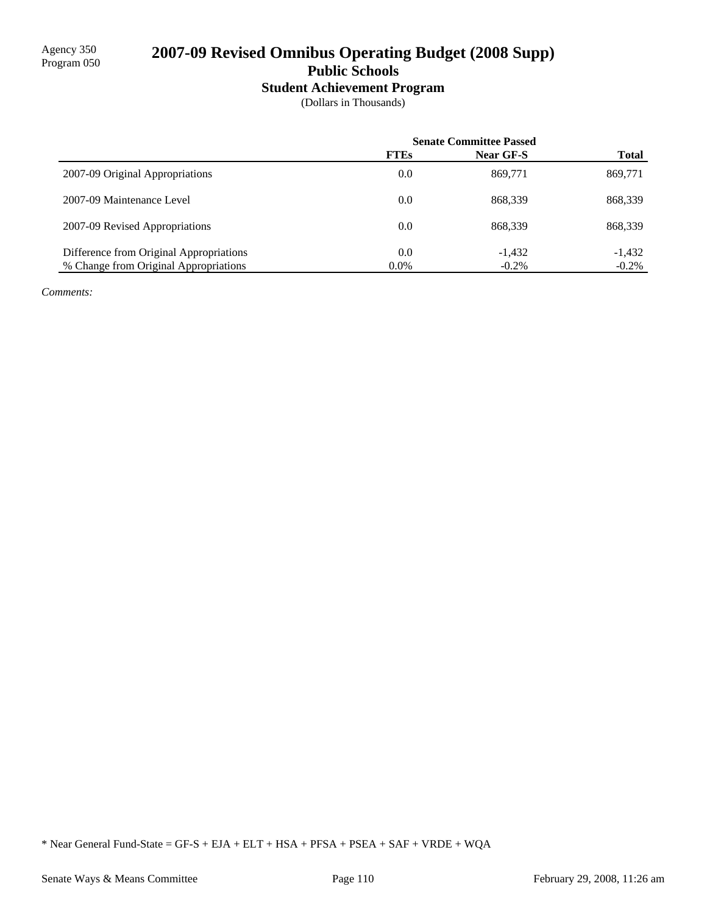Agency 350
Program 050

# 2007-09 Revised Omnibus Operating Budget (2008 Supp)

## Public Schools

### Student Achievement Program

(Dollars in Thousands)

| | Senate Committee Passed | | |
|---|---|---|---|
| | **FTEs** | **Near GF-S** | **Total** |
| 2007-09 Original Appropriations | 0.0 | 869,771 | 869,771 |
| 2007-09 Maintenance Level | 0.0 | 868,339 | 868,339 |
| 2007-09 Revised Appropriations | 0.0 | 868,339 | 868,339 |
| Difference from Original Appropriations | 0.0 | -1,432 | -1,432 |
| % Change from Original Appropriations | 0.0% | -0.2% | -0.2% |

*Comments:*

* Near General Fund-State = GF-S + EJA + ELT + HSA + PFSA + PSEA + SAF + VRDE + WQA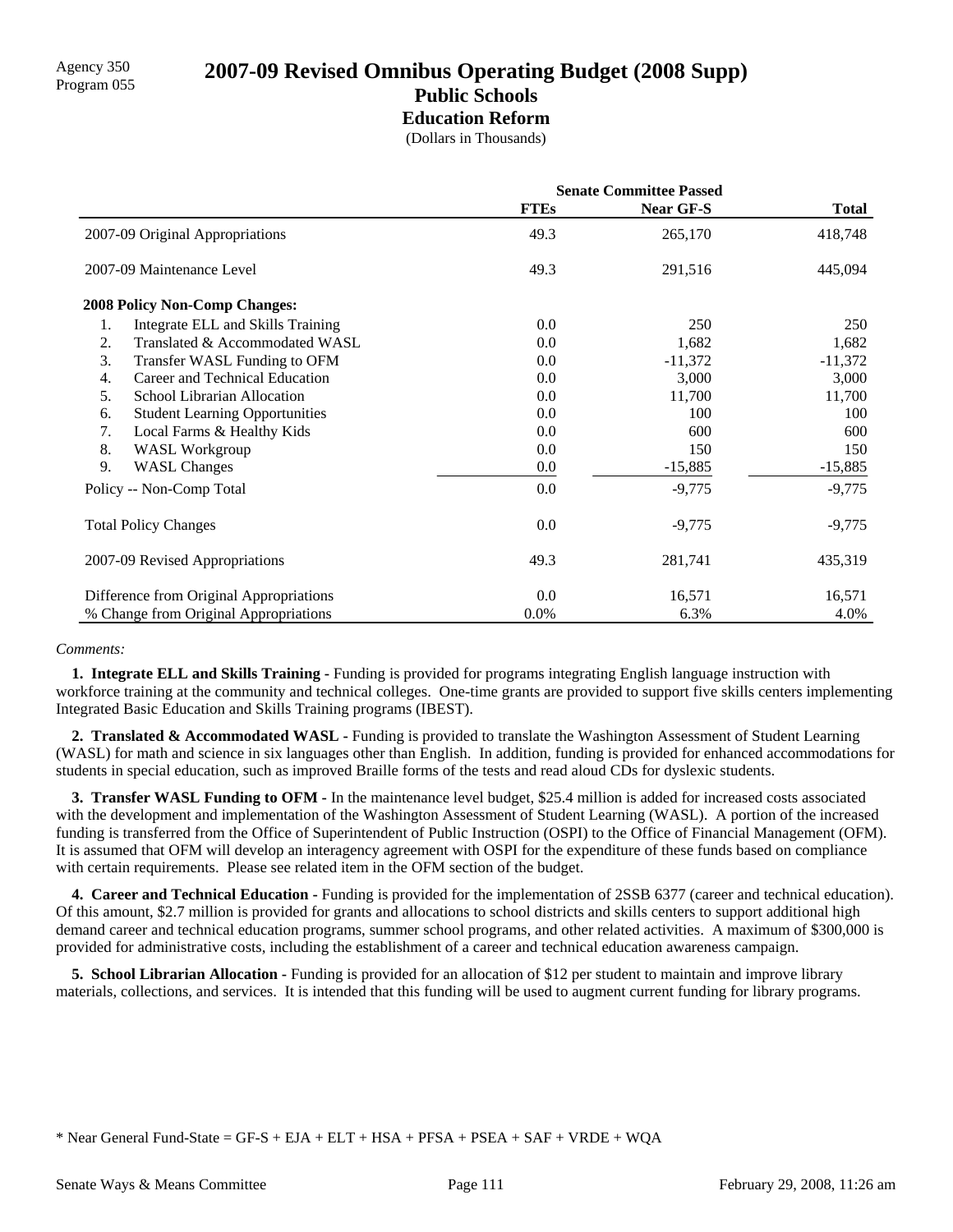Agency 350
Program 055

# 2007-09 Revised Omnibus Operating Budget (2008 Supp)

## Public Schools

### Education Reform

(Dollars in Thousands)

| | Senate Committee Passed | | |
|---|---|---|---|
| | **FTEs** | **Near GF-S** | **Total** |
| 2007-09 Original Appropriations | 49.3 | 265,170 | 418,748 |
| 2007-09 Maintenance Level | 49.3 | 291,516 | 445,094 |
| **2008 Policy Non-Comp Changes:** | | | |
| 1. Integrate ELL and Skills Training | 0.0 | 250 | 250 |
| 2. Translated & Accommodated WASL | 0.0 | 1,682 | 1,682 |
| 3. Transfer WASL Funding to OFM | 0.0 | -11,372 | -11,372 |
| 4. Career and Technical Education | 0.0 | 3,000 | 3,000 |
| 5. School Librarian Allocation | 0.0 | 11,700 | 11,700 |
| 6. Student Learning Opportunities | 0.0 | 100 | 100 |
| 7. Local Farms & Healthy Kids | 0.0 | 600 | 600 |
| 8. WASL Workgroup | 0.0 | 150 | 150 |
| 9. WASL Changes | 0.0 | -15,885 | -15,885 |
| Policy -- Non-Comp Total | 0.0 | -9,775 | -9,775 |
| Total Policy Changes | 0.0 | -9,775 | -9,775 |
| 2007-09 Revised Appropriations | 49.3 | 281,741 | 435,319 |
| Difference from Original Appropriations | 0.0 | 16,571 | 16,571 |
| % Change from Original Appropriations | 0.0% | 6.3% | 4.0% |

*Comments:*

**1. Integrate ELL and Skills Training -** Funding is provided for programs integrating English language instruction with workforce training at the community and technical colleges. One-time grants are provided to support five skills centers implementing Integrated Basic Education and Skills Training programs (IBEST).

**2. Translated & Accommodated WASL -** Funding is provided to translate the Washington Assessment of Student Learning (WASL) for math and science in six languages other than English. In addition, funding is provided for enhanced accommodations for students in special education, such as improved Braille forms of the tests and read aloud CDs for dyslexic students.

**3. Transfer WASL Funding to OFM -** In the maintenance level budget, $25.4 million is added for increased costs associated with the development and implementation of the Washington Assessment of Student Learning (WASL). A portion of the increased funding is transferred from the Office of Superintendent of Public Instruction (OSPI) to the Office of Financial Management (OFM). It is assumed that OFM will develop an interagency agreement with OSPI for the expenditure of these funds based on compliance with certain requirements. Please see related item in the OFM section of the budget.

**4. Career and Technical Education -** Funding is provided for the implementation of 2SSB 6377 (career and technical education). Of this amount, $2.7 million is provided for grants and allocations to school districts and skills centers to support additional high demand career and technical education programs, summer school programs, and other related activities. A maximum of $300,000 is provided for administrative costs, including the establishment of a career and technical education awareness campaign.

**5. School Librarian Allocation -** Funding is provided for an allocation of $12 per student to maintain and improve library materials, collections, and services. It is intended that this funding will be used to augment current funding for library programs.

* Near General Fund-State = GF-S + EJA + ELT + HSA + PFSA + PSEA + SAF + VRDE + WQA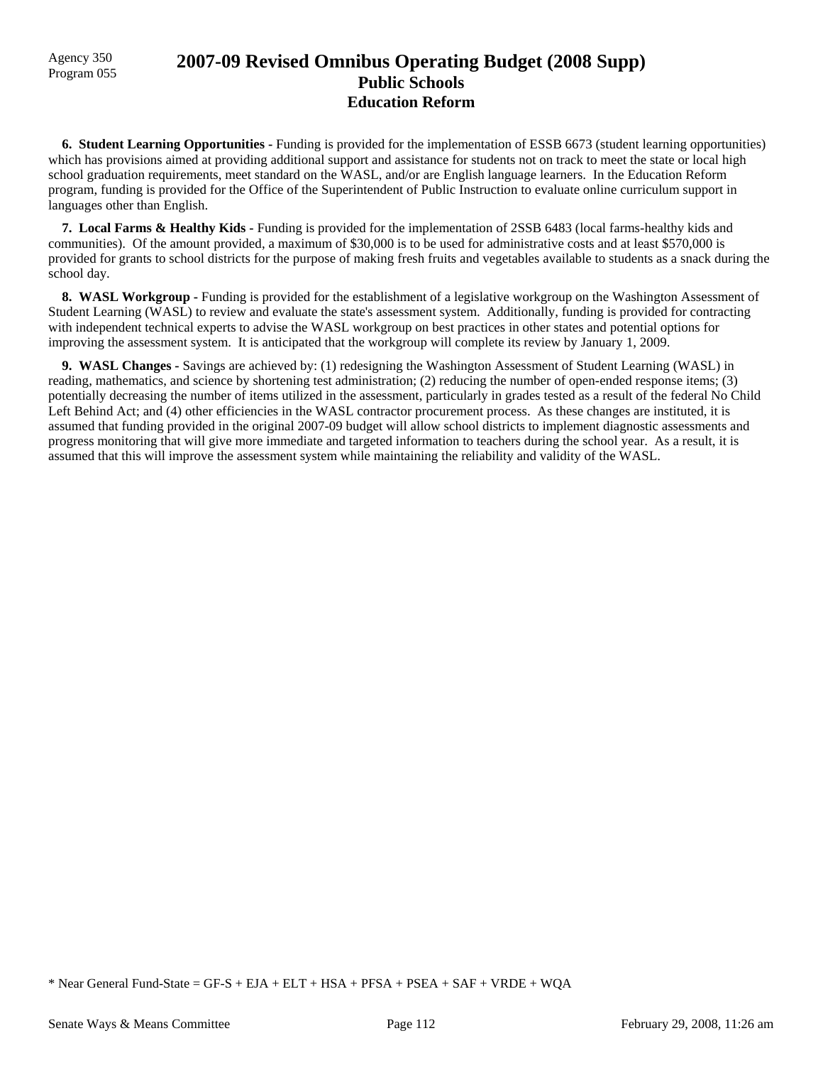**6. Student Learning Opportunities -** Funding is provided for the implementation of ESSB 6673 (student learning opportunities) which has provisions aimed at providing additional support and assistance for students not on track to meet the state or local high school graduation requirements, meet standard on the WASL, and/or are English language learners. In the Education Reform program, funding is provided for the Office of the Superintendent of Public Instruction to evaluate online curriculum support in languages other than English.

**7. Local Farms & Healthy Kids -** Funding is provided for the implementation of 2SSB 6483 (local farms-healthy kids and communities). Of the amount provided, a maximum of $30,000 is to be used for administrative costs and at least $570,000 is provided for grants to school districts for the purpose of making fresh fruits and vegetables available to students as a snack during the school day.

**8. WASL Workgroup -** Funding is provided for the establishment of a legislative workgroup on the Washington Assessment of Student Learning (WASL) to review and evaluate the state's assessment system. Additionally, funding is provided for contracting with independent technical experts to advise the WASL workgroup on best practices in other states and potential options for improving the assessment system. It is anticipated that the workgroup will complete its review by January 1, 2009.

**9. WASL Changes -** Savings are achieved by: (1) redesigning the Washington Assessment of Student Learning (WASL) in reading, mathematics, and science by shortening test administration; (2) reducing the number of open-ended response items; (3) potentially decreasing the number of items utilized in the assessment, particularly in grades tested as a result of the federal No Child Left Behind Act; and (4) other efficiencies in the WASL contractor procurement process. As these changes are instituted, it is assumed that funding provided in the original 2007-09 budget will allow school districts to implement diagnostic assessments and progress monitoring that will give more immediate and targeted information to teachers during the school year. As a result, it is assumed that this will improve the assessment system while maintaining the reliability and validity of the WASL.

* Near General Fund-State = GF-S + EJA + ELT + HSA + PFSA + PSEA + SAF + VRDE + WQA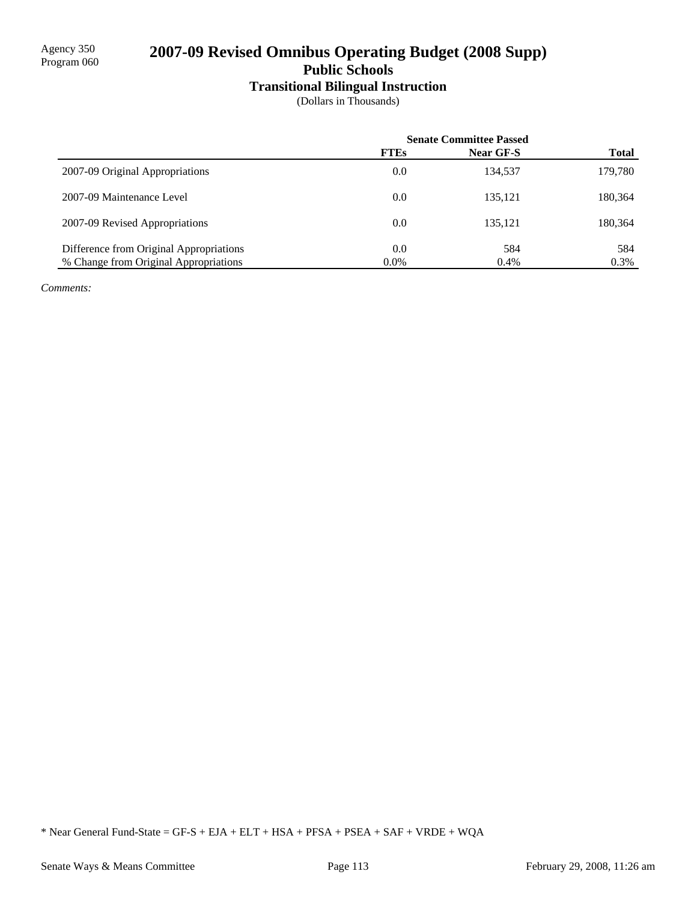Agency 350
Program 060

# 2007-09 Revised Omnibus Operating Budget (2008 Supp)

## Public Schools

### Transitional Bilingual Instruction

(Dollars in Thousands)

| | Senate Committee Passed | | |
|---|---|---|---|
| | **FTEs** | **Near GF-S** | **Total** |
| 2007-09 Original Appropriations | 0.0 | 134,537 | 179,780 |
| 2007-09 Maintenance Level | 0.0 | 135,121 | 180,364 |
| 2007-09 Revised Appropriations | 0.0 | 135,121 | 180,364 |
| Difference from Original Appropriations | 0.0 | 584 | 584 |
| % Change from Original Appropriations | 0.0% | 0.4% | 0.3% |

*Comments:*

* Near General Fund-State = GF-S + EJA + ELT + HSA + PFSA + PSEA + SAF + VRDE + WQA

Senate Ways & Means Committee — February 29, 2008, 11:26 am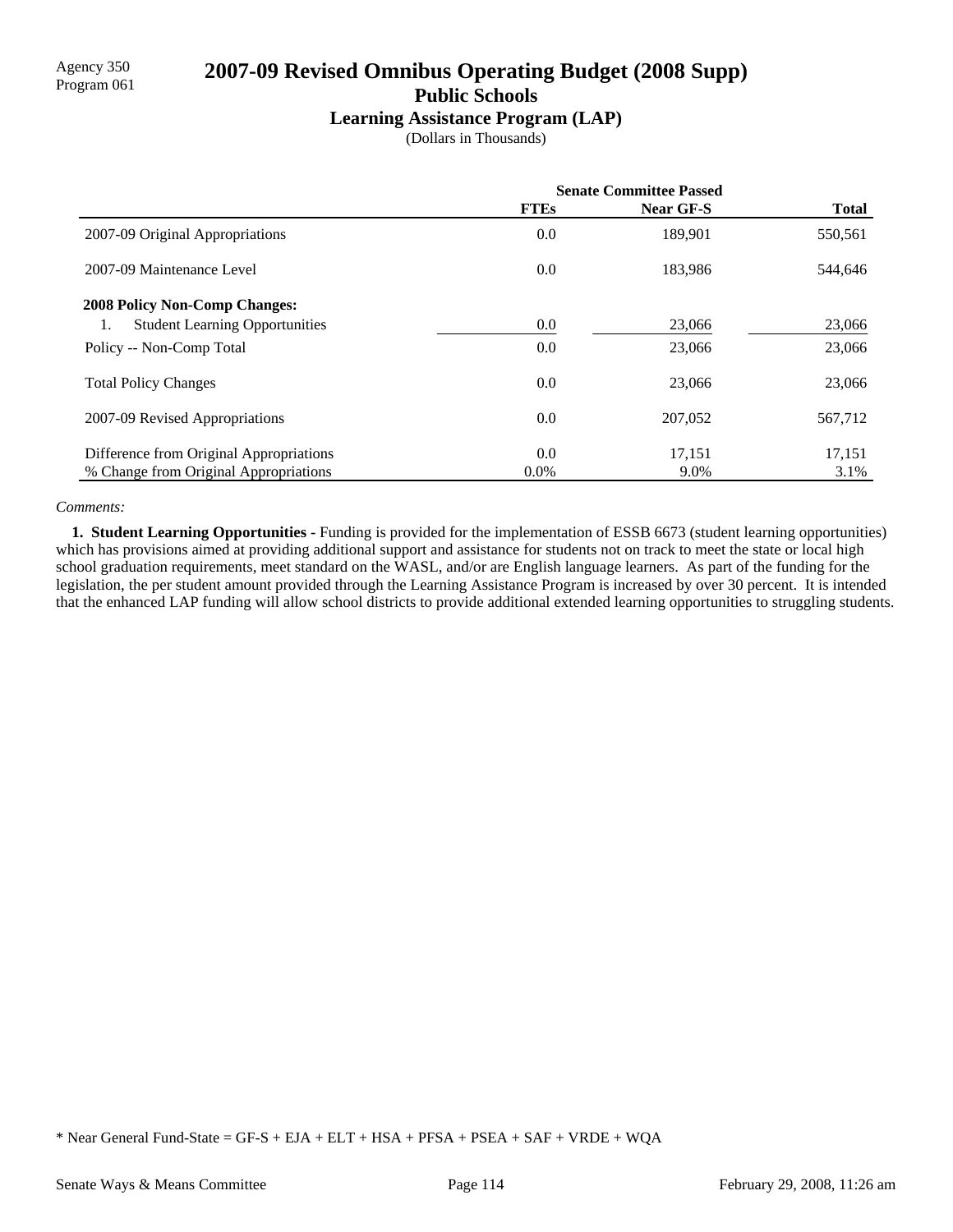Agency 350
Program 061

# 2007-09 Revised Omnibus Operating Budget (2008 Supp)

## Public Schools

### Learning Assistance Program (LAP)

(Dollars in Thousands)

| | Senate Committee Passed | | |
|---|---|---|---|
| | **FTEs** | **Near GF-S** | **Total** |
| 2007-09 Original Appropriations | 0.0 | 189,901 | 550,561 |
| 2007-09 Maintenance Level | 0.0 | 183,986 | 544,646 |
| **2008 Policy Non-Comp Changes:** | | | |
| 1. Student Learning Opportunities | 0.0 | 23,066 | 23,066 |
| Policy -- Non-Comp Total | 0.0 | 23,066 | 23,066 |
| Total Policy Changes | 0.0 | 23,066 | 23,066 |
| 2007-09 Revised Appropriations | 0.0 | 207,052 | 567,712 |
| Difference from Original Appropriations | 0.0 | 17,151 | 17,151 |
| % Change from Original Appropriations | 0.0% | 9.0% | 3.1% |

*Comments:*

**1. Student Learning Opportunities -** Funding is provided for the implementation of ESSB 6673 (student learning opportunities) which has provisions aimed at providing additional support and assistance for students not on track to meet the state or local high school graduation requirements, meet standard on the WASL, and/or are English language learners. As part of the funding for the legislation, the per student amount provided through the Learning Assistance Program is increased by over 30 percent. It is intended that the enhanced LAP funding will allow school districts to provide additional extended learning opportunities to struggling students.

* Near General Fund-State = GF-S + EJA + ELT + HSA + PFSA + PSEA + SAF + VRDE + WQA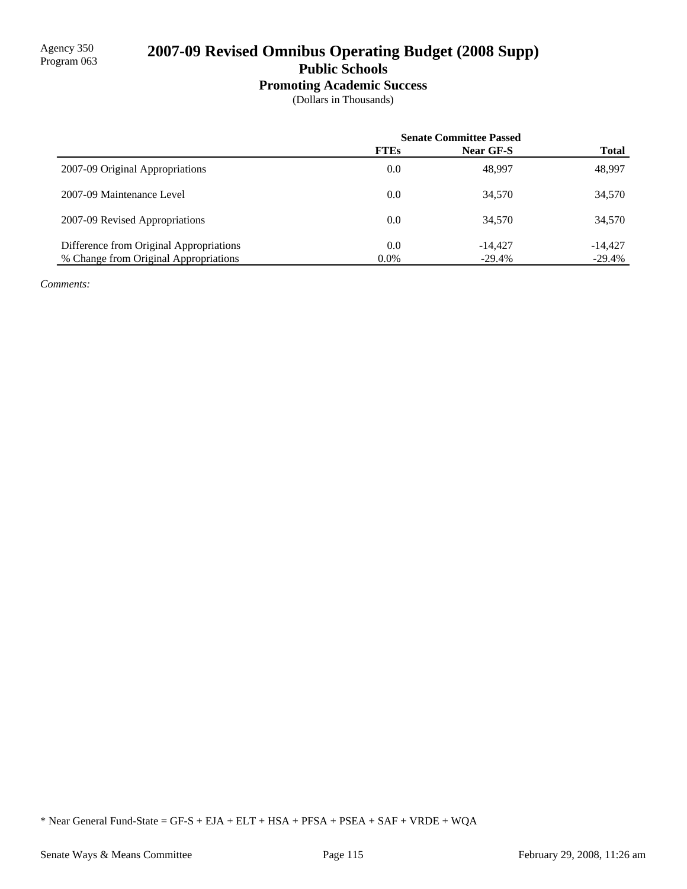Agency 350
Program 063

# 2007-09 Revised Omnibus Operating Budget (2008 Supp)

## Public Schools

### Promoting Academic Success

(Dollars in Thousands)

| | Senate Committee Passed | | |
|---|---|---|---|
| | FTEs | Near GF-S | Total |
| 2007-09 Original Appropriations | 0.0 | 48,997 | 48,997 |
| 2007-09 Maintenance Level | 0.0 | 34,570 | 34,570 |
| 2007-09 Revised Appropriations | 0.0 | 34,570 | 34,570 |
| Difference from Original Appropriations | 0.0 | -14,427 | -14,427 |
| % Change from Original Appropriations | 0.0% | -29.4% | -29.4% |

*Comments:*

* Near General Fund-State = GF-S + EJA + ELT + HSA + PFSA + PSEA + SAF + VRDE + WQA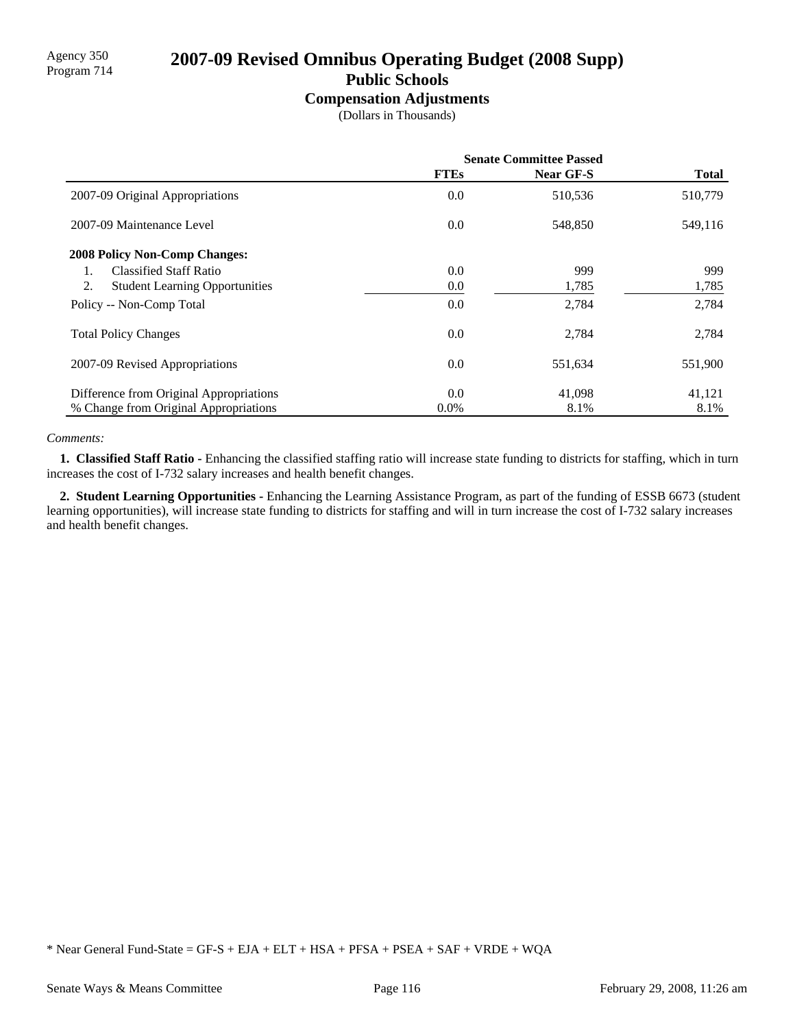Agency 350
Program 714

# 2007-09 Revised Omnibus Operating Budget (2008 Supp)

## Public Schools

### Compensation Adjustments

(Dollars in Thousands)

| | Senate Committee Passed | | |
|---|---|---|---|
| | **FTEs** | **Near GF-S** | **Total** |
| 2007-09 Original Appropriations | 0.0 | 510,536 | 510,779 |
| 2007-09 Maintenance Level | 0.0 | 548,850 | 549,116 |
| **2008 Policy Non-Comp Changes:** | | | |
| 1. Classified Staff Ratio | 0.0 | 999 | 999 |
| 2. Student Learning Opportunities | 0.0 | 1,785 | 1,785 |
| Policy -- Non-Comp Total | 0.0 | 2,784 | 2,784 |
| Total Policy Changes | 0.0 | 2,784 | 2,784 |
| 2007-09 Revised Appropriations | 0.0 | 551,634 | 551,900 |
| Difference from Original Appropriations | 0.0 | 41,098 | 41,121 |
| % Change from Original Appropriations | 0.0% | 8.1% | 8.1% |

*Comments:*

**1. Classified Staff Ratio -** Enhancing the classified staffing ratio will increase state funding to districts for staffing, which in turn increases the cost of I-732 salary increases and health benefit changes.

**2. Student Learning Opportunities -** Enhancing the Learning Assistance Program, as part of the funding of ESSB 6673 (student learning opportunities), will increase state funding to districts for staffing and will in turn increase the cost of I-732 salary increases and health benefit changes.

* Near General Fund-State = GF-S + EJA + ELT + HSA + PFSA + PSEA + SAF + VRDE + WQA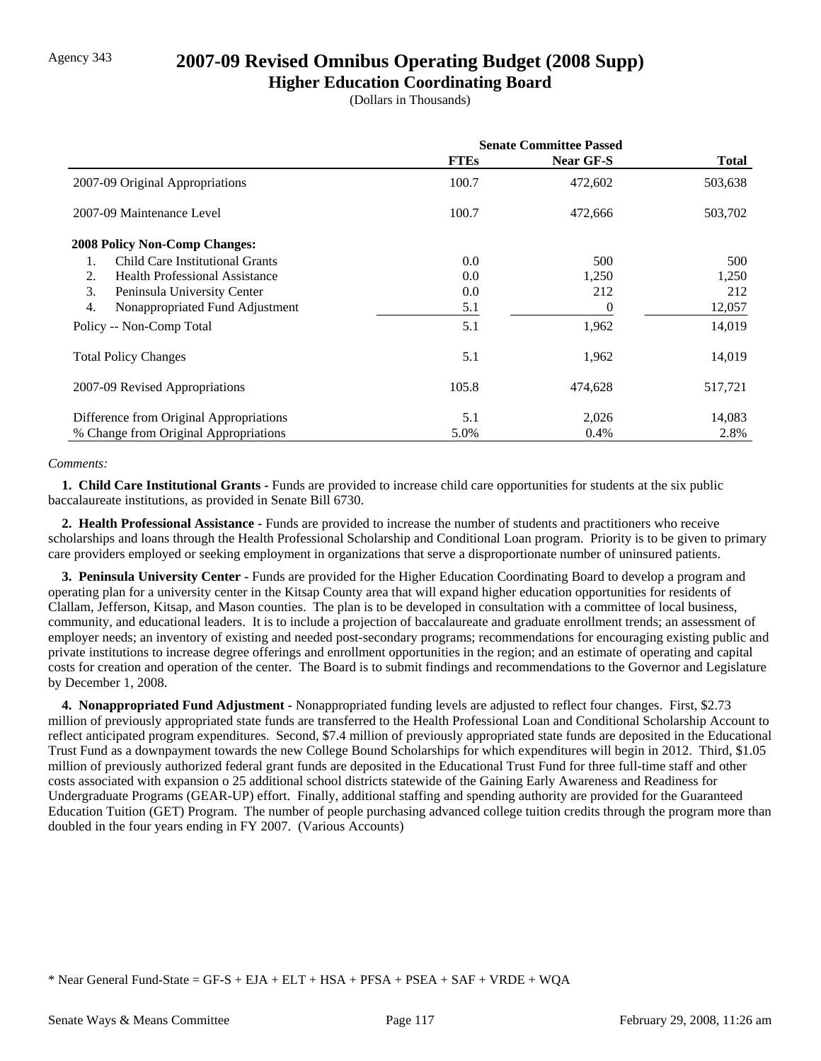Agency 343

# 2007-09 Revised Omnibus Operating Budget (2008 Supp)

## Higher Education Coordinating Board

(Dollars in Thousands)

| | Senate Committee Passed | | |
|---|---|---|---|
| | FTEs | Near GF-S | Total |
| 2007-09 Original Appropriations | 100.7 | 472,602 | 503,638 |
| 2007-09 Maintenance Level | 100.7 | 472,666 | 503,702 |
| **2008 Policy Non-Comp Changes:** | | | |
| 1. Child Care Institutional Grants | 0.0 | 500 | 500 |
| 2. Health Professional Assistance | 0.0 | 1,250 | 1,250 |
| 3. Peninsula University Center | 0.0 | 212 | 212 |
| 4. Nonappropriated Fund Adjustment | 5.1 | 0 | 12,057 |
| Policy -- Non-Comp Total | 5.1 | 1,962 | 14,019 |
| Total Policy Changes | 5.1 | 1,962 | 14,019 |
| 2007-09 Revised Appropriations | 105.8 | 474,628 | 517,721 |
| Difference from Original Appropriations | 5.1 | 2,026 | 14,083 |
| % Change from Original Appropriations | 5.0% | 0.4% | 2.8% |

*Comments:*

**1. Child Care Institutional Grants -** Funds are provided to increase child care opportunities for students at the six public baccalaureate institutions, as provided in Senate Bill 6730.

**2. Health Professional Assistance -** Funds are provided to increase the number of students and practitioners who receive scholarships and loans through the Health Professional Scholarship and Conditional Loan program. Priority is to be given to primary care providers employed or seeking employment in organizations that serve a disproportionate number of uninsured patients.

**3. Peninsula University Center -** Funds are provided for the Higher Education Coordinating Board to develop a program and operating plan for a university center in the Kitsap County area that will expand higher education opportunities for residents of Clallam, Jefferson, Kitsap, and Mason counties. The plan is to be developed in consultation with a committee of local business, community, and educational leaders. It is to include a projection of baccalaureate and graduate enrollment trends; an assessment of employer needs; an inventory of existing and needed post-secondary programs; recommendations for encouraging existing public and private institutions to increase degree offerings and enrollment opportunities in the region; and an estimate of operating and capital costs for creation and operation of the center. The Board is to submit findings and recommendations to the Governor and Legislature by December 1, 2008.

**4. Nonappropriated Fund Adjustment -** Nonappropriated funding levels are adjusted to reflect four changes. First, $2.73 million of previously appropriated state funds are transferred to the Health Professional Loan and Conditional Scholarship Account to reflect anticipated program expenditures. Second, $7.4 million of previously appropriated state funds are deposited in the Educational Trust Fund as a downpayment towards the new College Bound Scholarships for which expenditures will begin in 2012. Third, $1.05 million of previously authorized federal grant funds are deposited in the Educational Trust Fund for three full-time staff and other costs associated with expansion o 25 additional school districts statewide of the Gaining Early Awareness and Readiness for Undergraduate Programs (GEAR-UP) effort. Finally, additional staffing and spending authority are provided for the Guaranteed Education Tuition (GET) Program. The number of people purchasing advanced college tuition credits through the program more than doubled in the four years ending in FY 2007. (Various Accounts)

\* Near General Fund-State = GF-S + EJA + ELT + HSA + PFSA + PSEA + SAF + VRDE + WQA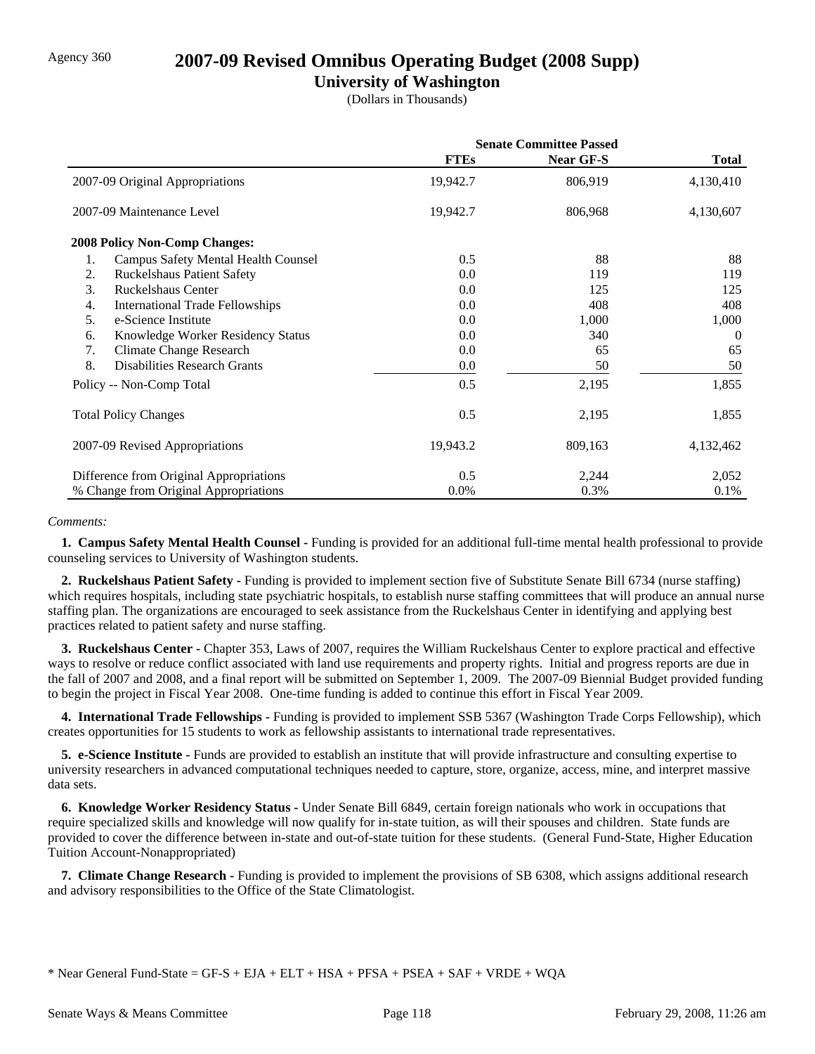Agency 360

# 2007-09 Revised Omnibus Operating Budget (2008 Supp)

## University of Washington

(Dollars in Thousands)

| | Senate Committee Passed | | |
|---|---|---|---|
| | **FTEs** | **Near GF-S** | **Total** |
| 2007-09 Original Appropriations | 19,942.7 | 806,919 | 4,130,410 |
| 2007-09 Maintenance Level | 19,942.7 | 806,968 | 4,130,607 |
| **2008 Policy Non-Comp Changes:** | | | |
| 1. Campus Safety Mental Health Counsel | 0.5 | 88 | 88 |
| 2. Ruckelshaus Patient Safety | 0.0 | 119 | 119 |
| 3. Ruckelshaus Center | 0.0 | 125 | 125 |
| 4. International Trade Fellowships | 0.0 | 408 | 408 |
| 5. e-Science Institute | 0.0 | 1,000 | 1,000 |
| 6. Knowledge Worker Residency Status | 0.0 | 340 | 0 |
| 7. Climate Change Research | 0.0 | 65 | 65 |
| 8. Disabilities Research Grants | 0.0 | 50 | 50 |
| Policy -- Non-Comp Total | 0.5 | 2,195 | 1,855 |
| Total Policy Changes | 0.5 | 2,195 | 1,855 |
| 2007-09 Revised Appropriations | 19,943.2 | 809,163 | 4,132,462 |
| Difference from Original Appropriations | 0.5 | 2,244 | 2,052 |
| % Change from Original Appropriations | 0.0% | 0.3% | 0.1% |

*Comments:*

**1. Campus Safety Mental Health Counsel -** Funding is provided for an additional full-time mental health professional to provide counseling services to University of Washington students.

**2. Ruckelshaus Patient Safety -** Funding is provided to implement section five of Substitute Senate Bill 6734 (nurse staffing) which requires hospitals, including state psychiatric hospitals, to establish nurse staffing committees that will produce an annual nurse staffing plan. The organizations are encouraged to seek assistance from the Ruckelshaus Center in identifying and applying best practices related to patient safety and nurse staffing.

**3. Ruckelshaus Center -** Chapter 353, Laws of 2007, requires the William Ruckelshaus Center to explore practical and effective ways to resolve or reduce conflict associated with land use requirements and property rights. Initial and progress reports are due in the fall of 2007 and 2008, and a final report will be submitted on September 1, 2009. The 2007-09 Biennial Budget provided funding to begin the project in Fiscal Year 2008. One-time funding is added to continue this effort in Fiscal Year 2009.

**4. International Trade Fellowships -** Funding is provided to implement SSB 5367 (Washington Trade Corps Fellowship), which creates opportunities for 15 students to work as fellowship assistants to international trade representatives.

**5. e-Science Institute -** Funds are provided to establish an institute that will provide infrastructure and consulting expertise to university researchers in advanced computational techniques needed to capture, store, organize, access, mine, and interpret massive data sets.

**6. Knowledge Worker Residency Status -** Under Senate Bill 6849, certain foreign nationals who work in occupations that require specialized skills and knowledge will now qualify for in-state tuition, as will their spouses and children. State funds are provided to cover the difference between in-state and out-of-state tuition for these students. (General Fund-State, Higher Education Tuition Account-Nonappropriated)

**7. Climate Change Research -** Funding is provided to implement the provisions of SB 6308, which assigns additional research and advisory responsibilities to the Office of the State Climatologist.

\* Near General Fund-State = GF-S + EJA + ELT + HSA + PFSA + PSEA + SAF + VRDE + WQA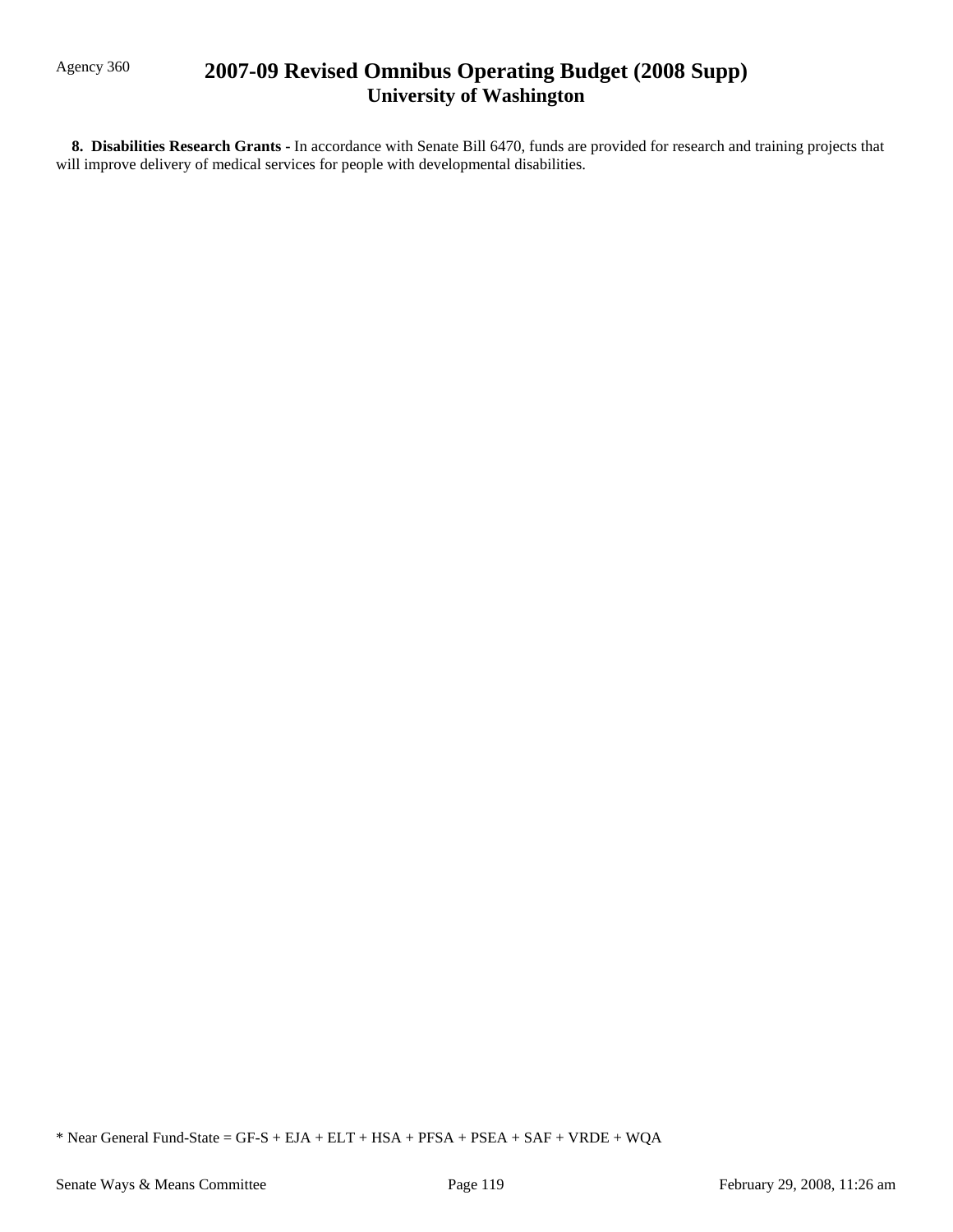**8. Disabilities Research Grants -** In accordance with Senate Bill 6470, funds are provided for research and training projects that will improve delivery of medical services for people with developmental disabilities.

* Near General Fund-State = GF-S + EJA + ELT + HSA + PFSA + PSEA + SAF + VRDE + WQA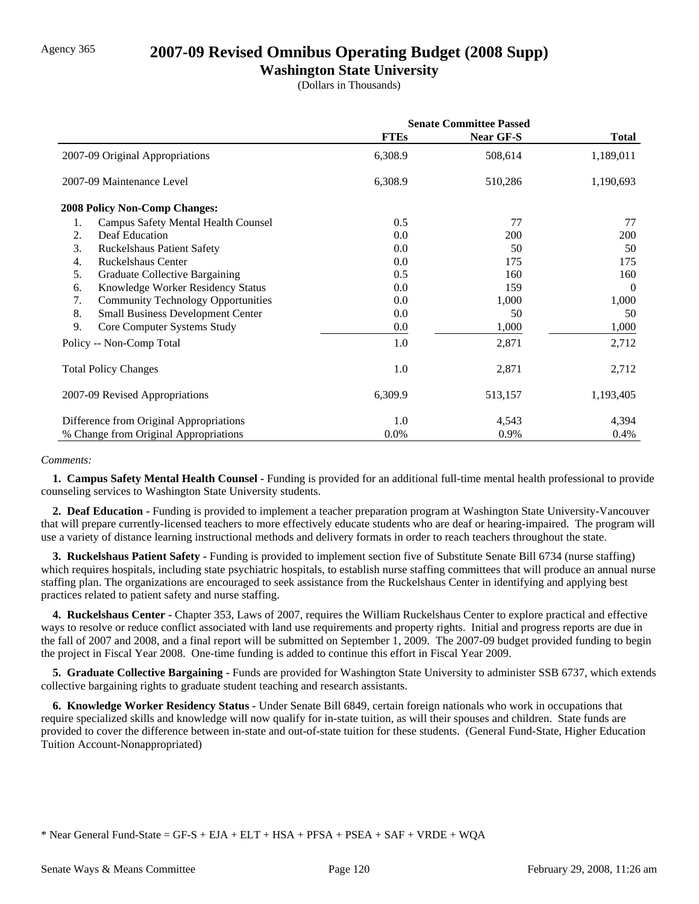Agency 365

# 2007-09 Revised Omnibus Operating Budget (2008 Supp)

## Washington State University

(Dollars in Thousands)

| | Senate Committee Passed | | |
|---|---|---|---|
| | **FTEs** | **Near GF-S** | **Total** |
| 2007-09 Original Appropriations | 6,308.9 | 508,614 | 1,189,011 |
| 2007-09 Maintenance Level | 6,308.9 | 510,286 | 1,190,693 |
| **2008 Policy Non-Comp Changes:** | | | |
| 1. Campus Safety Mental Health Counsel | 0.5 | 77 | 77 |
| 2. Deaf Education | 0.0 | 200 | 200 |
| 3. Ruckelshaus Patient Safety | 0.0 | 50 | 50 |
| 4. Ruckelshaus Center | 0.0 | 175 | 175 |
| 5. Graduate Collective Bargaining | 0.5 | 160 | 160 |
| 6. Knowledge Worker Residency Status | 0.0 | 159 | 0 |
| 7. Community Technology Opportunities | 0.0 | 1,000 | 1,000 |
| 8. Small Business Development Center | 0.0 | 50 | 50 |
| 9. Core Computer Systems Study | 0.0 | 1,000 | 1,000 |
| Policy -- Non-Comp Total | 1.0 | 2,871 | 2,712 |
| Total Policy Changes | 1.0 | 2,871 | 2,712 |
| 2007-09 Revised Appropriations | 6,309.9 | 513,157 | 1,193,405 |
| Difference from Original Appropriations | 1.0 | 4,543 | 4,394 |
| % Change from Original Appropriations | 0.0% | 0.9% | 0.4% |

*Comments:*

**1. Campus Safety Mental Health Counsel -** Funding is provided for an additional full-time mental health professional to provide counseling services to Washington State University students.

**2. Deaf Education -** Funding is provided to implement a teacher preparation program at Washington State University-Vancouver that will prepare currently-licensed teachers to more effectively educate students who are deaf or hearing-impaired. The program will use a variety of distance learning instructional methods and delivery formats in order to reach teachers throughout the state.

**3. Ruckelshaus Patient Safety -** Funding is provided to implement section five of Substitute Senate Bill 6734 (nurse staffing) which requires hospitals, including state psychiatric hospitals, to establish nurse staffing committees that will produce an annual nurse staffing plan. The organizations are encouraged to seek assistance from the Ruckelshaus Center in identifying and applying best practices related to patient safety and nurse staffing.

**4. Ruckelshaus Center -** Chapter 353, Laws of 2007, requires the William Ruckelshaus Center to explore practical and effective ways to resolve or reduce conflict associated with land use requirements and property rights. Initial and progress reports are due in the fall of 2007 and 2008, and a final report will be submitted on September 1, 2009. The 2007-09 budget provided funding to begin the project in Fiscal Year 2008. One-time funding is added to continue this effort in Fiscal Year 2009.

**5. Graduate Collective Bargaining -** Funds are provided for Washington State University to administer SSB 6737, which extends collective bargaining rights to graduate student teaching and research assistants.

**6. Knowledge Worker Residency Status -** Under Senate Bill 6849, certain foreign nationals who work in occupations that require specialized skills and knowledge will now qualify for in-state tuition, as will their spouses and children. State funds are provided to cover the difference between in-state and out-of-state tuition for these students. (General Fund-State, Higher Education Tuition Account-Nonappropriated)

* Near General Fund-State = GF-S + EJA + ELT + HSA + PFSA + PSEA + SAF + VRDE + WQA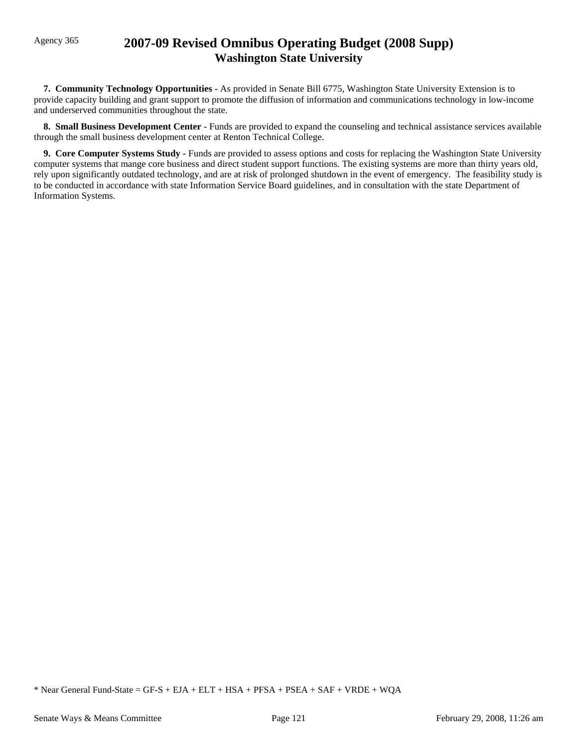**7. Community Technology Opportunities -** As provided in Senate Bill 6775, Washington State University Extension is to provide capacity building and grant support to promote the diffusion of information and communications technology in low-income and underserved communities throughout the state.

**8. Small Business Development Center -** Funds are provided to expand the counseling and technical assistance services available through the small business development center at Renton Technical College.

**9. Core Computer Systems Study -** Funds are provided to assess options and costs for replacing the Washington State University computer systems that mange core business and direct student support functions. The existing systems are more than thirty years old, rely upon significantly outdated technology, and are at risk of prolonged shutdown in the event of emergency. The feasibility study is to be conducted in accordance with state Information Service Board guidelines, and in consultation with the state Department of Information Systems.

* Near General Fund-State = GF-S + EJA + ELT + HSA + PFSA + PSEA + SAF + VRDE + WQA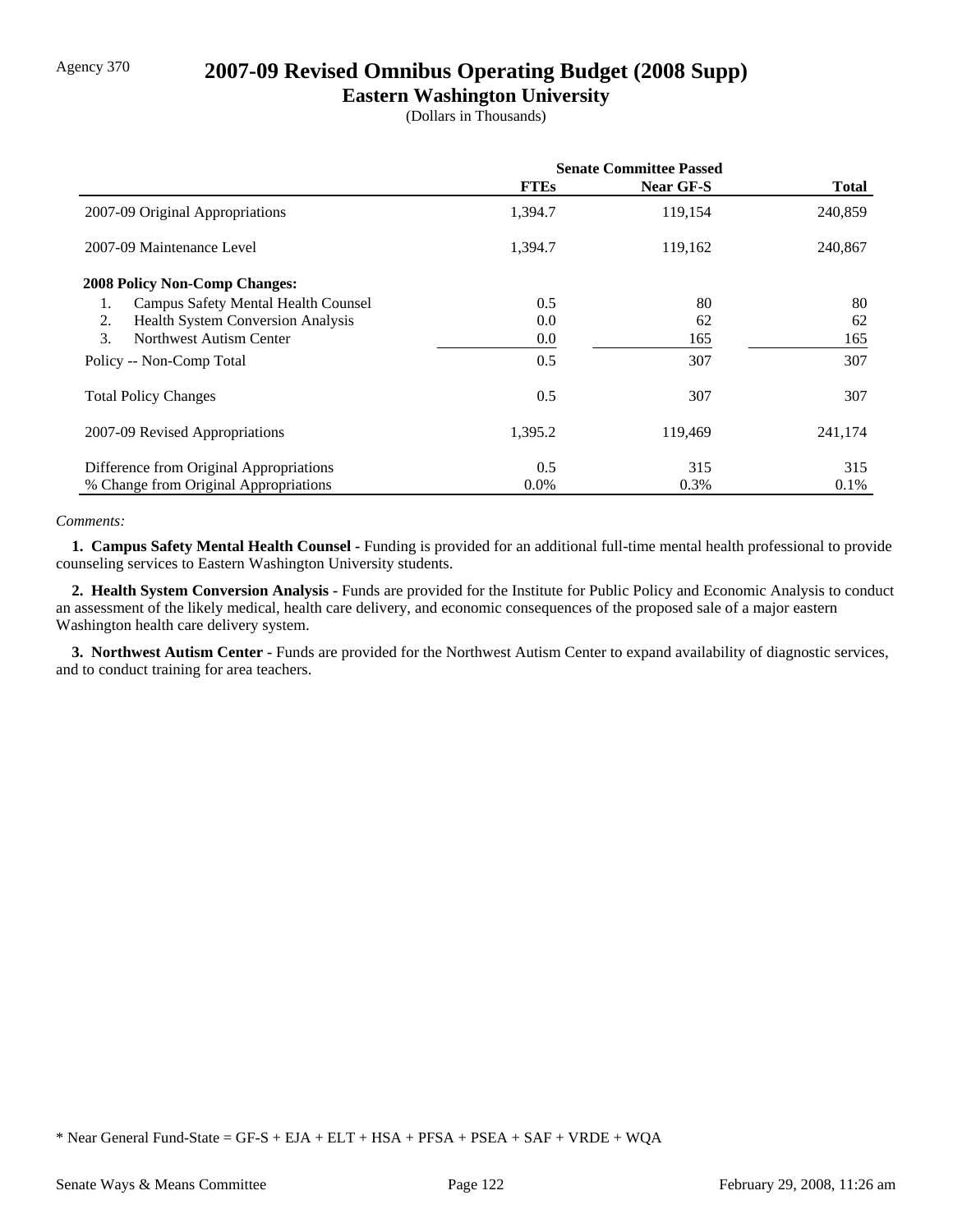Agency 370

# 2007-09 Revised Omnibus Operating Budget (2008 Supp)

## Eastern Washington University

(Dollars in Thousands)

| | Senate Committee Passed | | |
|---|---|---|---|
| | **FTEs** | **Near GF-S** | **Total** |
| 2007-09 Original Appropriations | 1,394.7 | 119,154 | 240,859 |
| 2007-09 Maintenance Level | 1,394.7 | 119,162 | 240,867 |
| **2008 Policy Non-Comp Changes:** | | | |
| 1. Campus Safety Mental Health Counsel | 0.5 | 80 | 80 |
| 2. Health System Conversion Analysis | 0.0 | 62 | 62 |
| 3. Northwest Autism Center | 0.0 | 165 | 165 |
| Policy -- Non-Comp Total | 0.5 | 307 | 307 |
| Total Policy Changes | 0.5 | 307 | 307 |
| 2007-09 Revised Appropriations | 1,395.2 | 119,469 | 241,174 |
| Difference from Original Appropriations | 0.5 | 315 | 315 |
| % Change from Original Appropriations | 0.0% | 0.3% | 0.1% |

*Comments:*

**1. Campus Safety Mental Health Counsel -** Funding is provided for an additional full-time mental health professional to provide counseling services to Eastern Washington University students.

**2. Health System Conversion Analysis -** Funds are provided for the Institute for Public Policy and Economic Analysis to conduct an assessment of the likely medical, health care delivery, and economic consequences of the proposed sale of a major eastern Washington health care delivery system.

**3. Northwest Autism Center -** Funds are provided for the Northwest Autism Center to expand availability of diagnostic services, and to conduct training for area teachers.

* Near General Fund-State = GF-S + EJA + ELT + HSA + PFSA + PSEA + SAF + VRDE + WQA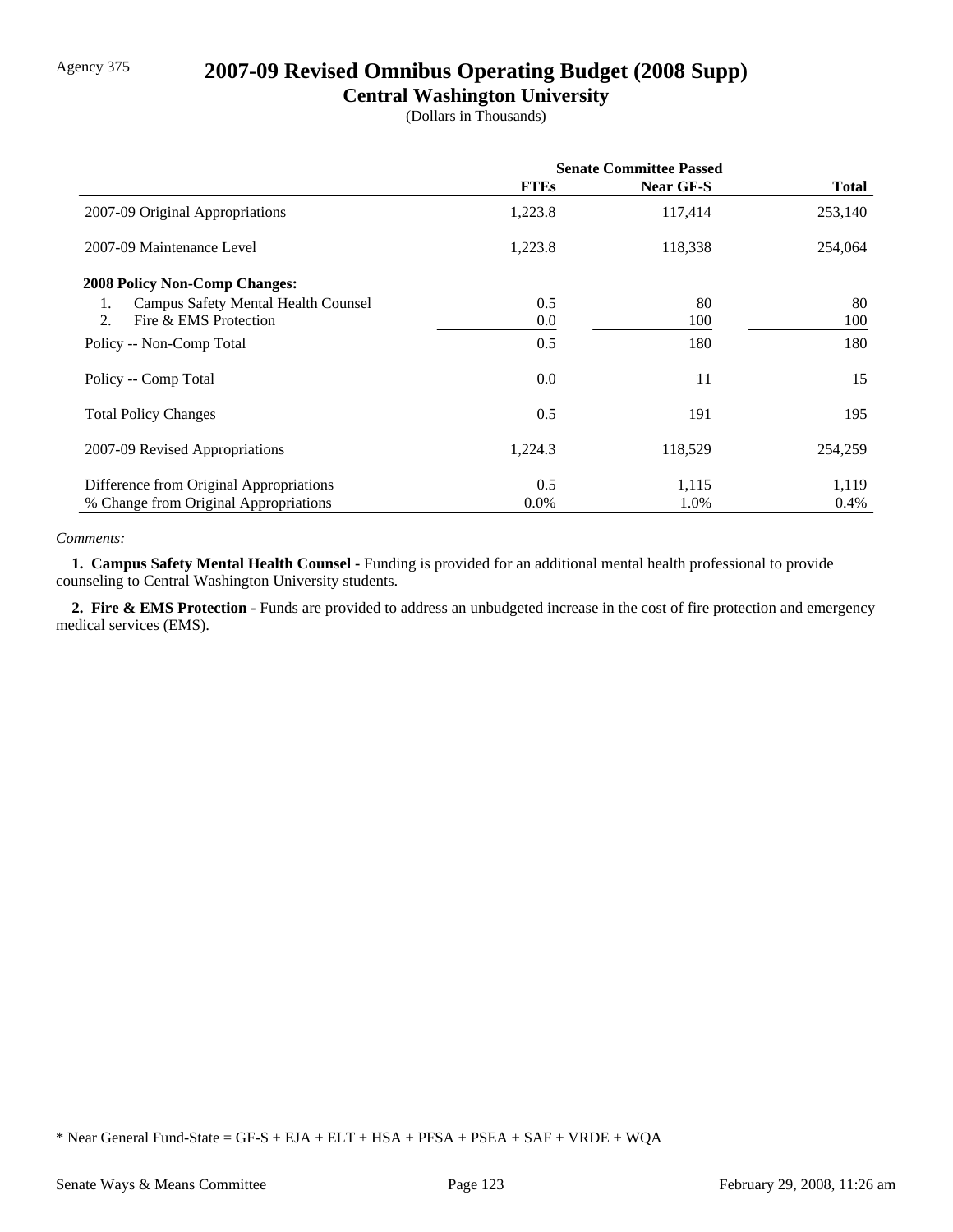Agency 375

# 2007-09 Revised Omnibus Operating Budget (2008 Supp)

## Central Washington University

(Dollars in Thousands)

| | Senate Committee Passed | | |
|---|---|---|---|
| | **FTEs** | **Near GF-S** | **Total** |
| 2007-09 Original Appropriations | 1,223.8 | 117,414 | 253,140 |
| 2007-09 Maintenance Level | 1,223.8 | 118,338 | 254,064 |
| **2008 Policy Non-Comp Changes:** | | | |
| 1. Campus Safety Mental Health Counsel | 0.5 | 80 | 80 |
| 2. Fire & EMS Protection | 0.0 | 100 | 100 |
| Policy -- Non-Comp Total | 0.5 | 180 | 180 |
| Policy -- Comp Total | 0.0 | 11 | 15 |
| Total Policy Changes | 0.5 | 191 | 195 |
| 2007-09 Revised Appropriations | 1,224.3 | 118,529 | 254,259 |
| Difference from Original Appropriations | 0.5 | 1,115 | 1,119 |
| % Change from Original Appropriations | 0.0% | 1.0% | 0.4% |

*Comments:*

**1. Campus Safety Mental Health Counsel -** Funding is provided for an additional mental health professional to provide counseling to Central Washington University students.

**2. Fire & EMS Protection -** Funds are provided to address an unbudgeted increase in the cost of fire protection and emergency medical services (EMS).

* Near General Fund-State = GF-S + EJA + ELT + HSA + PFSA + PSEA + SAF + VRDE + WQA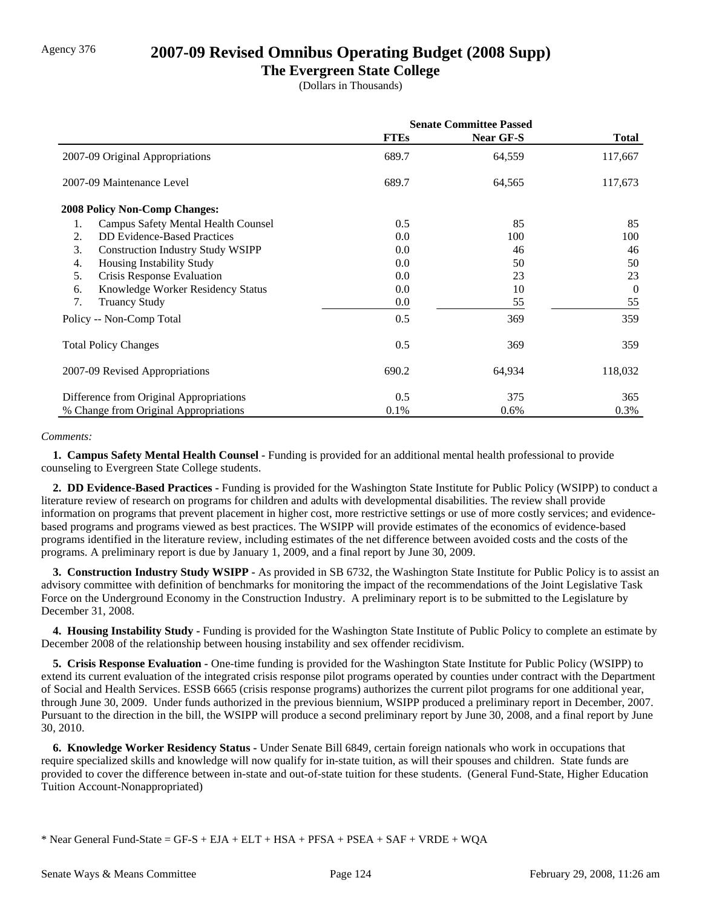Agency 376

# 2007-09 Revised Omnibus Operating Budget (2008 Supp)

## The Evergreen State College

(Dollars in Thousands)

| | Senate Committee Passed | | |
|---|---|---|---|
| | FTEs | Near GF-S | Total |
| 2007-09 Original Appropriations | 689.7 | 64,559 | 117,667 |
| 2007-09 Maintenance Level | 689.7 | 64,565 | 117,673 |
| **2008 Policy Non-Comp Changes:** | | | |
| 1. Campus Safety Mental Health Counsel | 0.5 | 85 | 85 |
| 2. DD Evidence-Based Practices | 0.0 | 100 | 100 |
| 3. Construction Industry Study WSIPP | 0.0 | 46 | 46 |
| 4. Housing Instability Study | 0.0 | 50 | 50 |
| 5. Crisis Response Evaluation | 0.0 | 23 | 23 |
| 6. Knowledge Worker Residency Status | 0.0 | 10 | 0 |
| 7. Truancy Study | 0.0 | 55 | 55 |
| Policy -- Non-Comp Total | 0.5 | 369 | 359 |
| Total Policy Changes | 0.5 | 369 | 359 |
| 2007-09 Revised Appropriations | 690.2 | 64,934 | 118,032 |
| Difference from Original Appropriations | 0.5 | 375 | 365 |
| % Change from Original Appropriations | 0.1% | 0.6% | 0.3% |

*Comments:*

**1. Campus Safety Mental Health Counsel -** Funding is provided for an additional mental health professional to provide counseling to Evergreen State College students.

**2. DD Evidence-Based Practices -** Funding is provided for the Washington State Institute for Public Policy (WSIPP) to conduct a literature review of research on programs for children and adults with developmental disabilities. The review shall provide information on programs that prevent placement in higher cost, more restrictive settings or use of more costly services; and evidence-based programs and programs viewed as best practices. The WSIPP will provide estimates of the economics of evidence-based programs identified in the literature review, including estimates of the net difference between avoided costs and the costs of the programs. A preliminary report is due by January 1, 2009, and a final report by June 30, 2009.

**3. Construction Industry Study WSIPP -** As provided in SB 6732, the Washington State Institute for Public Policy is to assist an advisory committee with definition of benchmarks for monitoring the impact of the recommendations of the Joint Legislative Task Force on the Underground Economy in the Construction Industry. A preliminary report is to be submitted to the Legislature by December 31, 2008.

**4. Housing Instability Study -** Funding is provided for the Washington State Institute of Public Policy to complete an estimate by December 2008 of the relationship between housing instability and sex offender recidivism.

**5. Crisis Response Evaluation -** One-time funding is provided for the Washington State Institute for Public Policy (WSIPP) to extend its current evaluation of the integrated crisis response pilot programs operated by counties under contract with the Department of Social and Health Services. ESSB 6665 (crisis response programs) authorizes the current pilot programs for one additional year, through June 30, 2009. Under funds authorized in the previous biennium, WSIPP produced a preliminary report in December, 2007. Pursuant to the direction in the bill, the WSIPP will produce a second preliminary report by June 30, 2008, and a final report by June 30, 2010.

**6. Knowledge Worker Residency Status -** Under Senate Bill 6849, certain foreign nationals who work in occupations that require specialized skills and knowledge will now qualify for in-state tuition, as will their spouses and children. State funds are provided to cover the difference between in-state and out-of-state tuition for these students. (General Fund-State, Higher Education Tuition Account-Nonappropriated)

\* Near General Fund-State = GF-S + EJA + ELT + HSA + PFSA + PSEA + SAF + VRDE + WQA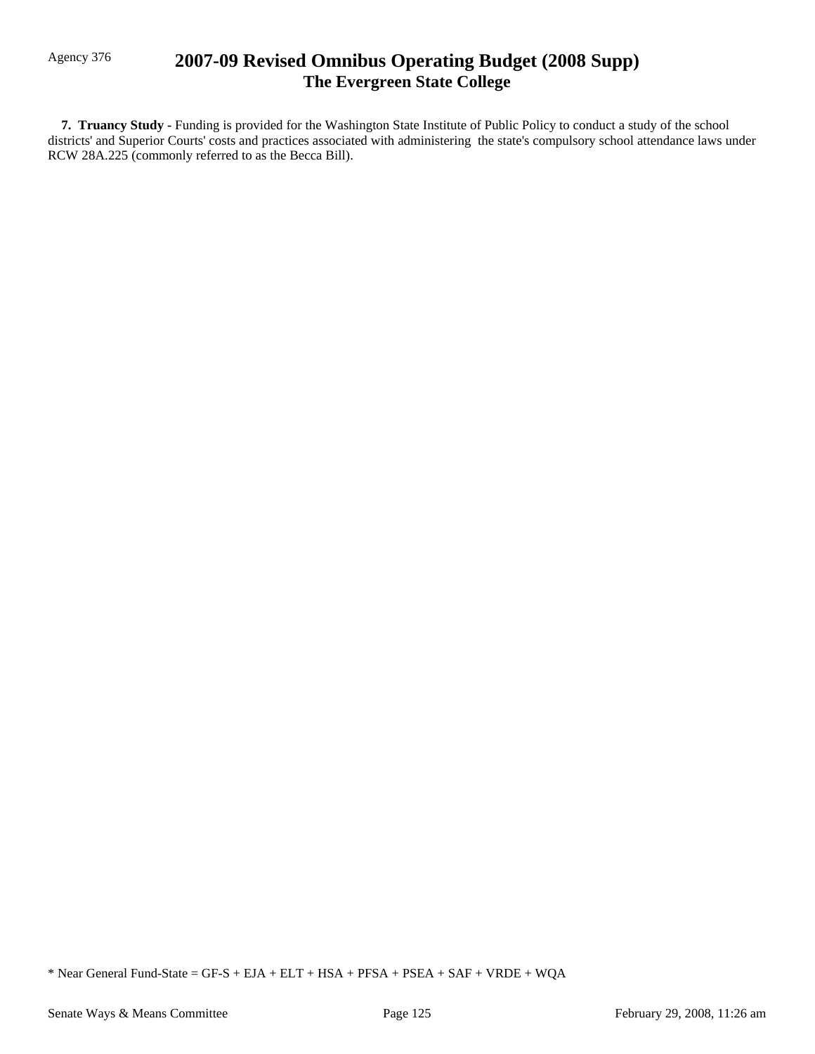**7. Truancy Study -** Funding is provided for the Washington State Institute of Public Policy to conduct a study of the school districts' and Superior Courts' costs and practices associated with administering the state's compulsory school attendance laws under RCW 28A.225 (commonly referred to as the Becca Bill).

* Near General Fund-State = GF-S + EJA + ELT + HSA + PFSA + PSEA + SAF + VRDE + WQA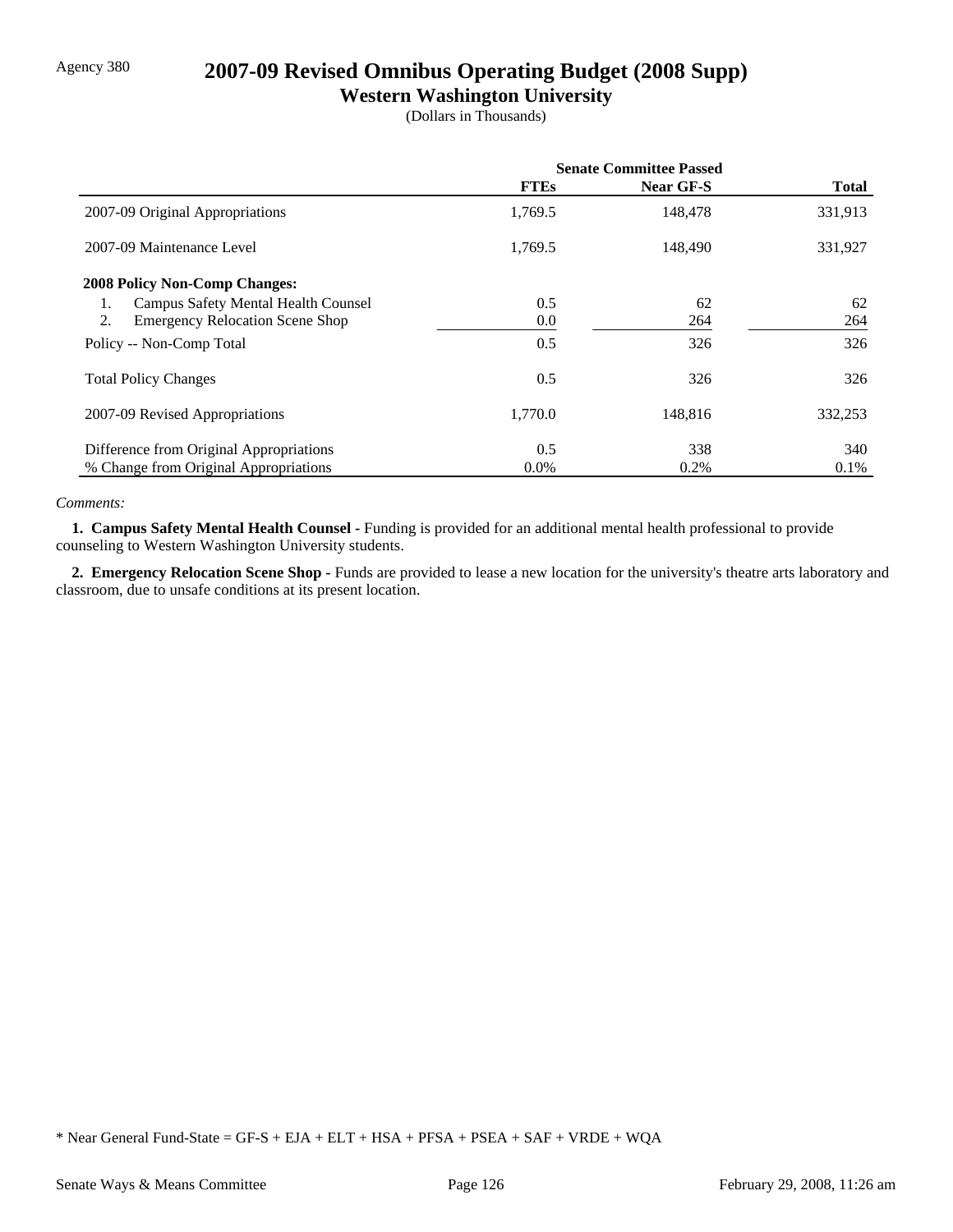Agency 380

# 2007-09 Revised Omnibus Operating Budget (2008 Supp)

## Western Washington University

(Dollars in Thousands)

| | Senate Committee Passed | | |
|---|---|---|---|
| | FTEs | Near GF-S | Total |
| 2007-09 Original Appropriations | 1,769.5 | 148,478 | 331,913 |
| 2007-09 Maintenance Level | 1,769.5 | 148,490 | 331,927 |
| **2008 Policy Non-Comp Changes:** | | | |
| 1. Campus Safety Mental Health Counsel | 0.5 | 62 | 62 |
| 2. Emergency Relocation Scene Shop | 0.0 | 264 | 264 |
| Policy -- Non-Comp Total | 0.5 | 326 | 326 |
| Total Policy Changes | 0.5 | 326 | 326 |
| 2007-09 Revised Appropriations | 1,770.0 | 148,816 | 332,253 |
| Difference from Original Appropriations | 0.5 | 338 | 340 |
| % Change from Original Appropriations | 0.0% | 0.2% | 0.1% |

*Comments:*

**1. Campus Safety Mental Health Counsel -** Funding is provided for an additional mental health professional to provide counseling to Western Washington University students.

**2. Emergency Relocation Scene Shop -** Funds are provided to lease a new location for the university's theatre arts laboratory and classroom, due to unsafe conditions at its present location.

* Near General Fund-State = GF-S + EJA + ELT + HSA + PFSA + PSEA + SAF + VRDE + WQA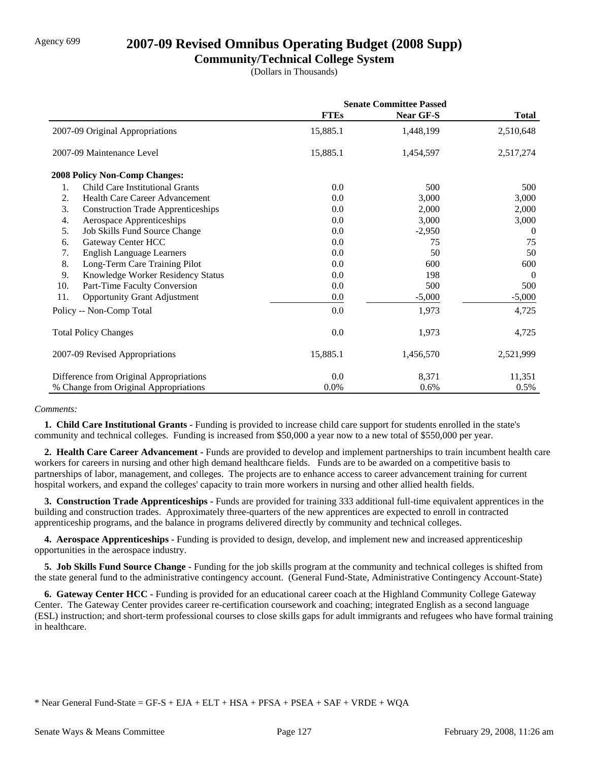Agency 699

# 2007-09 Revised Omnibus Operating Budget (2008 Supp)

## Community/Technical College System

(Dollars in Thousands)

| | Senate Committee Passed | | |
|---|---|---|---|
| | **FTEs** | **Near GF-S** | **Total** |
| 2007-09 Original Appropriations | 15,885.1 | 1,448,199 | 2,510,648 |
| 2007-09 Maintenance Level | 15,885.1 | 1,454,597 | 2,517,274 |
| **2008 Policy Non-Comp Changes:** | | | |
| 1. Child Care Institutional Grants | 0.0 | 500 | 500 |
| 2. Health Care Career Advancement | 0.0 | 3,000 | 3,000 |
| 3. Construction Trade Apprenticeships | 0.0 | 2,000 | 2,000 |
| 4. Aerospace Apprenticeships | 0.0 | 3,000 | 3,000 |
| 5. Job Skills Fund Source Change | 0.0 | -2,950 | 0 |
| 6. Gateway Center HCC | 0.0 | 75 | 75 |
| 7. English Language Learners | 0.0 | 50 | 50 |
| 8. Long-Term Care Training Pilot | 0.0 | 600 | 600 |
| 9. Knowledge Worker Residency Status | 0.0 | 198 | 0 |
| 10. Part-Time Faculty Conversion | 0.0 | 500 | 500 |
| 11. Opportunity Grant Adjustment | 0.0 | -5,000 | -5,000 |
| Policy -- Non-Comp Total | 0.0 | 1,973 | 4,725 |
| Total Policy Changes | 0.0 | 1,973 | 4,725 |
| 2007-09 Revised Appropriations | 15,885.1 | 1,456,570 | 2,521,999 |
| Difference from Original Appropriations | 0.0 | 8,371 | 11,351 |
| % Change from Original Appropriations | 0.0% | 0.6% | 0.5% |

*Comments:*

**1. Child Care Institutional Grants -** Funding is provided to increase child care support for students enrolled in the state's community and technical colleges. Funding is increased from $50,000 a year now to a new total of $550,000 per year.

**2. Health Care Career Advancement -** Funds are provided to develop and implement partnerships to train incumbent health care workers for careers in nursing and other high demand healthcare fields. Funds are to be awarded on a competitive basis to partnerships of labor, management, and colleges. The projects are to enhance access to career advancement training for current hospital workers, and expand the colleges' capacity to train more workers in nursing and other allied health fields.

**3. Construction Trade Apprenticeships -** Funds are provided for training 333 additional full-time equivalent apprentices in the building and construction trades. Approximately three-quarters of the new apprentices are expected to enroll in contracted apprenticeship programs, and the balance in programs delivered directly by community and technical colleges.

**4. Aerospace Apprenticeships -** Funding is provided to design, develop, and implement new and increased apprenticeship opportunities in the aerospace industry.

**5. Job Skills Fund Source Change -** Funding for the job skills program at the community and technical colleges is shifted from the state general fund to the administrative contingency account. (General Fund-State, Administrative Contingency Account-State)

**6. Gateway Center HCC -** Funding is provided for an educational career coach at the Highland Community College Gateway Center. The Gateway Center provides career re-certification coursework and coaching; integrated English as a second language (ESL) instruction; and short-term professional courses to close skills gaps for adult immigrants and refugees who have formal training in healthcare.

\* Near General Fund-State = GF-S + EJA + ELT + HSA + PFSA + PSEA + SAF + VRDE + WQA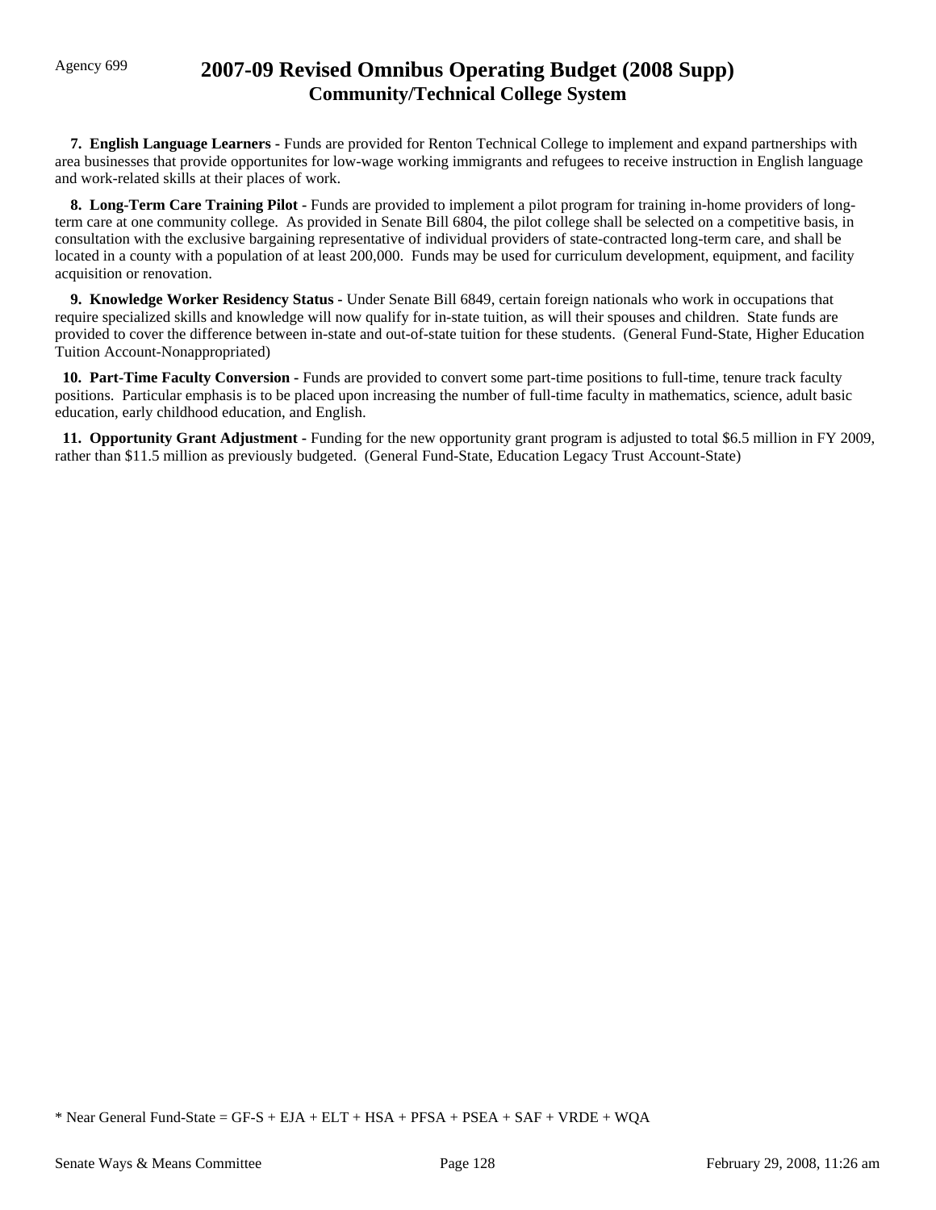Agency 699

# 2007-09 Revised Omnibus Operating Budget (2008 Supp)
## Community/Technical College System

**7. English Language Learners -** Funds are provided for Renton Technical College to implement and expand partnerships with area businesses that provide opportunites for low-wage working immigrants and refugees to receive instruction in English language and work-related skills at their places of work.

**8. Long-Term Care Training Pilot -** Funds are provided to implement a pilot program for training in-home providers of long-term care at one community college. As provided in Senate Bill 6804, the pilot college shall be selected on a competitive basis, in consultation with the exclusive bargaining representative of individual providers of state-contracted long-term care, and shall be located in a county with a population of at least 200,000. Funds may be used for curriculum development, equipment, and facility acquisition or renovation.

**9. Knowledge Worker Residency Status -** Under Senate Bill 6849, certain foreign nationals who work in occupations that require specialized skills and knowledge will now qualify for in-state tuition, as will their spouses and children. State funds are provided to cover the difference between in-state and out-of-state tuition for these students. (General Fund-State, Higher Education Tuition Account-Nonappropriated)

**10. Part-Time Faculty Conversion -** Funds are provided to convert some part-time positions to full-time, tenure track faculty positions. Particular emphasis is to be placed upon increasing the number of full-time faculty in mathematics, science, adult basic education, early childhood education, and English.

**11. Opportunity Grant Adjustment -** Funding for the new opportunity grant program is adjusted to total $6.5 million in FY 2009, rather than $11.5 million as previously budgeted. (General Fund-State, Education Legacy Trust Account-State)

* Near General Fund-State = GF-S + EJA + ELT + HSA + PFSA + PSEA + SAF + VRDE + WQA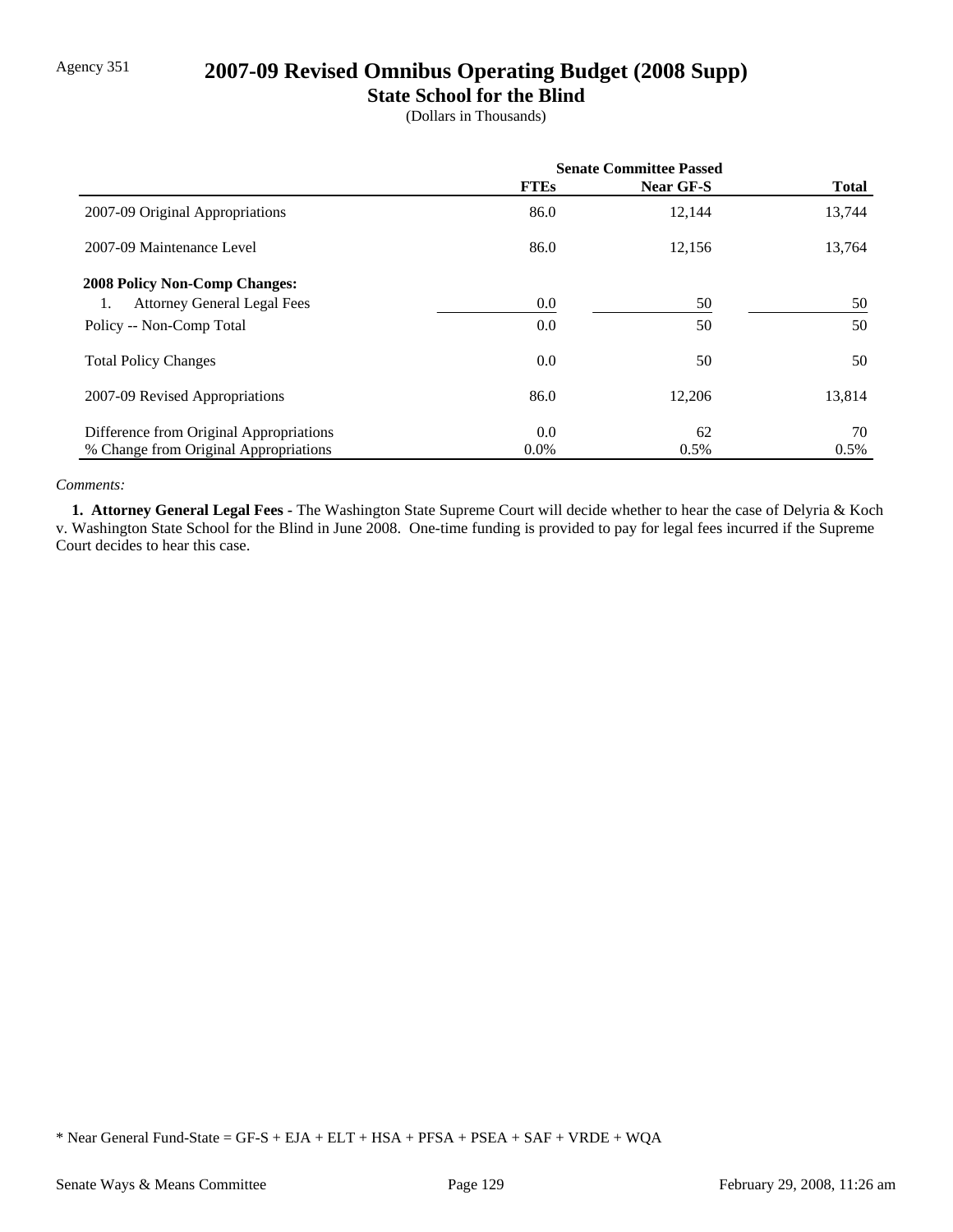Agency 351

# 2007-09 Revised Omnibus Operating Budget (2008 Supp)

## State School for the Blind

(Dollars in Thousands)

| | Senate Committee Passed | | |
|---|---|---|---|
| | **FTEs** | **Near GF-S** | **Total** |
| 2007-09 Original Appropriations | 86.0 | 12,144 | 13,744 |
| 2007-09 Maintenance Level | 86.0 | 12,156 | 13,764 |
| **2008 Policy Non-Comp Changes:** | | | |
| 1. Attorney General Legal Fees | 0.0 | 50 | 50 |
| Policy -- Non-Comp Total | 0.0 | 50 | 50 |
| Total Policy Changes | 0.0 | 50 | 50 |
| 2007-09 Revised Appropriations | 86.0 | 12,206 | 13,814 |
| Difference from Original Appropriations | 0.0 | 62 | 70 |
| % Change from Original Appropriations | 0.0% | 0.5% | 0.5% |

*Comments:*

**1. Attorney General Legal Fees -** The Washington State Supreme Court will decide whether to hear the case of Delyria & Koch v. Washington State School for the Blind in June 2008. One-time funding is provided to pay for legal fees incurred if the Supreme Court decides to hear this case.

* Near General Fund-State = GF-S + EJA + ELT + HSA + PFSA + PSEA + SAF + VRDE + WQA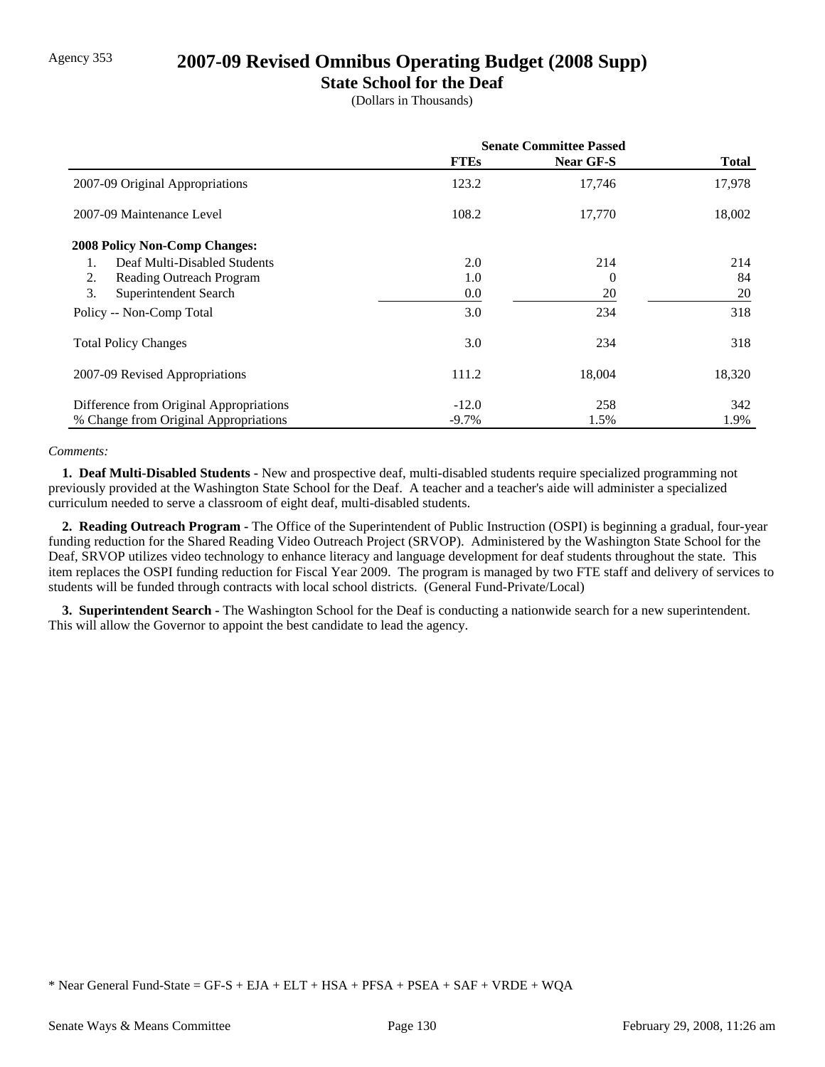Agency 353

# 2007-09 Revised Omnibus Operating Budget (2008 Supp)

## State School for the Deaf

(Dollars in Thousands)

| | Senate Committee Passed | | |
|---|---|---|---|
| | **FTEs** | **Near GF-S** | **Total** |
| 2007-09 Original Appropriations | 123.2 | 17,746 | 17,978 |
| 2007-09 Maintenance Level | 108.2 | 17,770 | 18,002 |
| **2008 Policy Non-Comp Changes:** | | | |
| 1. Deaf Multi-Disabled Students | 2.0 | 214 | 214 |
| 2. Reading Outreach Program | 1.0 | 0 | 84 |
| 3. Superintendent Search | 0.0 | 20 | 20 |
| Policy -- Non-Comp Total | 3.0 | 234 | 318 |
| Total Policy Changes | 3.0 | 234 | 318 |
| 2007-09 Revised Appropriations | 111.2 | 18,004 | 18,320 |
| Difference from Original Appropriations | -12.0 | 258 | 342 |
| % Change from Original Appropriations | -9.7% | 1.5% | 1.9% |

*Comments:*

**1. Deaf Multi-Disabled Students -** New and prospective deaf, multi-disabled students require specialized programming not previously provided at the Washington State School for the Deaf. A teacher and a teacher's aide will administer a specialized curriculum needed to serve a classroom of eight deaf, multi-disabled students.

**2. Reading Outreach Program -** The Office of the Superintendent of Public Instruction (OSPI) is beginning a gradual, four-year funding reduction for the Shared Reading Video Outreach Project (SRVOP). Administered by the Washington State School for the Deaf, SRVOP utilizes video technology to enhance literacy and language development for deaf students throughout the state. This item replaces the OSPI funding reduction for Fiscal Year 2009. The program is managed by two FTE staff and delivery of services to students will be funded through contracts with local school districts. (General Fund-Private/Local)

**3. Superintendent Search -** The Washington School for the Deaf is conducting a nationwide search for a new superintendent. This will allow the Governor to appoint the best candidate to lead the agency.

* Near General Fund-State = GF-S + EJA + ELT + HSA + PFSA + PSEA + SAF + VRDE + WQA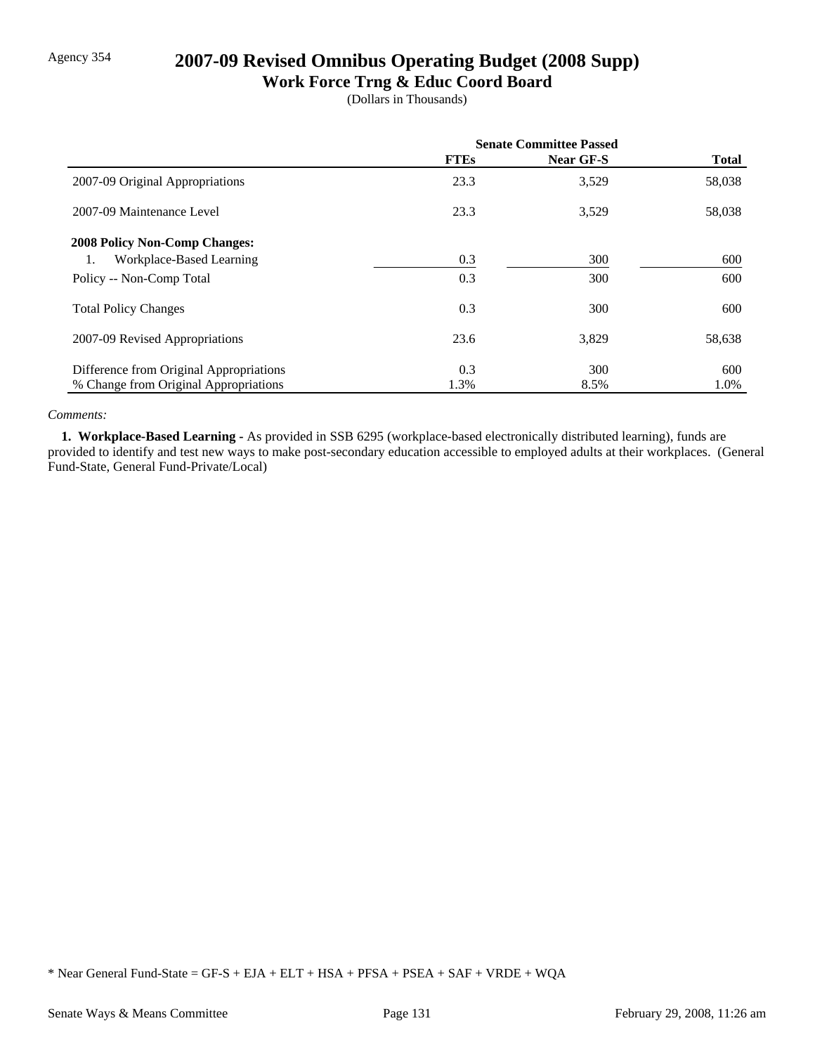Agency 354

# 2007-09 Revised Omnibus Operating Budget (2008 Supp)

## Work Force Trng & Educ Coord Board

(Dollars in Thousands)

| | Senate Committee Passed | | |
|---|---|---|---|
| | **FTEs** | **Near GF-S** | **Total** |
| 2007-09 Original Appropriations | 23.3 | 3,529 | 58,038 |
| 2007-09 Maintenance Level | 23.3 | 3,529 | 58,038 |
| **2008 Policy Non-Comp Changes:** | | | |
| 1. Workplace-Based Learning | 0.3 | 300 | 600 |
| Policy -- Non-Comp Total | 0.3 | 300 | 600 |
| Total Policy Changes | 0.3 | 300 | 600 |
| 2007-09 Revised Appropriations | 23.6 | 3,829 | 58,638 |
| Difference from Original Appropriations | 0.3 | 300 | 600 |
| % Change from Original Appropriations | 1.3% | 8.5% | 1.0% |

*Comments:*

**1. Workplace-Based Learning -** As provided in SSB 6295 (workplace-based electronically distributed learning), funds are provided to identify and test new ways to make post-secondary education accessible to employed adults at their workplaces. (General Fund-State, General Fund-Private/Local)

* Near General Fund-State = GF-S + EJA + ELT + HSA + PFSA + PSEA + SAF + VRDE + WQA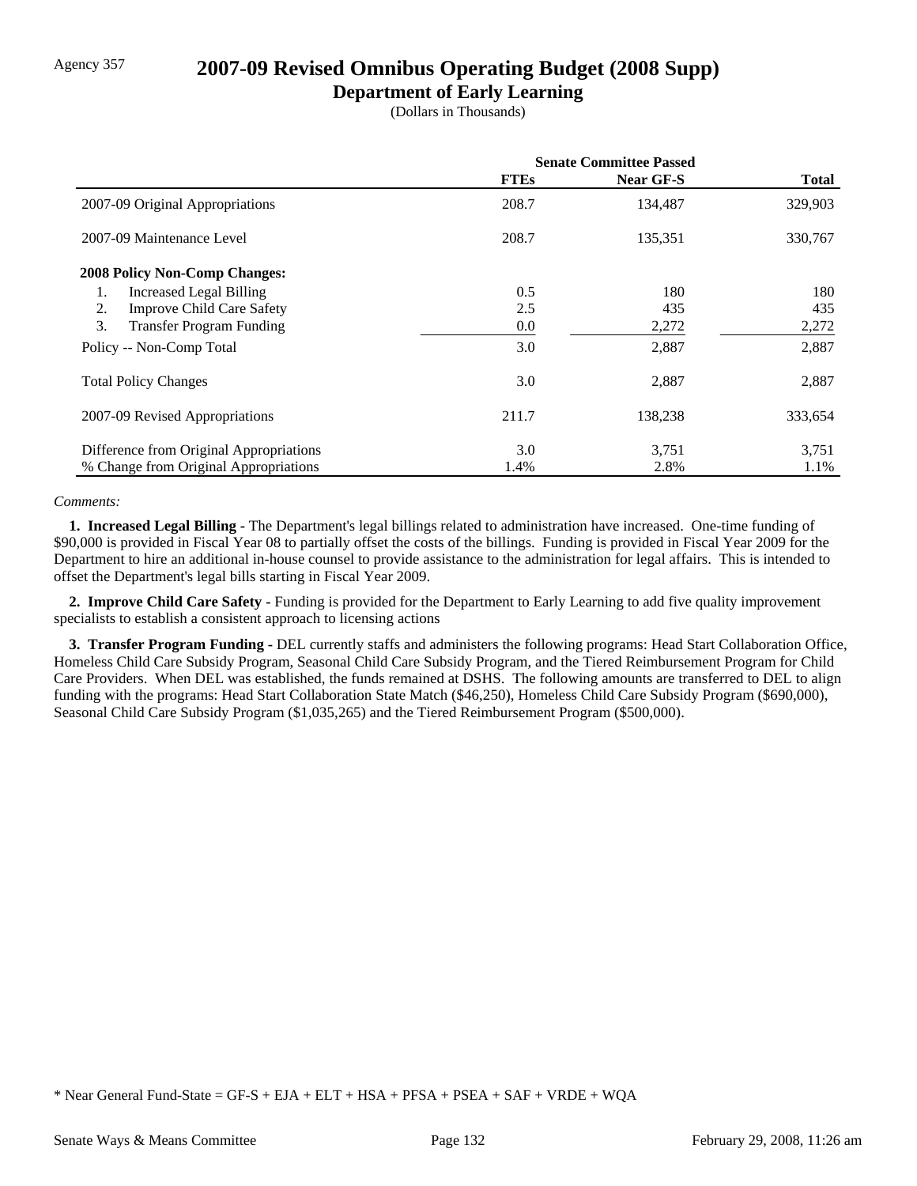Agency 357

# 2007-09 Revised Omnibus Operating Budget (2008 Supp)

## Department of Early Learning

(Dollars in Thousands)

| | Senate Committee Passed | | |
|---|---|---|---|
| | **FTEs** | **Near GF-S** | **Total** |
| 2007-09 Original Appropriations | 208.7 | 134,487 | 329,903 |
| 2007-09 Maintenance Level | 208.7 | 135,351 | 330,767 |
| **2008 Policy Non-Comp Changes:** | | | |
| 1. Increased Legal Billing | 0.5 | 180 | 180 |
| 2. Improve Child Care Safety | 2.5 | 435 | 435 |
| 3. Transfer Program Funding | 0.0 | 2,272 | 2,272 |
| Policy -- Non-Comp Total | 3.0 | 2,887 | 2,887 |
| Total Policy Changes | 3.0 | 2,887 | 2,887 |
| 2007-09 Revised Appropriations | 211.7 | 138,238 | 333,654 |
| Difference from Original Appropriations | 3.0 | 3,751 | 3,751 |
| % Change from Original Appropriations | 1.4% | 2.8% | 1.1% |

*Comments:*

**1. Increased Legal Billing -** The Department's legal billings related to administration have increased. One-time funding of $90,000 is provided in Fiscal Year 08 to partially offset the costs of the billings. Funding is provided in Fiscal Year 2009 for the Department to hire an additional in-house counsel to provide assistance to the administration for legal affairs. This is intended to offset the Department's legal bills starting in Fiscal Year 2009.

**2. Improve Child Care Safety -** Funding is provided for the Department to Early Learning to add five quality improvement specialists to establish a consistent approach to licensing actions

**3. Transfer Program Funding -** DEL currently staffs and administers the following programs: Head Start Collaboration Office, Homeless Child Care Subsidy Program, Seasonal Child Care Subsidy Program, and the Tiered Reimbursement Program for Child Care Providers. When DEL was established, the funds remained at DSHS. The following amounts are transferred to DEL to align funding with the programs: Head Start Collaboration State Match ($46,250), Homeless Child Care Subsidy Program ($690,000), Seasonal Child Care Subsidy Program ($1,035,265) and the Tiered Reimbursement Program ($500,000).

* Near General Fund-State = GF-S + EJA + ELT + HSA + PFSA + PSEA + SAF + VRDE + WQA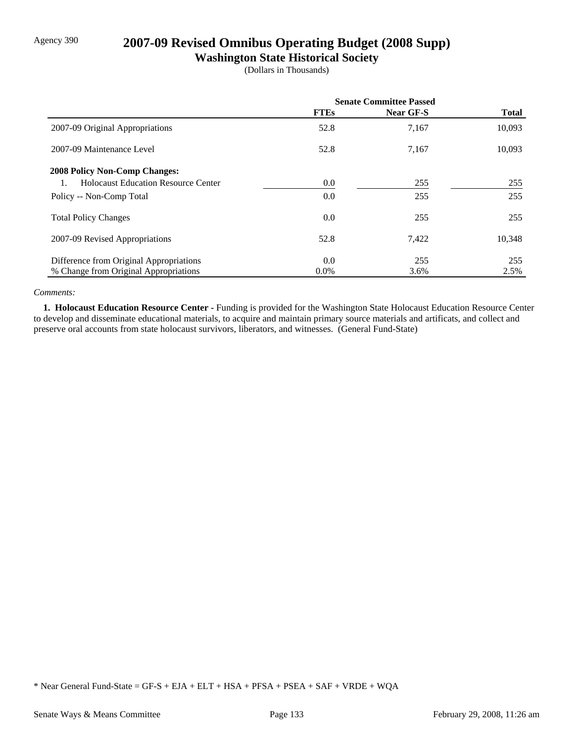Agency 390

# 2007-09 Revised Omnibus Operating Budget (2008 Supp)

## Washington State Historical Society

(Dollars in Thousands)

| | Senate Committee Passed | | |
|---|---|---|---|
| | FTEs | Near GF-S | Total |
| 2007-09 Original Appropriations | 52.8 | 7,167 | 10,093 |
| 2007-09 Maintenance Level | 52.8 | 7,167 | 10,093 |
| **2008 Policy Non-Comp Changes:** | | | |
| 1. Holocaust Education Resource Center | 0.0 | 255 | 255 |
| Policy -- Non-Comp Total | 0.0 | 255 | 255 |
| Total Policy Changes | 0.0 | 255 | 255 |
| 2007-09 Revised Appropriations | 52.8 | 7,422 | 10,348 |
| Difference from Original Appropriations | 0.0 | 255 | 255 |
| % Change from Original Appropriations | 0.0% | 3.6% | 2.5% |

*Comments:*

**1. Holocaust Education Resource Center -** Funding is provided for the Washington State Holocaust Education Resource Center to develop and disseminate educational materials, to acquire and maintain primary source materials and artificats, and collect and preserve oral accounts from state holocaust survivors, liberators, and witnesses. (General Fund-State)

\* Near General Fund-State = GF-S + EJA + ELT + HSA + PFSA + PSEA + SAF + VRDE + WQA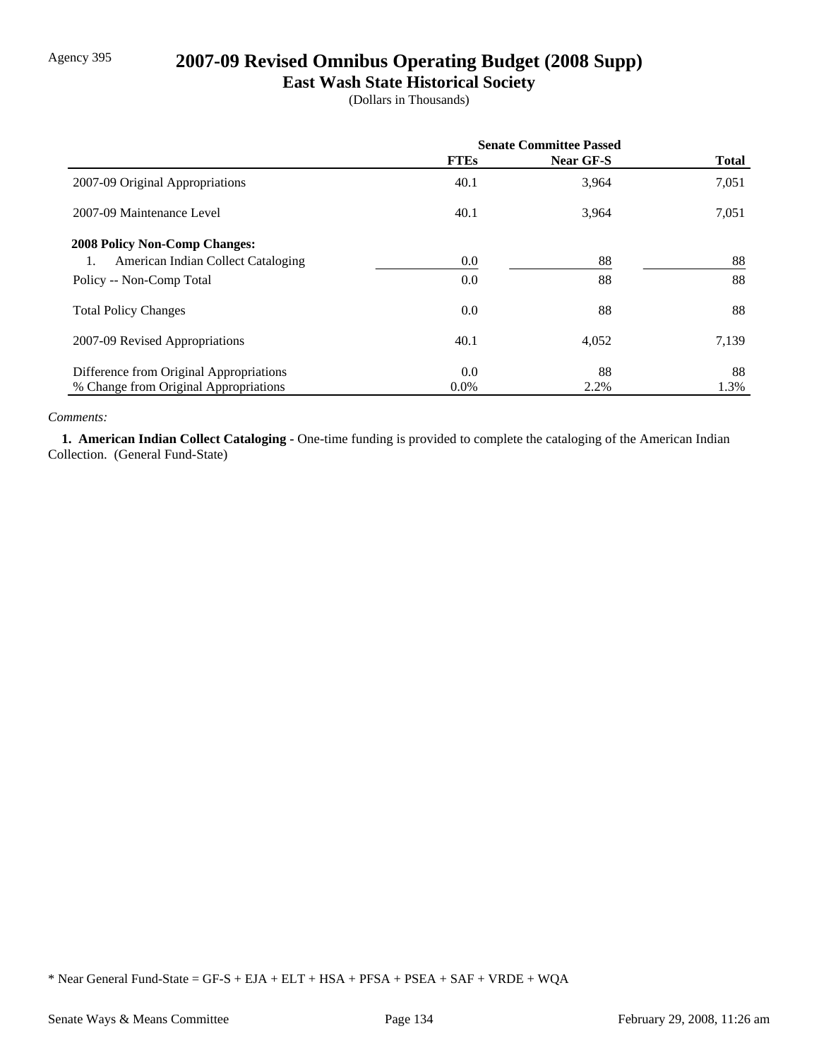Agency 395

# 2007-09 Revised Omnibus Operating Budget (2008 Supp)

## East Wash State Historical Society

(Dollars in Thousands)

| | Senate Committee Passed | | |
|---|---|---|---|
| | FTEs | Near GF-S | Total |
| 2007-09 Original Appropriations | 40.1 | 3,964 | 7,051 |
| 2007-09 Maintenance Level | 40.1 | 3,964 | 7,051 |
| **2008 Policy Non-Comp Changes:** | | | |
| 1. American Indian Collect Cataloging | 0.0 | 88 | 88 |
| Policy -- Non-Comp Total | 0.0 | 88 | 88 |
| Total Policy Changes | 0.0 | 88 | 88 |
| 2007-09 Revised Appropriations | 40.1 | 4,052 | 7,139 |
| Difference from Original Appropriations | 0.0 | 88 | 88 |
| % Change from Original Appropriations | 0.0% | 2.2% | 1.3% |

*Comments:*

**1. American Indian Collect Cataloging -** One-time funding is provided to complete the cataloging of the American Indian Collection. (General Fund-State)

\* Near General Fund-State = GF-S + EJA + ELT + HSA + PFSA + PSEA + SAF + VRDE + WQA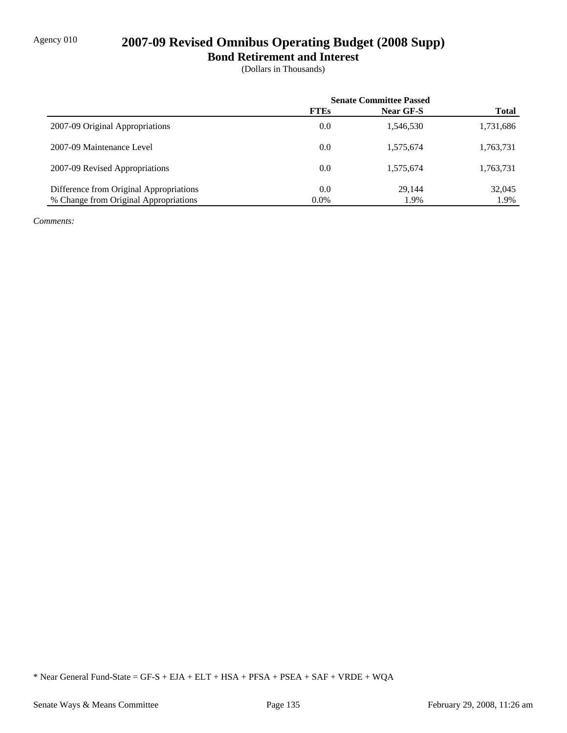Agency 010

# 2007-09 Revised Omnibus Operating Budget (2008 Supp)

## Bond Retirement and Interest

(Dollars in Thousands)

| | Senate Committee Passed | | |
|---|---|---|---|
| | **FTEs** | **Near GF-S** | **Total** |
| 2007-09 Original Appropriations | 0.0 | 1,546,530 | 1,731,686 |
| 2007-09 Maintenance Level | 0.0 | 1,575,674 | 1,763,731 |
| 2007-09 Revised Appropriations | 0.0 | 1,575,674 | 1,763,731 |
| Difference from Original Appropriations | 0.0 | 29,144 | 32,045 |
| % Change from Original Appropriations | 0.0% | 1.9% | 1.9% |

*Comments:*

* Near General Fund-State = GF-S + EJA + ELT + HSA + PFSA + PSEA + SAF + VRDE + WQA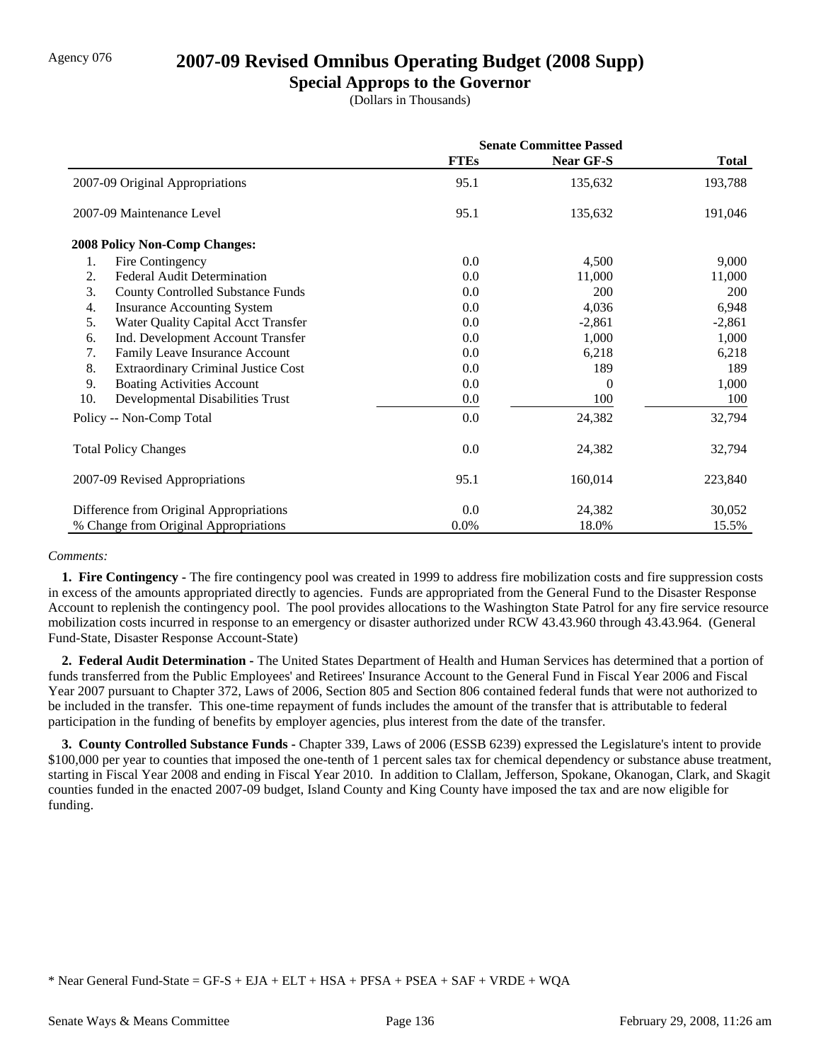Agency 076

# 2007-09 Revised Omnibus Operating Budget (2008 Supp)

## Special Approps to the Governor

(Dollars in Thousands)

| | Senate Committee Passed | | |
|---|---|---|---|
| | FTEs | Near GF-S | Total |
| 2007-09 Original Appropriations | 95.1 | 135,632 | 193,788 |
| 2007-09 Maintenance Level | 95.1 | 135,632 | 191,046 |
| **2008 Policy Non-Comp Changes:** | | | |
| 1. Fire Contingency | 0.0 | 4,500 | 9,000 |
| 2. Federal Audit Determination | 0.0 | 11,000 | 11,000 |
| 3. County Controlled Substance Funds | 0.0 | 200 | 200 |
| 4. Insurance Accounting System | 0.0 | 4,036 | 6,948 |
| 5. Water Quality Capital Acct Transfer | 0.0 | -2,861 | -2,861 |
| 6. Ind. Development Account Transfer | 0.0 | 1,000 | 1,000 |
| 7. Family Leave Insurance Account | 0.0 | 6,218 | 6,218 |
| 8. Extraordinary Criminal Justice Cost | 0.0 | 189 | 189 |
| 9. Boating Activities Account | 0.0 | 0 | 1,000 |
| 10. Developmental Disabilities Trust | 0.0 | 100 | 100 |
| Policy -- Non-Comp Total | 0.0 | 24,382 | 32,794 |
| Total Policy Changes | 0.0 | 24,382 | 32,794 |
| 2007-09 Revised Appropriations | 95.1 | 160,014 | 223,840 |
| Difference from Original Appropriations | 0.0 | 24,382 | 30,052 |
| % Change from Original Appropriations | 0.0% | 18.0% | 15.5% |

*Comments:*

**1. Fire Contingency -** The fire contingency pool was created in 1999 to address fire mobilization costs and fire suppression costs in excess of the amounts appropriated directly to agencies. Funds are appropriated from the General Fund to the Disaster Response Account to replenish the contingency pool. The pool provides allocations to the Washington State Patrol for any fire service resource mobilization costs incurred in response to an emergency or disaster authorized under RCW 43.43.960 through 43.43.964. (General Fund-State, Disaster Response Account-State)

**2. Federal Audit Determination -** The United States Department of Health and Human Services has determined that a portion of funds transferred from the Public Employees' and Retirees' Insurance Account to the General Fund in Fiscal Year 2006 and Fiscal Year 2007 pursuant to Chapter 372, Laws of 2006, Section 805 and Section 806 contained federal funds that were not authorized to be included in the transfer. This one-time repayment of funds includes the amount of the transfer that is attributable to federal participation in the funding of benefits by employer agencies, plus interest from the date of the transfer.

**3. County Controlled Substance Funds -** Chapter 339, Laws of 2006 (ESSB 6239) expressed the Legislature's intent to provide $100,000 per year to counties that imposed the one-tenth of 1 percent sales tax for chemical dependency or substance abuse treatment, starting in Fiscal Year 2008 and ending in Fiscal Year 2010. In addition to Clallam, Jefferson, Spokane, Okanogan, Clark, and Skagit counties funded in the enacted 2007-09 budget, Island County and King County have imposed the tax and are now eligible for funding.

* Near General Fund-State = GF-S + EJA + ELT + HSA + PFSA + PSEA + SAF + VRDE + WQA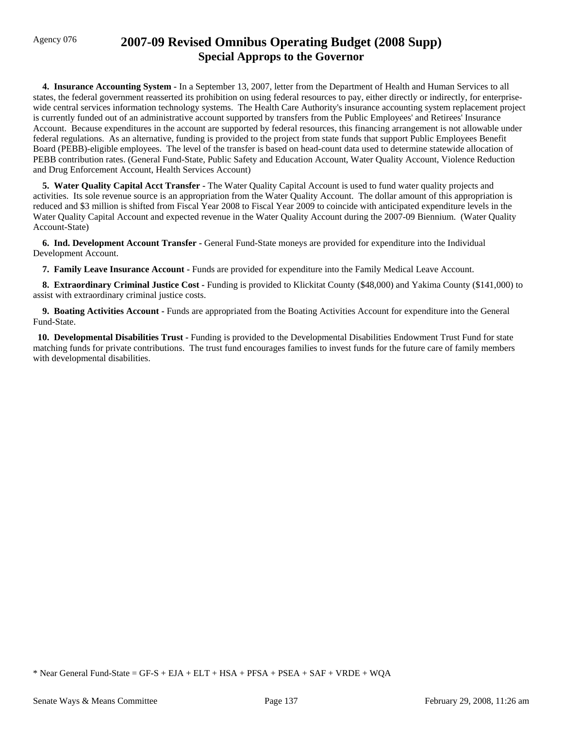Agency 076

# 2007-09 Revised Omnibus Operating Budget (2008 Supp)
## Special Approps to the Governor

**4. Insurance Accounting System -** In a September 13, 2007, letter from the Department of Health and Human Services to all states, the federal government reasserted its prohibition on using federal resources to pay, either directly or indirectly, for enterprise-wide central services information technology systems. The Health Care Authority's insurance accounting system replacement project is currently funded out of an administrative account supported by transfers from the Public Employees' and Retirees' Insurance Account. Because expenditures in the account are supported by federal resources, this financing arrangement is not allowable under federal regulations. As an alternative, funding is provided to the project from state funds that support Public Employees Benefit Board (PEBB)-eligible employees. The level of the transfer is based on head-count data used to determine statewide allocation of PEBB contribution rates. (General Fund-State, Public Safety and Education Account, Water Quality Account, Violence Reduction and Drug Enforcement Account, Health Services Account)

**5. Water Quality Capital Acct Transfer -** The Water Quality Capital Account is used to fund water quality projects and activities. Its sole revenue source is an appropriation from the Water Quality Account. The dollar amount of this appropriation is reduced and $3 million is shifted from Fiscal Year 2008 to Fiscal Year 2009 to coincide with anticipated expenditure levels in the Water Quality Capital Account and expected revenue in the Water Quality Account during the 2007-09 Biennium. (Water Quality Account-State)

**6. Ind. Development Account Transfer -** General Fund-State moneys are provided for expenditure into the Individual Development Account.

**7. Family Leave Insurance Account -** Funds are provided for expenditure into the Family Medical Leave Account.

**8. Extraordinary Criminal Justice Cost -** Funding is provided to Klickitat County ($48,000) and Yakima County ($141,000) to assist with extraordinary criminal justice costs.

**9. Boating Activities Account -** Funds are appropriated from the Boating Activities Account for expenditure into the General Fund-State.

**10. Developmental Disabilities Trust -** Funding is provided to the Developmental Disabilities Endowment Trust Fund for state matching funds for private contributions. The trust fund encourages families to invest funds for the future care of family members with developmental disabilities.

* Near General Fund-State = GF-S + EJA + ELT + HSA + PFSA + PSEA + SAF + VRDE + WQA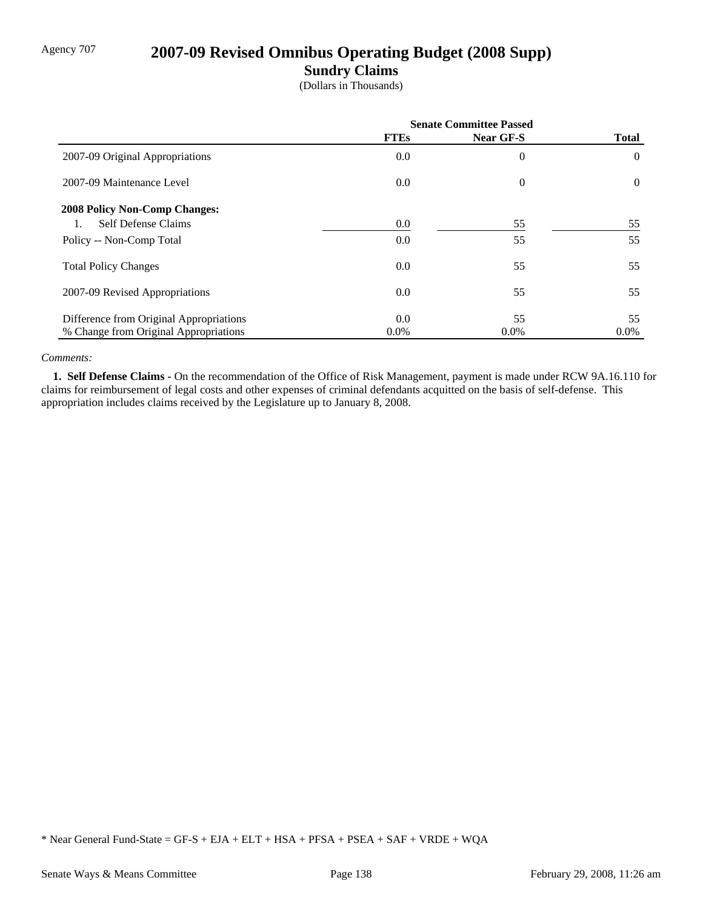Agency 707

# 2007-09 Revised Omnibus Operating Budget (2008 Supp)

## Sundry Claims

(Dollars in Thousands)

| | Senate Committee Passed | | |
|---|---|---|---|
| | **FTEs** | **Near GF-S** | **Total** |
| 2007-09 Original Appropriations | 0.0 | 0 | 0 |
| 2007-09 Maintenance Level | 0.0 | 0 | 0 |
| **2008 Policy Non-Comp Changes:** | | | |
| 1. Self Defense Claims | 0.0 | 55 | 55 |
| Policy -- Non-Comp Total | 0.0 | 55 | 55 |
| Total Policy Changes | 0.0 | 55 | 55 |
| 2007-09 Revised Appropriations | 0.0 | 55 | 55 |
| Difference from Original Appropriations | 0.0 | 55 | 55 |
| % Change from Original Appropriations | 0.0% | 0.0% | 0.0% |

*Comments:*

**1. Self Defense Claims -** On the recommendation of the Office of Risk Management, payment is made under RCW 9A.16.110 for claims for reimbursement of legal costs and other expenses of criminal defendants acquitted on the basis of self-defense. This appropriation includes claims received by the Legislature up to January 8, 2008.

* Near General Fund-State = GF-S + EJA + ELT + HSA + PFSA + PSEA + SAF + VRDE + WQA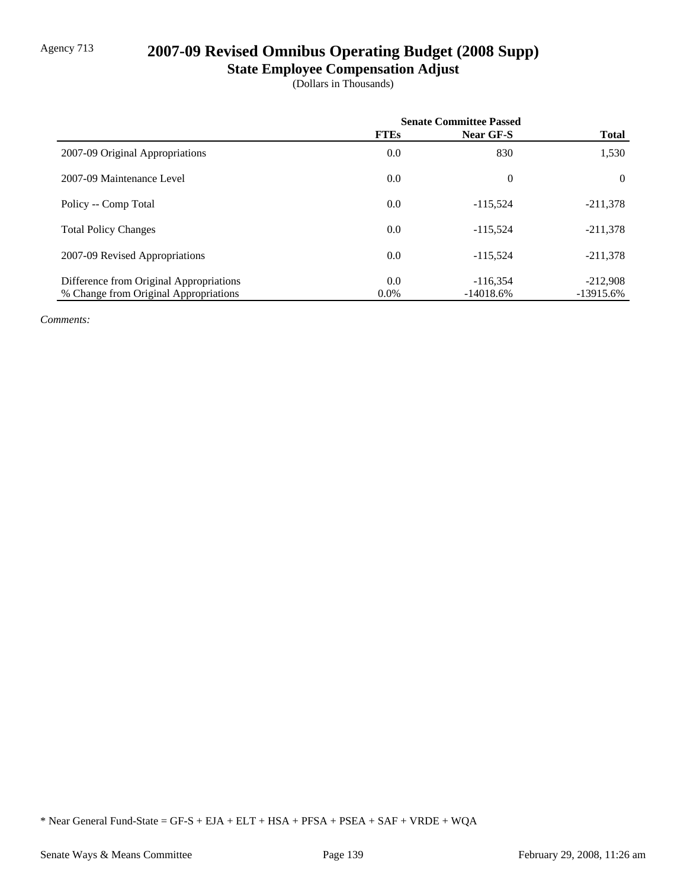Agency 713

# 2007-09 Revised Omnibus Operating Budget (2008 Supp)

## State Employee Compensation Adjust

(Dollars in Thousands)

| | Senate Committee Passed | | |
|---|---|---|---|
| | **FTEs** | **Near GF-S** | **Total** |
| 2007-09 Original Appropriations | 0.0 | 830 | 1,530 |
| 2007-09 Maintenance Level | 0.0 | 0 | 0 |
| Policy -- Comp Total | 0.0 | -115,524 | -211,378 |
| Total Policy Changes | 0.0 | -115,524 | -211,378 |
| 2007-09 Revised Appropriations | 0.0 | -115,524 | -211,378 |
| Difference from Original Appropriations | 0.0 | -116,354 | -212,908 |
| % Change from Original Appropriations | 0.0% | -14018.6% | -13915.6% |

*Comments:*

* Near General Fund-State = GF-S + EJA + ELT + HSA + PFSA + PSEA + SAF + VRDE + WQA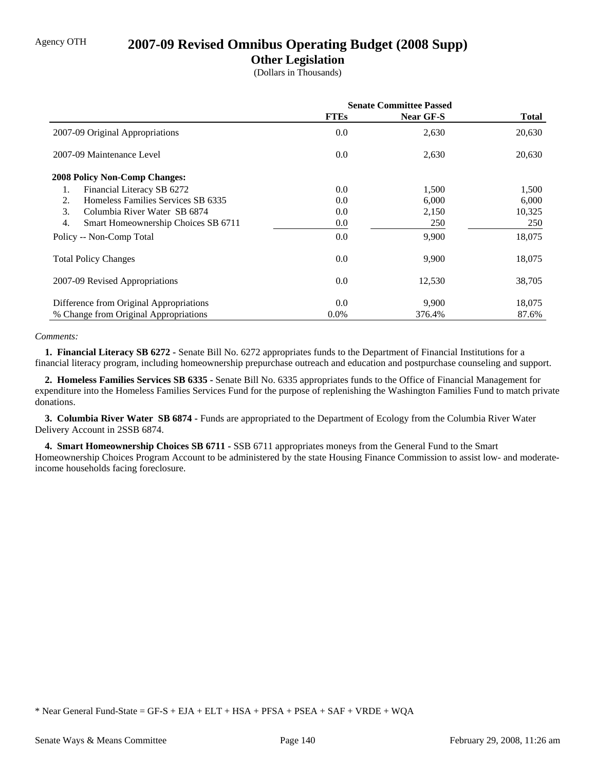Agency OTH

# 2007-09 Revised Omnibus Operating Budget (2008 Supp)

## Other Legislation

(Dollars in Thousands)

| | Senate Committee Passed | | |
|---|---|---|---|
| | **FTEs** | **Near GF-S** | **Total** |
| 2007-09 Original Appropriations | 0.0 | 2,630 | 20,630 |
| 2007-09 Maintenance Level | 0.0 | 2,630 | 20,630 |
| **2008 Policy Non-Comp Changes:** | | | |
| 1. Financial Literacy SB 6272 | 0.0 | 1,500 | 1,500 |
| 2. Homeless Families Services SB 6335 | 0.0 | 6,000 | 6,000 |
| 3. Columbia River Water SB 6874 | 0.0 | 2,150 | 10,325 |
| 4. Smart Homeownership Choices SB 6711 | 0.0 | 250 | 250 |
| Policy -- Non-Comp Total | 0.0 | 9,900 | 18,075 |
| Total Policy Changes | 0.0 | 9,900 | 18,075 |
| 2007-09 Revised Appropriations | 0.0 | 12,530 | 38,705 |
| Difference from Original Appropriations | 0.0 | 9,900 | 18,075 |
| % Change from Original Appropriations | 0.0% | 376.4% | 87.6% |

*Comments:*

**1. Financial Literacy SB 6272 -** Senate Bill No. 6272 appropriates funds to the Department of Financial Institutions for a financial literacy program, including homeownership prepurchase outreach and education and postpurchase counseling and support.

**2. Homeless Families Services SB 6335 -** Senate Bill No. 6335 appropriates funds to the Office of Financial Management for expenditure into the Homeless Families Services Fund for the purpose of replenishing the Washington Families Fund to match private donations.

**3. Columbia River Water SB 6874 -** Funds are appropriated to the Department of Ecology from the Columbia River Water Delivery Account in 2SSB 6874.

**4. Smart Homeownership Choices SB 6711 -** SSB 6711 appropriates moneys from the General Fund to the Smart Homeownership Choices Program Account to be administered by the state Housing Finance Commission to assist low- and moderate-income households facing foreclosure.

* Near General Fund-State = GF-S + EJA + ELT + HSA + PFSA + PSEA + SAF + VRDE + WQA